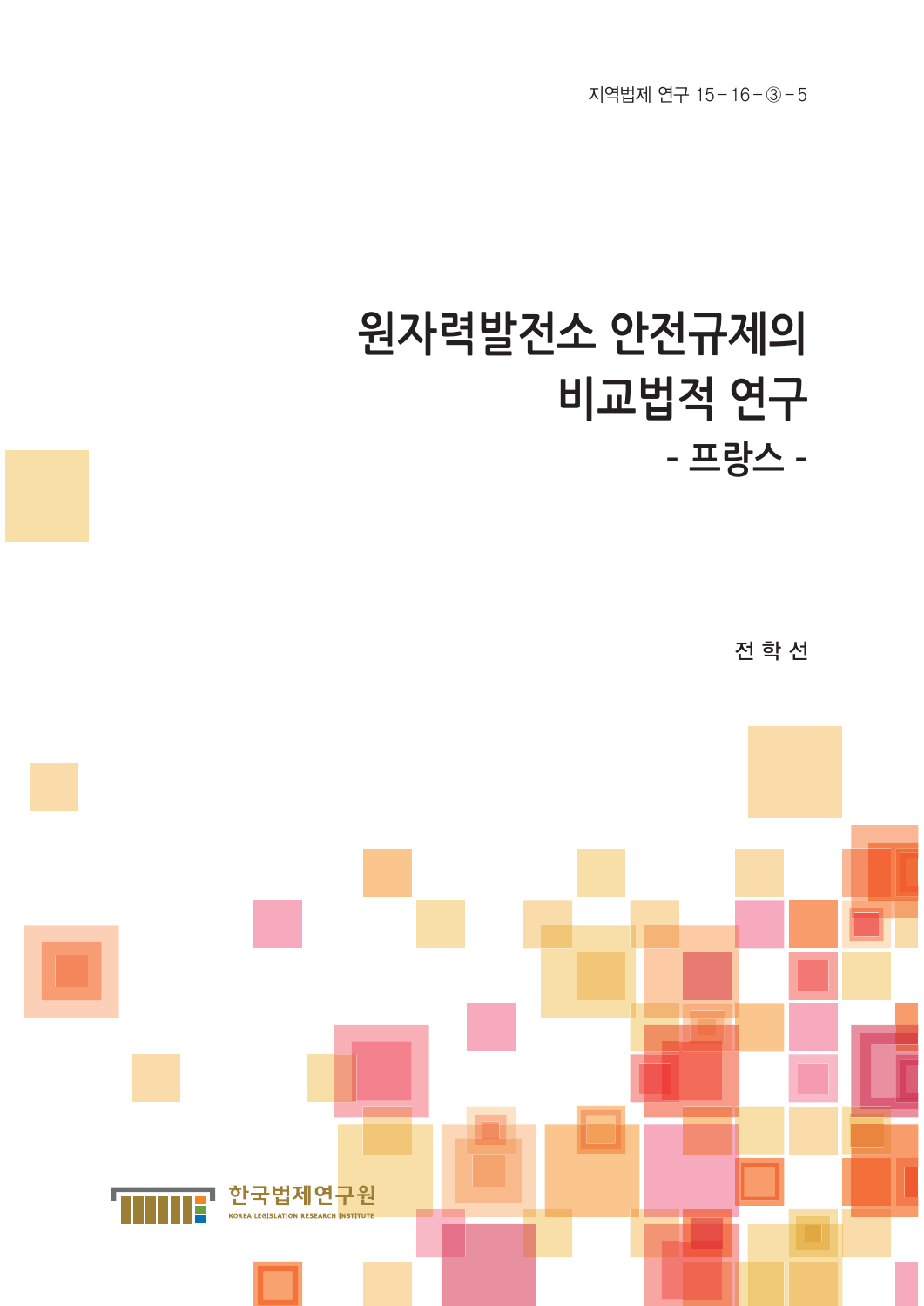지역법제 연구 15-16-③-5

# 원자력발전소 안전규제의 비교법적 연구

## - 프랑스 -

전 학 선

한국법제연구원

KOREA LEGISLATION RESEARCH INSTITUTE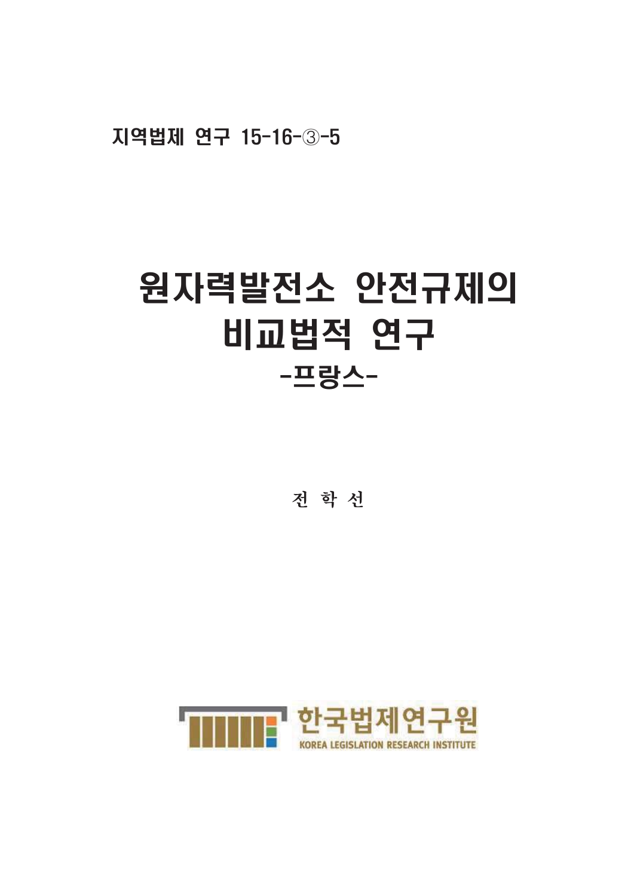지역법제 연구 15-16-③-5

# 원자력발전소 안전규제의 비교법적 연구

## -프랑스-

전 학 선

한국법제연구원

KOREA LEGISLATION RESEARCH INSTITUTE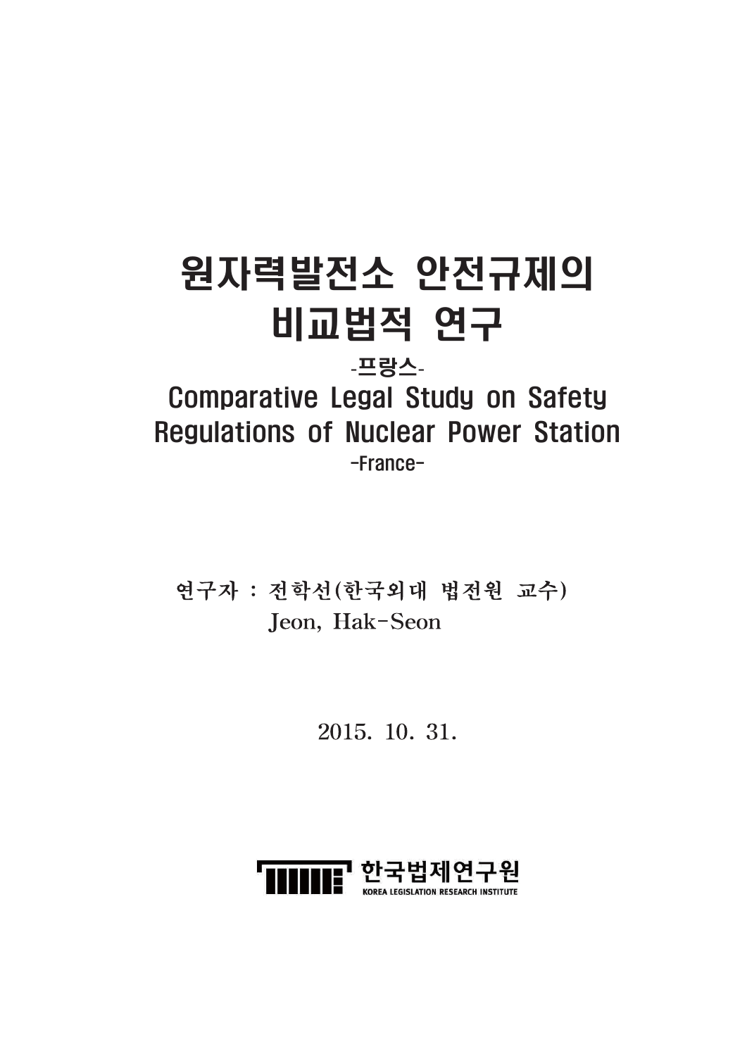# 원자력발전소 안전규제의 비교법적 연구

-프랑스-

# Comparative Legal Study on Safety Regulations of Nuclear Power Station

-France-

연구자 : 전학선(한국외대 법전원 교수)
Jeon, Hak-Seon

2015. 10. 31.

한국법제연구원
KOREA LEGISLATION RESEARCH INSTITUTE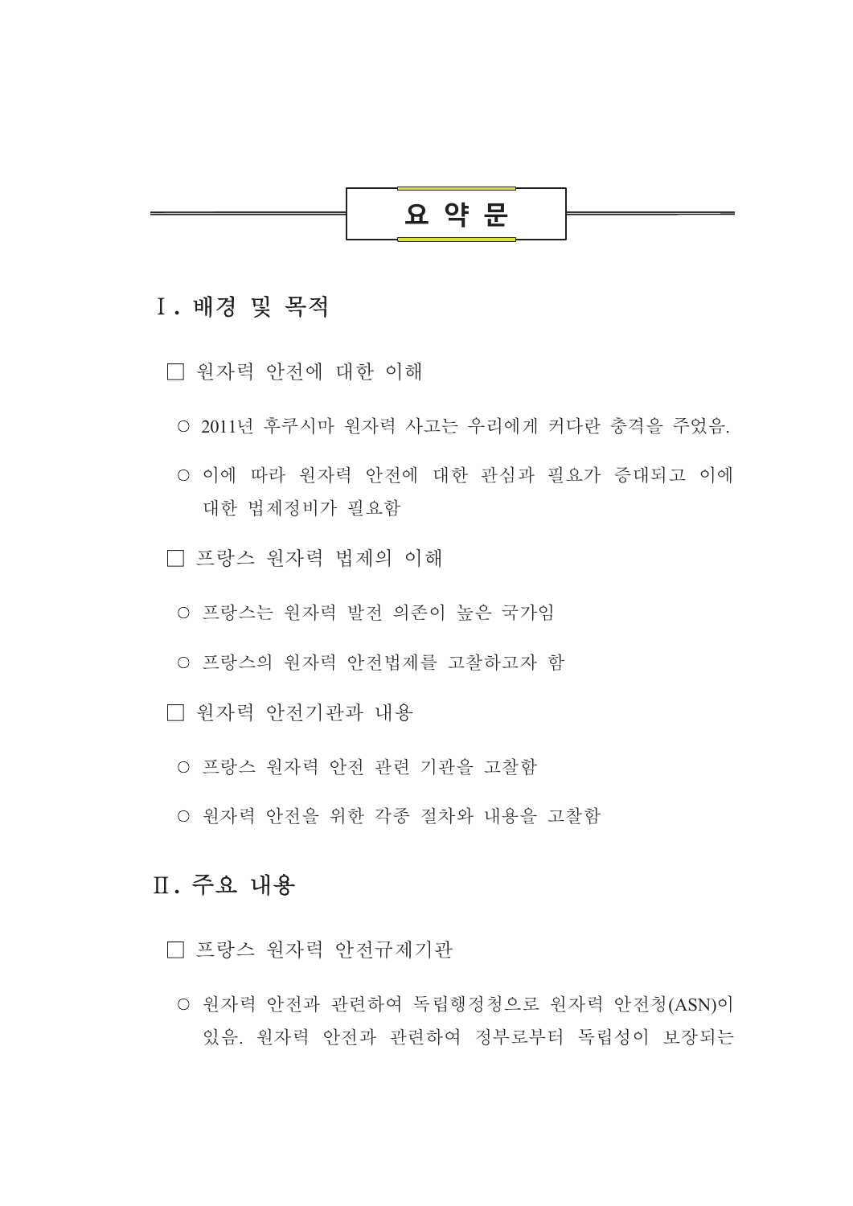# 요 약 문

## Ⅰ. 배경 및 목적

□ 원자력 안전에 대한 이해

○ 2011년 후쿠시마 원자력 사고는 우리에게 커다란 충격을 주었음.

○ 이에 따라 원자력 안전에 대한 관심과 필요가 증대되고 이에 대한 법제정비가 필요함

□ 프랑스 원자력 법제의 이해

○ 프랑스는 원자력 발전 의존이 높은 국가임

○ 프랑스의 원자력 안전법제를 고찰하고자 함

□ 원자력 안전기관과 내용

○ 프랑스 원자력 안전 관련 기관을 고찰함

○ 원자력 안전을 위한 각종 절차와 내용을 고찰함

## Ⅱ. 주요 내용

□ 프랑스 원자력 안전규제기관

○ 원자력 안전과 관련하여 독립행정청으로 원자력 안전청(ASN)이 있음. 원자력 안전과 관련하여 정부로부터 독립성이 보장되는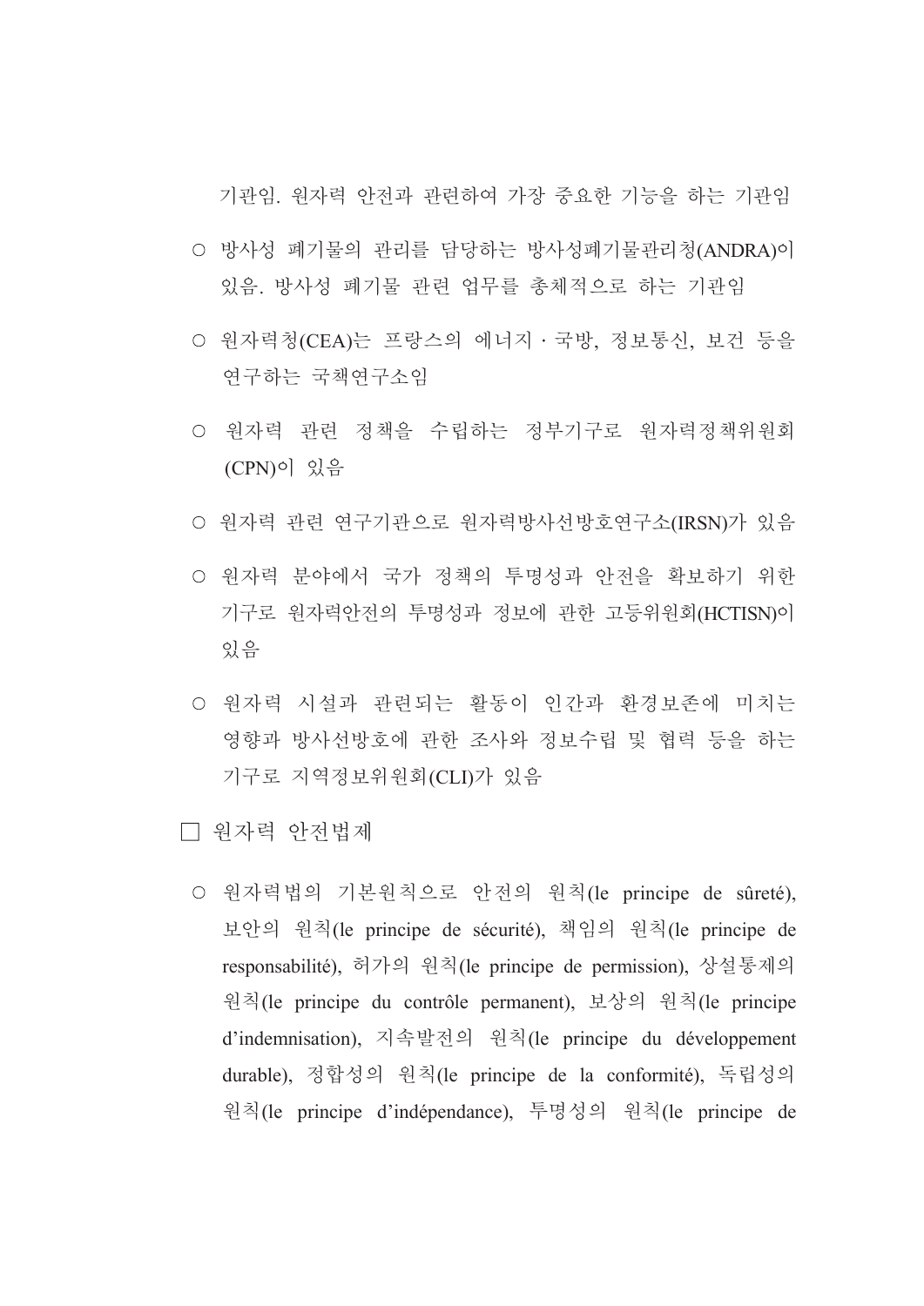기관임. 원자력 안전과 관련하여 가장 중요한 기능을 하는 기관임

○ 방사성 폐기물의 관리를 담당하는 방사성폐기물관리청(ANDRA)이 있음. 방사성 폐기물 관련 업무를 총체적으로 하는 기관임

○ 원자력청(CEA)는 프랑스의 에너지 · 국방, 정보통신, 보건 등을 연구하는 국책연구소임

○ 원자력 관련 정책을 수립하는 정부기구로 원자력정책위원회(CPN)이 있음

○ 원자력 관련 연구기관으로 원자력방사선방호연구소(IRSN)가 있음

○ 원자력 분야에서 국가 정책의 투명성과 안전을 확보하기 위한 기구로 원자력안전의 투명성과 정보에 관한 고등위원회(HCTISN)이 있음

○ 원자력 시설과 관련되는 활동이 인간과 환경보존에 미치는 영향과 방사선방호에 관한 조사와 정보수립 및 협력 등을 하는 기구로 지역정보위원회(CLI)가 있음

□ 원자력 안전법제

○ 원자력법의 기본원칙으로 안전의 원칙(le principe de sûreté), 보안의 원칙(le principe de sécurité), 책임의 원칙(le principe de responsabilité), 허가의 원칙(le principe de permission), 상설통제의 원칙(le principe du contrôle permanent), 보상의 원칙(le principe d'indemnisation), 지속발전의 원칙(le principe du développement durable), 정합성의 원칙(le principe de la conformité), 독립성의 원칙(le principe d'indépendance), 투명성의 원칙(le principe de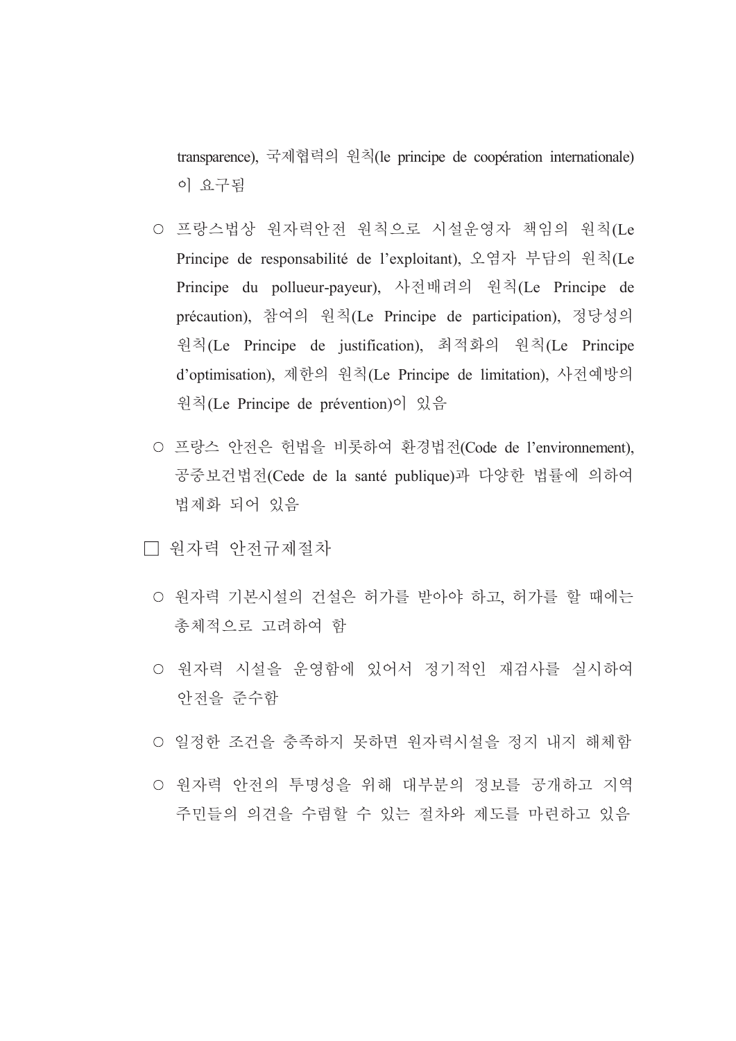transparence), 국제협력의 원칙(le principe de coopération internationale)이 요구됨

○ 프랑스법상 원자력안전 원칙으로 시설운영자 책임의 원칙(Le Principe de responsabilité de l'exploitant), 오염자 부담의 원칙(Le Principe du pollueur-payeur), 사전배려의 원칙(Le Principe de précaution), 참여의 원칙(Le Principe de participation), 정당성의 원칙(Le Principe de justification), 최적화의 원칙(Le Principe d'optimisation), 제한의 원칙(Le Principe de limitation), 사전예방의 원칙(Le Principe de prévention)이 있음

○ 프랑스 안전은 헌법을 비롯하여 환경법전(Code de l'environnement), 공중보건법전(Cede de la santé publique)과 다양한 법률에 의하여 법제화 되어 있음

□ 원자력 안전규제절차

○ 원자력 기본시설의 건설은 허가를 받아야 하고, 허가를 할 때에는 총체적으로 고려하여 함

○ 원자력 시설을 운영함에 있어서 정기적인 재검사를 실시하여 안전을 준수함

○ 일정한 조건을 충족하지 못하면 원자력시설을 정지 내지 해체함

○ 원자력 안전의 투명성을 위해 대부분의 정보를 공개하고 지역 주민들의 의견을 수렴할 수 있는 절차와 제도를 마련하고 있음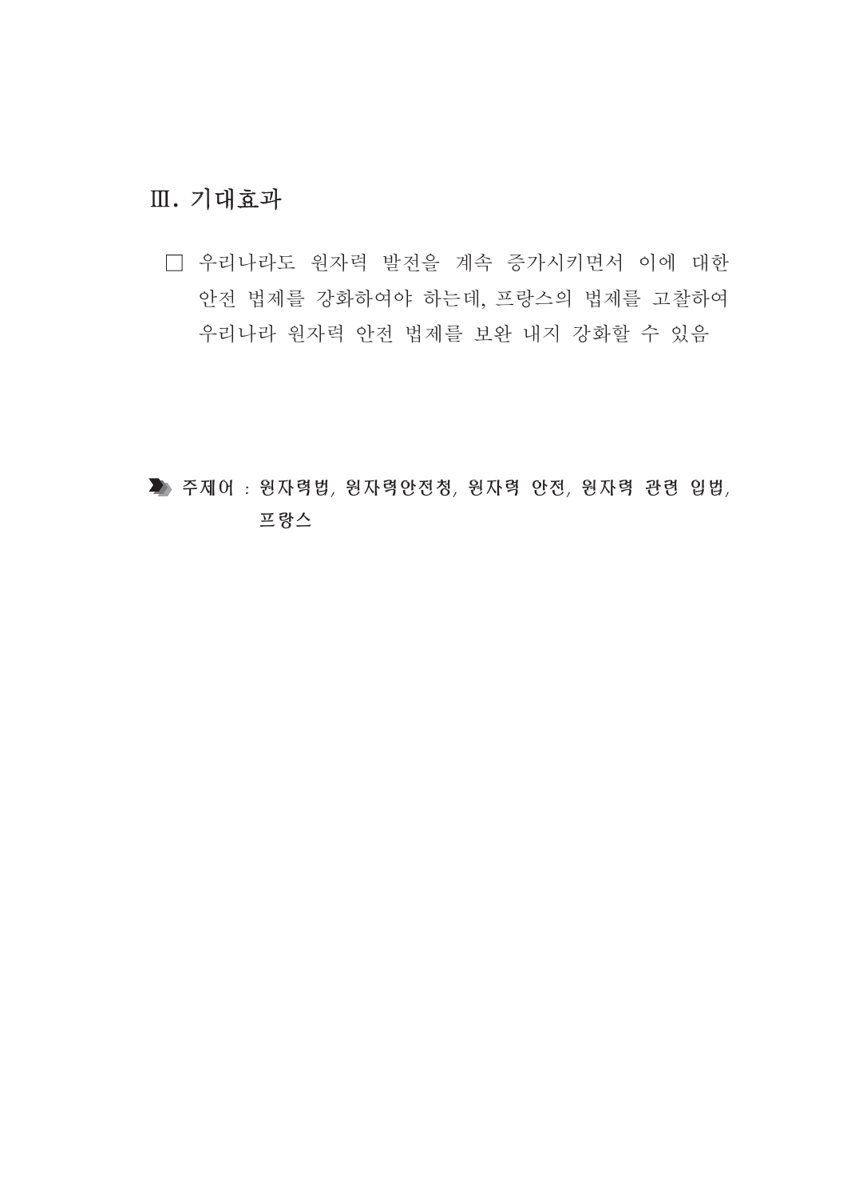## Ⅲ. 기대효과

□ 우리나라도 원자력 발전을 계속 증가시키면서 이에 대한 안전 법제를 강화하여야 하는데, 프랑스의 법제를 고찰하여 우리나라 원자력 안전 법제를 보완 내지 강화할 수 있음

**주제어 : 원자력법, 원자력안전청, 원자력 안전, 원자력 관련 입법, 프랑스**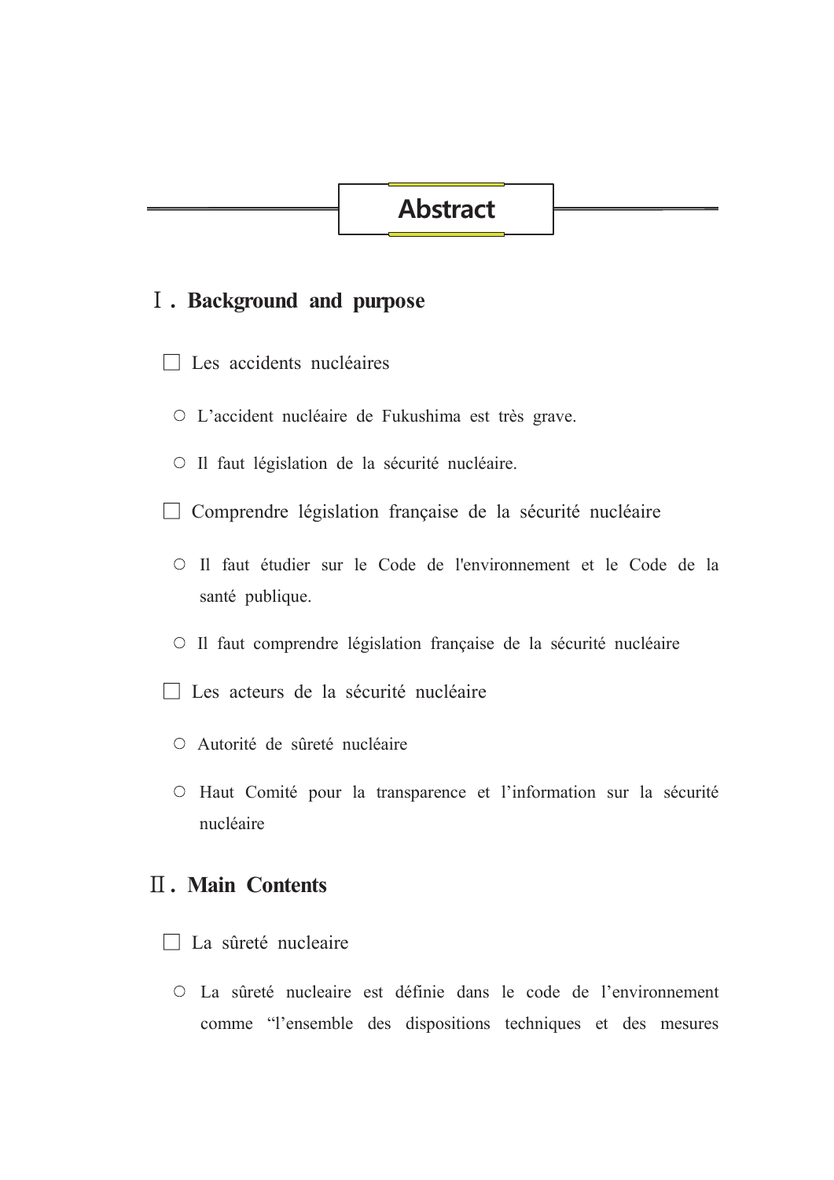# Abstract

## Ⅰ. Background and purpose

☐ Les accidents nucléaires

○ L'accident nucléaire de Fukushima est très grave.

○ Il faut législation de la sécurité nucléaire.

☐ Comprendre législation française de la sécurité nucléaire

○ Il faut étudier sur le Code de l'environnement et le Code de la santé publique.

○ Il faut comprendre législation française de la sécurité nucléaire

☐ Les acteurs de la sécurité nucléaire

○ Autorité de sûreté nucléaire

○ Haut Comité pour la transparence et l'information sur la sécurité nucléaire

## Ⅱ. Main Contents

☐ La sûreté nucleaire

○ La sûreté nucleaire est définie dans le code de l'environnement comme "l'ensemble des dispositions techniques et des mesures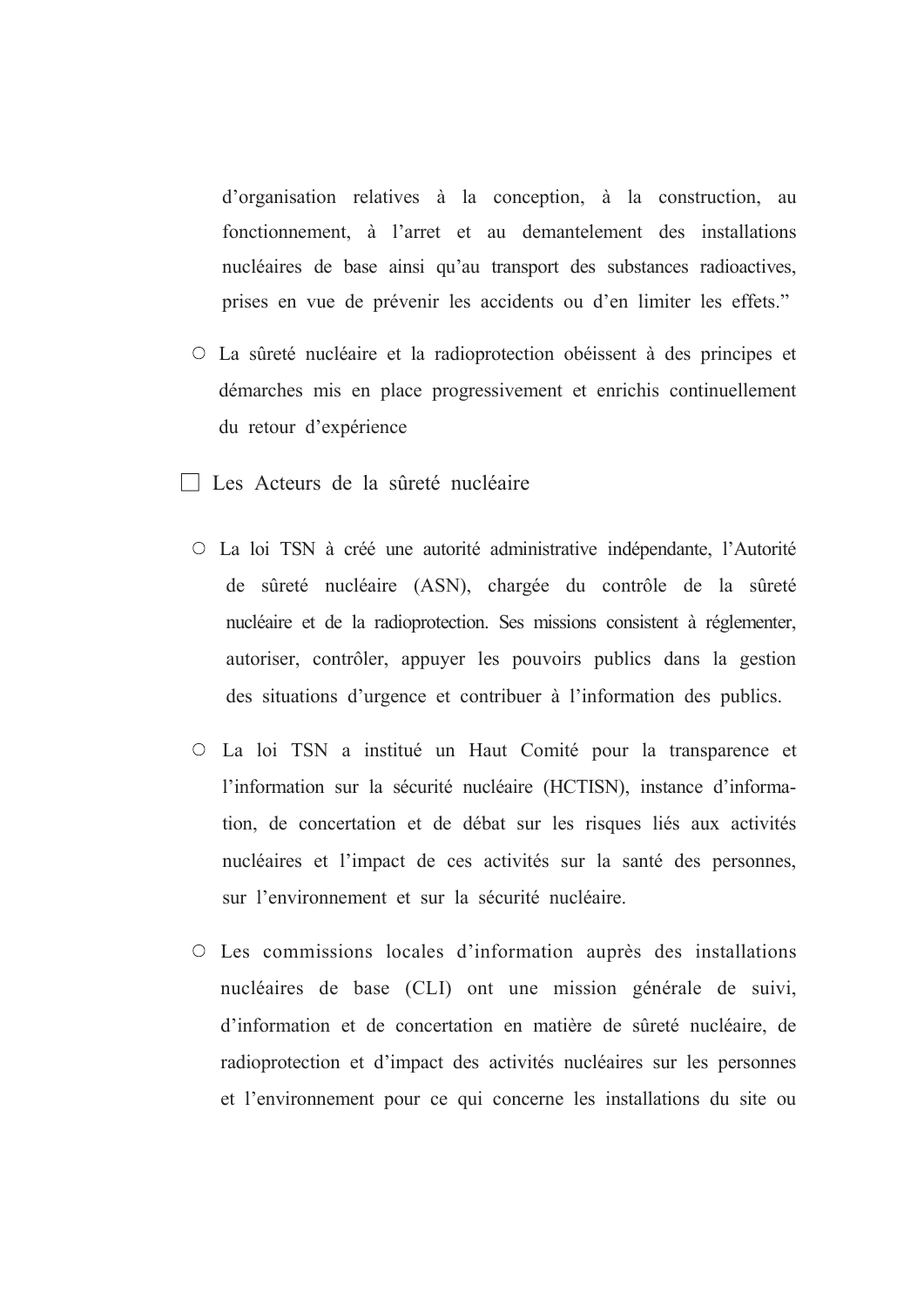d'organisation relatives à la conception, à la construction, au fonctionnement, à l'arret et au demantelement des installations nucléaires de base ainsi qu'au transport des substances radioactives, prises en vue de prévenir les accidents ou d'en limiter les effets."

○ La sûreté nucléaire et la radioprotection obéissent à des principes et démarches mis en place progressivement et enrichis continuellement du retour d'expérience

□ Les Acteurs de la sûreté nucléaire

○ La loi TSN à créé une autorité administrative indépendante, l'Autorité de sûreté nucléaire (ASN), chargée du contrôle de la sûreté nucléaire et de la radioprotection. Ses missions consistent à réglementer, autoriser, contrôler, appuyer les pouvoirs publics dans la gestion des situations d'urgence et contribuer à l'information des publics.

○ La loi TSN a institué un Haut Comité pour la transparence et l'information sur la sécurité nucléaire (HCTISN), instance d'information, de concertation et de débat sur les risques liés aux activités nucléaires et l'impact de ces activités sur la santé des personnes, sur l'environnement et sur la sécurité nucléaire.

○ Les commissions locales d'information auprès des installations nucléaires de base (CLI) ont une mission générale de suivi, d'information et de concertation en matière de sûreté nucléaire, de radioprotection et d'impact des activités nucléaires sur les personnes et l'environnement pour ce qui concerne les installations du site ou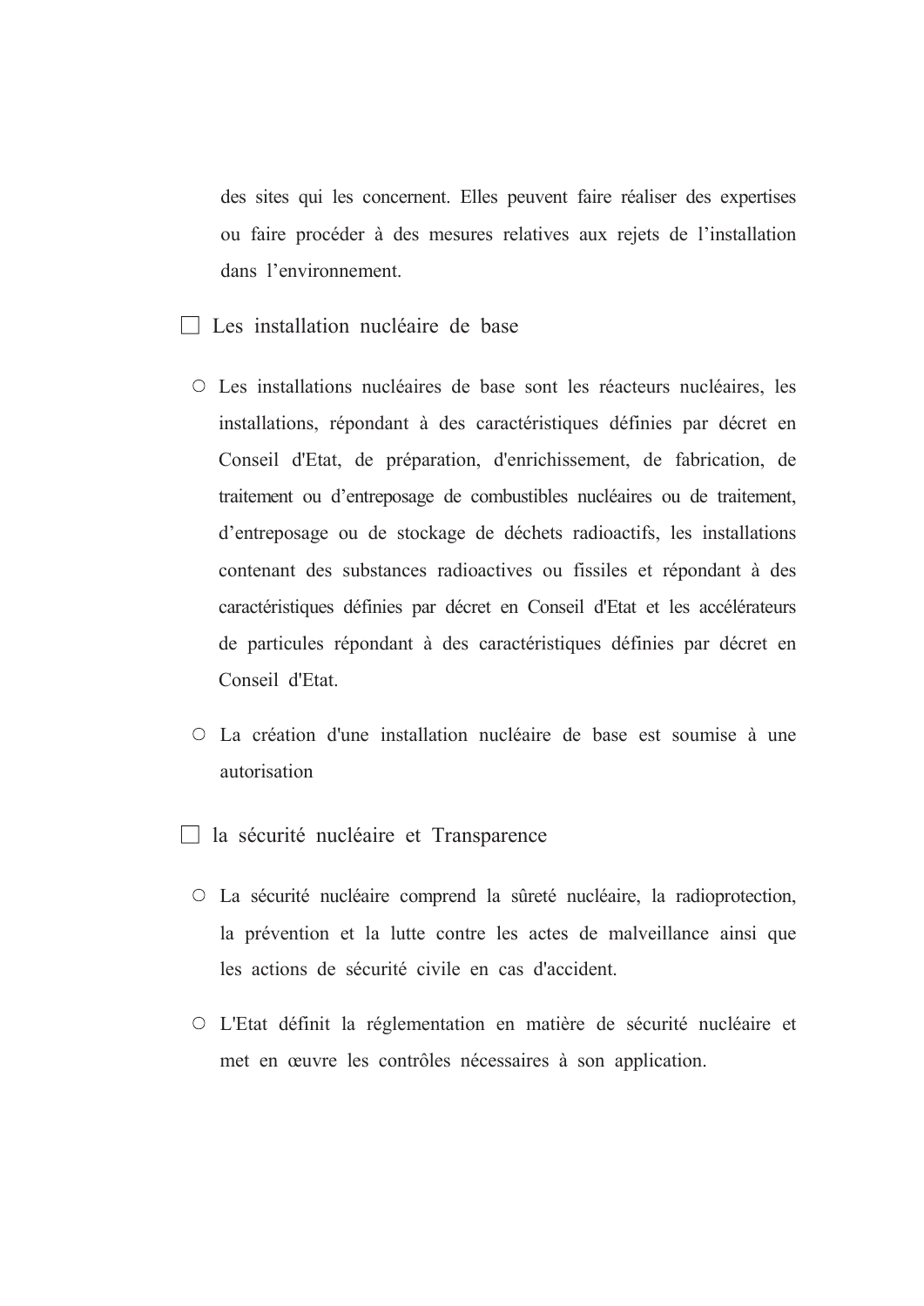des sites qui les concernent. Elles peuvent faire réaliser des expertises ou faire procéder à des mesures relatives aux rejets de l'installation dans l'environnement.

□ Les installation nucléaire de base

○ Les installations nucléaires de base sont les réacteurs nucléaires, les installations, répondant à des caractéristiques définies par décret en Conseil d'Etat, de préparation, d'enrichissement, de fabrication, de traitement ou d'entreposage de combustibles nucléaires ou de traitement, d'entreposage ou de stockage de déchets radioactifs, les installations contenant des substances radioactives ou fissiles et répondant à des caractéristiques définies par décret en Conseil d'Etat et les accélérateurs de particules répondant à des caractéristiques définies par décret en Conseil d'Etat.

○ La création d'une installation nucléaire de base est soumise à une autorisation

□ la sécurité nucléaire et Transparence

○ La sécurité nucléaire comprend la sûreté nucléaire, la radioprotection, la prévention et la lutte contre les actes de malveillance ainsi que les actions de sécurité civile en cas d'accident.

○ L'Etat définit la réglementation en matière de sécurité nucléaire et met en œuvre les contrôles nécessaires à son application.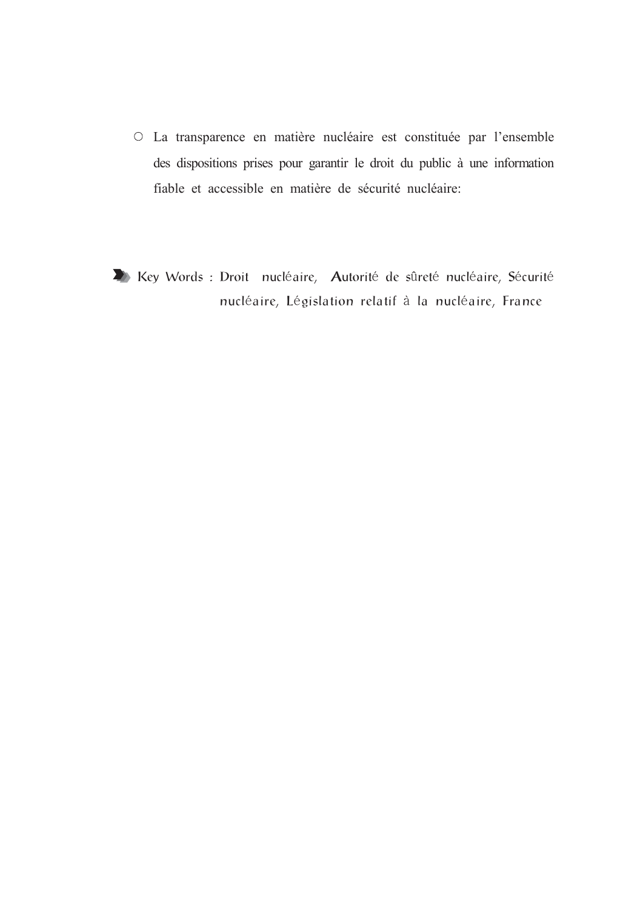- La transparence en matière nucléaire est constituée par l'ensemble des dispositions prises pour garantir le droit du public à une information fiable et accessible en matière de sécurité nucléaire:

**Key Words** : Droit nucléaire, Autorité de sûreté nucléaire, Sécurité nucléaire, Législation relatif à la nucléaire, France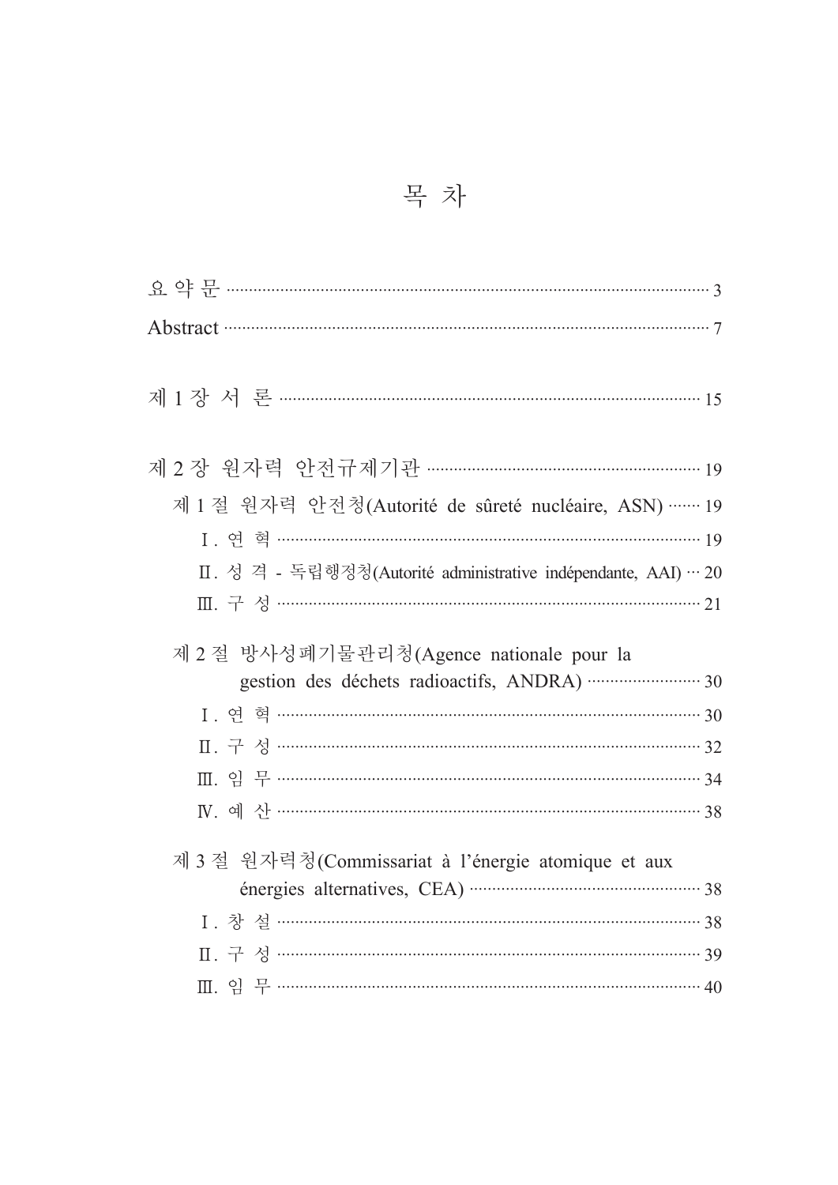# 목 차

요 약 문 ······ 3

Abstract ······ 7

제 1 장 서 론 ······ 15

제 2 장 원자력 안전규제기관 ······ 19

- 제 1 절 원자력 안전청(Autorité de sûreté nucléaire, ASN) ······ 19
  - Ⅰ. 연 혁 ······ 19
  - Ⅱ. 성 격 - 독립행정청(Autorité administrative indépendante, AAI) ··· 20
  - Ⅲ. 구 성 ······ 21
- 제 2 절 방사성폐기물관리청(Agence nationale pour la gestion des déchets radioactifs, ANDRA) ······ 30
  - Ⅰ. 연 혁 ······ 30
  - Ⅱ. 구 성 ······ 32
  - Ⅲ. 임 무 ······ 34
  - Ⅳ. 예 산 ······ 38
- 제 3 절 원자력청(Commissariat à l'énergie atomique et aux énergies alternatives, CEA) ······ 38
  - Ⅰ. 창 설 ······ 38
  - Ⅱ. 구 성 ······ 39
  - Ⅲ. 임 무 ······ 40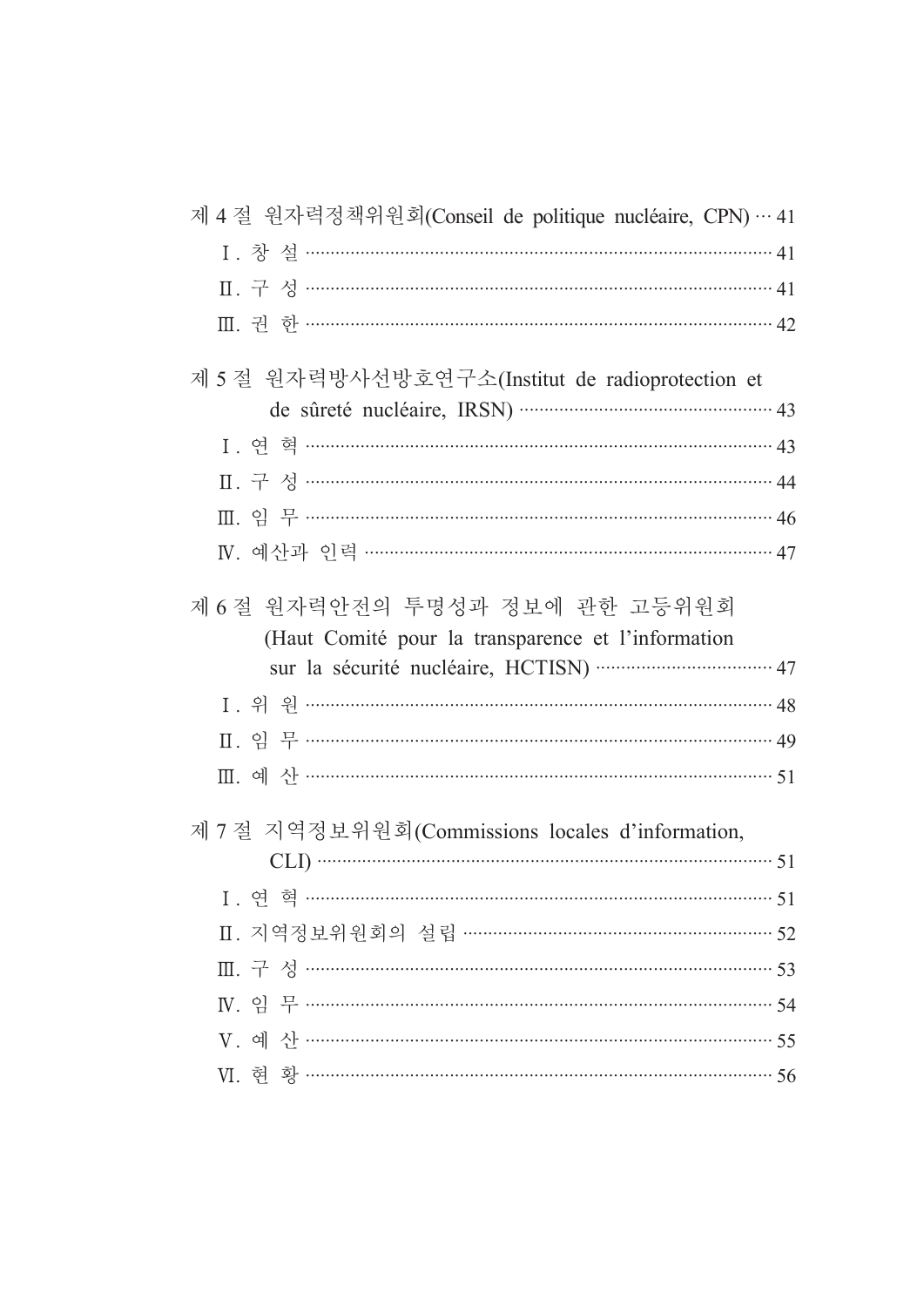제 4 절 원자력정책위원회(Conseil de politique nucléaire, CPN) ··· 41

Ⅰ. 창 설 ··· 41

Ⅱ. 구 성 ··· 41

Ⅲ. 권 한 ··· 42

제 5 절 원자력방사선방호연구소(Institut de radioprotection et de sûreté nucléaire, IRSN) ··· 43

Ⅰ. 연 혁 ··· 43

Ⅱ. 구 성 ··· 44

Ⅲ. 임 무 ··· 46

Ⅳ. 예산과 인력 ··· 47

제 6 절 원자력안전의 투명성과 정보에 관한 고등위원회 (Haut Comité pour la transparence et l'information sur la sécurité nucléaire, HCTISN) ··· 47

Ⅰ. 위 원 ··· 48

Ⅱ. 임 무 ··· 49

Ⅲ. 예 산 ··· 51

제 7 절 지역정보위원회(Commissions locales d'information, CLI) ··· 51

Ⅰ. 연 혁 ··· 51

Ⅱ. 지역정보위원회의 설립 ··· 52

Ⅲ. 구 성 ··· 53

Ⅳ. 임 무 ··· 54

Ⅴ. 예 산 ··· 55

Ⅵ. 현 황 ··· 56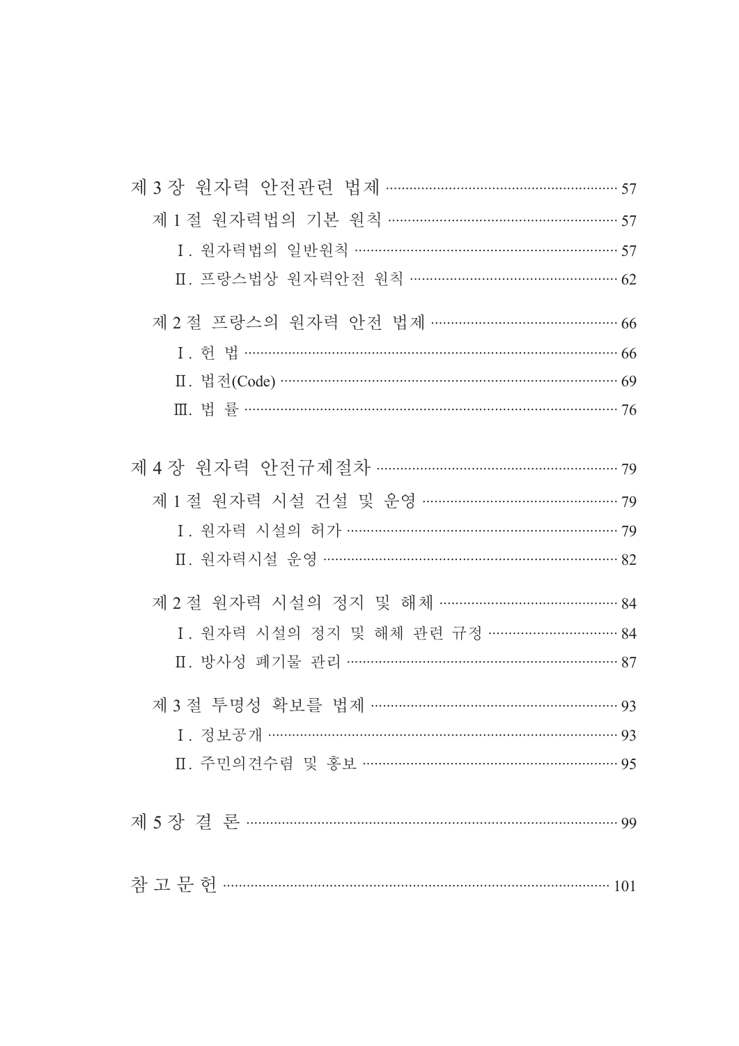제 3 장 원자력 안전관련 법제 ······························ 57

제 1 절 원자력법의 기본 원칙 ······························ 57

Ⅰ. 원자력법의 일반원칙 ······························ 57

Ⅱ. 프랑스법상 원자력안전 원칙 ······························ 62

제 2 절 프랑스의 원자력 안전 법제 ······························ 66

Ⅰ. 헌 법 ······························ 66

Ⅱ. 법전(Code) ······························ 69

Ⅲ. 법 률 ······························ 76

제 4 장 원자력 안전규제절차 ······························ 79

제 1 절 원자력 시설 건설 및 운영 ······························ 79

Ⅰ. 원자력 시설의 허가 ······························ 79

Ⅱ. 원자력시설 운영 ······························ 82

제 2 절 원자력 시설의 정지 및 해체 ······························ 84

Ⅰ. 원자력 시설의 정지 및 해체 관련 규정 ······························ 84

Ⅱ. 방사성 폐기물 관리 ······························ 87

제 3 절 투명성 확보를 법제 ······························ 93

Ⅰ. 정보공개 ······························ 93

Ⅱ. 주민의견수렴 및 홍보 ······························ 95

제 5 장 결 론 ······························ 99

참 고 문 헌 ······························ 101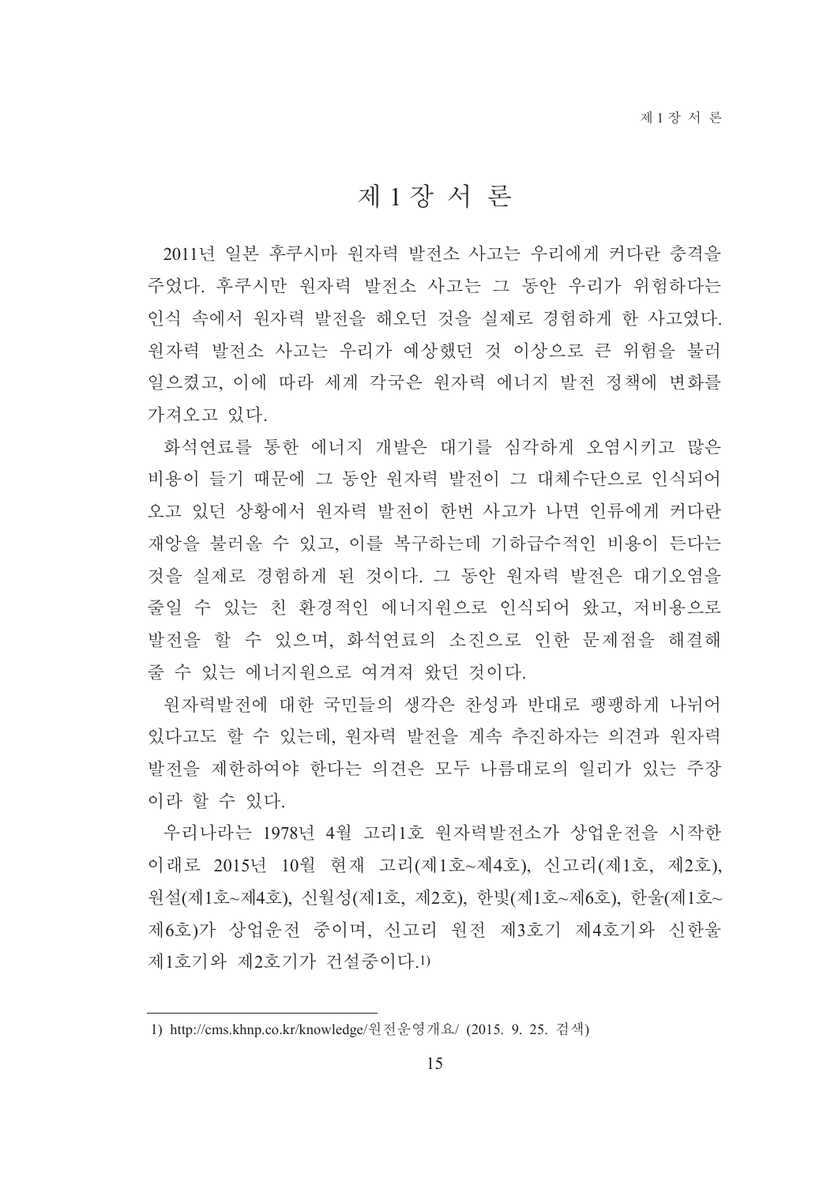# 제 1 장 서 론

2011년 일본 후쿠시마 원자력 발전소 사고는 우리에게 커다란 충격을 주었다. 후쿠시만 원자력 발전소 사고는 그 동안 우리가 위험하다는 인식 속에서 원자력 발전을 해오던 것을 실제로 경험하게 한 사고였다. 원자력 발전소 사고는 우리가 예상했던 것 이상으로 큰 위험을 불러 일으켰고, 이에 따라 세계 각국은 원자력 에너지 발전 정책에 변화를 가져오고 있다.

화석연료를 통한 에너지 개발은 대기를 심각하게 오염시키고 많은 비용이 들기 때문에 그 동안 원자력 발전이 그 대체수단으로 인식되어 오고 있던 상황에서 원자력 발전이 한번 사고가 나면 인류에게 커다란 재앙을 불러올 수 있고, 이를 복구하는데 기하급수적인 비용이 든다는 것을 실제로 경험하게 된 것이다. 그 동안 원자력 발전은 대기오염을 줄일 수 있는 친 환경적인 에너지원으로 인식되어 왔고, 저비용으로 발전을 할 수 있으며, 화석연료의 소진으로 인한 문제점을 해결해 줄 수 있는 에너지원으로 여겨져 왔던 것이다.

원자력발전에 대한 국민들의 생각은 찬성과 반대로 팽팽하게 나뉘어 있다고도 할 수 있는데, 원자력 발전을 계속 추진하자는 의견과 원자력 발전을 제한하여야 한다는 의견은 모두 나름대로의 일리가 있는 주장이라 할 수 있다.

우리나라는 1978년 4월 고리1호 원자력발전소가 상업운전을 시작한 이래로 2015년 10월 현재 고리(제1호~제4호), 신고리(제1호, 제2호), 월성(제1호~제4호), 신월성(제1호, 제2호), 한빛(제1호~제6호), 한울(제1호~제6호)가 상업운전 중이며, 신고리 원전 제3호기 제4호기와 신한울 제1호기와 제2호기가 건설중이다.[1)]

---

1) http://cms.khnp.co.kr/knowledge/원전운영개요/ (2015. 9. 25. 검색)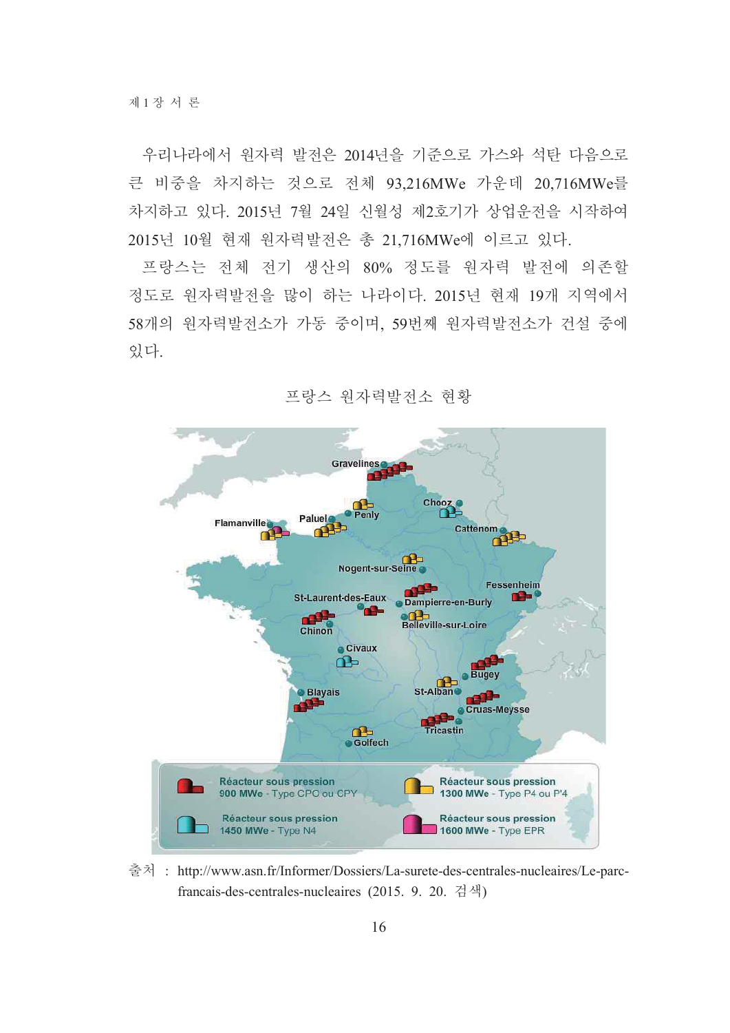우리나라에서 원자력 발전은 2014년을 기준으로 가스와 석탄 다음으로 큰 비중을 차지하는 것으로 전체 93,216MWe 가운데 20,716MWe를 차지하고 있다. 2015년 7월 24일 신월성 제2호기가 상업운전을 시작하여 2015년 10월 현재 원자력발전은 총 21,716MWe에 이르고 있다.

프랑스는 전체 전기 생산의 80% 정도를 원자력 발전에 의존할 정도로 원자력발전을 많이 하는 나라이다. 2015년 현재 19개 지역에서 58개의 원자력발전소가 가동 중이며, 59번째 원자력발전소가 건설 중에 있다.

프랑스 원자력발전소 현황

출처 : http://www.asn.fr/Informer/Dossiers/La-surete-des-centrales-nucleaires/Le-parc-francais-des-centrales-nucleaires (2015. 9. 20. 검색)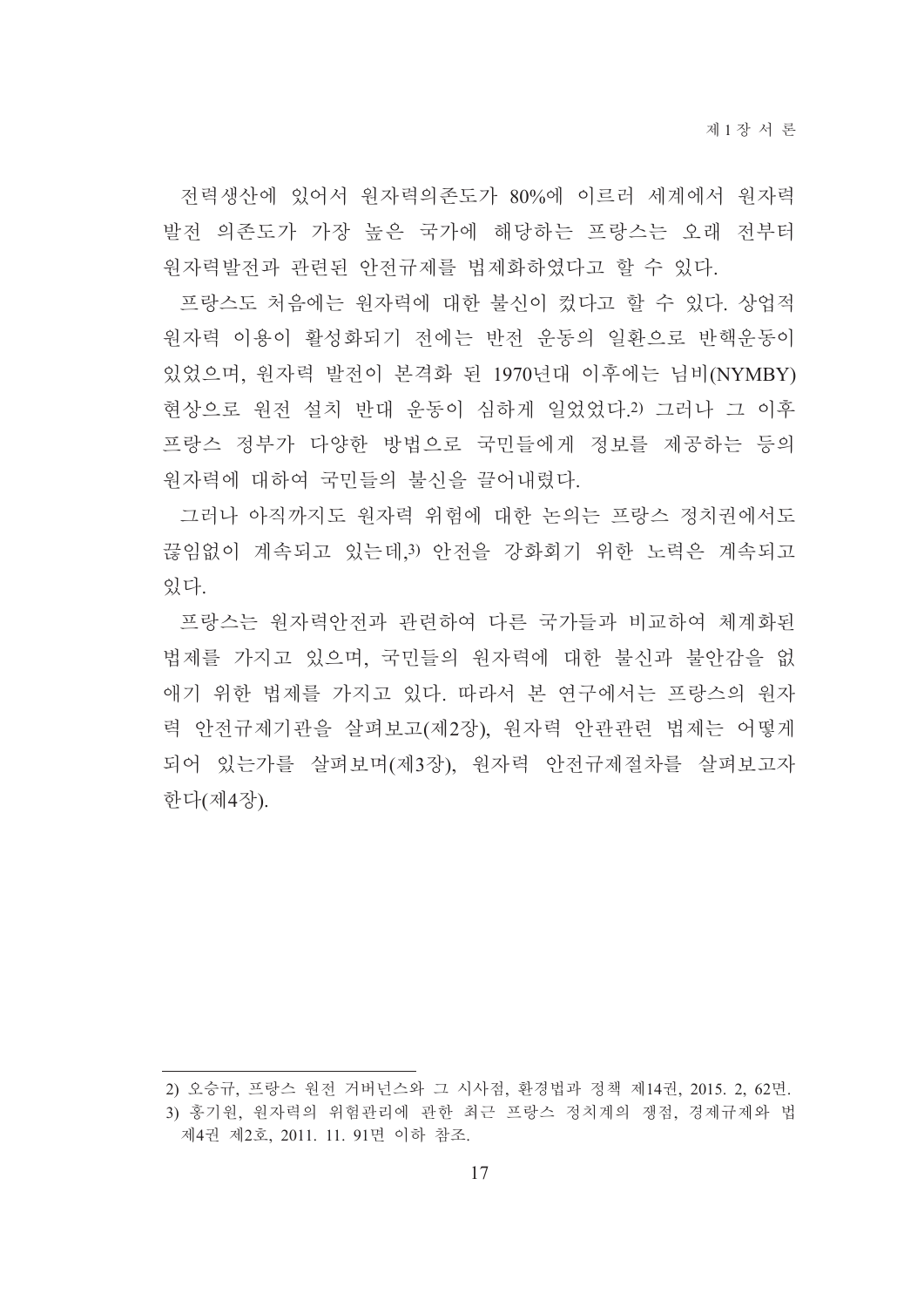전력생산에 있어서 원자력의존도가 80%에 이르러 세계에서 원자력발전 의존도가 가장 높은 국가에 해당하는 프랑스는 오래 전부터 원자력발전과 관련된 안전규제를 법제화하였다고 할 수 있다.

프랑스도 처음에는 원자력에 대한 불신이 컸다고 할 수 있다. 상업적 원자력 이용이 활성화되기 전에는 반전 운동의 일환으로 반핵운동이 있었으며, 원자력 발전이 본격화 된 1970년대 이후에는 님비(NYMBY) 현상으로 원전 설치 반대 운동이 심하게 일었었다.[2] 그러나 그 이후 프랑스 정부가 다양한 방법으로 국민들에게 정보를 제공하는 등의 원자력에 대하여 국민들의 불신을 끌어내렸다.

그러나 아직까지도 원자력 위험에 대한 논의는 프랑스 정치권에서도 끊임없이 계속되고 있는데,[3] 안전을 강화회기 위한 노력은 계속되고 있다.

프랑스는 원자력안전과 관련하여 다른 국가들과 비교하여 체계화된 법제를 가지고 있으며, 국민들의 원자력에 대한 불신과 불안감을 없애기 위한 법제를 가지고 있다. 따라서 본 연구에서는 프랑스의 원자력 안전규제기관을 살펴보고(제2장), 원자력 안관관련 법제는 어떻게 되어 있는가를 살펴보며(제3장), 원자력 안전규제절차를 살펴보고자 한다(제4장).

---

2) 오승규, 프랑스 원전 거버넌스와 그 시사점, 환경법과 정책 제14권, 2015. 2, 62면.

3) 홍기원, 원자력의 위험관리에 관한 최근 프랑스 정치계의 쟁점, 경제규제와 법 제4권 제2호, 2011. 11. 91면 이하 참조.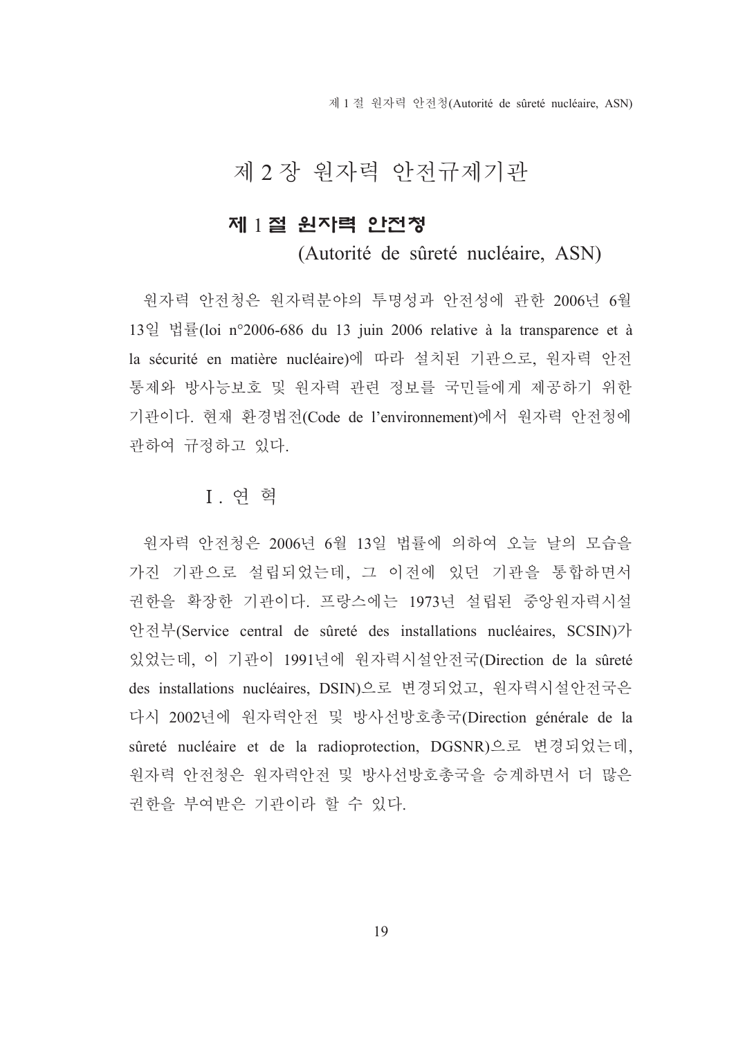# 제 2 장 원자력 안전규제기관

## 제 1 절 원자력 안전청 (Autorité de sûreté nucléaire, ASN)

원자력 안전청은 원자력분야의 투명성과 안전성에 관한 2006년 6월 13일 법률(loi n°2006-686 du 13 juin 2006 relative à la transparence et à la sécurité en matière nucléaire)에 따라 설치된 기관으로, 원자력 안전 통제와 방사능보호 및 원자력 관련 정보를 국민들에게 제공하기 위한 기관이다. 현재 환경법전(Code de l'environnement)에서 원자력 안전청에 관하여 규정하고 있다.

### Ⅰ. 연 혁

원자력 안전청은 2006년 6월 13일 법률에 의하여 오늘 날의 모습을 가진 기관으로 설립되었는데, 그 이전에 있던 기관을 통합하면서 권한을 확장한 기관이다. 프랑스에는 1973년 설립된 중앙원자력시설 안전부(Service central de sûreté des installations nucléaires, SCSIN)가 있었는데, 이 기관이 1991년에 원자력시설안전국(Direction de la sûreté des installations nucléaires, DSIN)으로 변경되었고, 원자력시설안전국은 다시 2002년에 원자력안전 및 방사선방호총국(Direction générale de la sûreté nucléaire et de la radioprotection, DGSNR)으로 변경되었는데, 원자력 안전청은 원자력안전 및 방사선방호총국을 승계하면서 더 많은 권한을 부여받은 기관이라 할 수 있다.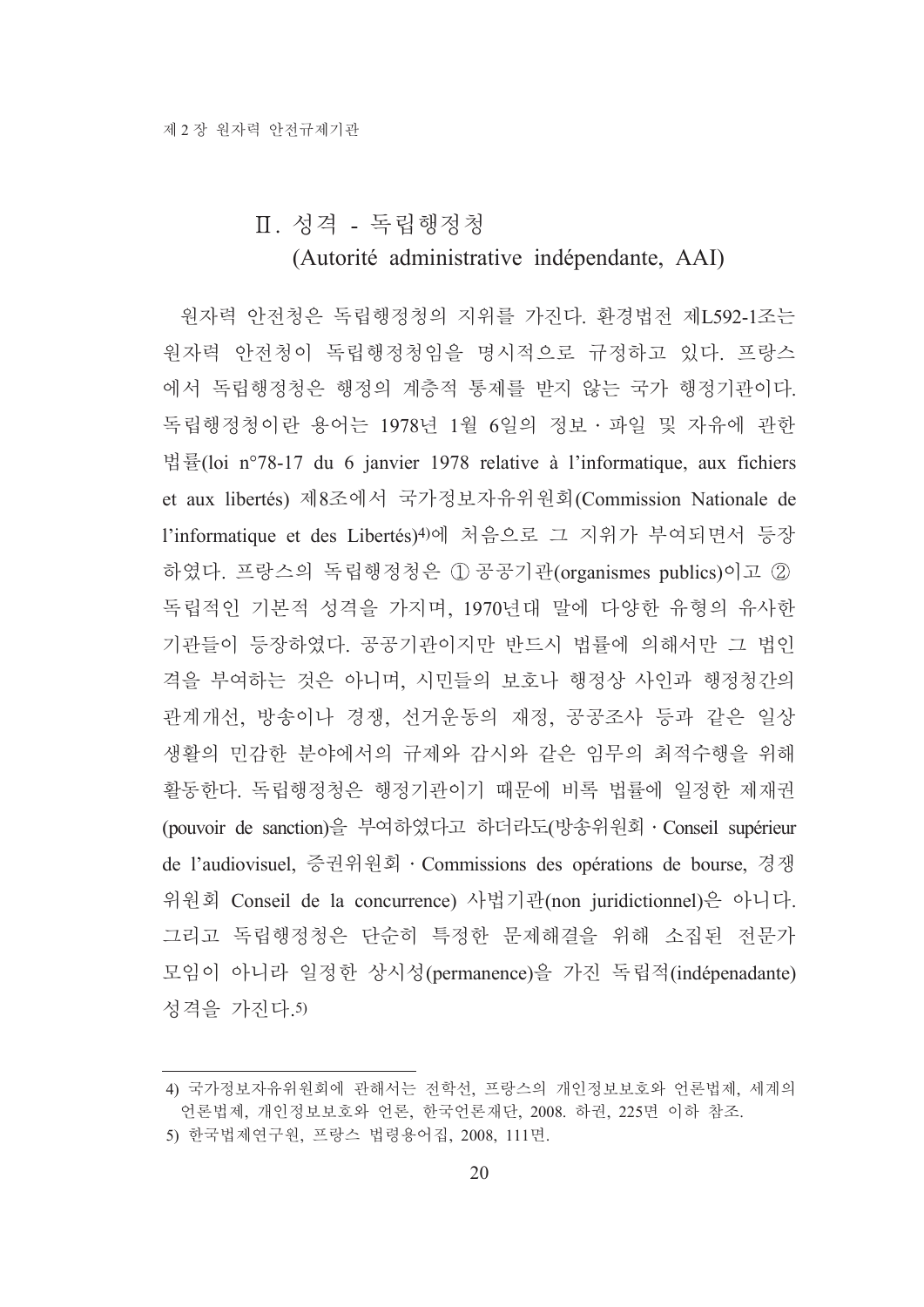## Ⅱ. 성격 - 독립행정청 (Autorité administrative indépendante, AAI)

원자력 안전청은 독립행정청의 지위를 가진다. 환경법전 제L592-1조는 원자력 안전청이 독립행정청임을 명시적으로 규정하고 있다. 프랑스에서 독립행정청은 행정의 계층적 통제를 받지 않는 국가 행정기관이다. 독립행정청이란 용어는 1978년 1월 6일의 정보 · 파일 및 자유에 관한 법률(loi n°78-17 du 6 janvier 1978 relative à l'informatique, aux fichiers et aux libertés) 제8조에서 국가정보자유위원회(Commission Nationale de l'informatique et des Libertés)[4]에 처음으로 그 지위가 부여되면서 등장하였다. 프랑스의 독립행정청은 ① 공공기관(organismes publics)이고 ② 독립적인 기본적 성격을 가지며, 1970년대 말에 다양한 유형의 유사한 기관들이 등장하였다. 공공기관이지만 반드시 법률에 의해서만 그 법인격을 부여하는 것은 아니며, 시민들의 보호나 행정상 사인과 행정청간의 관계개선, 방송이나 경쟁, 선거운동의 재정, 공공조사 등과 같은 일상생활의 민감한 분야에서의 규제와 감시와 같은 임무의 최적수행을 위해 활동한다. 독립행정청은 행정기관이기 때문에 비록 법률에 일정한 제재권(pouvoir de sanction)을 부여하였다고 하더라도(방송위원회 · Conseil supérieur de l'audiovisuel, 증권위원회 · Commissions des opérations de bourse, 경쟁위원회 Conseil de la concurrence) 사법기관(non juridictionnel)은 아니다. 그리고 독립행정청은 단순히 특정한 문제해결을 위해 소집된 전문가 모임이 아니라 일정한 상시성(permanence)을 가진 독립적(indépenadante) 성격을 가진다.[5]

---

4) 국가정보자유위원회에 관해서는 전학선, 프랑스의 개인정보보호와 언론법제, 세계의 언론법제, 개인정보보호와 언론, 한국언론재단, 2008. 하권, 225면 이하 참조.

5) 한국법제연구원, 프랑스 법령용어집, 2008, 111면.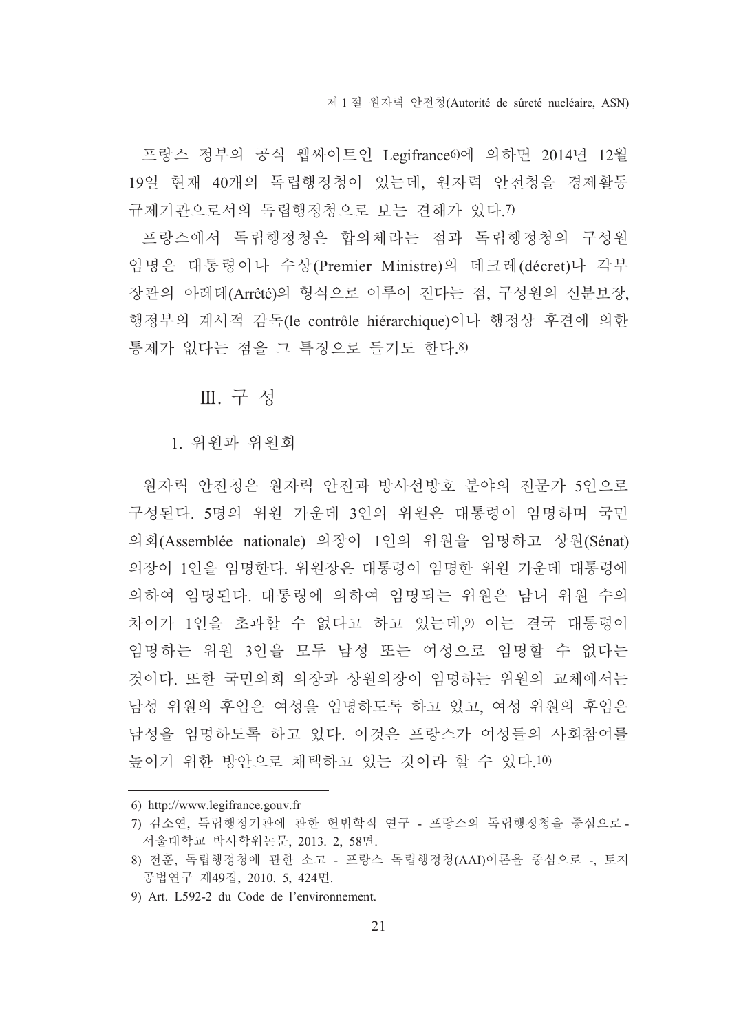프랑스 정부의 공식 웹싸이트인 Legifrance[6]에 의하면 2014년 12월 19일 현재 40개의 독립행정청이 있는데, 원자력 안전청을 경제활동 규제기관으로서의 독립행정청으로 보는 견해가 있다.[7]

프랑스에서 독립행정청은 합의체라는 점과 독립행정청의 구성원 임명은 대통령이나 수상(Premier Ministre)의 데크레(décret)나 각부 장관의 아레테(Arrêté)의 형식으로 이루어 진다는 점, 구성원의 신분보장, 행정부의 계서적 감독(le contrôle hiérarchique)이나 행정상 후견에 의한 통제가 없다는 점을 그 특징으로 들기도 한다.[8]

## Ⅲ. 구 성

### 1. 위원과 위원회

원자력 안전청은 원자력 안전과 방사선방호 분야의 전문가 5인으로 구성된다. 5명의 위원 가운데 3인의 위원은 대통령이 임명하며 국민의회(Assemblée nationale) 의장이 1인의 위원을 임명하고 상원(Sénat) 의장이 1인을 임명한다. 위원장은 대통령이 임명한 위원 가운데 대통령에 의하여 임명된다. 대통령에 의하여 임명되는 위원은 남녀 위원 수의 차이가 1인을 초과할 수 없다고 하고 있는데,[9] 이는 결국 대통령이 임명하는 위원 3인을 모두 남성 또는 여성으로 임명할 수 없다는 것이다. 또한 국민의회 의장과 상원의장이 임명하는 위원의 교체에서는 남성 위원의 후임은 여성을 임명하도록 하고 있고, 여성 위원의 후임은 남성을 임명하도록 하고 있다. 이것은 프랑스가 여성들의 사회참여를 높이기 위한 방안으로 채택하고 있는 것이라 할 수 있다.[10]

---

6) http://www.legifrance.gouv.fr

7) 김소연, 독립행정기관에 관한 헌법학적 연구 - 프랑스의 독립행정청을 중심으로 - 서울대학교 박사학위논문, 2013. 2, 58면.

8) 전훈, 독립행정청에 관한 소고 - 프랑스 독립행정청(AAI)이론을 중심으로 -, 토지공법연구 제49집, 2010. 5, 424면.

9) Art. L592-2 du Code de l'environnement.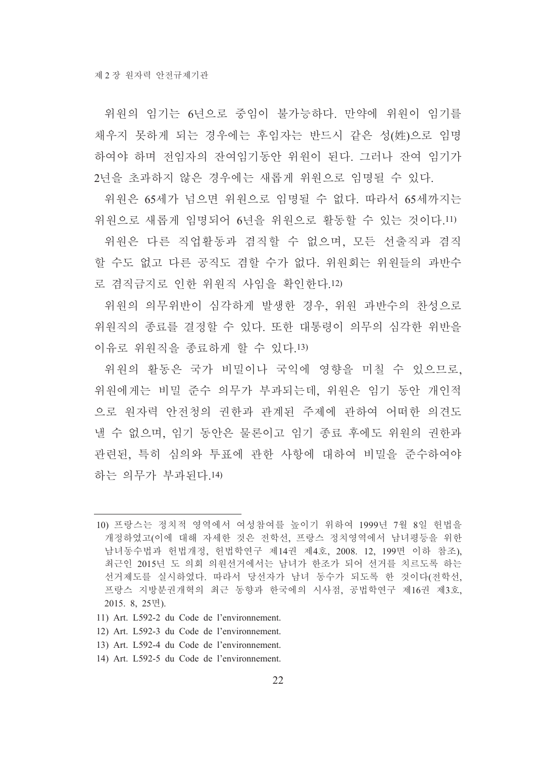위원의 임기는 6년으로 중임이 불가능하다. 만약에 위원이 임기를 채우지 못하게 되는 경우에는 후임자는 반드시 같은 성(姓)으로 임명하여야 하며 전임자의 잔여임기동안 위원이 된다. 그러나 잔여 임기가 2년을 초과하지 않은 경우에는 새롭게 위원으로 임명될 수 있다.

위원은 65세가 넘으면 위원으로 임명될 수 없다. 따라서 65세까지는 위원으로 새롭게 임명되어 6년을 위원으로 활동할 수 있는 것이다.11)

위원은 다른 직업활동과 겸직할 수 없으며, 모든 선출직과 겸직할 수도 없고 다른 공직도 겸할 수가 없다. 위원회는 위원들의 과반수로 겸직금지로 인한 위원직 사임을 확인한다.12)

위원의 의무위반이 심각하게 발생한 경우, 위원 과반수의 찬성으로 위원직의 종료를 결정할 수 있다. 또한 대통령이 의무의 심각한 위반을 이유로 위원직을 종료하게 할 수 있다.13)

위원의 활동은 국가 비밀이나 국익에 영향을 미칠 수 있으므로, 위원에게는 비밀 준수 의무가 부과되는데, 위원은 임기 동안 개인적으로 원자력 안전청의 권한과 관계된 주제에 관하여 어떠한 의견도 낼 수 없으며, 임기 동안은 물론이고 임기 종료 후에도 위원의 권한과 관련된, 특히 심의와 투표에 관한 사항에 대하여 비밀을 준수하여야 하는 의무가 부과된다.14)

---

10) 프랑스는 정치적 영역에서 여성참여를 높이기 위하여 1999년 7월 8일 헌법을 개정하였고(이에 대해 자세한 것은 전학선, 프랑스 정치영역에서 남녀평등을 위한 남녀동수법과 헌법개정, 헌법학연구 제14권 제4호, 2008. 12, 199면 이하 참조), 최근인 2015년 도 의회 의원선거에서는 남녀가 한조가 되어 선거를 치르도록 하는 선거제도를 실시하였다. 따라서 당선자가 남녀 동수가 되도록 한 것이다(전학선, 프랑스 지방분권개혁의 최근 동향과 한국에의 시사점, 공법학연구 제16권 제3호, 2015. 8, 25면).

11) Art. L592-2 du Code de l'environnement.

12) Art. L592-3 du Code de l'environnement.

13) Art. L592-4 du Code de l'environnement.

14) Art. L592-5 du Code de l'environnement.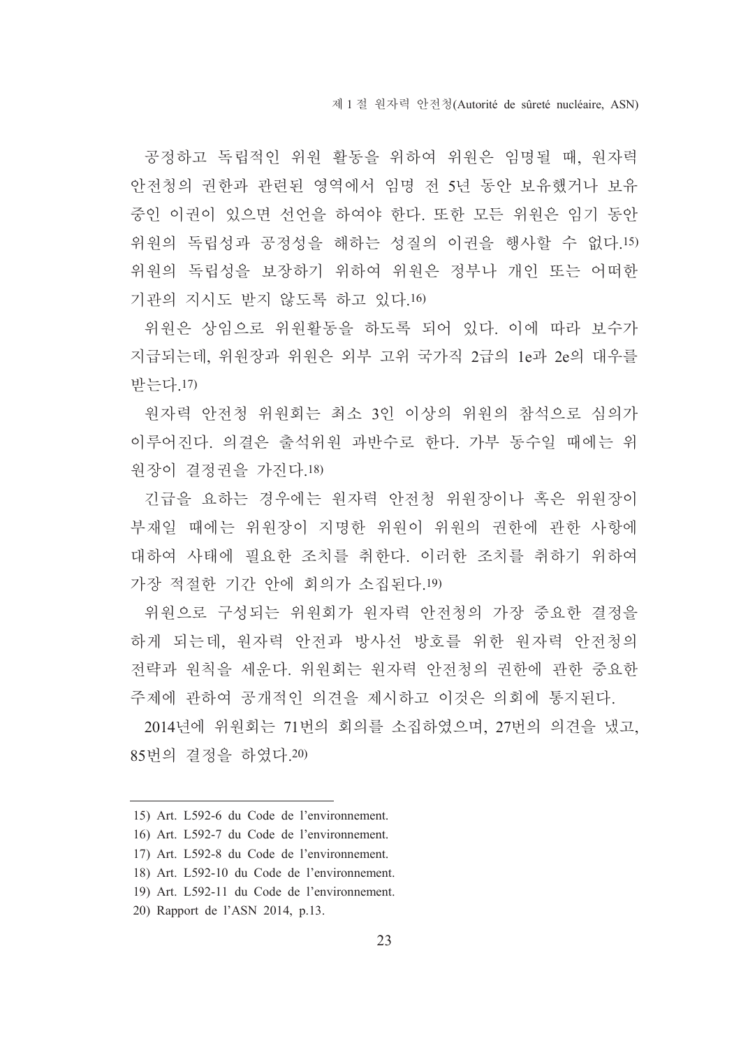공정하고 독립적인 위원 활동을 위하여 위원은 임명될 때, 원자력 안전청의 권한과 관련된 영역에서 임명 전 5년 동안 보유했거나 보유 중인 이권이 있으면 선언을 하여야 한다. 또한 모든 위원은 임기 동안 위원의 독립성과 공정성을 해하는 성질의 이권을 행사할 수 없다.[15] 위원의 독립성을 보장하기 위하여 위원은 정부나 개인 또는 어떠한 기관의 지시도 받지 않도록 하고 있다.[16]

위원은 상임으로 위원활동을 하도록 되어 있다. 이에 따라 보수가 지급되는데, 위원장과 위원은 외부 고위 국가직 2급의 1e과 2e의 대우를 받는다.[17]

원자력 안전청 위원회는 최소 3인 이상의 위원의 참석으로 심의가 이루어진다. 의결은 출석위원 과반수로 한다. 가부 동수일 때에는 위원장이 결정권을 가진다.[18]

긴급을 요하는 경우에는 원자력 안전청 위원장이나 혹은 위원장이 부재일 때에는 위원장이 지명한 위원이 위원의 권한에 관한 사항에 대하여 사태에 필요한 조치를 취한다. 이러한 조치를 취하기 위하여 가장 적절한 기간 안에 회의가 소집된다.[19]

위원으로 구성되는 위원회가 원자력 안전청의 가장 중요한 결정을 하게 되는데, 원자력 안전과 방사선 방호를 위한 원자력 안전청의 전략과 원칙을 세운다. 위원회는 원자력 안전청의 권한에 관한 중요한 주제에 관하여 공개적인 의견을 제시하고 이것은 의회에 통지된다.

2014년에 위원회는 71번의 회의를 소집하였으며, 27번의 의견을 냈고, 85번의 결정을 하였다.[20]

---

15) Art. L592-6 du Code de l'environnement.

16) Art. L592-7 du Code de l'environnement.

17) Art. L592-8 du Code de l'environnement.

18) Art. L592-10 du Code de l'environnement.

19) Art. L592-11 du Code de l'environnement.

20) Rapport de l'ASN 2014, p.13.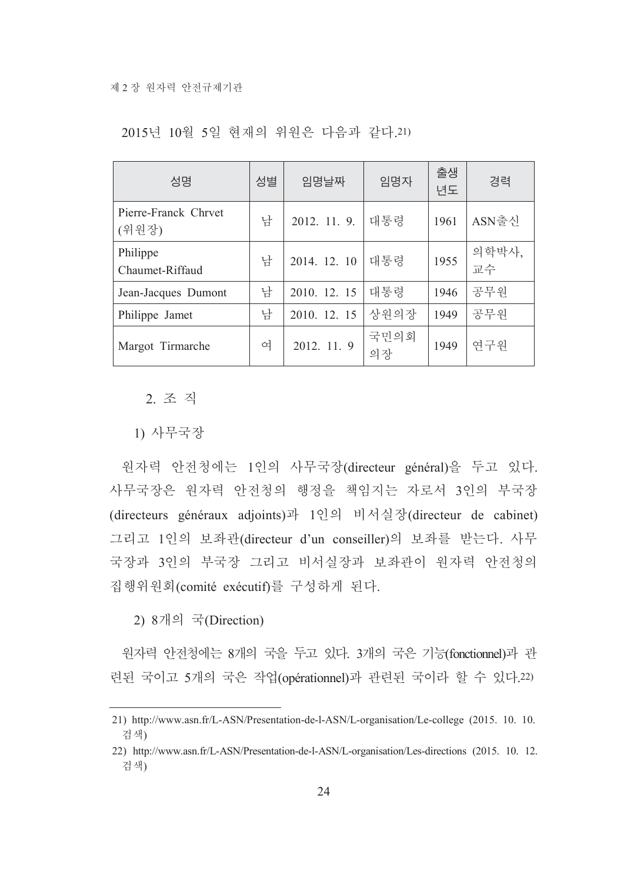2015년 10월 5일 현재의 위원은 다음과 같다.[21)]

| 성명 | 성별 | 임명날짜 | 임명자 | 출생년도 | 경력 |
|---|---|---|---|---|---|
| Pierre-Franck Chrvet (위원장) | 남 | 2012. 11. 9. | 대통령 | 1961 | ASN출신 |
| Philippe Chaumet-Riffaud | 남 | 2014. 12. 10 | 대통령 | 1955 | 의학박사, 교수 |
| Jean-Jacques Dumont | 남 | 2010. 12. 15 | 대통령 | 1946 | 공무원 |
| Philippe Jamet | 남 | 2010. 12. 15 | 상원의장 | 1949 | 공무원 |
| Margot Tirmarche | 여 | 2012. 11. 9 | 국민의회의장 | 1949 | 연구원 |

### 2. 조 직

#### 1) 사무국장

원자력 안전청에는 1인의 사무국장(directeur général)을 두고 있다. 사무국장은 원자력 안전청의 행정을 책임지는 자로서 3인의 부국장(directeurs généraux adjoints)과 1인의 비서실장(directeur de cabinet) 그리고 1인의 보좌관(directeur d'un conseiller)의 보좌를 받는다. 사무국장과 3인의 부국장 그리고 비서실장과 보좌관이 원자력 안전청의 집행위원회(comité exécutif)를 구성하게 된다.

#### 2) 8개의 국(Direction)

원자력 안전청에는 8개의 국을 두고 있다. 3개의 국은 기능(fonctionnel)과 관련된 국이고 5개의 국은 작업(opérationnel)과 관련된 국이라 할 수 있다.[22)]

---

21) http://www.asn.fr/L-ASN/Presentation-de-l-ASN/L-organisation/Le-college (2015. 10. 10. 검색)

22) http://www.asn.fr/L-ASN/Presentation-de-l-ASN/L-organisation/Les-directions (2015. 10. 12. 검색)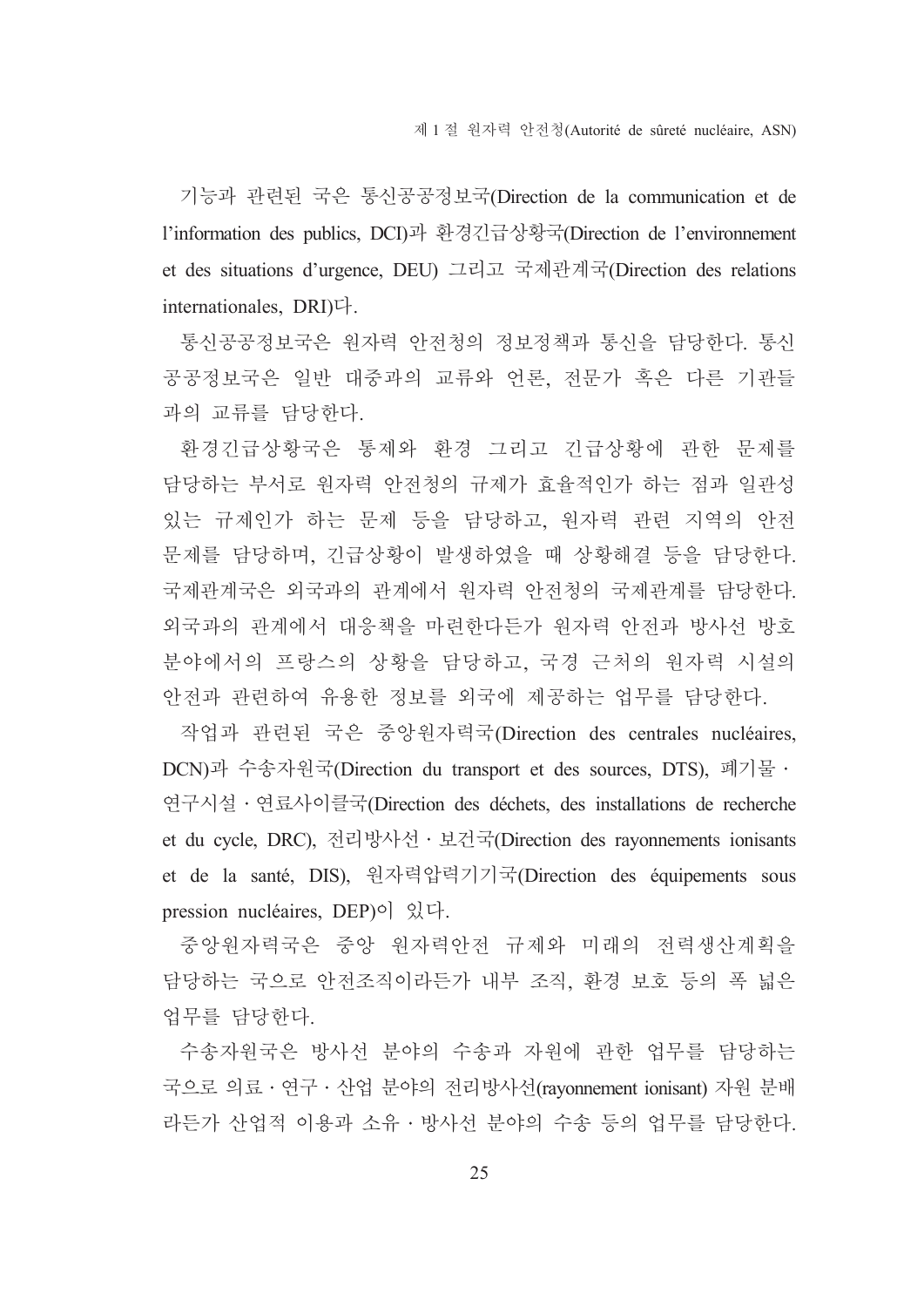기능과 관련된 국은 통신공공정보국(Direction de la communication et de l'information des publics, DCI)과 환경긴급상황국(Direction de l'environnement et des situations d'urgence, DEU) 그리고 국제관계국(Direction des relations internationales, DRI)다.

통신공공정보국은 원자력 안전청의 정보정책과 통신을 담당한다. 통신공공정보국은 일반 대중과의 교류와 언론, 전문가 혹은 다른 기관들과의 교류를 담당한다.

환경긴급상황국은 통제와 환경 그리고 긴급상황에 관한 문제를 담당하는 부서로 원자력 안전청의 규제가 효율적인가 하는 점과 일관성 있는 규제인가 하는 문제 등을 담당하고, 원자력 관련 지역의 안전문제를 담당하며, 긴급상황이 발생하였을 때 상황해결 등을 담당한다. 국제관계국은 외국과의 관계에서 원자력 안전청의 국제관계를 담당한다. 외국과의 관계에서 대응책을 마련한다든가 원자력 안전과 방사선 방호 분야에서의 프랑스의 상황을 담당하고, 국경 근처의 원자력 시설의 안전과 관련하여 유용한 정보를 외국에 제공하는 업무를 담당한다.

작업과 관련된 국은 중앙원자력국(Direction des centrales nucléaires, DCN)과 수송자원국(Direction du transport et des sources, DTS), 폐기물 · 연구시설 · 연료사이클국(Direction des déchets, des installations de recherche et du cycle, DRC), 전리방사선 · 보건국(Direction des rayonnements ionisants et de la santé, DIS), 원자력압력기기국(Direction des équipements sous pression nucléaires, DEP)이 있다.

중앙원자력국은 중앙 원자력안전 규제와 미래의 전력생산계획을 담당하는 국으로 안전조직이라든가 내부 조직, 환경 보호 등의 폭 넓은 업무를 담당한다.

수송자원국은 방사선 분야의 수송과 자원에 관한 업무를 담당하는 국으로 의료 · 연구 · 산업 분야의 전리방사선(rayonnement ionisant) 자원 분배라든가 산업적 이용과 소유 · 방사선 분야의 수송 등의 업무를 담당한다.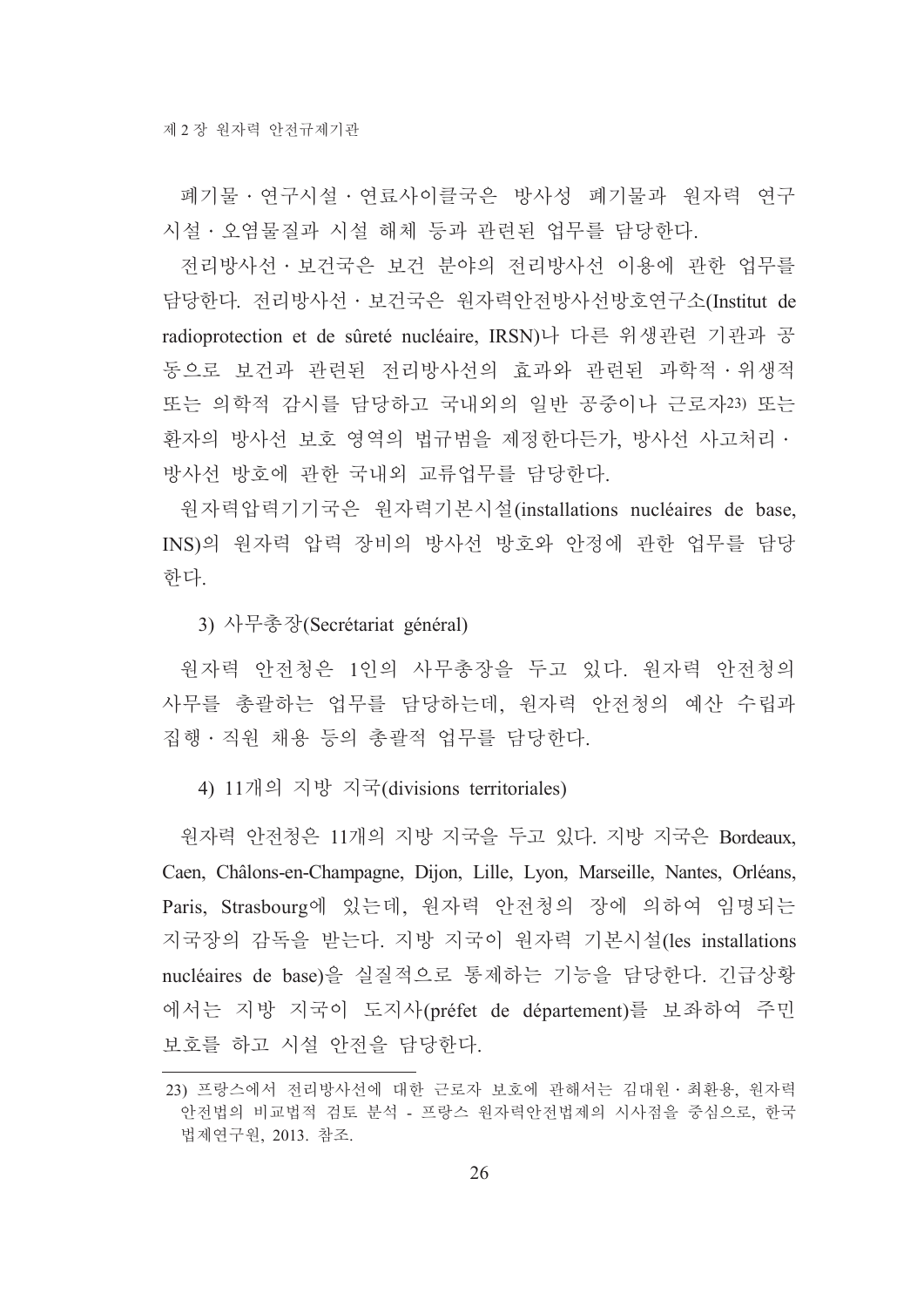폐기물 · 연구시설 · 연료사이클국은 방사성 폐기물과 원자력 연구시설 · 오염물질과 시설 해체 등과 관련된 업무를 담당한다.

전리방사선 · 보건국은 보건 분야의 전리방사선 이용에 관한 업무를 담당한다. 전리방사선 · 보건국은 원자력안전방사선방호연구소(Institut de radioprotection et de sûreté nucléaire, IRSN)나 다른 위생관련 기관과 공동으로 보건과 관련된 전리방사선의 효과와 관련된 과학적 · 위생적 또는 의학적 감시를 담당하고 국내외의 일반 공중이나 근로자[23] 또는 환자의 방사선 보호 영역의 법규범을 제정한다든가, 방사선 사고처리 · 방사선 방호에 관한 국내외 교류업무를 담당한다.

원자력압력기기국은 원자력기본시설(installations nucléaires de base, INS)의 원자력 압력 장비의 방사선 방호와 안정에 관한 업무를 담당한다.

#### 3) 사무총장(Secrétariat général)

원자력 안전청은 1인의 사무총장을 두고 있다. 원자력 안전청의 사무를 총괄하는 업무를 담당하는데, 원자력 안전청의 예산 수립과 집행 · 직원 채용 등의 총괄적 업무를 담당한다.

#### 4) 11개의 지방 지국(divisions territoriales)

원자력 안전청은 11개의 지방 지국을 두고 있다. 지방 지국은 Bordeaux, Caen, Châlons-en-Champagne, Dijon, Lille, Lyon, Marseille, Nantes, Orléans, Paris, Strasbourg에 있는데, 원자력 안전청의 장에 의하여 임명되는 지국장의 감독을 받는다. 지방 지국이 원자력 기본시설(les installations nucléaires de base)을 실질적으로 통제하는 기능을 담당한다. 긴급상황에서는 지방 지국이 도지사(préfet de département)를 보좌하여 주민 보호를 하고 시설 안전을 담당한다.

---

23) 프랑스에서 전리방사선에 대한 근로자 보호에 관해서는 김대원 · 최환용, 원자력 안전법의 비교법적 검토 분석 - 프랑스 원자력안전법제의 시사점을 중심으로, 한국법제연구원, 2013. 참조.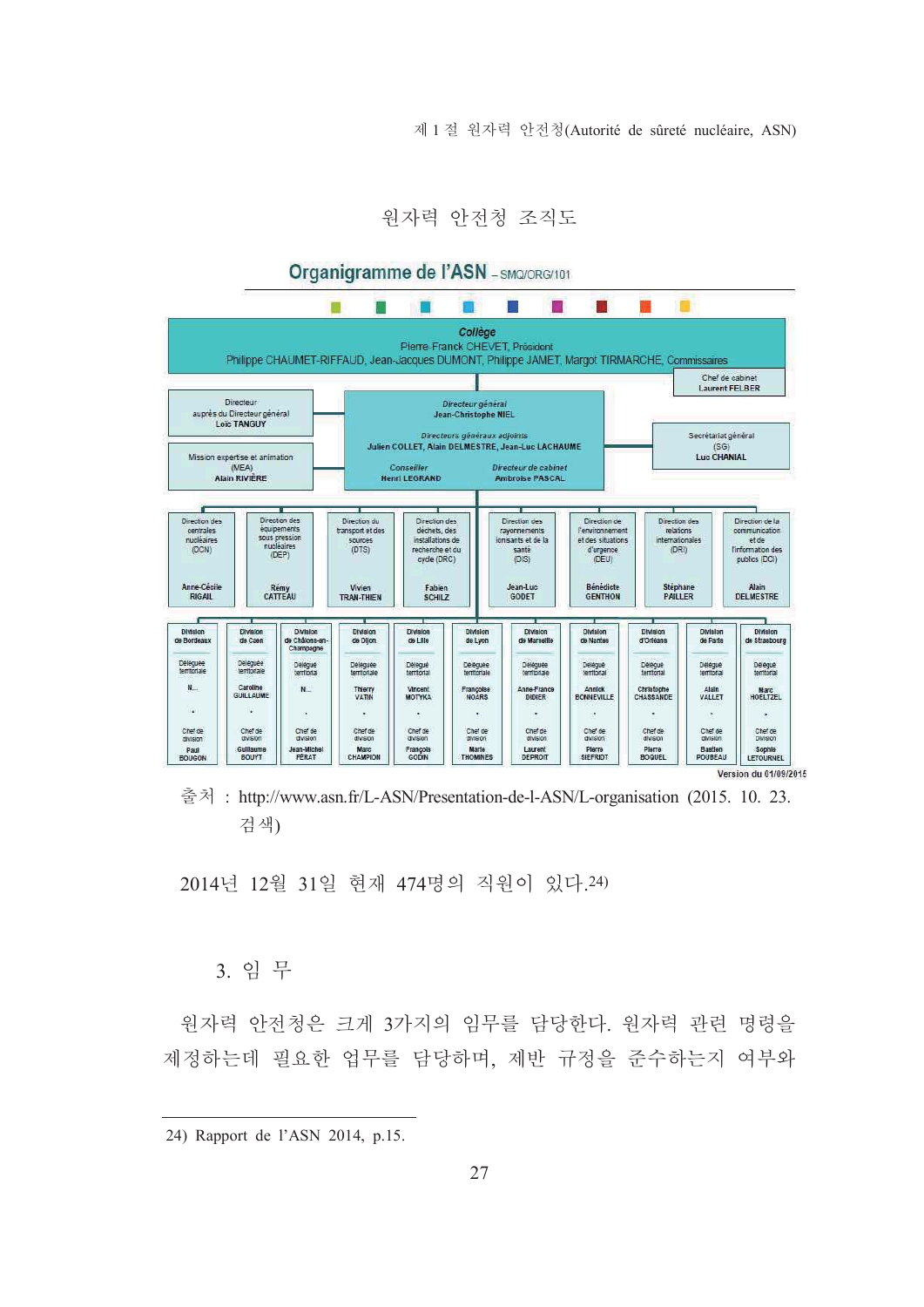원자력 안전청 조직도

**Organigramme de l'ASN** – SMQ/ORG/101

**Collège**
Pierre-Franck CHEVET, Président
Philippe CHAUMET-RIFFAUD, Jean-Jacques DUMONT, Philippe JAMET, Margot TIRMARCHE, Commissaires

Chef de cabinet
Laurent FELBER

Directeur auprès du Directeur général
Loïc TANGUY

Mission expertise et animation (MEA)
Alain RIVIÈRE

*Directeur général*
Jean-Christophe NIEL

*Directeurs généraux adjoints*
Julien COLLET, Alain DELMESTRE, Jean-Luc LACHAUME

*Conseiller*
Henri LEGRAND

*Directeur de cabinet*
Ambroise PASCAL

Secrétariat général (SG)
Luc CHANIAL

| Direction des centrales nucléaires (DCN) | Direction des équipements sous pression nucléaires (DEP) | Direction du transport et des sources (DTS) | Direction des déchets, des installations de recherche et du cycle (DRC) | Direction des rayonnements ionisants et de la santé (DIS) | Direction de l'environnement et des situations d'urgence (DEU) | Direction des relations internationales (DRI) | Direction de la communication et de l'information des publics (DCI) |
|---|---|---|---|---|---|---|---|
| Anne-Cécile RIGAIL | Rémy CATTEAU | Vivien TRAN-THIEN | Fabien SCHILZ | Jean-Luc GODET | Bénédicte GENTHON | Stéphane PAILLER | Alain DELMESTRE |

| Division de Bordeaux | Division de Caen | Division de Châlons-en-Champagne | Division de Dijon | Division de Lille | Division de Lyon | Division de Marseille | Division de Nantes | Division d'Orléans | Division de Paris | Division de Strasbourg |
|---|---|---|---|---|---|---|---|---|---|---|
| Déléguée territoriale | Déléguée territoriale | Délégué territorial | Déléguée territoriale | Délégué territorial | Déléguée territoriale | Déléguée territoriale | Délégué territorial | Délégué territorial | Délégué territorial | Délégué territorial |
| N... | Caroline GUILLAUME | N... | Thierry VATIN | Vincent MOTYKA | Françoise NOARS | Anne-France DIDIER | Annick BONNEVILLE | Christophe CHASSANDE | Alain VALLET | Marc HOELTZEL |
| Chef de division | Chef de division | Chef de division | Chef de division | Chef de division | Chef de division | Chef de division | Chef de division | Chef de division | Chef de division | Chef de Division |
| Paul BOUGON | Guillaume BOUYT | Jean-Michel FERAT | Marc CHAMPION | François GODIN | Marie THOMINES | Laurent DEPROIT | Pierre SIEFRIDT | Pierre BOQUEL | Bastien POUBEAU | Sophie LETOURNEL |

Version du 01/09/2015

출처 : http://www.asn.fr/L-ASN/Presentation-de-l-ASN/L-organisation (2015. 10. 23. 검색)

2014년 12월 31일 현재 474명의 직원이 있다.[24]

## 3. 임 무

원자력 안전청은 크게 3가지의 임무를 담당한다. 원자력 관련 명령을 제정하는데 필요한 업무를 담당하며, 제반 규정을 준수하는지 여부와

---

24) Rapport de l'ASN 2014, p.15.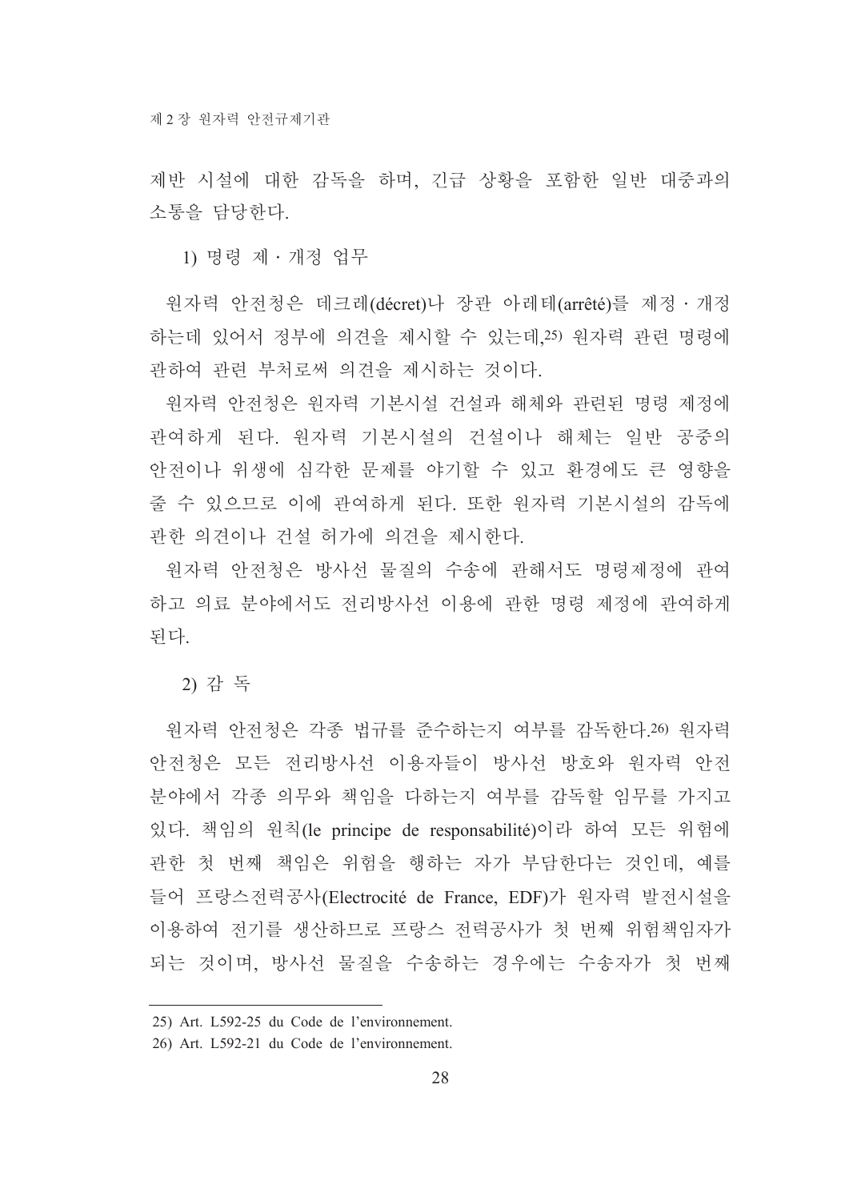제반 시설에 대한 감독을 하며, 긴급 상황을 포함한 일반 대중과의 소통을 담당한다.

1) 명령 제 · 개정 업무

원자력 안전청은 데크레(décret)나 장관 아레테(arrêté)를 제정 · 개정하는데 있어서 정부에 의견을 제시할 수 있는데,[25] 원자력 관련 명령에 관하여 관련 부처로써 의견을 제시하는 것이다.

원자력 안전청은 원자력 기본시설 건설과 해체와 관련된 명령 제정에 관여하게 된다. 원자력 기본시설의 건설이나 해체는 일반 공중의 안전이나 위생에 심각한 문제를 야기할 수 있고 환경에도 큰 영향을 줄 수 있으므로 이에 관여하게 된다. 또한 원자력 기본시설의 감독에 관한 의견이나 건설 허가에 의견을 제시한다.

원자력 안전청은 방사선 물질의 수송에 관해서도 명령제정에 관여하고 의료 분야에서도 전리방사선 이용에 관한 명령 제정에 관여하게 된다.

2) 감 독

원자력 안전청은 각종 법규를 준수하는지 여부를 감독한다.[26] 원자력 안전청은 모든 전리방사선 이용자들이 방사선 방호와 원자력 안전 분야에서 각종 의무와 책임을 다하는지 여부를 감독할 임무를 가지고 있다. 책임의 원칙(le principe de responsabilité)이라 하여 모든 위험에 관한 첫 번째 책임은 위험을 행하는 자가 부담한다는 것인데, 예를 들어 프랑스전력공사(Electrocité de France, EDF)가 원자력 발전시설을 이용하여 전기를 생산하므로 프랑스 전력공사가 첫 번째 위험책임자가 되는 것이며, 방사선 물질을 수송하는 경우에는 수송자가 첫 번째

---

25) Art. L592-25 du Code de l'environnement.

26) Art. L592-21 du Code de l'environnement.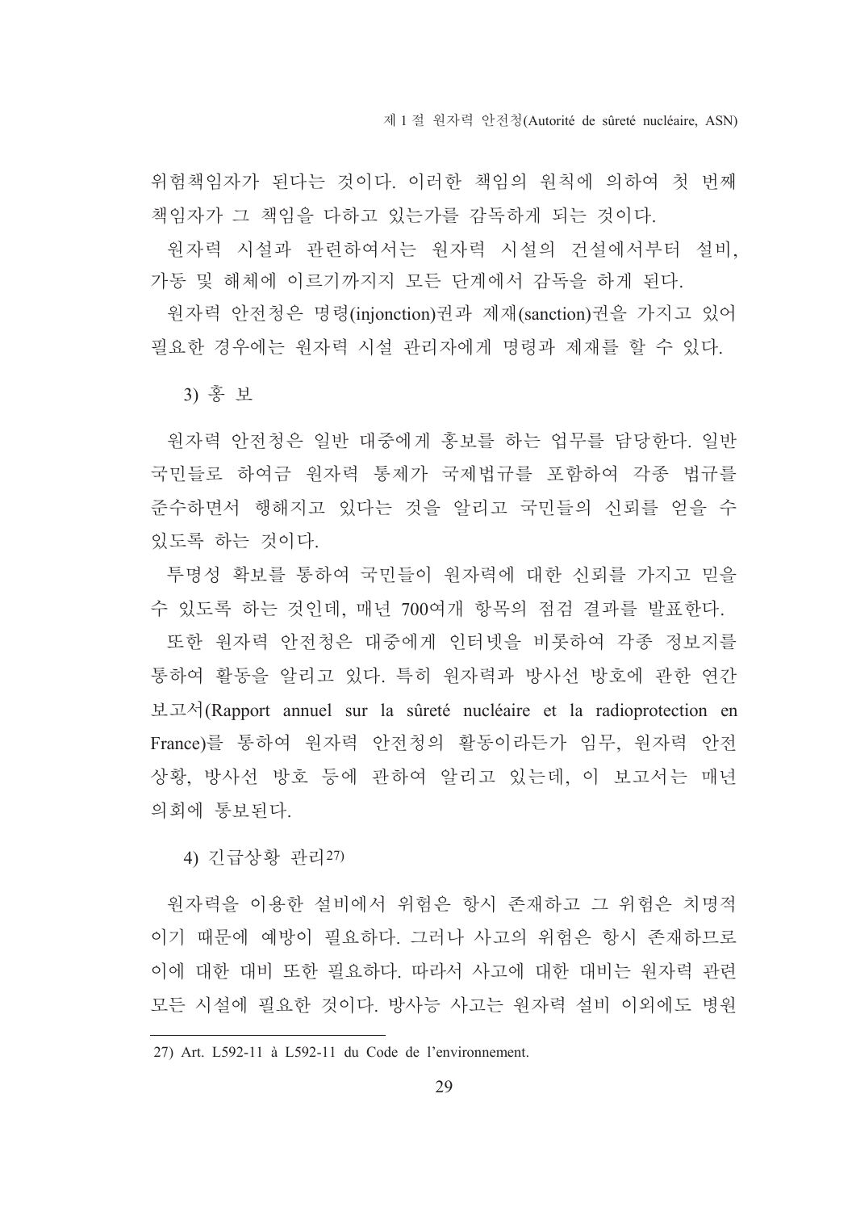위험책임자가 된다는 것이다. 이러한 책임의 원칙에 의하여 첫 번째 책임자가 그 책임을 다하고 있는가를 감독하게 되는 것이다.

원자력 시설과 관련하여서는 원자력 시설의 건설에서부터 설비, 가동 및 해체에 이르기까지 모든 단계에서 감독을 하게 된다.

원자력 안전청은 명령(injonction)권과 제재(sanction)권을 가지고 있어 필요한 경우에는 원자력 시설 관리자에게 명령과 제재를 할 수 있다.

#### 3) 홍 보

원자력 안전청은 일반 대중에게 홍보를 하는 업무를 담당한다. 일반 국민들로 하여금 원자력 통제가 국제법규를 포함하여 각종 법규를 준수하면서 행해지고 있다는 것을 알리고 국민들의 신뢰를 얻을 수 있도록 하는 것이다.

투명성 확보를 통하여 국민들이 원자력에 대한 신뢰를 가지고 믿을 수 있도록 하는 것인데, 매년 700여개 항목의 점검 결과를 발표한다.

또한 원자력 안전청은 대중에게 인터넷을 비롯하여 각종 정보지를 통하여 활동을 알리고 있다. 특히 원자력과 방사선 방호에 관한 연간 보고서(Rapport annuel sur la sûreté nucléaire et la radioprotection en France)를 통하여 원자력 안전청의 활동이라든가 임무, 원자력 안전 상황, 방사선 방호 등에 관하여 알리고 있는데, 이 보고서는 매년 의회에 통보된다.

#### 4) 긴급상황 관리[27]

원자력을 이용한 설비에서 위험은 항시 존재하고 그 위험은 치명적이기 때문에 예방이 필요하다. 그러나 사고의 위험은 항시 존재하므로 이에 대한 대비 또한 필요하다. 따라서 사고에 대한 대비는 원자력 관련 모든 시설에 필요한 것이다. 방사능 사고는 원자력 설비 이외에도 병원

---

27) Art. L592-11 à L592-11 du Code de l'environnement.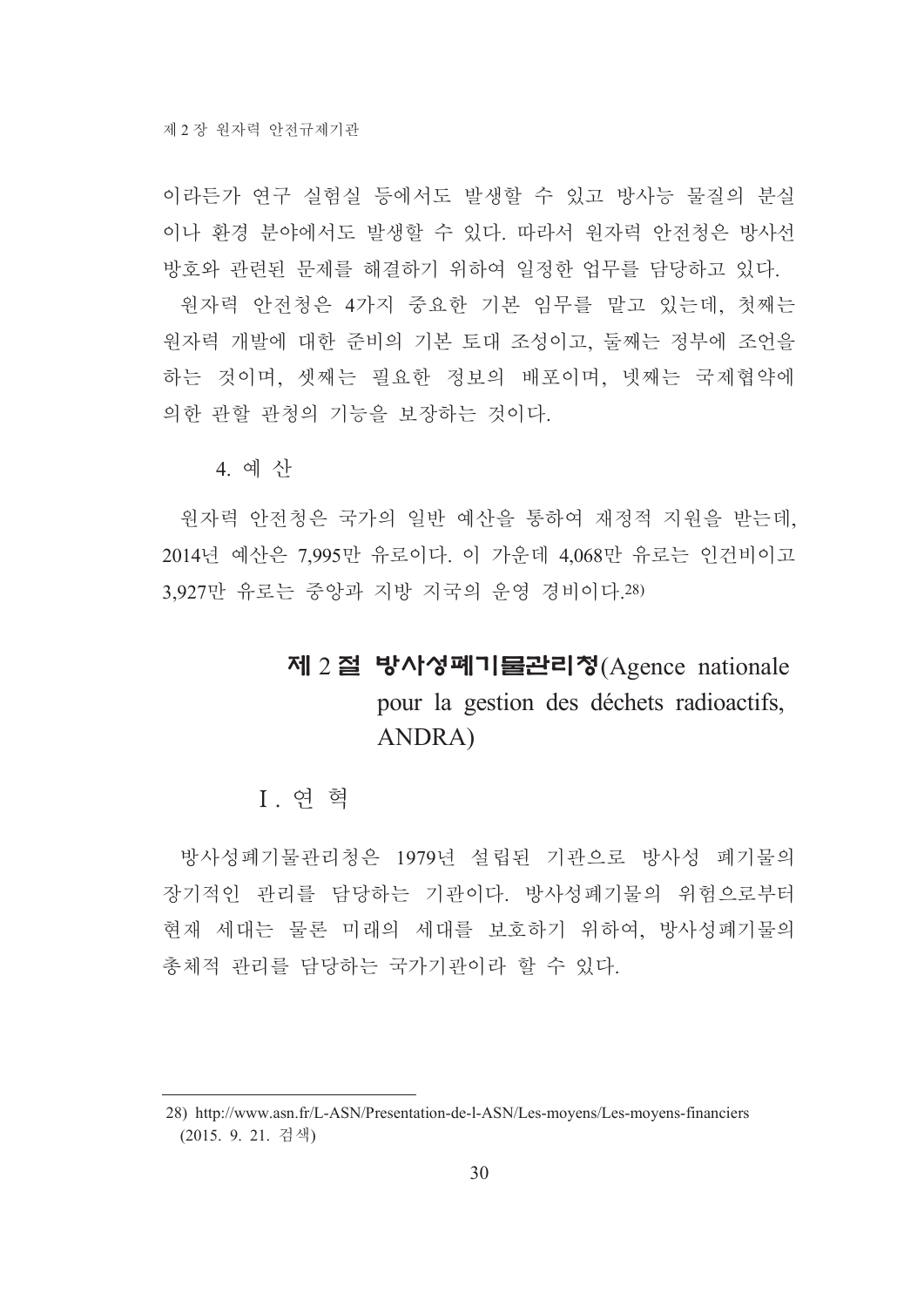이라든가 연구 실험실 등에서도 발생할 수 있고 방사능 물질의 분실이나 환경 분야에서도 발생할 수 있다. 따라서 원자력 안전청은 방사선 방호와 관련된 문제를 해결하기 위하여 일정한 업무를 담당하고 있다.

원자력 안전청은 4가지 중요한 기본 임무를 맡고 있는데, 첫째는 원자력 개발에 대한 준비의 기본 토대 조성이고, 둘째는 정부에 조언을 하는 것이며, 셋째는 필요한 정보의 배포이며, 넷째는 국제협약에 의한 관할 관청의 기능을 보장하는 것이다.

#### 4. 예 산

원자력 안전청은 국가의 일반 예산을 통하여 재정적 지원을 받는데, 2014년 예산은 7,995만 유로이다. 이 가운데 4,068만 유로는 인건비이고 3,927만 유로는 중앙과 지방 지국의 운영 경비이다.[28)]

## 제 2 절 방사성폐기물관리청(Agence nationale pour la gestion des déchets radioactifs, ANDRA)

### Ⅰ. 연 혁

방사성폐기물관리청은 1979년 설립된 기관으로 방사성 폐기물의 장기적인 관리를 담당하는 기관이다. 방사성폐기물의 위험으로부터 현재 세대는 물론 미래의 세대를 보호하기 위하여, 방사성폐기물의 총체적 관리를 담당하는 국가기관이라 할 수 있다.

---

28) http://www.asn.fr/L-ASN/Presentation-de-l-ASN/Les-moyens/Les-moyens-financiers (2015. 9. 21. 검색)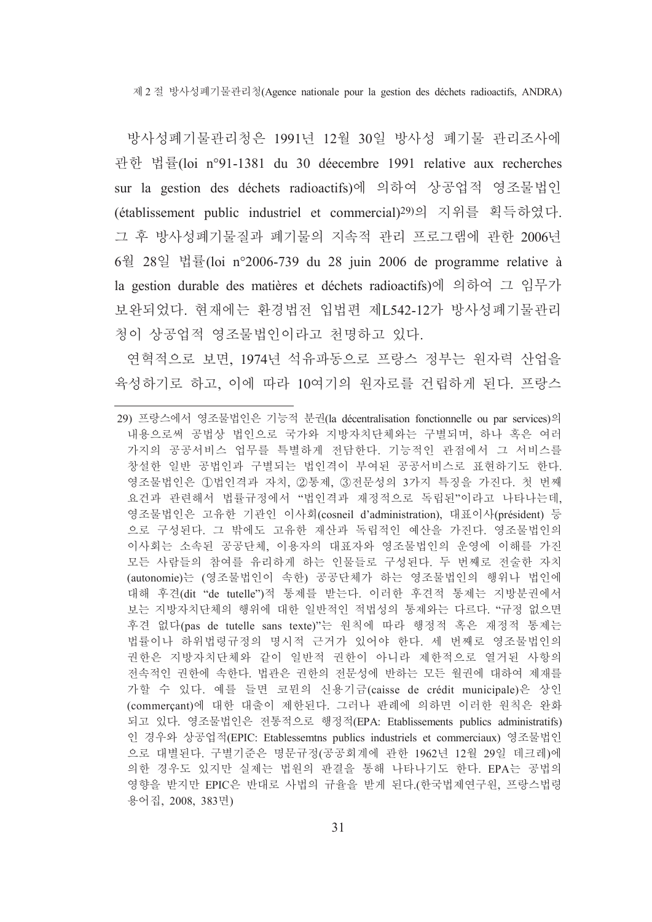## 제 2 절 방사성폐기물관리청(Agence nationale pour la gestion des déchets radioactifs, ANDRA)

방사성폐기물관리청은 1991년 12월 30일 방사성 폐기물 관리조사에 관한 법률(loi n°91-1381 du 30 déecembre 1991 relative aux recherches sur la gestion des déchets radioactifs)에 의하여 상공업적 영조물법인(établissement public industriel et commercial)[29]의 지위를 획득하였다. 그 후 방사성폐기물질과 폐기물의 지속적 관리 프로그램에 관한 2006년 6월 28일 법률(loi n°2006-739 du 28 juin 2006 de programme relative à la gestion durable des matières et déchets radioactifs)에 의하여 그 임무가 보완되었다. 현재에는 환경법전 입법편 제L542-12가 방사성폐기물관리청이 상공업적 영조물법인이라고 천명하고 있다.

연혁적으로 보면, 1974년 석유파동으로 프랑스 정부는 원자력 산업을 육성하기로 하고, 이에 따라 10여기의 원자로를 건립하게 된다. 프랑스

---

29) 프랑스에서 영조물법인은 기능적 분권(la décentralisation fonctionnelle ou par services)의 내용으로써 공법상 법인으로 국가와 지방자치단체와는 구별되며, 하나 혹은 여러 가지의 공공서비스 업무를 특별하게 전담한다. 기능적인 관점에서 그 서비스를 창설한 일반 공법인과 구별되는 법인격이 부여된 공공서비스로 표현하기도 한다. 영조물법인은 ①법인격과 자치, ②통제, ③전문성의 3가지 특징을 가진다. 첫 번째 요건과 관련해서 법률규정에서 "법인격과 재정적으로 독립된"이라고 나타나는데, 영조물법인은 고유한 기관인 이사회(cosneil d'administration), 대표이사(président) 등으로 구성된다. 그 밖에도 고유한 재산과 독립적인 예산을 가진다. 영조물법인의 이사회는 소속된 공공단체, 이용자의 대표자와 영조물법인의 운영에 이해를 가진 모든 사람들의 참여를 유리하게 하는 인물들로 구성된다. 두 번째로 전술한 자치(autonomie)는 (영조물법인이 속한) 공공단체가 하는 영조물법인의 행위나 법인에 대해 후견(dit "de tutelle")적 통제를 받는다. 이러한 후견적 통제는 지방분권에서 보는 지방자치단체의 행위에 대한 일반적인 적법성의 통제와는 다르다. "규정 없으면 후견 없다(pas de tutelle sans texte)"는 원칙에 따라 행정적 혹은 재정적 통제는 법률이나 하위법령규정의 명시적 근거가 있어야 한다. 세 번째로 영조물법인의 권한은 지방자치단체와 같이 일반적 권한이 아니라 제한적으로 열거된 사항의 전속적인 권한에 속한다. 법관은 권한의 전문성에 반하는 모든 월권에 대하여 제재를 가할 수 있다. 예를 들면 코뮌의 신용기금(caisse de crédit municipale)은 상인(commerçant)에 대한 대출이 제한된다. 그러나 판례에 의하면 이러한 원칙은 완화되고 있다. 영조물법인은 전통적으로 행정적(EPA: Etablissements publics administratifs)인 경우와 상공업적(EPIC: Etablessemtns publics industriels et commerciaux) 영조물법인으로 대별된다. 구별기준은 명문규정(공공회계에 관한 1962년 12월 29일 데크레)에 의한 경우도 있지만 실제는 법원의 판결을 통해 나타나기도 한다. EPA는 공법의 영향을 받지만 EPIC은 반대로 사법의 규율을 받게 된다.(한국법제연구원, 프랑스법령 용어집, 2008, 383면)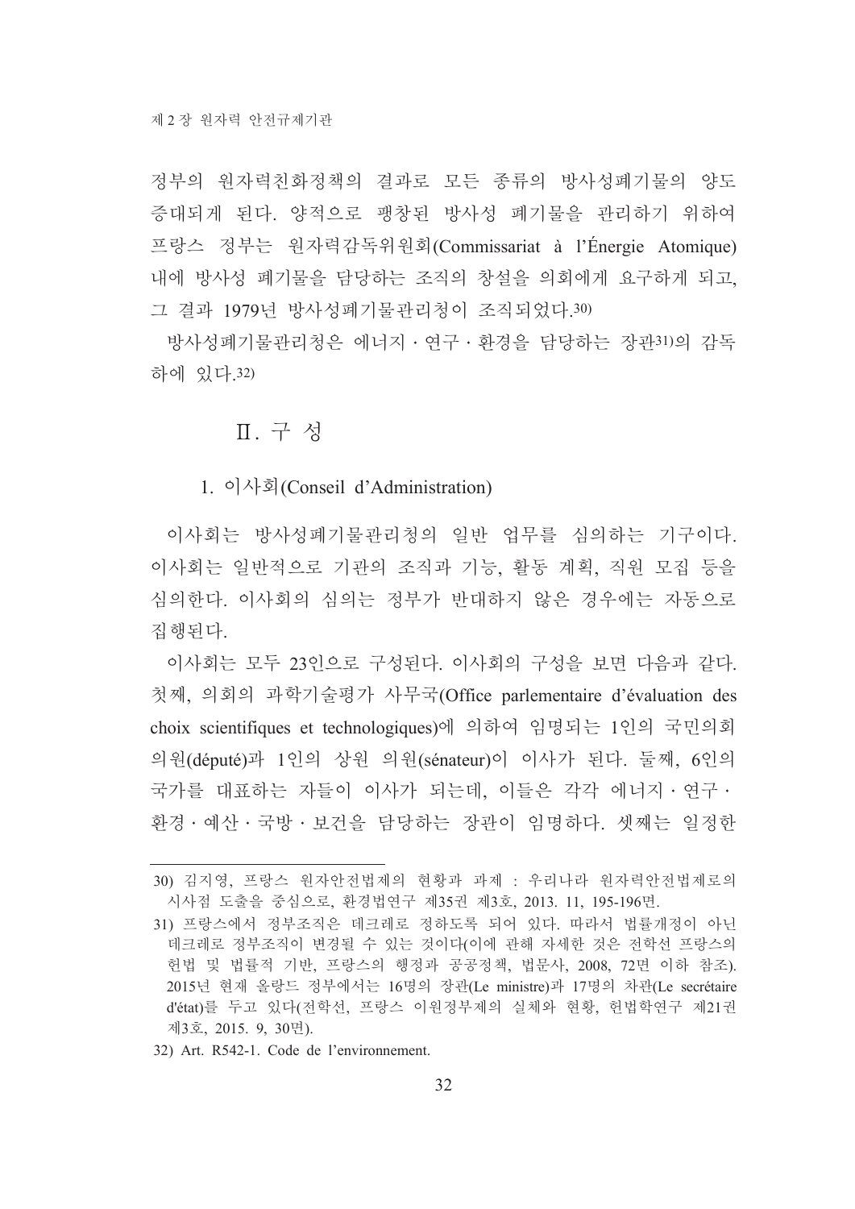정부의 원자력친화정책의 결과로 모든 종류의 방사성폐기물의 양도 증대되게 된다. 양적으로 팽창된 방사성 폐기물을 관리하기 위하여 프랑스 정부는 원자력감독위원회(Commissariat à l'Énergie Atomique) 내에 방사성 폐기물을 담당하는 조직의 창설을 의회에게 요구하게 되고, 그 결과 1979년 방사성폐기물관리청이 조직되었다.30)

방사성폐기물관리청은 에너지 · 연구 · 환경을 담당하는 장관31)의 감독 하에 있다.32)

## Ⅱ. 구 성

### 1. 이사회(Conseil d'Administration)

이사회는 방사성폐기물관리청의 일반 업무를 심의하는 기구이다. 이사회는 일반적으로 기관의 조직과 기능, 활동 계획, 직원 모집 등을 심의한다. 이사회의 심의는 정부가 반대하지 않은 경우에는 자동으로 집행된다.

이사회는 모두 23인으로 구성된다. 이사회의 구성을 보면 다음과 같다. 첫째, 의회의 과학기술평가 사무국(Office parlementaire d'évaluation des choix scientifiques et technologiques)에 의하여 임명되는 1인의 국민의회 의원(député)과 1인의 상원 의원(sénateur)이 이사가 된다. 둘째, 6인의 국가를 대표하는 자들이 이사가 되는데, 이들은 각각 에너지 · 연구 · 환경 · 예산 · 국방 · 보건을 담당하는 장관이 임명하다. 셋째는 일정한

---

30) 김지영, 프랑스 원자안전법제의 현황과 과제 : 우리나라 원자력안전법제로의 시사점 도출을 중심으로, 환경법연구 제35권 제3호, 2013. 11, 195-196면.

31) 프랑스에서 정부조직은 데크레로 정하도록 되어 있다. 따라서 법률개정이 아닌 데크레로 정부조직이 변경될 수 있는 것이다(이에 관해 자세한 것은 전학선 프랑스의 헌법 및 법률적 기반, 프랑스의 행정과 공공정책, 법문사, 2008, 72면 이하 참조). 2015년 현재 올랑드 정부에서는 16명의 장관(Le ministre)과 17명의 차관(Le secrétaire d'état)를 두고 있다(전학선, 프랑스 이원정부제의 실체와 현황, 헌법학연구 제21권 제3호, 2015. 9, 30면).

32) Art. R542-1. Code de l'environnement.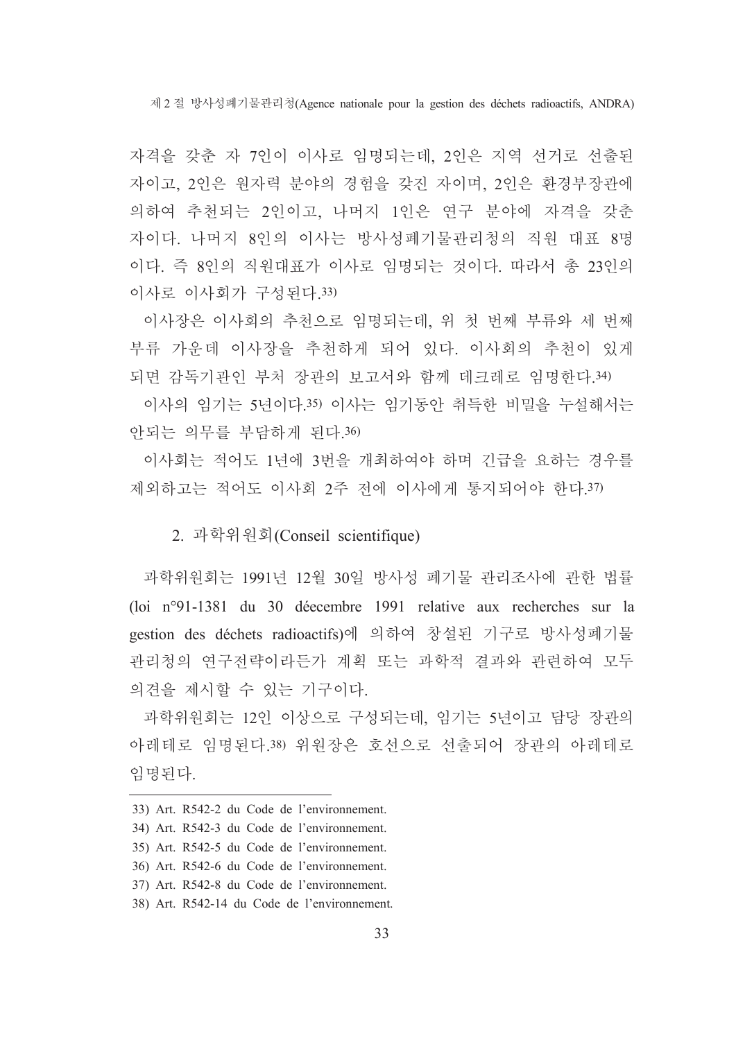자격을 갖춘 자 7인이 이사로 임명되는데, 2인은 지역 선거로 선출된 자이고, 2인은 원자력 분야의 경험을 갖진 자이며, 2인은 환경부장관에 의하여 추천되는 2인이고, 나머지 1인은 연구 분야에 자격을 갖춘 자이다. 나머지 8인의 이사는 방사성폐기물관리청의 직원 대표 8명이다. 즉 8인의 직원대표가 이사로 임명되는 것이다. 따라서 총 23인의 이사로 이사회가 구성된다.[33]

이사장은 이사회의 추천으로 임명되는데, 위 첫 번째 부류와 세 번째 부류 가운데 이사장을 추천하게 되어 있다. 이사회의 추천이 있게 되면 감독기관인 부처 장관의 보고서와 함께 데크레로 임명한다.[34]

이사의 임기는 5년이다.[35] 이사는 임기동안 취득한 비밀을 누설해서는 안되는 의무를 부담하게 된다.[36]

이사회는 적어도 1년에 3번을 개최하여야 하며 긴급을 요하는 경우를 제외하고는 적어도 이사회 2주 전에 이사에게 통지되어야 한다.[37]

### 2. 과학위원회(Conseil scientifique)

과학위원회는 1991년 12월 30일 방사성 폐기물 관리조사에 관한 법률(loi n°91-1381 du 30 déecembre 1991 relative aux recherches sur la gestion des déchets radioactifs)에 의하여 창설된 기구로 방사성폐기물관리청의 연구전략이라든가 계획 또는 과학적 결과와 관련하여 모두 의견을 제시할 수 있는 기구이다.

과학위원회는 12인 이상으로 구성되는데, 임기는 5년이고 담당 장관의 아레테로 임명된다.[38] 위원장은 호선으로 선출되어 장관의 아레테로 임명된다.

---

33) Art. R542-2 du Code de l'environnement.

34) Art. R542-3 du Code de l'environnement.

35) Art. R542-5 du Code de l'environnement.

36) Art. R542-6 du Code de l'environnement.

37) Art. R542-8 du Code de l'environnement.

38) Art. R542-14 du Code de l'environnement.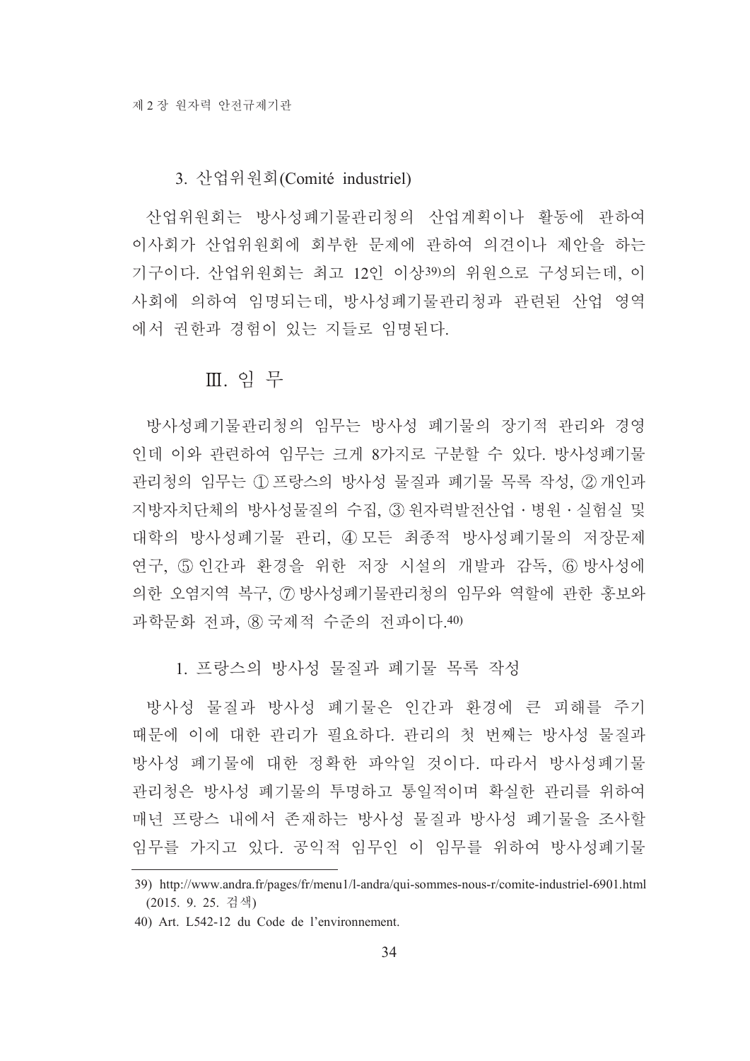### 3. 산업위원회(Comité industriel)

산업위원회는 방사성폐기물관리청의 산업계획이나 활동에 관하여 이사회가 산업위원회에 회부한 문제에 관하여 의견이나 제안을 하는 기구이다. 산업위원회는 최고 12인 이상[39]의 위원으로 구성되는데, 이사회에 의하여 임명되는데, 방사성폐기물관리청과 관련된 산업 영역에서 권한과 경험이 있는 자들로 임명된다.

## Ⅲ. 임 무

방사성폐기물관리청의 임무는 방사성 폐기물의 장기적 관리와 경영인데 이와 관련하여 임무는 크게 8가지로 구분할 수 있다. 방사성폐기물관리청의 임무는 ① 프랑스의 방사성 물질과 폐기물 목록 작성, ② 개인과 지방자치단체의 방사성물질의 수집, ③ 원자력발전산업 · 병원 · 실험실 및 대학의 방사성폐기물 관리, ④ 모든 최종적 방사성폐기물의 저장문제 연구, ⑤ 인간과 환경을 위한 저장 시설의 개발과 감독, ⑥ 방사성에 의한 오염지역 복구, ⑦ 방사성폐기물관리청의 임무와 역할에 관한 홍보와 과학문화 전파, ⑧ 국제적 수준의 전파이다.[40]

### 1. 프랑스의 방사성 물질과 폐기물 목록 작성

방사성 물질과 방사성 폐기물은 인간과 환경에 큰 피해를 주기 때문에 이에 대한 관리가 필요하다. 관리의 첫 번째는 방사성 물질과 방사성 폐기물에 대한 정확한 파악일 것이다. 따라서 방사성폐기물관리청은 방사성 폐기물의 투명하고 통일적이며 확실한 관리를 위하여 매년 프랑스 내에서 존재하는 방사성 물질과 방사성 폐기물을 조사할 임무를 가지고 있다. 공익적 임무인 이 임무를 위하여 방사성폐기물

---

39) http://www.andra.fr/pages/fr/menu1/l-andra/qui-sommes-nous-r/comite-industriel-6901.html (2015. 9. 25. 검색)

40) Art. L542-12 du Code de l'environnement.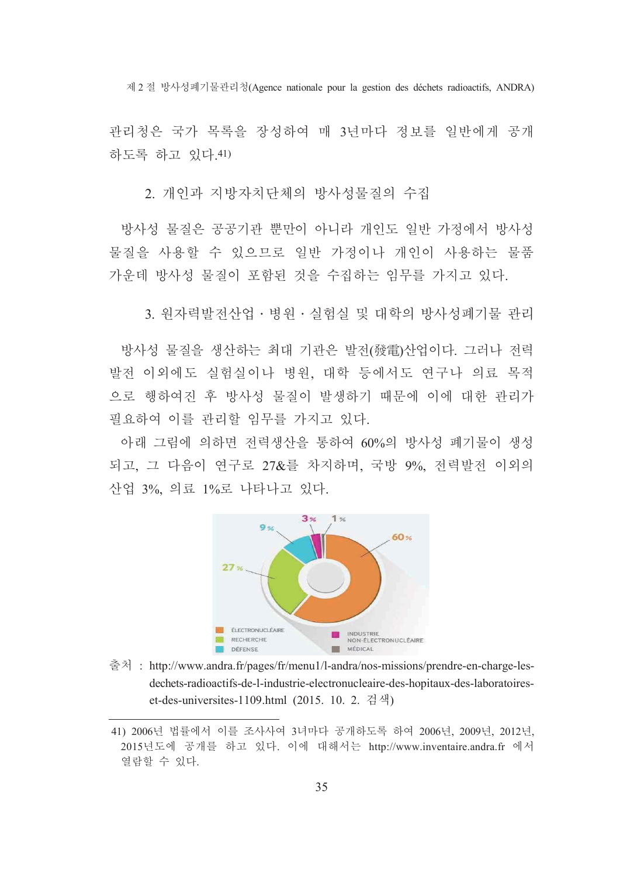관리청은 국가 목록을 장성하여 매 3년마다 정보를 일반에게 공개하도록 하고 있다.[41)]

2. 개인과 지방자치단체의 방사성물질의 수집

방사성 물질은 공공기관 뿐만이 아니라 개인도 일반 가정에서 방사성 물질을 사용할 수 있으므로 일반 가정이나 개인이 사용하는 물품 가운데 방사성 물질이 포함된 것을 수집하는 임무를 가지고 있다.

3. 원자력발전산업・병원・실험실 및 대학의 방사성폐기물 관리

방사성 물질을 생산하는 최대 기관은 발전(發電)산업이다. 그러나 전력발전 이외에도 실험실이나 병원, 대학 등에서도 연구나 의료 목적으로 행하여진 후 방사성 물질이 발생하기 때문에 이에 대한 관리가 필요하여 이를 관리할 임무를 가지고 있다.

아래 그림에 의하면 전력생산을 통하여 60%의 방사성 폐기물이 생성되고, 그 다음이 연구로 27&를 차지하며, 국방 9%, 전력발전 이외의 산업 3%, 의료 1%로 나타나고 있다.

60%, 27%, 9%, 3%, 1%

ÉLECTRONUCLÉAIRE
RECHERCHE
DÉFENSE
INDUSTRIE NON-ÉLECTRONUCLÉAIRE
MÉDICAL

출처 : http://www.andra.fr/pages/fr/menu1/l-andra/nos-missions/prendre-en-charge-les-dechets-radioactifs-de-l-industrie-electronucleaire-des-hopitaux-des-laboratoires-et-des-universites-1109.html (2015. 10. 2. 검색)

---

41) 2006년 법률에서 이를 조사사여 3녀마다 공개하도록 하여 2006년, 2009년, 2012년, 2015년도에 공개를 하고 있다. 이에 대해서는 http://www.inventaire.andra.fr 에서 열람할 수 있다.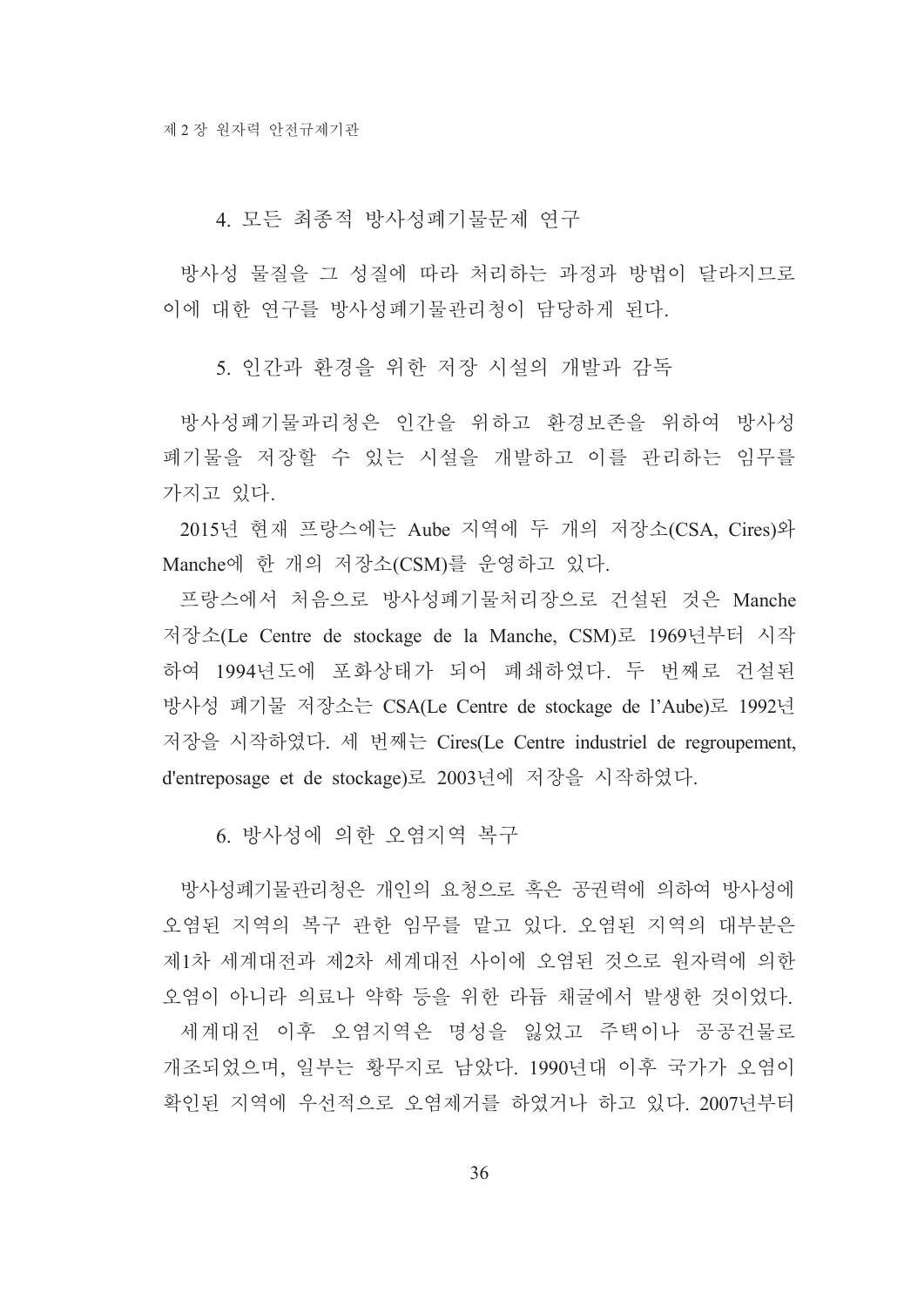### 4. 모든 최종적 방사성폐기물문제 연구

방사성 물질을 그 성질에 따라 처리하는 과정과 방법이 달라지므로 이에 대한 연구를 방사성폐기물관리청이 담당하게 된다.

### 5. 인간과 환경을 위한 저장 시설의 개발과 감독

방사성폐기물과리청은 인간을 위하고 환경보존을 위하여 방사성 폐기물을 저장할 수 있는 시설을 개발하고 이를 관리하는 임무를 가지고 있다.

2015년 현재 프랑스에는 Aube 지역에 두 개의 저장소(CSA, Cires)와 Manche에 한 개의 저장소(CSM)를 운영하고 있다.

프랑스에서 처음으로 방사성폐기물처리장으로 건설된 것은 Manche 저장소(Le Centre de stockage de la Manche, CSM)로 1969년부터 시작하여 1994년도에 포화상태가 되어 폐쇄하였다. 두 번째로 건설된 방사성 폐기물 저장소는 CSA(Le Centre de stockage de l'Aube)로 1992년 저장을 시작하였다. 세 번째는 Cires(Le Centre industriel de regroupement, d'entreposage et de stockage)로 2003년에 저장을 시작하였다.

### 6. 방사성에 의한 오염지역 복구

방사성폐기물관리청은 개인의 요청으로 혹은 공권력에 의하여 방사성에 오염된 지역의 복구 관한 임무를 맡고 있다. 오염된 지역의 대부분은 제1차 세계대전과 제2차 세계대전 사이에 오염된 것으로 원자력에 의한 오염이 아니라 의료나 약학 등을 위한 라듐 채굴에서 발생한 것이었다.

세계대전 이후 오염지역은 명성을 잃었고 주택이나 공공건물로 개조되었으며, 일부는 황무지로 남았다. 1990년대 이후 국가가 오염이 확인된 지역에 우선적으로 오염제거를 하였거나 하고 있다. 2007년부터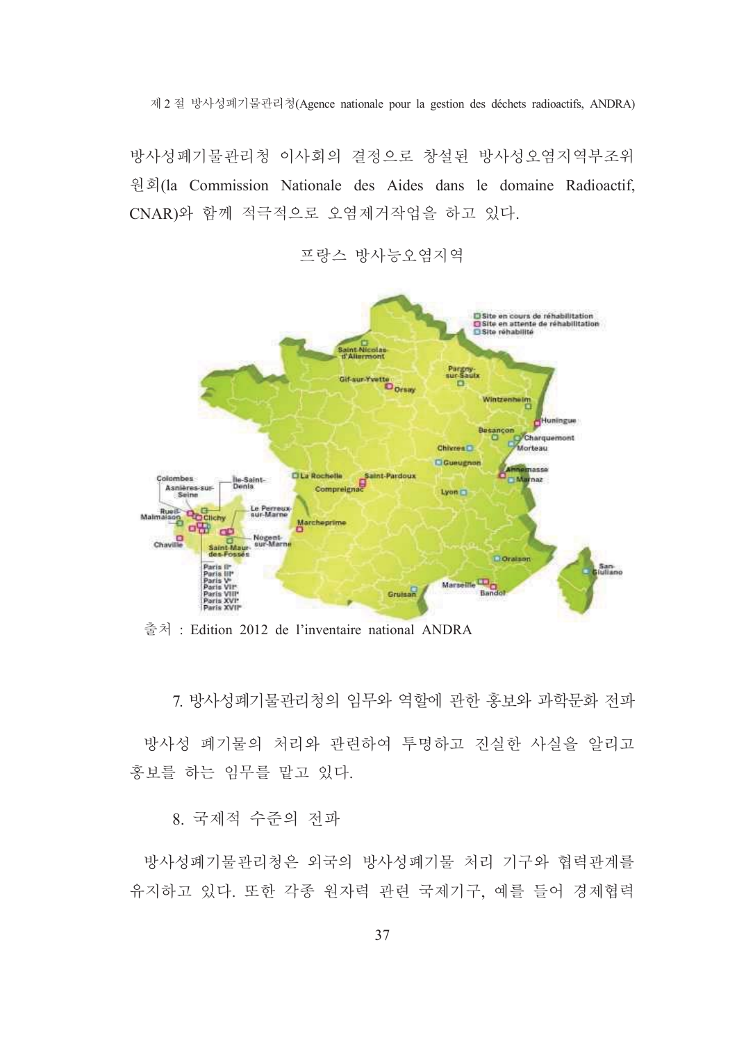방사성폐기물관리청 이사회의 결정으로 창설된 방사성오염지역부조위원회(la Commission Nationale des Aides dans le domaine Radioactif, CNAR)와 함께 적극적으로 오염제거작업을 하고 있다.

프랑스 방사능오염지역

출처 : Edition 2012 de l'inventaire national ANDRA

### 7. 방사성폐기물관리청의 임무와 역할에 관한 홍보와 과학문화 전파

방사성 폐기물의 처리와 관련하여 투명하고 진실한 사실을 알리고 홍보를 하는 임무를 맡고 있다.

### 8. 국제적 수준의 전파

방사성폐기물관리청은 외국의 방사성폐기물 처리 기구와 협력관계를 유지하고 있다. 또한 각종 원자력 관련 국제기구, 예를 들어 경제협력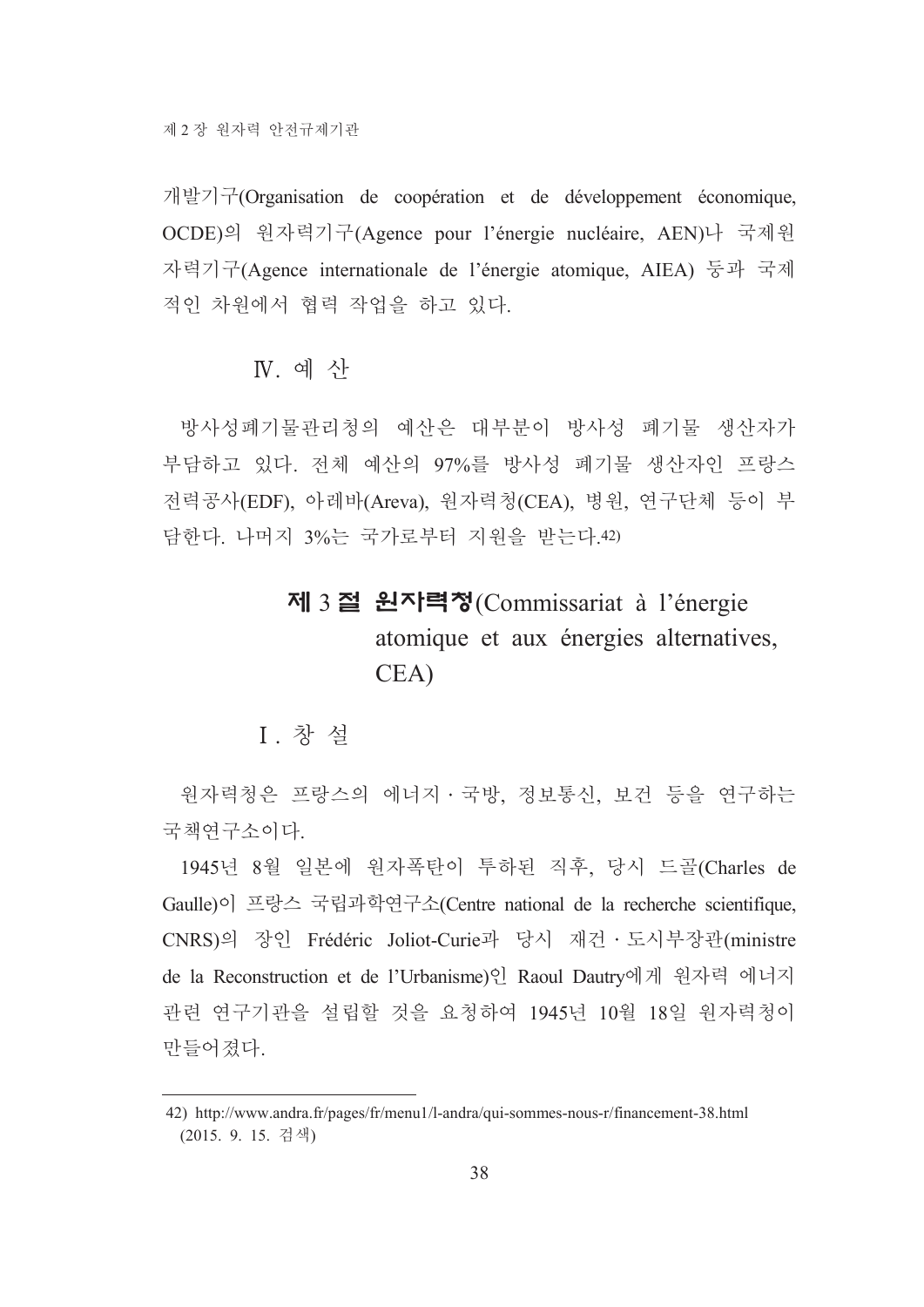개발기구(Organisation de coopération et de développement économique, OCDE)의 원자력기구(Agence pour l'énergie nucléaire, AEN)나 국제원자력기구(Agence internationale de l'énergie atomique, AIEA) 등과 국제적인 차원에서 협력 작업을 하고 있다.

### Ⅳ. 예 산

방사성폐기물관리청의 예산은 대부분이 방사성 폐기물 생산자가 부담하고 있다. 전체 예산의 97%를 방사성 폐기물 생산자인 프랑스 전력공사(EDF), 아레바(Areva), 원자력청(CEA), 병원, 연구단체 등이 부담한다. 나머지 3%는 국가로부터 지원을 받는다.[42]

## 제 3 절 원자력청(Commissariat à l'énergie atomique et aux énergies alternatives, CEA)

### Ⅰ. 창 설

원자력청은 프랑스의 에너지·국방, 정보통신, 보건 등을 연구하는 국책연구소이다.

1945년 8월 일본에 원자폭탄이 투하된 직후, 당시 드골(Charles de Gaulle)이 프랑스 국립과학연구소(Centre national de la recherche scientifique, CNRS)의 장인 Frédéric Joliot-Curie과 당시 재건·도시부장관(ministre de la Reconstruction et de l'Urbanisme)인 Raoul Dautry에게 원자력 에너지 관련 연구기관을 설립할 것을 요청하여 1945년 10월 18일 원자력청이 만들어졌다.

---

42) http://www.andra.fr/pages/fr/menu1/l-andra/qui-sommes-nous-r/financement-38.html (2015. 9. 15. 검색)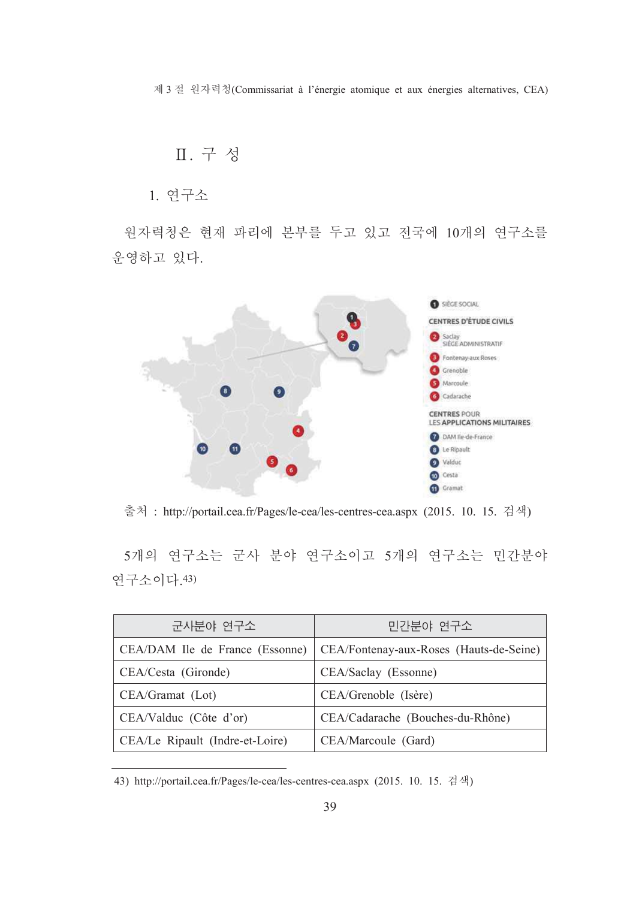## Ⅱ. 구 성

### 1. 연구소

원자력청은 현재 파리에 본부를 두고 있고 전국에 10개의 연구소를 운영하고 있다.

출처 : http://portail.cea.fr/Pages/le-cea/les-centres-cea.aspx (2015. 10. 15. 검색)

5개의 연구소는 군사 분야 연구소이고 5개의 연구소는 민간분야 연구소이다.43)

| 군사분야 연구소 | 민간분야 연구소 |
|---|---|
| CEA/DAM Ile de France (Essonne) | CEA/Fontenay-aux-Roses (Hauts-de-Seine) |
| CEA/Cesta (Gironde) | CEA/Saclay (Essonne) |
| CEA/Gramat (Lot) | CEA/Grenoble (Isère) |
| CEA/Valduc (Côte d'or) | CEA/Cadarache (Bouches-du-Rhône) |
| CEA/Le Ripault (Indre-et-Loire) | CEA/Marcoule (Gard) |

43) http://portail.cea.fr/Pages/le-cea/les-centres-cea.aspx (2015. 10. 15. 검색)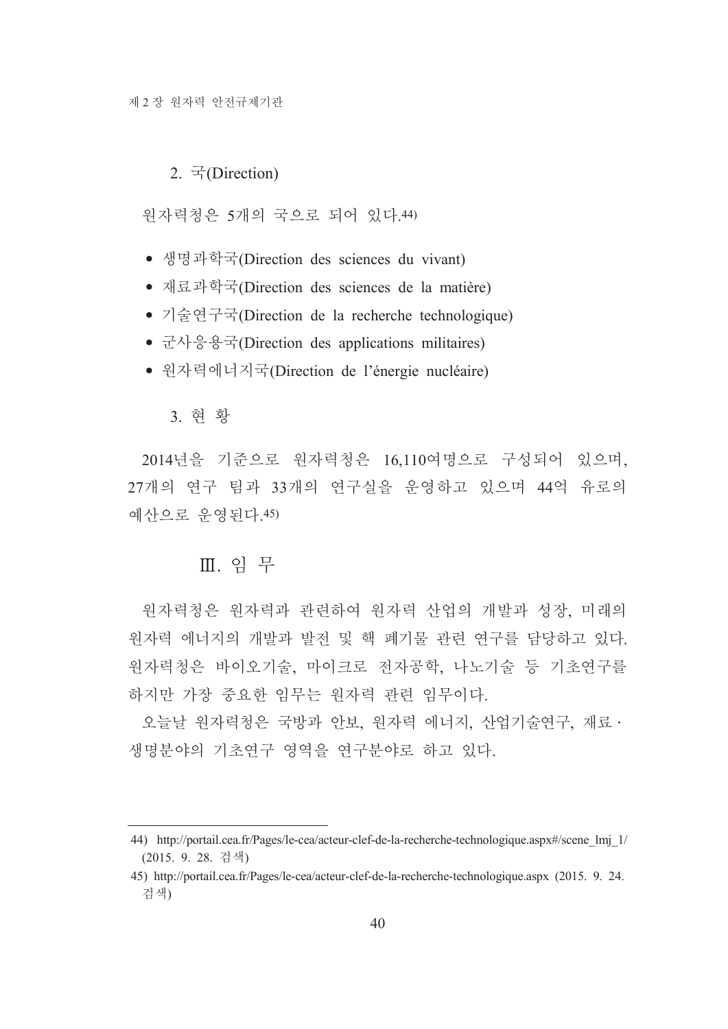### 2. 국(Direction)

원자력청은 5개의 국으로 되어 있다.[44]

- 생명과학국(Direction des sciences du vivant)
- 재료과학국(Direction des sciences de la matière)
- 기술연구국(Direction de la recherche technologique)
- 군사응용국(Direction des applications militaires)
- 원자력에너지국(Direction de l'énergie nucléaire)

### 3. 현 황

2014년을 기준으로 원자력청은 16,110여명으로 구성되어 있으며, 27개의 연구 팀과 33개의 연구실을 운영하고 있으며 44억 유로의 예산으로 운영된다.[45]

## Ⅲ. 임 무

원자력청은 원자력과 관련하여 원자력 산업의 개발과 성장, 미래의 원자력 에너지의 개발과 발전 및 핵 폐기물 관련 연구를 담당하고 있다. 원자력청은 바이오기술, 마이크로 전자공학, 나노기술 등 기초연구를 하지만 가장 중요한 임무는 원자력 관련 임무이다.

오늘날 원자력청은 국방과 안보, 원자력 에너지, 산업기술연구, 재료·생명분야의 기초연구 영역을 연구분야로 하고 있다.

---

44) http://portail.cea.fr/Pages/le-cea/acteur-clef-de-la-recherche-technologique.aspx#/scene_lmj_1/ (2015. 9. 28. 검색)

45) http://portail.cea.fr/Pages/le-cea/acteur-clef-de-la-recherche-technologique.aspx (2015. 9. 24. 검색)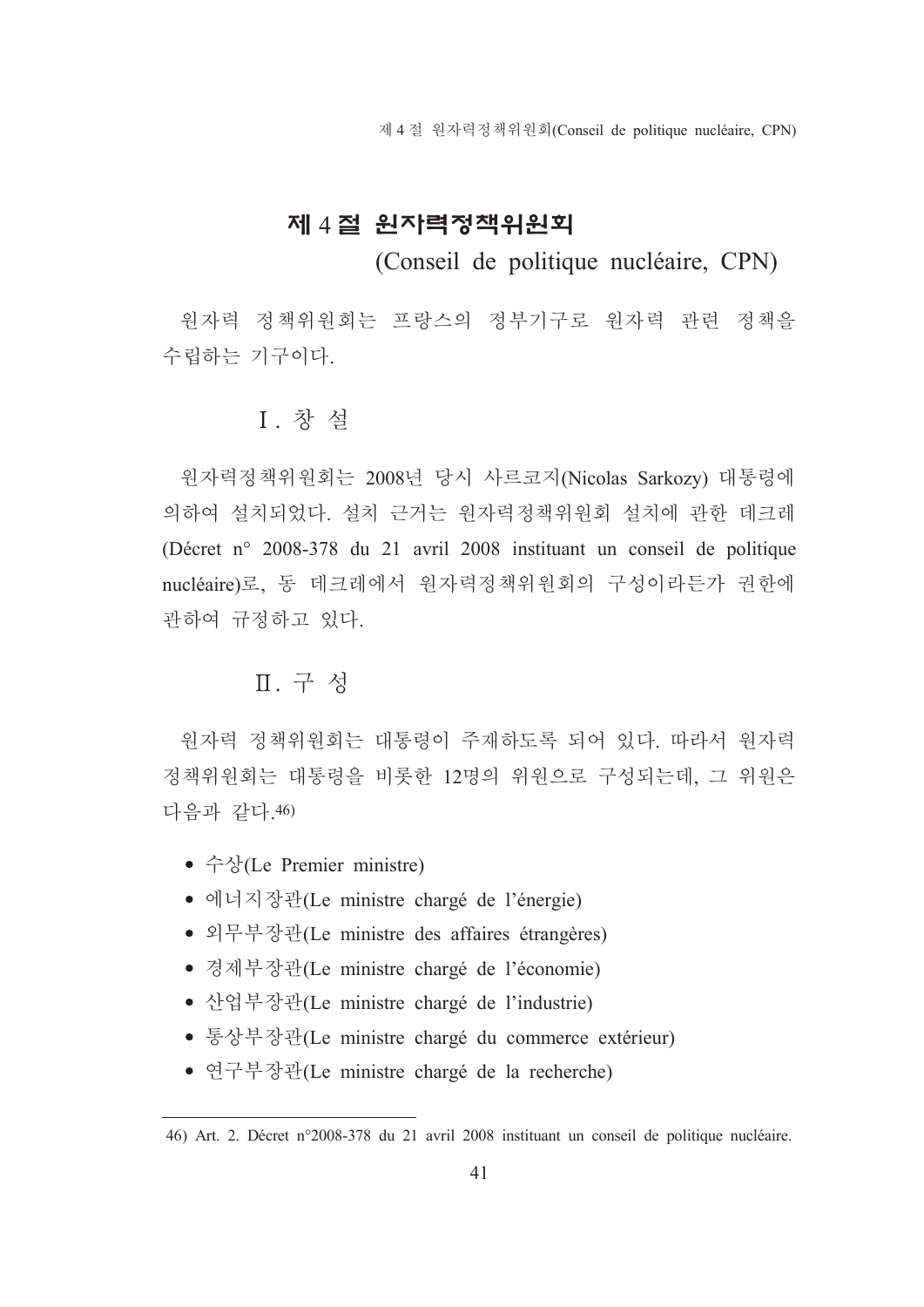## 제 4 절 원자력정책위원회 (Conseil de politique nucléaire, CPN)

원자력 정책위원회는 프랑스의 정부기구로 원자력 관련 정책을 수립하는 기구이다.

### Ⅰ. 창 설

원자력정책위원회는 2008년 당시 사르코지(Nicolas Sarkozy) 대통령에 의하여 설치되었다. 설치 근거는 원자력정책위원회 설치에 관한 데크레(Décret n° 2008-378 du 21 avril 2008 instituant un conseil de politique nucléaire)로, 동 데크레에서 원자력정책위원회의 구성이라든가 권한에 관하여 규정하고 있다.

### Ⅱ. 구 성

원자력 정책위원회는 대통령이 주재하도록 되어 있다. 따라서 원자력 정책위원회는 대통령을 비롯한 12명의 위원으로 구성되는데, 그 위원은 다음과 같다.46)

- 수상(Le Premier ministre)
- 에너지장관(Le ministre chargé de l'énergie)
- 외무부장관(Le ministre des affaires étrangères)
- 경제부장관(Le ministre chargé de l'économie)
- 산업부장관(Le ministre chargé de l'industrie)
- 통상부장관(Le ministre chargé du commerce extérieur)
- 연구부장관(Le ministre chargé de la recherche)

---

46) Art. 2. Décret n°2008-378 du 21 avril 2008 instituant un conseil de politique nucléaire.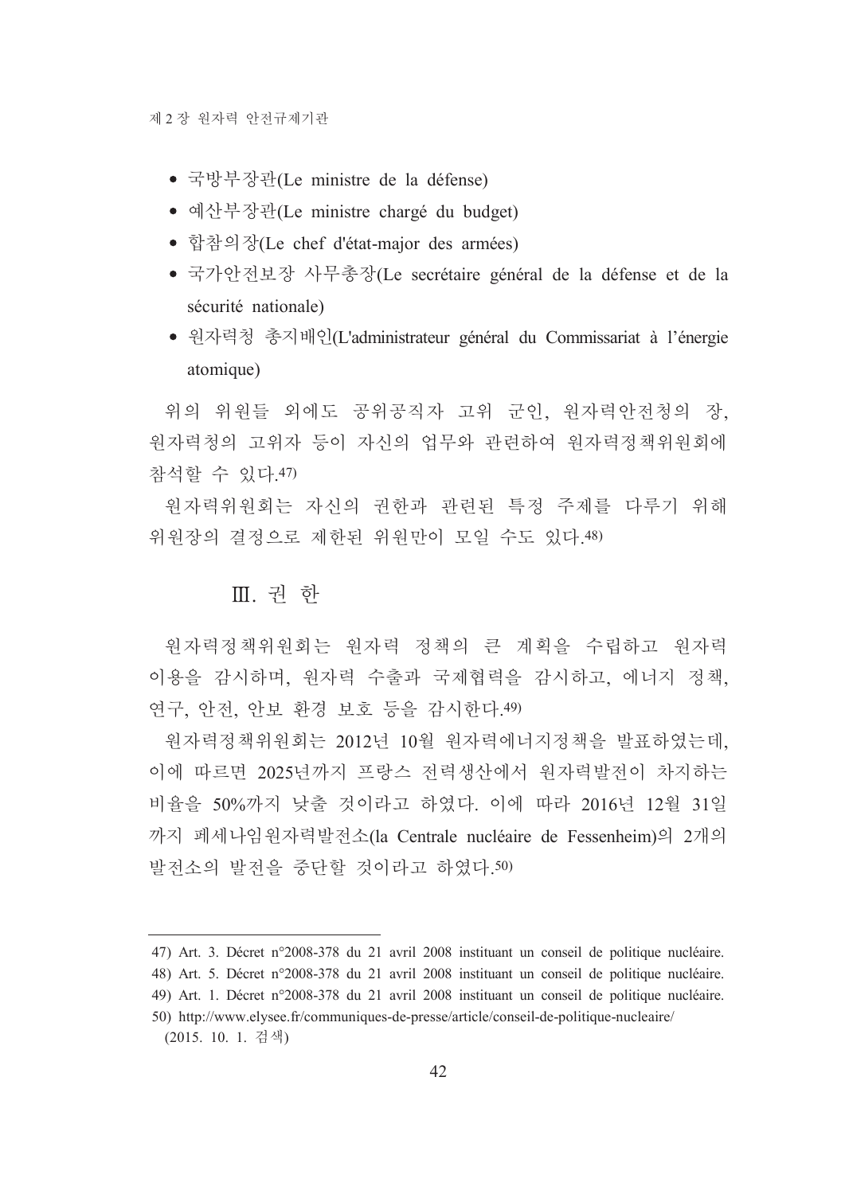- 국방부장관(Le ministre de la défense)
- 예산부장관(Le ministre chargé du budget)
- 합참의장(Le chef d'état-major des armées)
- 국가안전보장 사무총장(Le secrétaire général de la défense et de la sécurité nationale)
- 원자력청 총지배인(L'administrateur général du Commissariat à l'énergie atomique)

위의 위원들 외에도 공위공직자 고위 군인, 원자력안전청의 장, 원자력청의 고위자 등이 자신의 업무와 관련하여 원자력정책위원회에 참석할 수 있다.[47]

원자력위원회는 자신의 권한과 관련된 특정 주제를 다루기 위해 위원장의 결정으로 제한된 위원만이 모일 수도 있다.[48]

## Ⅲ. 권 한

원자력정책위원회는 원자력 정책의 큰 계획을 수립하고 원자력 이용을 감시하며, 원자력 수출과 국제협력을 감시하고, 에너지 정책, 연구, 안전, 안보 환경 보호 등을 감시한다.[49]

원자력정책위원회는 2012년 10월 원자력에너지정책을 발표하였는데, 이에 따르면 2025년까지 프랑스 전력생산에서 원자력발전이 차지하는 비율을 50%까지 낮출 것이라고 하였다. 이에 따라 2016년 12월 31일까지 페세나임원자력발전소(la Centrale nucléaire de Fessenheim)의 2개의 발전소의 발전을 중단할 것이라고 하였다.[50]

---

47) Art. 3. Décret n°2008-378 du 21 avril 2008 instituant un conseil de politique nucléaire.

48) Art. 5. Décret n°2008-378 du 21 avril 2008 instituant un conseil de politique nucléaire.

49) Art. 1. Décret n°2008-378 du 21 avril 2008 instituant un conseil de politique nucléaire.

50) http://www.elysee.fr/communiques-de-presse/article/conseil-de-politique-nucleaire/ (2015. 10. 1. 검색)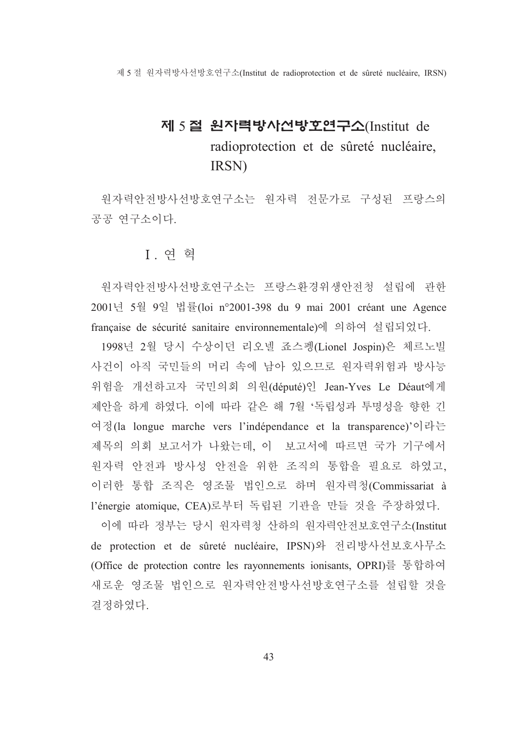## 제 5 절 원자력방사선방호연구소(Institut de radioprotection et de sûreté nucléaire, IRSN)

원자력안전방사선방호연구소는 원자력 전문가로 구성된 프랑스의 공공 연구소이다.

### Ⅰ. 연 혁

원자력안전방사선방호연구소는 프랑스환경위생안전청 설립에 관한 2001년 5월 9일 법률(loi n°2001-398 du 9 mai 2001 créant une Agence française de sécurité sanitaire environnementale)에 의하여 설립되었다.

1998년 2월 당시 수상이던 리오넬 죠스펭(Lionel Jospin)은 체르노빌 사건이 아직 국민들의 머리 속에 남아 있으므로 원자력위험과 방사능 위험을 개선하고자 국민의회 의원(député)인 Jean-Yves Le Déaut에게 제안을 하게 하였다. 이에 따라 같은 해 7월 '독립성과 투명성을 향한 긴 여정(la longue marche vers l'indépendance et la transparence)'이라는 제목의 의회 보고서가 나왔는데, 이 보고서에 따르면 국가 기구에서 원자력 안전과 방사성 안전을 위한 조직의 통합을 필요로 하였고, 이러한 통합 조직은 영조물 법인으로 하며 원자력청(Commissariat à l'énergie atomique, CEA)로부터 독립된 기관을 만들 것을 주장하였다.

이에 따라 정부는 당시 원자력청 산하의 원자력안전보호연구소(Institut de protection et de sûreté nucléaire, IPSN)와 전리방사선보호사무소(Office de protection contre les rayonnements ionisants, OPRI)를 통합하여 새로운 영조물 법인으로 원자력안전방사선방호연구소를 설립할 것을 결정하였다.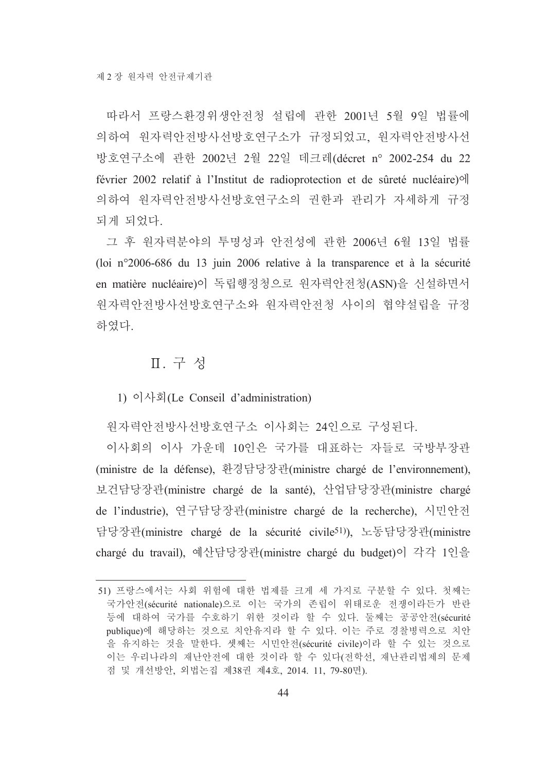따라서 프랑스환경위생안전청 설립에 관한 2001년 5월 9일 법률에 의하여 원자력안전방사선방호연구소가 규정되었고, 원자력안전방사선방호연구소에 관한 2002년 2월 22일 데크레(décret n° 2002-254 du 22 février 2002 relatif à l'Institut de radioprotection et de sûreté nucléaire)에 의하여 원자력안전방사선방호연구소의 권한과 관리가 자세하게 규정되게 되었다.

그 후 원자력분야의 투명성과 안전성에 관한 2006년 6월 13일 법률(loi n°2006-686 du 13 juin 2006 relative à la transparence et à la sécurité en matière nucléaire)이 독립행정청으로 원자력안전청(ASN)을 신설하면서 원자력안전방사선방호연구소와 원자력안전청 사이의 협약설립을 규정하였다.

## Ⅱ. 구 성

### 1) 이사회(Le Conseil d'administration)

원자력안전방사선방호연구소 이사회는 24인으로 구성된다.

이사회의 이사 가운데 10인은 국가를 대표하는 자들로 국방부장관(ministre de la défense), 환경담당장관(ministre chargé de l'environnement), 보건담당장관(ministre chargé de la santé), 산업담당장관(ministre chargé de l'industrie), 연구담당장관(ministre chargé de la recherche), 시민안전담당장관(ministre chargé de la sécurité civile[51]), 노동담당장관(ministre chargé du travail), 예산담당장관(ministre chargé du budget)이 각각 1인을

---

51) 프랑스에서는 사회 위험에 대한 법제를 크게 세 가지로 구분할 수 있다. 첫째는 국가안전(sécurité nationale)으로 이는 국가의 존립이 위태로운 전쟁이라든가 반란 등에 대하여 국가를 수호하기 위한 것이라 할 수 있다. 둘째는 공공안전(sécurité publique)에 해당하는 것으로 치안유지라 할 수 있다. 이는 주로 경찰병력으로 치안을 유지하는 것을 말한다. 셋째는 시민안전(sécurité civile)이라 할 수 있는 것으로 이는 우리나라의 재난안전에 대한 것이라 할 수 있다(전학선, 재난관리법제의 문제점 및 개선방안, 외법논집 제38권 제4호, 2014. 11, 79-80면).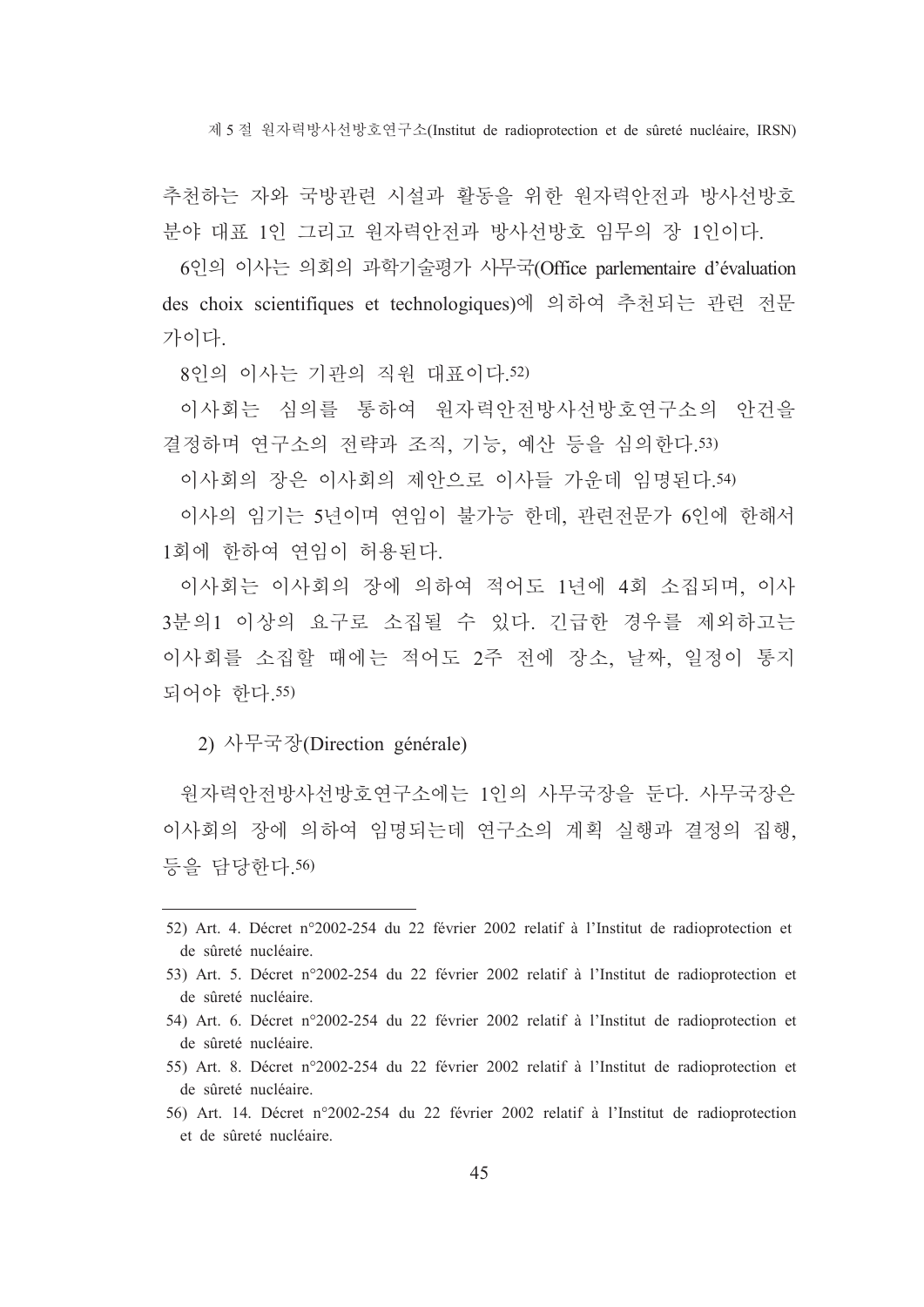추천하는 자와 국방관련 시설과 활동을 위한 원자력안전과 방사선방호 분야 대표 1인 그리고 원자력안전과 방사선방호 임무의 장 1인이다.

6인의 이사는 의회의 과학기술평가 사무국(Office parlementaire d'évaluation des choix scientifiques et technologiques)에 의하여 추천되는 관련 전문가이다.

8인의 이사는 기관의 직원 대표이다.[52)]

이사회는 심의를 통하여 원자력안전방사선방호연구소의 안건을 결정하며 연구소의 전략과 조직, 기능, 예산 등을 심의한다.[53)]

이사회의 장은 이사회의 제안으로 이사들 가운데 임명된다.[54)]

이사의 임기는 5년이며 연임이 불가능 한데, 관련전문가 6인에 한해서 1회에 한하여 연임이 허용된다.

이사회는 이사회의 장에 의하여 적어도 1년에 4회 소집되며, 이사 3분의1 이상의 요구로 소집될 수 있다. 긴급한 경우를 제외하고는 이사회를 소집할 때에는 적어도 2주 전에 장소, 날짜, 일정이 통지되어야 한다.[55)]

2) 사무국장(Direction générale)

원자력안전방사선방호연구소에는 1인의 사무국장을 둔다. 사무국장은 이사회의 장에 의하여 임명되는데 연구소의 계획 실행과 결정의 집행, 등을 담당한다.[56)]

---

52) Art. 4. Décret n°2002-254 du 22 février 2002 relatif à l'Institut de radioprotection et de sûreté nucléaire.

53) Art. 5. Décret n°2002-254 du 22 février 2002 relatif à l'Institut de radioprotection et de sûreté nucléaire.

54) Art. 6. Décret n°2002-254 du 22 février 2002 relatif à l'Institut de radioprotection et de sûreté nucléaire.

55) Art. 8. Décret n°2002-254 du 22 février 2002 relatif à l'Institut de radioprotection et de sûreté nucléaire.

56) Art. 14. Décret n°2002-254 du 22 février 2002 relatif à l'Institut de radioprotection et de sûreté nucléaire.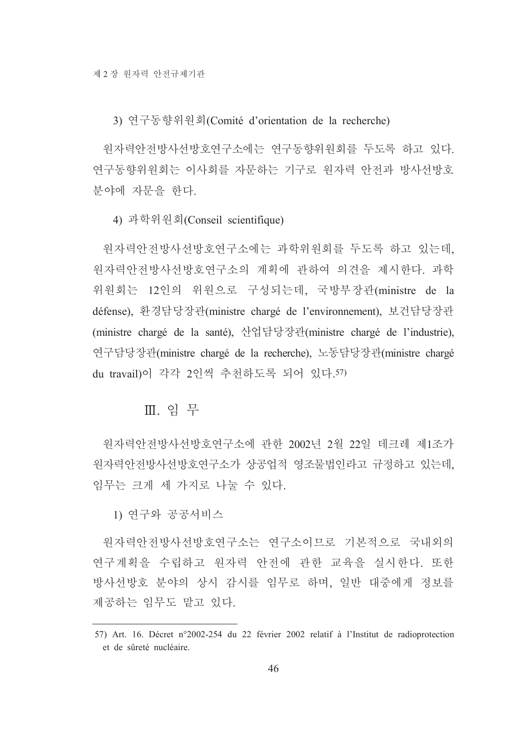3) 연구동향위원회(Comité d'orientation de la recherche)

원자력안전방사선방호연구소에는 연구동향위원회를 두도록 하고 있다. 연구동향위원회는 이사회를 자문하는 기구로 원자력 안전과 방사선방호 분야에 자문을 한다.

4) 과학위원회(Conseil scientifique)

원자력안전방사선방호연구소에는 과학위원회를 두도록 하고 있는데, 원자력안전방사선방호연구소의 계획에 관하여 의견을 제시한다. 과학위원회는 12인의 위원으로 구성되는데, 국방부장관(ministre de la défense), 환경담당장관(ministre chargé de l'environnement), 보건담당장관(ministre chargé de la santé), 산업담당장관(ministre chargé de l'industrie), 연구담당장관(ministre chargé de la recherche), 노동담당장관(ministre chargé du travail)이 각각 2인씩 추천하도록 되어 있다.[57]

## Ⅲ. 임 무

원자력안전방사선방호연구소에 관한 2002년 2월 22일 데크레 제1조가 원자력안전방사선방호연구소가 상공업적 영조물법인라고 규정하고 있는데, 임무는 크게 세 가지로 나눌 수 있다.

1) 연구와 공공서비스

원자력안전방사선방호연구소는 연구소이므로 기본적으로 국내외의 연구계획을 수립하고 원자력 안전에 관한 교육을 실시한다. 또한 방사선방호 분야의 상시 감시를 임무로 하며, 일반 대중에게 정보를 제공하는 임무도 맡고 있다.

---

57) Art. 16. Décret n°2002-254 du 22 février 2002 relatif à l'Institut de radioprotection et de sûreté nucléaire.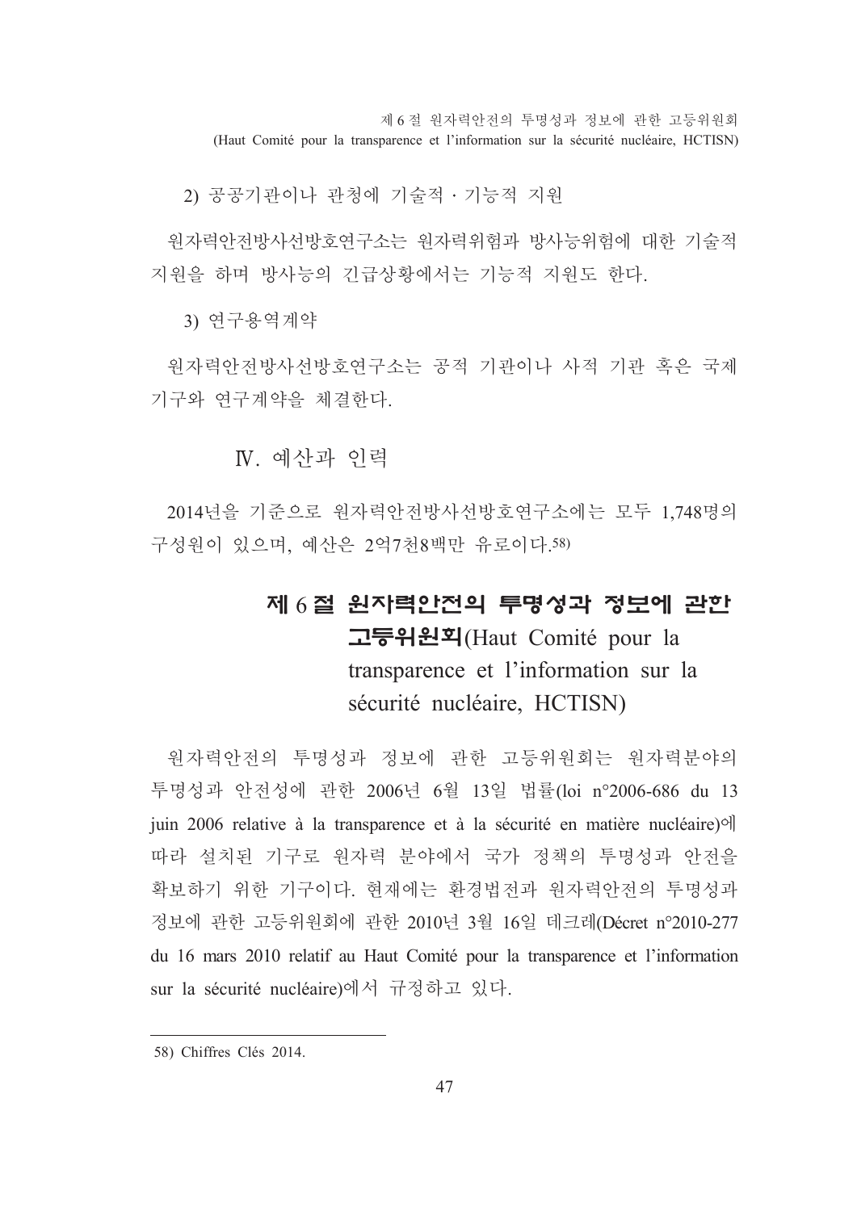2) 공공기관이나 관청에 기술적 · 기능적 지원

원자력안전방사선방호연구소는 원자력위험과 방사능위험에 대한 기술적 지원을 하며 방사능의 긴급상황에서는 기능적 지원도 한다.

3) 연구용역계약

원자력안전방사선방호연구소는 공적 기관이나 사적 기관 혹은 국제 기구와 연구계약을 체결한다.

### Ⅳ. 예산과 인력

2014년을 기준으로 원자력안전방사선방호연구소에는 모두 1,748명의 구성원이 있으며, 예산은 2억7천8백만 유로이다.[58]

## 제 6 절 원자력안전의 투명성과 정보에 관한 고등위원회(Haut Comité pour la transparence et l'information sur la sécurité nucléaire, HCTISN)

원자력안전의 투명성과 정보에 관한 고등위원회는 원자력분야의 투명성과 안전성에 관한 2006년 6월 13일 법률(loi n°2006-686 du 13 juin 2006 relative à la transparence et à la sécurité en matière nucléaire)에 따라 설치된 기구로 원자력 분야에서 국가 정책의 투명성과 안전을 확보하기 위한 기구이다. 현재에는 환경법전과 원자력안전의 투명성과 정보에 관한 고등위원회에 관한 2010년 3월 16일 데크레(Décret n°2010-277 du 16 mars 2010 relatif au Haut Comité pour la transparence et l'information sur la sécurité nucléaire)에서 규정하고 있다.

---

58) Chiffres Clés 2014.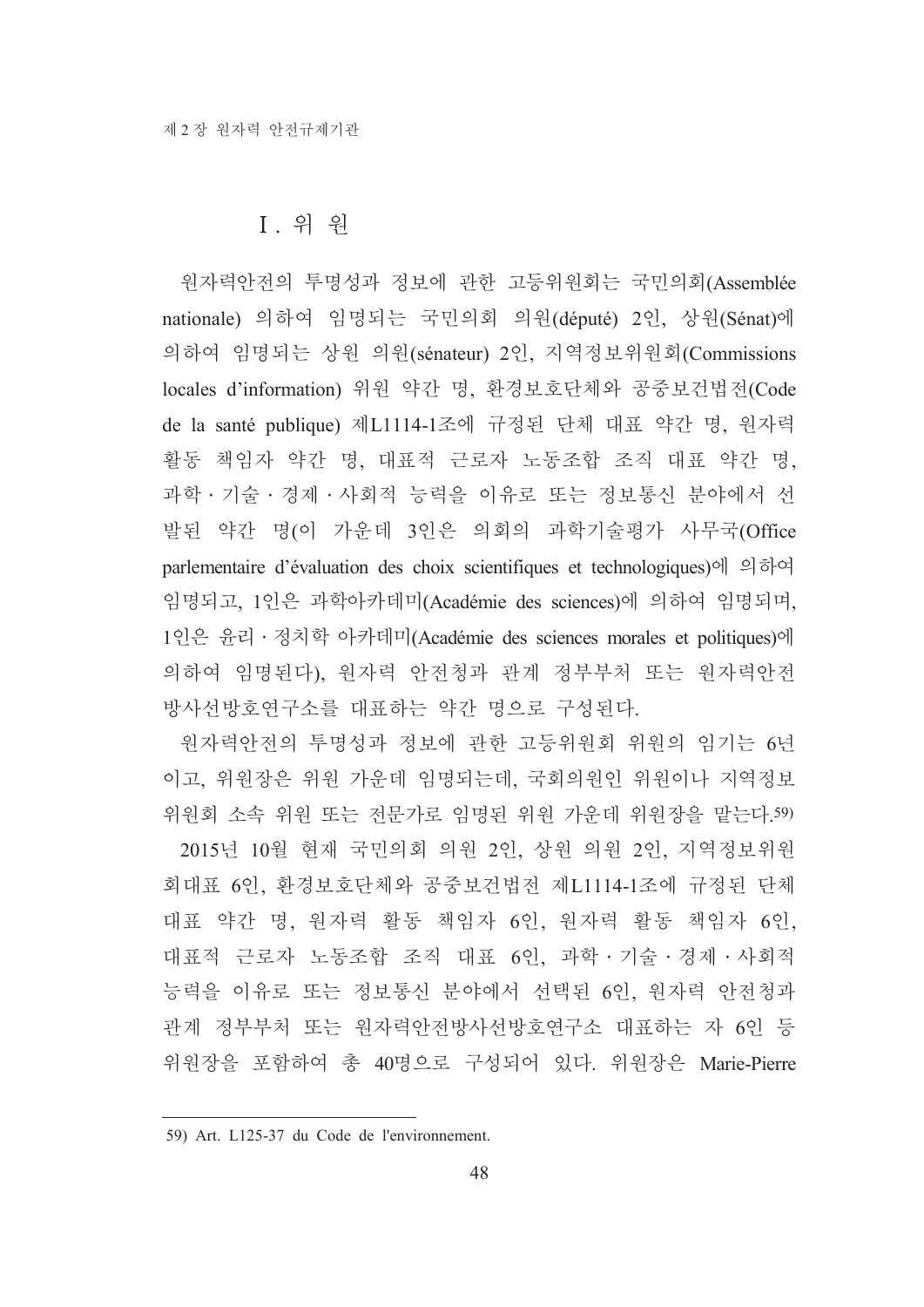## Ⅰ. 위 원

원자력안전의 투명성과 정보에 관한 고등위원회는 국민의회(Assemblée nationale) 의하여 임명되는 국민의회 의원(député) 2인, 상원(Sénat)에 의하여 임명되는 상원 의원(sénateur) 2인, 지역정보위원회(Commissions locales d'information) 위원 약간 명, 환경보호단체와 공중보건법전(Code de la santé publique) 제L1114-1조에 규정된 단체 대표 약간 명, 원자력 활동 책임자 약간 명, 대표적 근로자 노동조합 조직 대표 약간 명, 과학 · 기술 · 경제 · 사회적 능력을 이유로 또는 정보통신 분야에서 선발된 약간 명(이 가운데 3인은 의회의 과학기술평가 사무국(Office parlementaire d'évaluation des choix scientifiques et technologiques)에 의하여 임명되고, 1인은 과학아카데미(Académie des sciences)에 의하여 임명되며, 1인은 윤리 · 정치학 아카데미(Académie des sciences morales et politiques)에 의하여 임명된다), 원자력 안전청과 관계 정부부처 또는 원자력안전방사선방호연구소를 대표하는 약간 명으로 구성된다.

원자력안전의 투명성과 정보에 관한 고등위원회 위원의 임기는 6년이고, 위원장은 위원 가운데 임명되는데, 국회의원인 위원이나 지역정보위원회 소속 위원 또는 전문가로 임명된 위원 가운데 위원장을 맡는다.[59]

2015년 10월 현재 국민의회 의원 2인, 상원 의원 2인, 지역정보위원회대표 6인, 환경보호단체와 공중보건법전 제L1114-1조에 규정된 단체 대표 약간 명, 원자력 활동 책임자 6인, 원자력 활동 책임자 6인, 대표적 근로자 노동조합 조직 대표 6인, 과학 · 기술 · 경제 · 사회적 능력을 이유로 또는 정보통신 분야에서 선택된 6인, 원자력 안전청과 관계 정부부처 또는 원자력안전방사선방호연구소 대표하는 자 6인 등 위원장을 포함하여 총 40명으로 구성되어 있다. 위원장은 Marie-Pierre

---

59) Art. L125-37 du Code de l'environnement.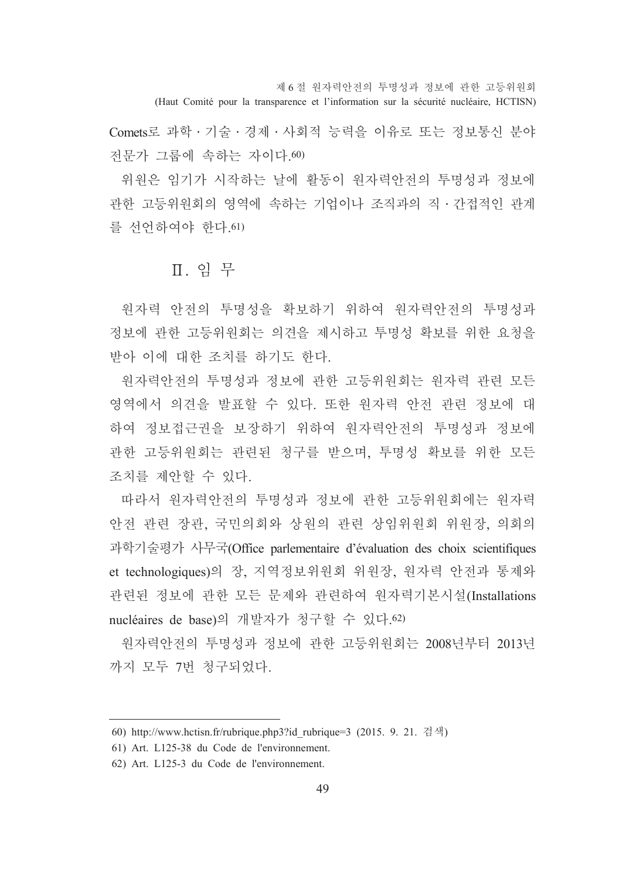Comets로 과학 · 기술 · 경제 · 사회적 능력을 이유로 또는 정보통신 분야 전문가 그룹에 속하는 자이다.[60]

위원은 임기가 시작하는 날에 활동이 원자력안전의 투명성과 정보에 관한 고등위원회의 영역에 속하는 기업이나 조직과의 직 · 간접적인 관계를 선언하여야 한다.[61]

## Ⅱ. 임 무

원자력 안전의 투명성을 확보하기 위하여 원자력안전의 투명성과 정보에 관한 고등위원회는 의견을 제시하고 투명성 확보를 위한 요청을 받아 이에 대한 조치를 하기도 한다.

원자력안전의 투명성과 정보에 관한 고등위원회는 원자력 관련 모든 영역에서 의견을 발표할 수 있다. 또한 원자력 안전 관련 정보에 대하여 정보접근권을 보장하기 위하여 원자력안전의 투명성과 정보에 관한 고등위원회는 관련된 청구를 받으며, 투명성 확보를 위한 모든 조치를 제안할 수 있다.

따라서 원자력안전의 투명성과 정보에 관한 고등위원회에는 원자력 안전 관련 장관, 국민의회와 상원의 관련 상임위원회 위원장, 의회의 과학기술평가 사무국(Office parlementaire d'évaluation des choix scientifiques et technologiques)의 장, 지역정보위원회 위원장, 원자력 안전과 통제와 관련된 정보에 관한 모든 문제와 관련하여 원자력기본시설(Installations nucléaires de base)의 개발자가 청구할 수 있다.[62]

원자력안전의 투명성과 정보에 관한 고등위원회는 2008년부터 2013년까지 모두 7번 청구되었다.

---

60) http://www.hctisn.fr/rubrique.php3?id_rubrique=3 (2015. 9. 21. 검색)

61) Art. L125-38 du Code de l'environnement.

62) Art. L125-3 du Code de l'environnement.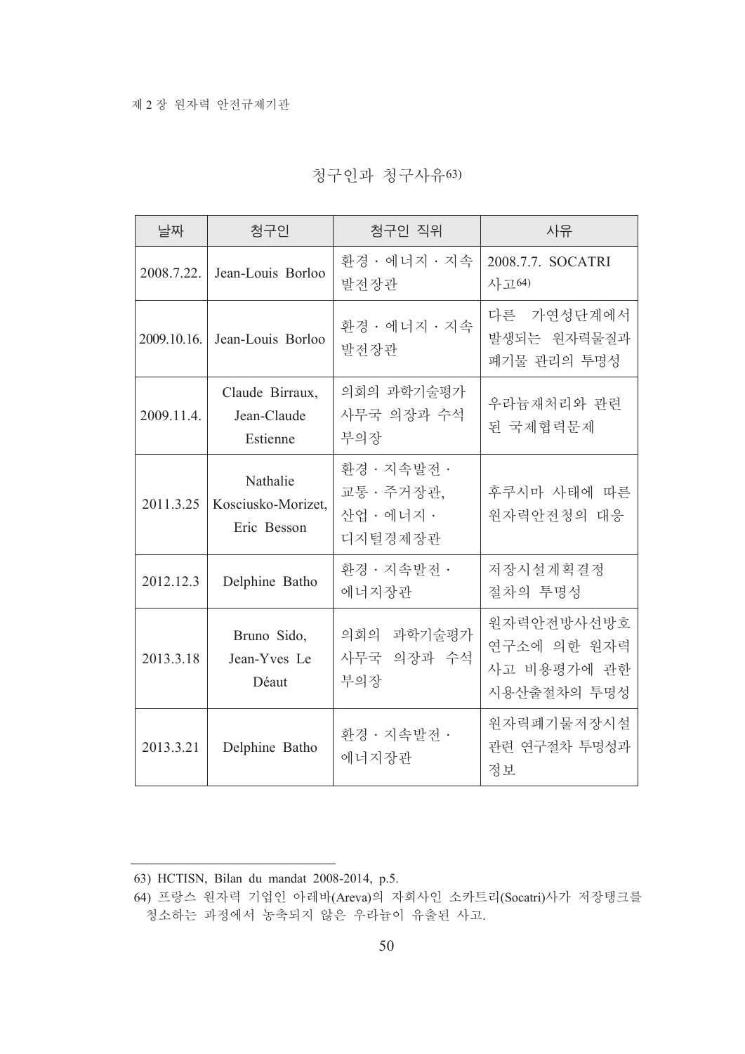청구인과 청구사유[63]

| 날짜 | 청구인 | 청구인 직위 | 사유 |
|---|---|---|---|
| 2008.7.22. | Jean-Louis Borloo | 환경 · 에너지 · 지속발전장관 | 2008.7.7. SOCATRI 사고[64] |
| 2009.10.16. | Jean-Louis Borloo | 환경 · 에너지 · 지속발전장관 | 다른 가연성단계에서 발생되는 원자력물질과 폐기물 관리의 투명성 |
| 2009.11.4. | Claude Birraux, Jean-Claude Estienne | 의회의 과학기술평가사무국 의장과 수석부의장 | 우라늄재처리와 관련된 국제협력문제 |
| 2011.3.25 | Nathalie Kosciusko-Morizet, Eric Besson | 환경 · 지속발전 · 교통 · 주거장관, 산업 · 에너지 · 디지털경제장관 | 후쿠시마 사태에 따른 원자력안전청의 대응 |
| 2012.12.3 | Delphine Batho | 환경 · 지속발전 · 에너지장관 | 저장시설계획결정 절차의 투명성 |
| 2013.3.18 | Bruno Sido, Jean-Yves Le Déaut | 의회의 과학기술평가사무국 의장과 수석부의장 | 원자력안전방사선방호연구소에 의한 원자력사고 비용평가에 관한 시용산출절차의 투명성 |
| 2013.3.21 | Delphine Batho | 환경 · 지속발전 · 에너지장관 | 원자력폐기물저장시설 관련 연구절차 투명성과 정보 |

---

63) HCTISN, Bilan du mandat 2008-2014, p.5.

64) 프랑스 원자력 기업인 아레바(Areva)의 자회사인 소카트리(Socatri)사가 저장탱크를 청소하는 과정에서 농축되지 않은 우라늄이 유출된 사고.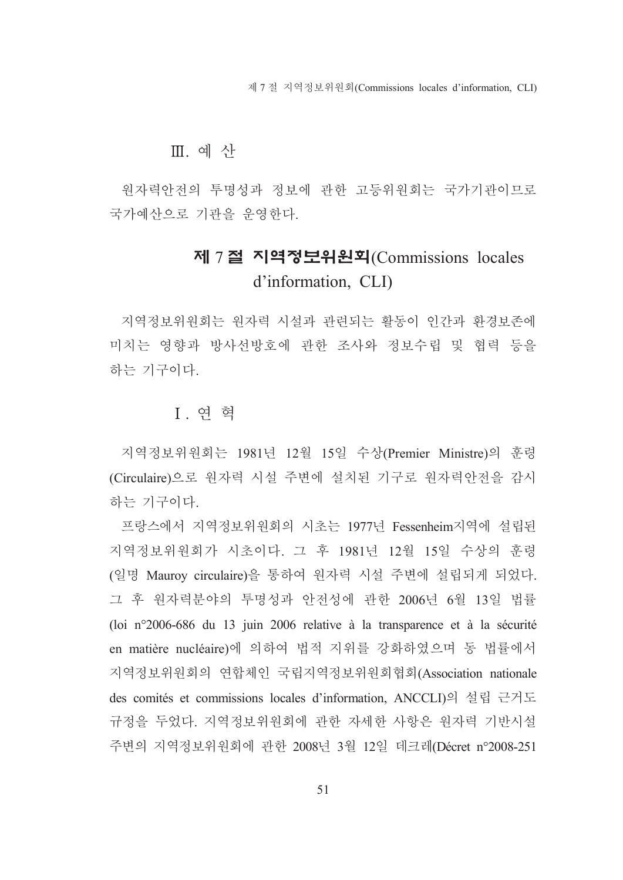### Ⅲ. 예 산

원자력안전의 투명성과 정보에 관한 고등위원회는 국가기관이므로 국가예산으로 기관을 운영한다.

## 제 7 절 지역정보위원회(Commissions locales d'information, CLI)

지역정보위원회는 원자력 시설과 관련되는 활동이 인간과 환경보존에 미치는 영향과 방사선방호에 관한 조사와 정보수립 및 협력 등을 하는 기구이다.

### Ⅰ. 연 혁

지역정보위원회는 1981년 12월 15일 수상(Premier Ministre)의 훈령(Circulaire)으로 원자력 시설 주변에 설치된 기구로 원자력안전을 감시하는 기구이다.

프랑스에서 지역정보위원회의 시초는 1977년 Fessenheim지역에 설립된 지역정보위원회가 시초이다. 그 후 1981년 12월 15일 수상의 훈령(일명 Mauroy circulaire)을 통하여 원자력 시설 주변에 설립되게 되었다. 그 후 원자력분야의 투명성과 안전성에 관한 2006년 6월 13일 법률(loi n°2006-686 du 13 juin 2006 relative à la transparence et à la sécurité en matière nucléaire)에 의하여 법적 지위를 강화하였으며 동 법률에서 지역정보위원회의 연합체인 국립지역정보위원회협회(Association nationale des comités et commissions locales d'information, ANCCLI)의 설립 근거도 규정을 두었다. 지역정보위원회에 관한 자세한 사항은 원자력 기반시설 주변의 지역정보위원회에 관한 2008년 3월 12일 데크레(Décret n°2008-251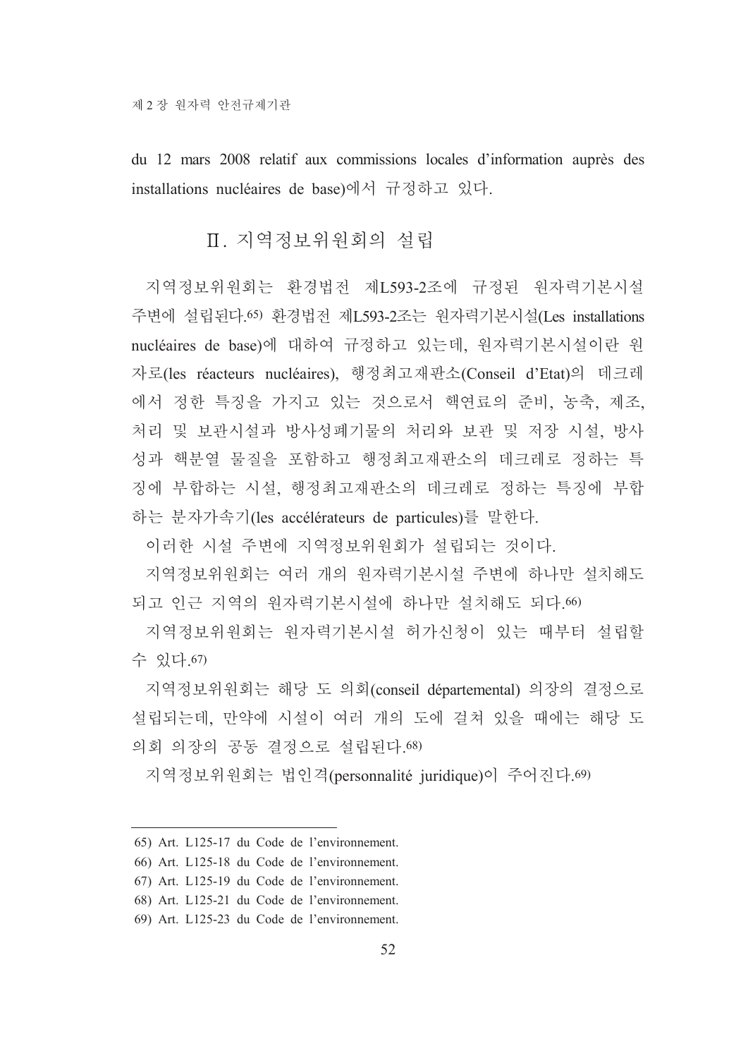du 12 mars 2008 relatif aux commissions locales d'information auprès des installations nucléaires de base)에서 규정하고 있다.

## Ⅱ. 지역정보위원회의 설립

지역정보위원회는 환경법전 제L593-2조에 규정된 원자력기본시설 주변에 설립된다.[65] 환경법전 제L593-2조는 원자력기본시설(Les installations nucléaires de base)에 대하여 규정하고 있는데, 원자력기본시설이란 원자로(les réacteurs nucléaires), 행정최고재판소(Conseil d'Etat)의 데크레에서 정한 특징을 가지고 있는 것으로서 핵연료의 준비, 농축, 제조, 처리 및 보관시설과 방사성폐기물의 처리와 보관 및 저장 시설, 방사성과 핵분열 물질을 포함하고 행정최고재판소의 데크레로 정하는 특징에 부합하는 시설, 행정최고재판소의 데크레로 정하는 특징에 부합하는 분자가속기(les accélérateurs de particules)를 말한다.

이러한 시설 주변에 지역정보위원회가 설립되는 것이다.

지역정보위원회는 여러 개의 원자력기본시설 주변에 하나만 설치해도 되고 인근 지역의 원자력기본시설에 하나만 설치해도 되다.[66]

지역정보위원회는 원자력기본시설 허가신청이 있는 때부터 설립할 수 있다.[67]

지역정보위원회는 해당 도 의회(conseil départemental) 의장의 결정으로 설립되는데, 만약에 시설이 여러 개의 도에 걸쳐 있을 때에는 해당 도 의회 의장의 공동 결정으로 설립된다.[68]

지역정보위원회는 법인격(personnalité juridique)이 주어진다.[69]

---

65) Art. L125-17 du Code de l'environnement.

66) Art. L125-18 du Code de l'environnement.

67) Art. L125-19 du Code de l'environnement.

68) Art. L125-21 du Code de l'environnement.

69) Art. L125-23 du Code de l'environnement.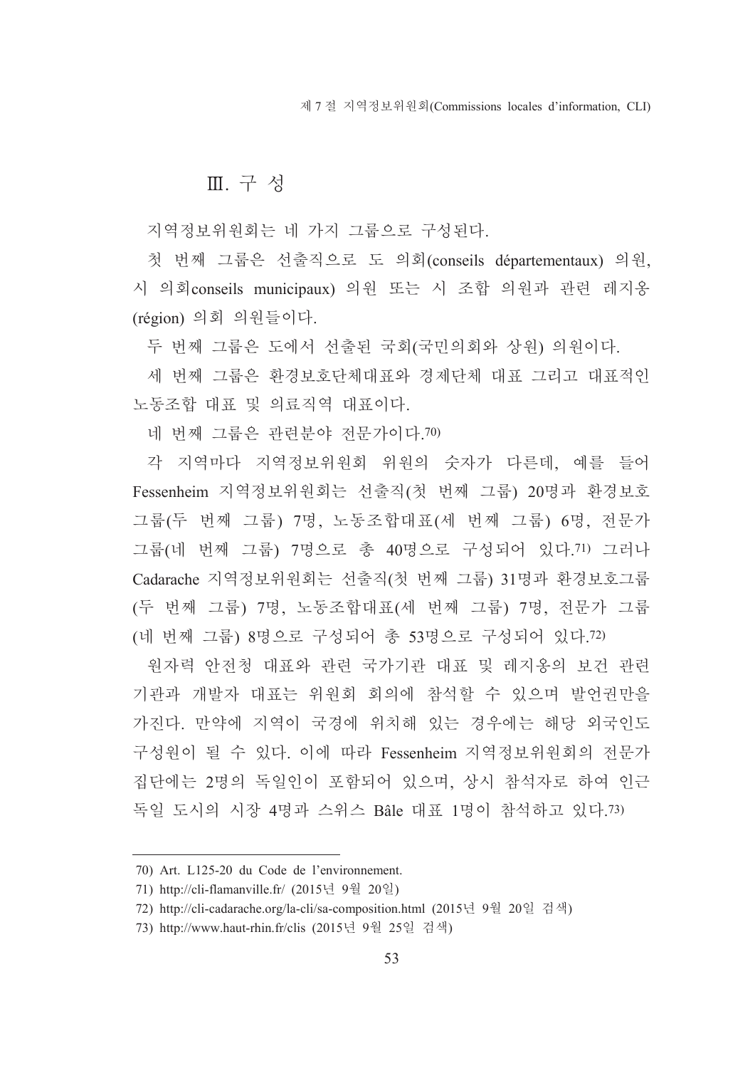## Ⅲ. 구 성

지역정보위원회는 네 가지 그룹으로 구성된다.

첫 번째 그룹은 선출직으로 도 의회(conseils départementaux) 의원, 시 의회conseils municipaux) 의원 또는 시 조합 의원과 관련 레지옹(région) 의회 의원들이다.

두 번째 그룹은 도에서 선출된 국회(국민의회와 상원) 의원이다.

세 번째 그룹은 환경보호단체대표와 경제단체 대표 그리고 대표적인 노동조합 대표 및 의료직역 대표이다.

네 번째 그룹은 관련분야 전문가이다.[70)]

각 지역마다 지역정보위원회 위원의 숫자가 다른데, 예를 들어 Fessenheim 지역정보위원회는 선출직(첫 번째 그룹) 20명과 환경보호그룹(두 번째 그룹) 7명, 노동조합대표(세 번째 그룹) 6명, 전문가그룹(네 번째 그룹) 7명으로 총 40명으로 구성되어 있다.[71)] 그러나 Cadarache 지역정보위원회는 선출직(첫 번째 그룹) 31명과 환경보호그룹(두 번째 그룹) 7명, 노동조합대표(세 번째 그룹) 7명, 전문가 그룹(네 번째 그룹) 8명으로 구성되어 총 53명으로 구성되어 있다.[72)]

원자력 안전청 대표와 관련 국가기관 대표 및 레지옹의 보건 관련 기관과 개발자 대표는 위원회 회의에 참석할 수 있으며 발언권만을 가진다. 만약에 지역이 국경에 위치해 있는 경우에는 해당 외국인도 구성원이 될 수 있다. 이에 따라 Fessenheim 지역정보위원회의 전문가 집단에는 2명의 독일인이 포함되어 있으며, 상시 참석자로 하여 인근 독일 도시의 시장 4명과 스위스 Bâle 대표 1명이 참석하고 있다.[73)]

---

70) Art. L125-20 du Code de l'environnement.

71) http://cli-flamanville.fr/ (2015년 9월 20일)

72) http://cli-cadarache.org/la-cli/sa-composition.html (2015년 9월 20일 검색)

73) http://www.haut-rhin.fr/clis (2015년 9월 25일 검색)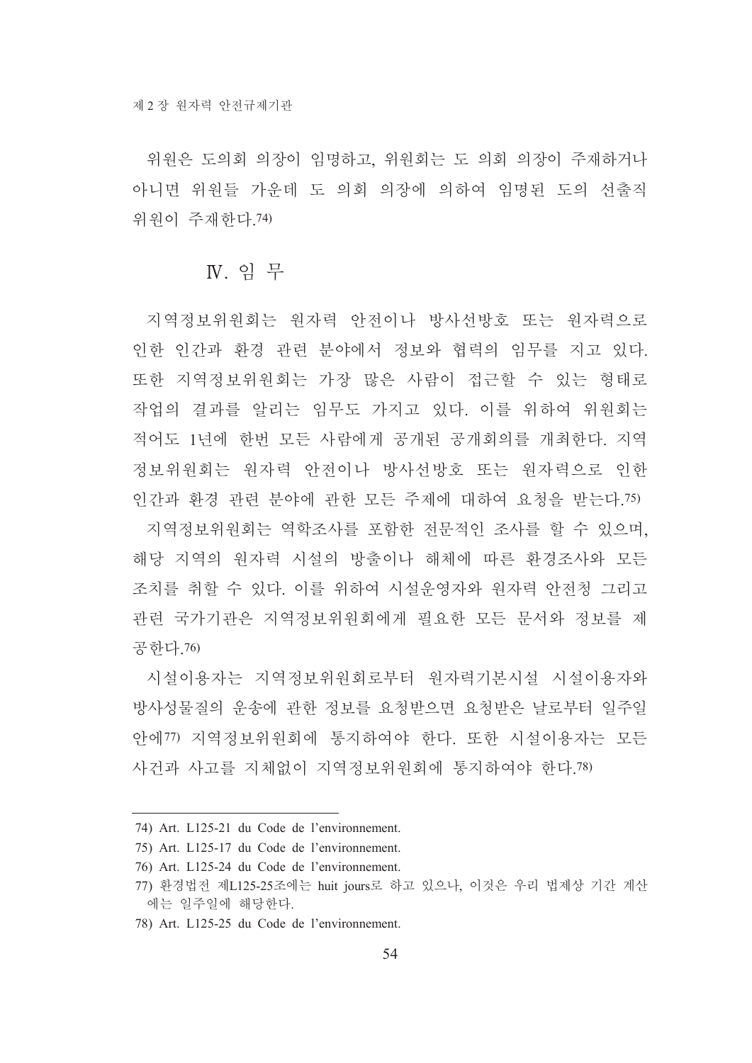위원은 도의회 의장이 임명하고, 위원회는 도 의회 의장이 주재하거나 아니면 위원들 가운데 도 의회 의장에 의하여 임명된 도의 선출직 위원이 주재한다.[74]

## Ⅳ. 임 무

지역정보위원회는 원자력 안전이나 방사선방호 또는 원자력으로 인한 인간과 환경 관련 분야에서 정보와 협력의 임무를 지고 있다. 또한 지역정보위원회는 가장 많은 사람이 접근할 수 있는 형태로 작업의 결과를 알리는 임무도 가지고 있다. 이를 위하여 위원회는 적어도 1년에 한번 모든 사람에게 공개된 공개회의를 개최한다. 지역정보위원회는 원자력 안전이나 방사선방호 또는 원자력으로 인한 인간과 환경 관련 분야에 관한 모든 주제에 대하여 요청을 받는다.[75]

지역정보위원회는 역학조사를 포함한 전문적인 조사를 할 수 있으며, 해당 지역의 원자력 시설의 방출이나 해체에 따른 환경조사와 모든 조치를 취할 수 있다. 이를 위하여 시설운영자와 원자력 안전청 그리고 관련 국가기관은 지역정보위원회에게 필요한 모든 문서와 정보를 제공한다.[76]

시설이용자는 지역정보위원회로부터 원자력기본시설 시설이용자와 방사성물질의 운송에 관한 정보를 요청받으면 요청받은 날로부터 일주일 안에[77] 지역정보위원회에 통지하여야 한다. 또한 시설이용자는 모든 사건과 사고를 지체없이 지역정보위원회에 통지하여야 한다.[78]

---

74) Art. L125-21 du Code de l’environnement.

75) Art. L125-17 du Code de l’environnement.

76) Art. L125-24 du Code de l’environnement.

77) 환경법전 제L125-25조에는 huit jours로 하고 있으나, 이것은 우리 법제상 기간 계산에는 일주일에 해당한다.

78) Art. L125-25 du Code de l’environnement.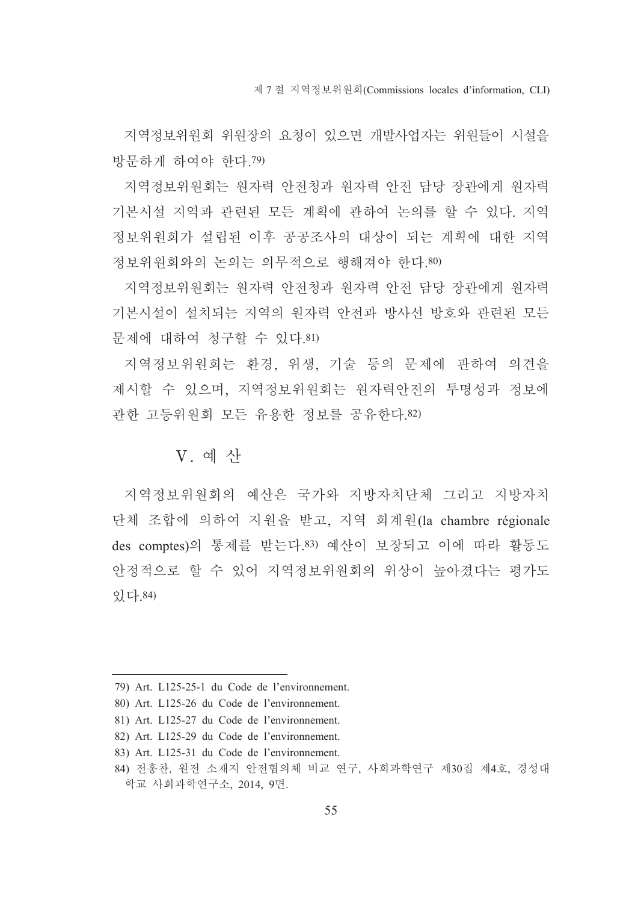지역정보위원회 위원장의 요청이 있으면 개발사업자는 위원들이 시설을 방문하게 하여야 한다.[79]

지역정보위원회는 원자력 안전청과 원자력 안전 담당 장관에게 원자력 기본시설 지역과 관련된 모든 계획에 관하여 논의를 할 수 있다. 지역정보위원회가 설립된 이후 공공조사의 대상이 되는 계획에 대한 지역정보위원회와의 논의는 의무적으로 행해져야 한다.[80]

지역정보위원회는 원자력 안전청과 원자력 안전 담당 장관에게 원자력 기본시설이 설치되는 지역의 원자력 안전과 방사선 방호와 관련된 모든 문제에 대하여 청구할 수 있다.[81]

지역정보위원회는 환경, 위생, 기술 등의 문제에 관하여 의견을 제시할 수 있으며, 지역정보위원회는 원자력안전의 투명성과 정보에 관한 고등위원회 모든 유용한 정보를 공유한다.[82]

## V. 예 산

지역정보위원회의 예산은 국가와 지방자치단체 그리고 지방자치단체 조합에 의하여 지원을 받고, 지역 회계원(la chambre régionale des comptes)의 통제를 받는다.[83] 예산이 보장되고 이에 따라 활동도 안정적으로 할 수 있어 지역정보위원회의 위상이 높아졌다는 평가도 있다.[84]

---

79) Art. L125-25-1 du Code de l'environnement.

80) Art. L125-26 du Code de l'environnement.

81) Art. L125-27 du Code de l'environnement.

82) Art. L125-29 du Code de l'environnement.

83) Art. L125-31 du Code de l'environnement.

84) 전홍찬, 원전 소재지 안전협의체 비교 연구, 사회과학연구 제30집 제4호, 경성대학교 사회과학연구소, 2014, 9면.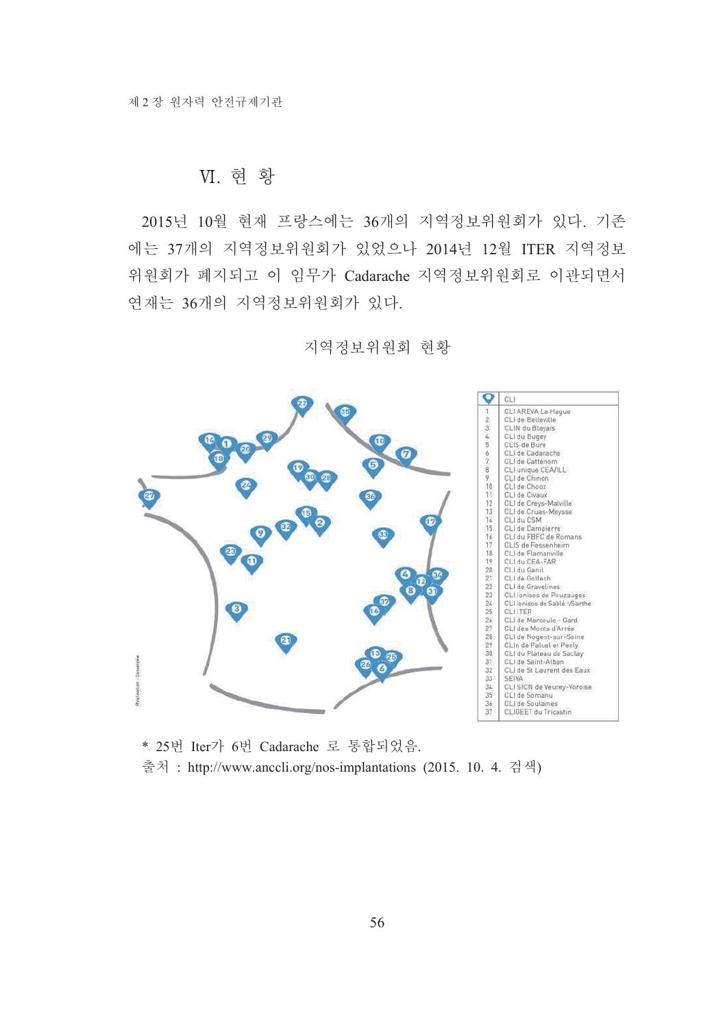## Ⅵ. 현 황

2015년 10월 현재 프랑스에는 36개의 지역정보위원회가 있다. 기존에는 37개의 지역정보위원회가 있었으나 2014년 12월 ITER 지역정보위원회가 폐지되고 이 임무가 Cadarache 지역정보위원회로 이관되면서 현재는 36개의 지역정보위원회가 있다.

지역정보위원회 현황

| | CLI |
|---|---|
| 1 | CLI AREVA La Hague |
| 2 | CLI de Belleville |
| 3 | CLIN du Blayais |
| 4 | CLI du Bugey |
| 5 | CLIS de Bure |
| 6 | CLI de Cadarache |
| 7 | CLI de Cattenom |
| 8 | CLI unique CEA/ILL |
| 9 | CLI de Chinon |
| 10 | CLI de Chooz |
| 11 | CLI de Civaux |
| 12 | CLI de Creys-Malville |
| 13 | CLI de Cruas-Meysse |
| 14 | CLI du CSM |
| 15 | CLI de Dampierre |
| 16 | CLI du FBFC de Romans |
| 17 | CLIS de Fessenheim |
| 18 | CLI de Flamanville |
| 19 | CLI du CEA-FAR |
| 20 | CLI du Ganil |
| 21 | CLI de Golfech |
| 22 | CLI de Gravelines |
| 23 | CLI Ionisos de Pouzauges |
| 24 | CLI Ionisos de Sablé s/Sarthe |
| 25 | CLI ITER |
| 26 | CLI de Marcoule - Gard |
| 27 | CLI des Monts d'Arrée |
| 28 | CLI de Nogent-sur-Seine |
| 29 | CLIn de Paluel et Penly |
| 30 | CLI du Plateau de Saclay |
| 31 | CLI de Saint-Alban |
| 32 | CLI de St Laurent des Eaux |
| 33 | SEIVA |
| 34 | CLI SICN de Veurey-Voroise |
| 35 | CLI de Somanu |
| 36 | CLI de Soulaines |
| 37 | CLIGEET du Tricastin |

\* 25번 Iter가 6번 Cadarache 로 통합되었음.

출처 : http://www.anccli.org/nos-implantations (2015. 10. 4. 검색)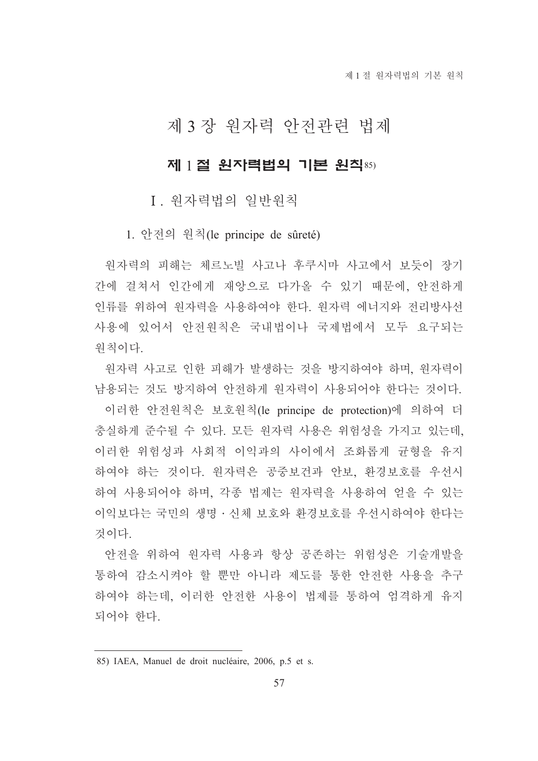# 제 3 장 원자력 안전관련 법제

## 제 1 절 원자력법의 기본 원칙[85]

### Ⅰ. 원자력법의 일반원칙

#### 1. 안전의 원칙(le principe de sûreté)

원자력의 피해는 체르노빌 사고나 후쿠시마 사고에서 보듯이 장기간에 걸쳐서 인간에게 재앙으로 다가올 수 있기 때문에, 안전하게 인류를 위하여 원자력을 사용하여야 한다. 원자력 에너지와 전리방사선 사용에 있어서 안전원칙은 국내법이나 국제법에서 모두 요구되는 원칙이다.

원자력 사고로 인한 피해가 발생하는 것을 방지하여야 하며, 원자력이 남용되는 것도 방지하여 안전하게 원자력이 사용되어야 한다는 것이다. 이러한 안전원칙은 보호원칙(le principe de protection)에 의하여 더 충실하게 준수될 수 있다. 모든 원자력 사용은 위험성을 가지고 있는데, 이러한 위험성과 사회적 이익과의 사이에서 조화롭게 균형을 유지하여야 하는 것이다. 원자력은 공중보건과 안보, 환경보호를 우선시하여 사용되어야 하며, 각종 법제는 원자력을 사용하여 얻을 수 있는 이익보다는 국민의 생명 · 신체 보호와 환경보호를 우선시하여야 한다는 것이다.

안전을 위하여 원자력 사용과 항상 공존하는 위험성은 기술개발을 통하여 감소시켜야 할 뿐만 아니라 제도를 통한 안전한 사용을 추구하여야 하는데, 이러한 안전한 사용이 법제를 통하여 엄격하게 유지되어야 한다.

---

85) IAEA, Manuel de droit nucléaire, 2006, p.5 et s.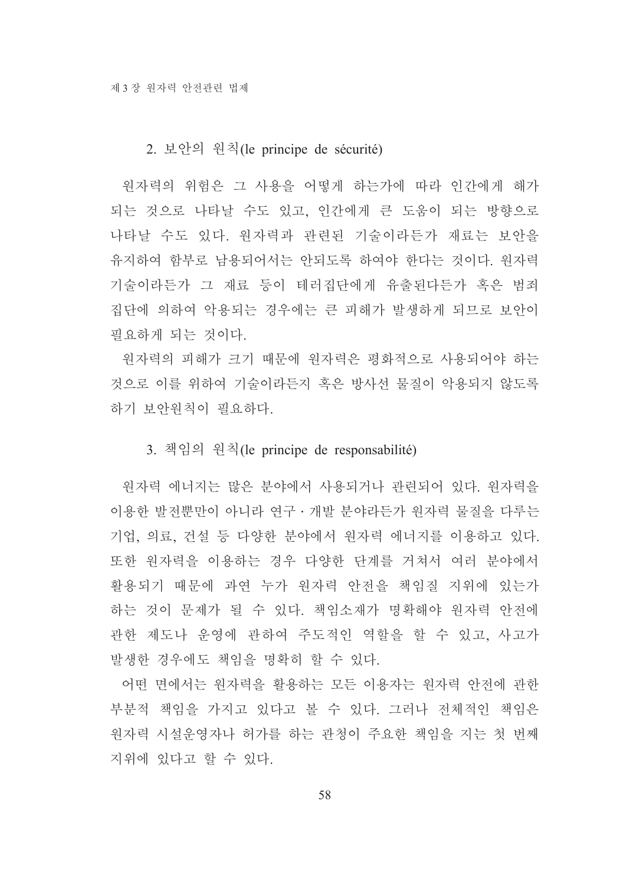### 2. 보안의 원칙(le principe de sécurité)

원자력의 위험은 그 사용을 어떻게 하는가에 따라 인간에게 해가 되는 것으로 나타날 수도 있고, 인간에게 큰 도움이 되는 방향으로 나타날 수도 있다. 원자력과 관련된 기술이라든가 재료는 보안을 유지하여 함부로 남용되어서는 안되도록 하여야 한다는 것이다. 원자력 기술이라든가 그 재료 등이 테러집단에게 유출된다든가 혹은 범죄 집단에 의하여 악용되는 경우에는 큰 피해가 발생하게 되므로 보안이 필요하게 되는 것이다.

원자력의 피해가 크기 때문에 원자력은 평화적으로 사용되어야 하는 것으로 이를 위하여 기술이라든지 혹은 방사선 물질이 악용되지 않도록 하기 보안원칙이 필요하다.

### 3. 책임의 원칙(le principe de responsabilité)

원자력 에너지는 많은 분야에서 사용되거나 관련되어 있다. 원자력을 이용한 발전뿐만이 아니라 연구·개발 분야라든가 원자력 물질을 다루는 기업, 의료, 건설 등 다양한 분야에서 원자력 에너지를 이용하고 있다. 또한 원자력을 이용하는 경우 다양한 단계를 거쳐서 여러 분야에서 활용되기 때문에 과연 누가 원자력 안전을 책임질 지위에 있는가 하는 것이 문제가 될 수 있다. 책임소재가 명확해야 원자력 안전에 관한 제도나 운영에 관하여 주도적인 역할을 할 수 있고, 사고가 발생한 경우에도 책임을 명확히 할 수 있다.

어떤 면에서는 원자력을 활용하는 모든 이용자는 원자력 안전에 관한 부분적 책임을 가지고 있다고 볼 수 있다. 그러나 전체적인 책임은 원자력 시설운영자나 허가를 하는 관청이 주요한 책임을 지는 첫 번째 지위에 있다고 할 수 있다.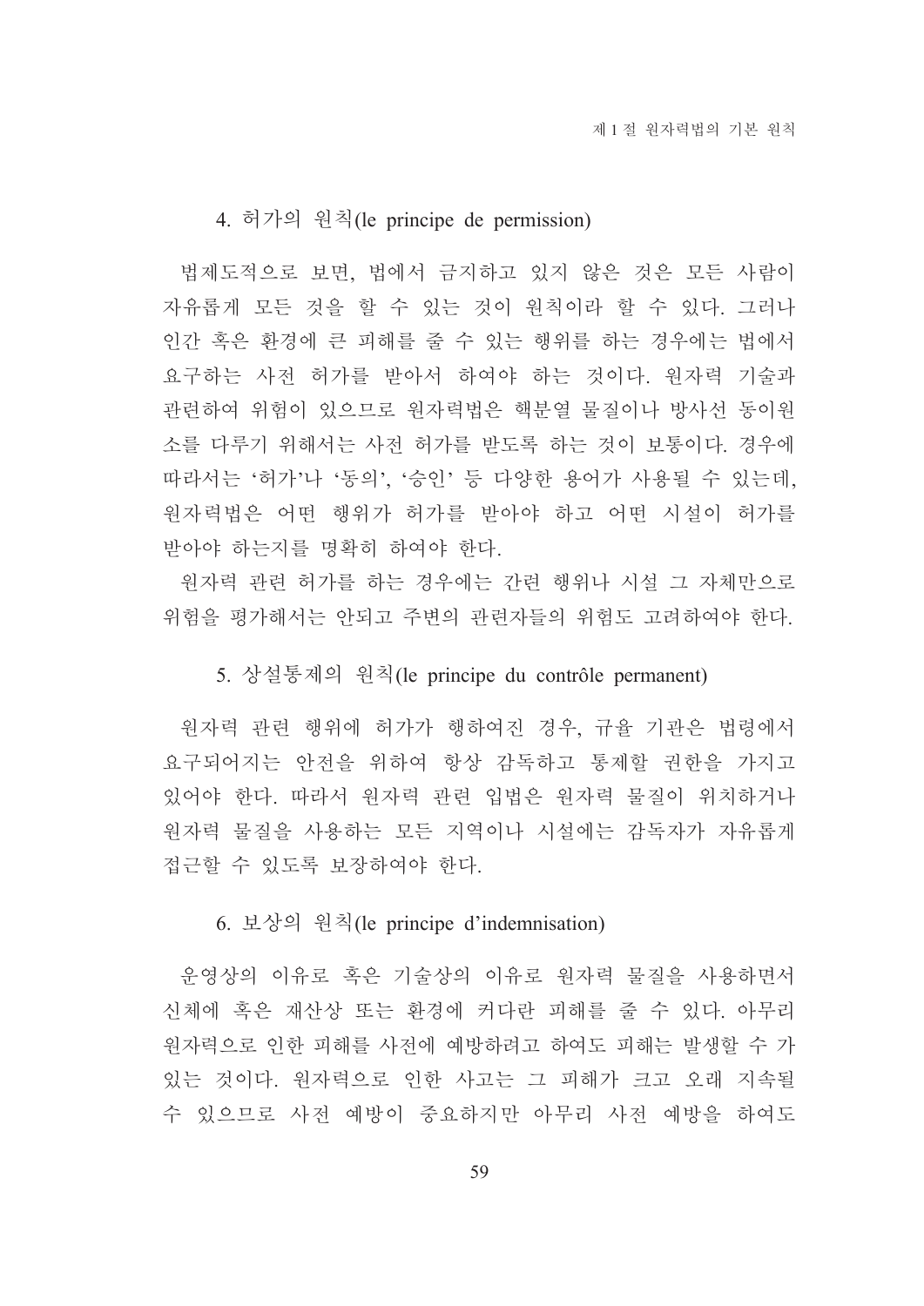### 4. 허가의 원칙(le principe de permission)

법제도적으로 보면, 법에서 금지하고 있지 않은 것은 모든 사람이 자유롭게 모든 것을 할 수 있는 것이 원칙이라 할 수 있다. 그러나 인간 혹은 환경에 큰 피해를 줄 수 있는 행위를 하는 경우에는 법에서 요구하는 사전 허가를 받아서 하여야 하는 것이다. 원자력 기술과 관련하여 위험이 있으므로 원자력법은 핵분열 물질이나 방사선 동이원소를 다루기 위해서는 사전 허가를 받도록 하는 것이 보통이다. 경우에 따라서는 '허가'나 '동의', '승인' 등 다양한 용어가 사용될 수 있는데, 원자력법은 어떤 행위가 허가를 받아야 하고 어떤 시설이 허가를 받아야 하는지를 명확히 하여야 한다.

원자력 관련 허가를 하는 경우에는 간련 행위나 시설 그 자체만으로 위험을 평가해서는 안되고 주변의 관련자들의 위험도 고려하여야 한다.

### 5. 상설통제의 원칙(le principe du contrôle permanent)

원자력 관련 행위에 허가가 행하여진 경우, 규율 기관은 법령에서 요구되어지는 안전을 위하여 항상 감독하고 통제할 권한을 가지고 있어야 한다. 따라서 원자력 관련 입법은 원자력 물질이 위치하거나 원자력 물질을 사용하는 모든 지역이나 시설에는 감독자가 자유롭게 접근할 수 있도록 보장하여야 한다.

### 6. 보상의 원칙(le principe d'indemnisation)

운영상의 이유로 혹은 기술상의 이유로 원자력 물질을 사용하면서 신체에 혹은 재산상 또는 환경에 커다란 피해를 줄 수 있다. 아무리 원자력으로 인한 피해를 사전에 예방하려고 하여도 피해는 발생할 수 가 있는 것이다. 원자력으로 인한 사고는 그 피해가 크고 오래 지속될 수 있으므로 사전 예방이 중요하지만 아무리 사전 예방을 하여도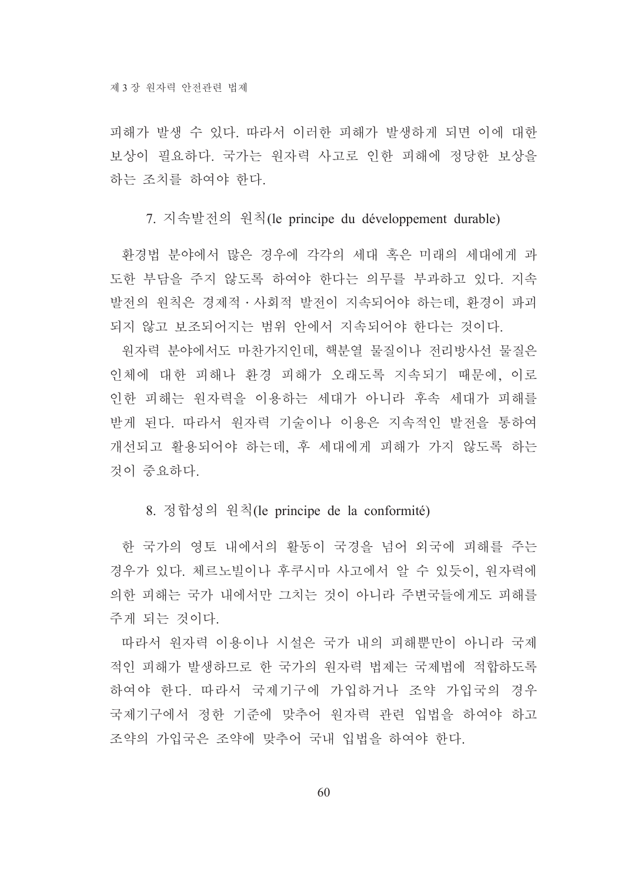피해가 발생 수 있다. 따라서 이러한 피해가 발생하게 되면 이에 대한 보상이 필요하다. 국가는 원자력 사고로 인한 피해에 정당한 보상을 하는 조치를 하여야 한다.

### 7. 지속발전의 원칙(le principe du développement durable)

환경법 분야에서 많은 경우에 각각의 세대 혹은 미래의 세대에게 과도한 부담을 주지 않도록 하여야 한다는 의무를 부과하고 있다. 지속발전의 원칙은 경제적·사회적 발전이 지속되어야 하는데, 환경이 파괴되지 않고 보조되어지는 범위 안에서 지속되어야 한다는 것이다.

원자력 분야에서도 마찬가지인데, 핵분열 물질이나 전리방사선 물질은 인체에 대한 피해나 환경 피해가 오래도록 지속되기 때문에, 이로 인한 피해는 원자력을 이용하는 세대가 아니라 후속 세대가 피해를 받게 된다. 따라서 원자력 기술이나 이용은 지속적인 발전을 통하여 개선되고 활용되어야 하는데, 후 세대에게 피해가 가지 않도록 하는 것이 중요하다.

### 8. 정합성의 원칙(le principe de la conformité)

한 국가의 영토 내에서의 활동이 국경을 넘어 외국에 피해를 주는 경우가 있다. 체르노빌이나 후쿠시마 사고에서 알 수 있듯이, 원자력에 의한 피해는 국가 내에서만 그치는 것이 아니라 주변국들에게도 피해를 주게 되는 것이다.

따라서 원자력 이용이나 시설은 국가 내의 피해뿐만이 아니라 국제적인 피해가 발생하므로 한 국가의 원자력 법제는 국제법에 적합하도록 하여야 한다. 따라서 국제기구에 가입하거나 조약 가입국의 경우 국제기구에서 정한 기준에 맞추어 원자력 관련 입법을 하여야 하고 조약의 가입국은 조약에 맞추어 국내 입법을 하여야 한다.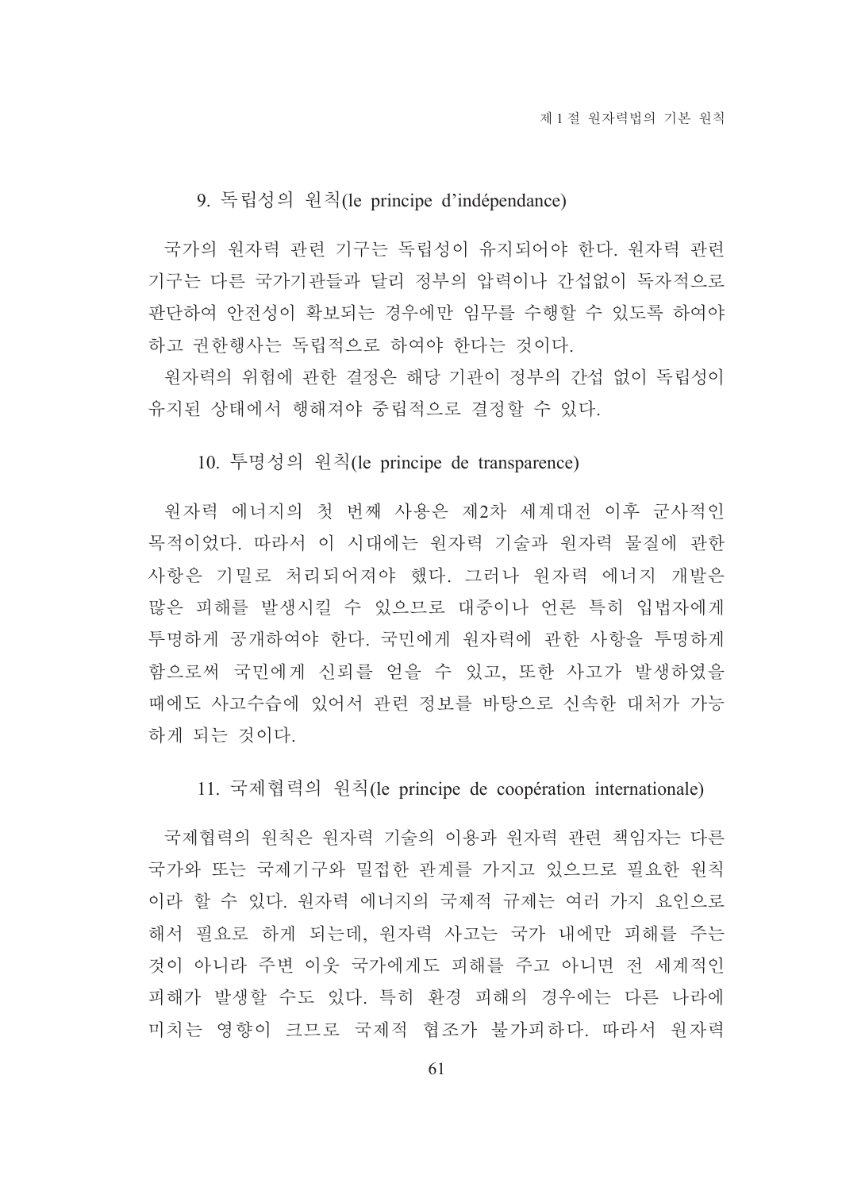### 9. 독립성의 원칙(le principe d'indépendance)

국가의 원자력 관련 기구는 독립성이 유지되어야 한다. 원자력 관련 기구는 다른 국가기관들과 달리 정부의 압력이나 간섭없이 독자적으로 판단하여 안전성이 확보되는 경우에만 임무를 수행할 수 있도록 하여야 하고 권한행사는 독립적으로 하여야 한다는 것이다.

원자력의 위험에 관한 결정은 해당 기관이 정부의 간섭 없이 독립성이 유지된 상태에서 행해져야 중립적으로 결정할 수 있다.

### 10. 투명성의 원칙(le principe de transparence)

원자력 에너지의 첫 번째 사용은 제2차 세계대전 이후 군사적인 목적이었다. 따라서 이 시대에는 원자력 기술과 원자력 물질에 관한 사항은 기밀로 처리되어져야 했다. 그러나 원자력 에너지 개발은 많은 피해를 발생시킬 수 있으므로 대중이나 언론 특히 입법자에게 투명하게 공개하여야 한다. 국민에게 원자력에 관한 사항을 투명하게 함으로써 국민에게 신뢰를 얻을 수 있고, 또한 사고가 발생하였을 때에도 사고수습에 있어서 관련 정보를 바탕으로 신속한 대처가 가능하게 되는 것이다.

### 11. 국제협력의 원칙(le principe de coopération internationale)

국제협력의 원칙은 원자력 기술의 이용과 원자력 관련 책임자는 다른 국가와 또는 국제기구와 밀접한 관계를 가지고 있으므로 필요한 원칙이라 할 수 있다. 원자력 에너지의 국제적 규제는 여러 가지 요인으로 해서 필요로 하게 되는데, 원자력 사고는 국가 내에만 피해를 주는 것이 아니라 주변 이웃 국가에게도 피해를 주고 아니면 전 세계적인 피해가 발생할 수도 있다. 특히 환경 피해의 경우에는 다른 나라에 미치는 영향이 크므로 국제적 협조가 불가피하다. 따라서 원자력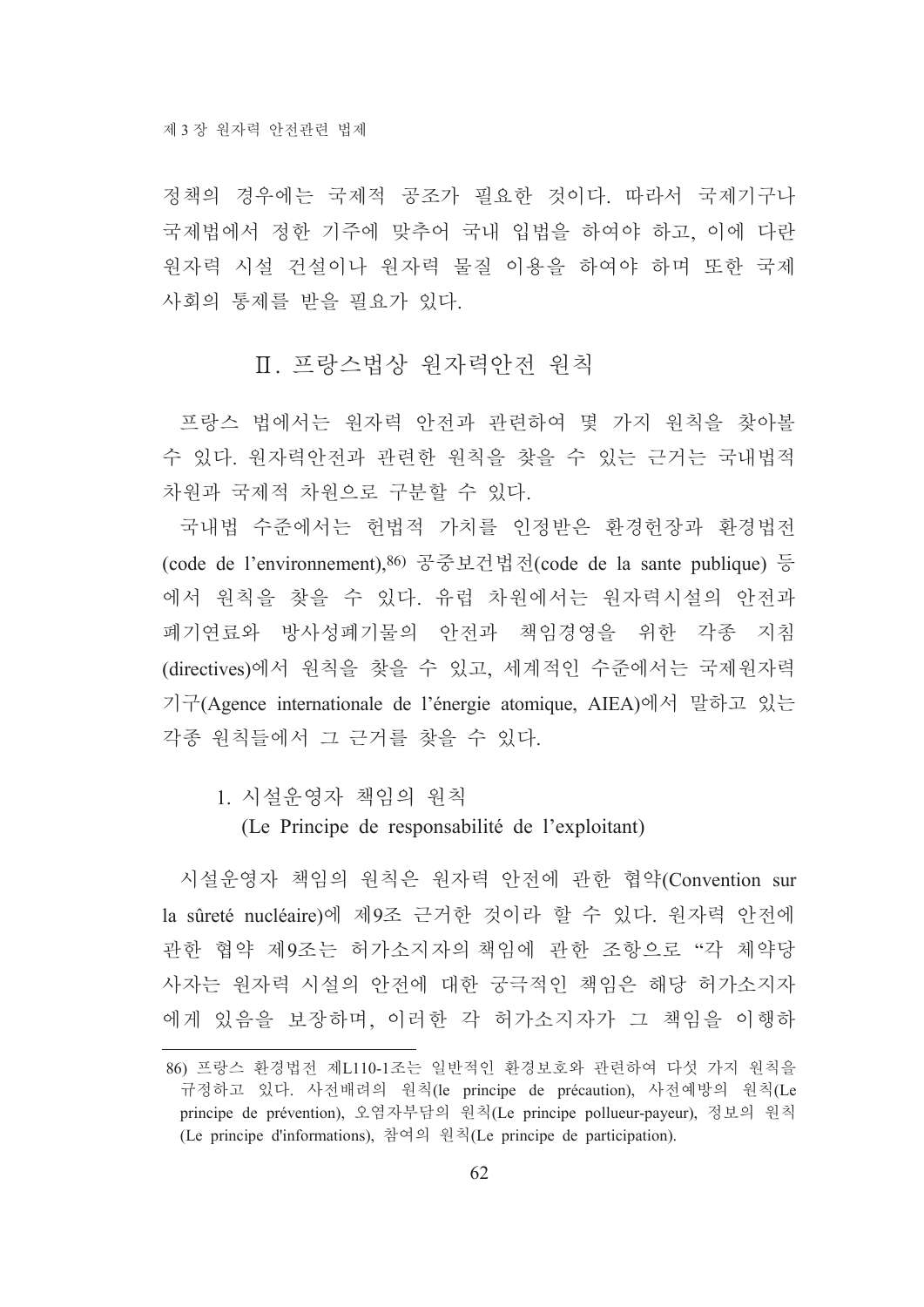정책의 경우에는 국제적 공조가 필요한 것이다. 따라서 국제기구나 국제법에서 정한 기주에 맞추어 국내 입법을 하여야 하고, 이에 다란 원자력 시설 건설이나 원자력 물질 이용을 하여야 하며 또한 국제 사회의 통제를 받을 필요가 있다.

## Ⅱ. 프랑스법상 원자력안전 원칙

프랑스 법에서는 원자력 안전과 관련하여 몇 가지 원칙을 찾아볼 수 있다. 원자력안전과 관련한 원칙을 찾을 수 있는 근거는 국내법적 차원과 국제적 차원으로 구분할 수 있다.

국내법 수준에서는 헌법적 가치를 인정받은 환경헌장과 환경법전(code de l'environnement),[86] 공중보건법전(code de la sante publique) 등에서 원칙을 찾을 수 있다. 유럽 차원에서는 원자력시설의 안전과 폐기연료와 방사성폐기물의 안전과 책임경영을 위한 각종 지침(directives)에서 원칙을 찾을 수 있고, 세계적인 수준에서는 국제원자력기구(Agence internationale de l'énergie atomique, AIEA)에서 말하고 있는 각종 원칙들에서 그 근거를 찾을 수 있다.

### 1. 시설운영자 책임의 원칙 (Le Principe de responsabilité de l'exploitant)

시설운영자 책임의 원칙은 원자력 안전에 관한 협약(Convention sur la sûreté nucléaire)에 제9조 근거한 것이라 할 수 있다. 원자력 안전에 관한 협약 제9조는 허가소지자의 책임에 관한 조항으로 "각 체약당사자는 원자력 시설의 안전에 대한 궁극적인 책임은 해당 허가소지자에게 있음을 보장하며, 이러한 각 허가소지자가 그 책임을 이행하

---

86) 프랑스 환경법전 제L110-1조는 일반적인 환경보호와 관련하여 다섯 가지 원칙을 규정하고 있다. 사전배려의 원칙(le principe de précaution), 사전예방의 원칙(Le principe de prévention), 오염자부담의 원칙(Le principe pollueur-payeur), 정보의 원칙(Le principe d'informations), 참여의 원칙(Le principe de participation).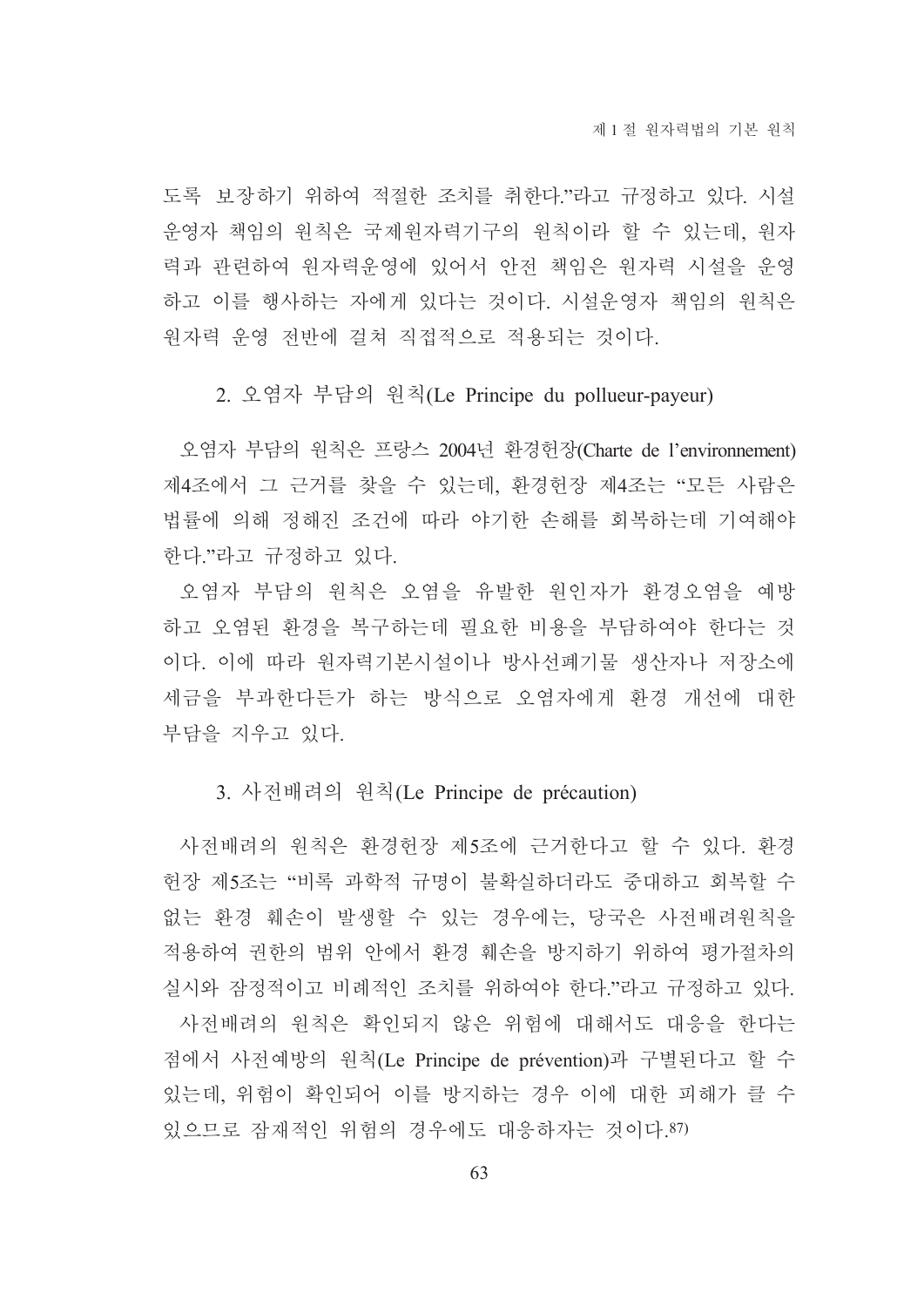도록 보장하기 위하여 적절한 조치를 취한다."라고 규정하고 있다. 시설운영자 책임의 원칙은 국제원자력기구의 원칙이라 할 수 있는데, 원자력과 관련하여 원자력운영에 있어서 안전 책임은 원자력 시설을 운영하고 이를 행사하는 자에게 있다는 것이다. 시설운영자 책임의 원칙은 원자력 운영 전반에 걸쳐 직접적으로 적용되는 것이다.

### 2. 오염자 부담의 원칙(Le Principe du pollueur-payeur)

오염자 부담의 원칙은 프랑스 2004년 환경헌장(Charte de l'environnement) 제4조에서 그 근거를 찾을 수 있는데, 환경헌장 제4조는 "모든 사람은 법률에 의해 정해진 조건에 따라 야기한 손해를 회복하는데 기여해야 한다."라고 규정하고 있다.

오염자 부담의 원칙은 오염을 유발한 원인자가 환경오염을 예방하고 오염된 환경을 복구하는데 필요한 비용을 부담하여야 한다는 것이다. 이에 따라 원자력기본시설이나 방사선폐기물 생산자나 저장소에 세금을 부과한다든가 하는 방식으로 오염자에게 환경 개선에 대한 부담을 지우고 있다.

### 3. 사전배려의 원칙(Le Principe de précaution)

사전배려의 원칙은 환경헌장 제5조에 근거한다고 할 수 있다. 환경헌장 제5조는 "비록 과학적 규명이 불확실하더라도 중대하고 회복할 수 없는 환경 훼손이 발생할 수 있는 경우에는, 당국은 사전배려원칙을 적용하여 권한의 범위 안에서 환경 훼손을 방지하기 위하여 평가절차의 실시와 잠정적이고 비례적인 조치를 위하여야 한다."라고 규정하고 있다.

사전배려의 원칙은 확인되지 않은 위험에 대해서도 대응을 한다는 점에서 사전예방의 원칙(Le Principe de prévention)과 구별된다고 할 수 있는데, 위험이 확인되어 이를 방지하는 경우 이에 대한 피해가 클 수 있으므로 잠재적인 위험의 경우에도 대응하자는 것이다.[87)]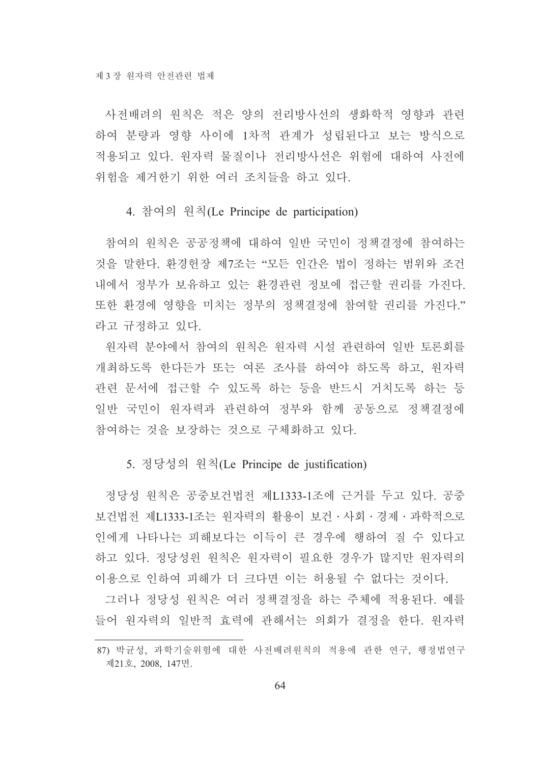사전배려의 원칙은 적은 양의 전리방사선의 생화학적 영향과 관련하여 분량과 영향 사이에 1차적 관계가 성립된다고 보는 방식으로 적용되고 있다. 원자력 물질이나 전리방사선은 위험에 대하여 사전에 위험을 제거한기 위한 여러 조치들을 하고 있다.

### 4. 참여의 원칙(Le Principe de participation)

참여의 원칙은 공공정책에 대하여 일반 국민이 정책결정에 참여하는 것을 말한다. 환경헌장 제7조는 "모든 인간은 법이 정하는 범위와 조건 내에서 정부가 보유하고 있는 환경관련 정보에 접근할 권리를 가진다. 또한 환경에 영향을 미치는 정부의 정책결정에 참여할 권리를 가진다."라고 규정하고 있다.

원자력 분야에서 참여의 원칙은 원자력 시설 관련하여 일반 토론회를 개최하도록 한다든가 또는 여론 조사를 하여야 하도록 하고, 원자력 관련 문서에 접근할 수 있도록 하는 등을 반드시 거치도록 하는 등 일반 국민이 원자력과 관련하여 정부와 함께 공동으로 정책결정에 참여하는 것을 보장하는 것으로 구체화하고 있다.

### 5. 정당성의 원칙(Le Principe de justification)

정당성 원칙은 공중보건법전 제L1333-1조에 근거를 두고 있다. 공중보건법전 제L1333-1조는 원자력의 활용이 보건・사회・경제・과학적으로 인에게 나타나는 피해보다는 이득이 큰 경우에 행하여 질 수 있다고 하고 있다. 정당성원 원칙은 원자력이 필요한 경우가 많지만 원자력의 이용으로 인하여 피해가 더 크다면 이는 허용될 수 없다는 것이다.

그러나 정당성 원칙은 여러 정책결정을 하는 주체에 적용된다. 예를 들어 원자력의 일반적 효력에 관해서는 의회가 결정을 한다. 원자력

---

87) 박균성, 과학기술위험에 대한 사전배려원칙의 적용에 관한 연구, 행정법연구 제21호, 2008, 147면.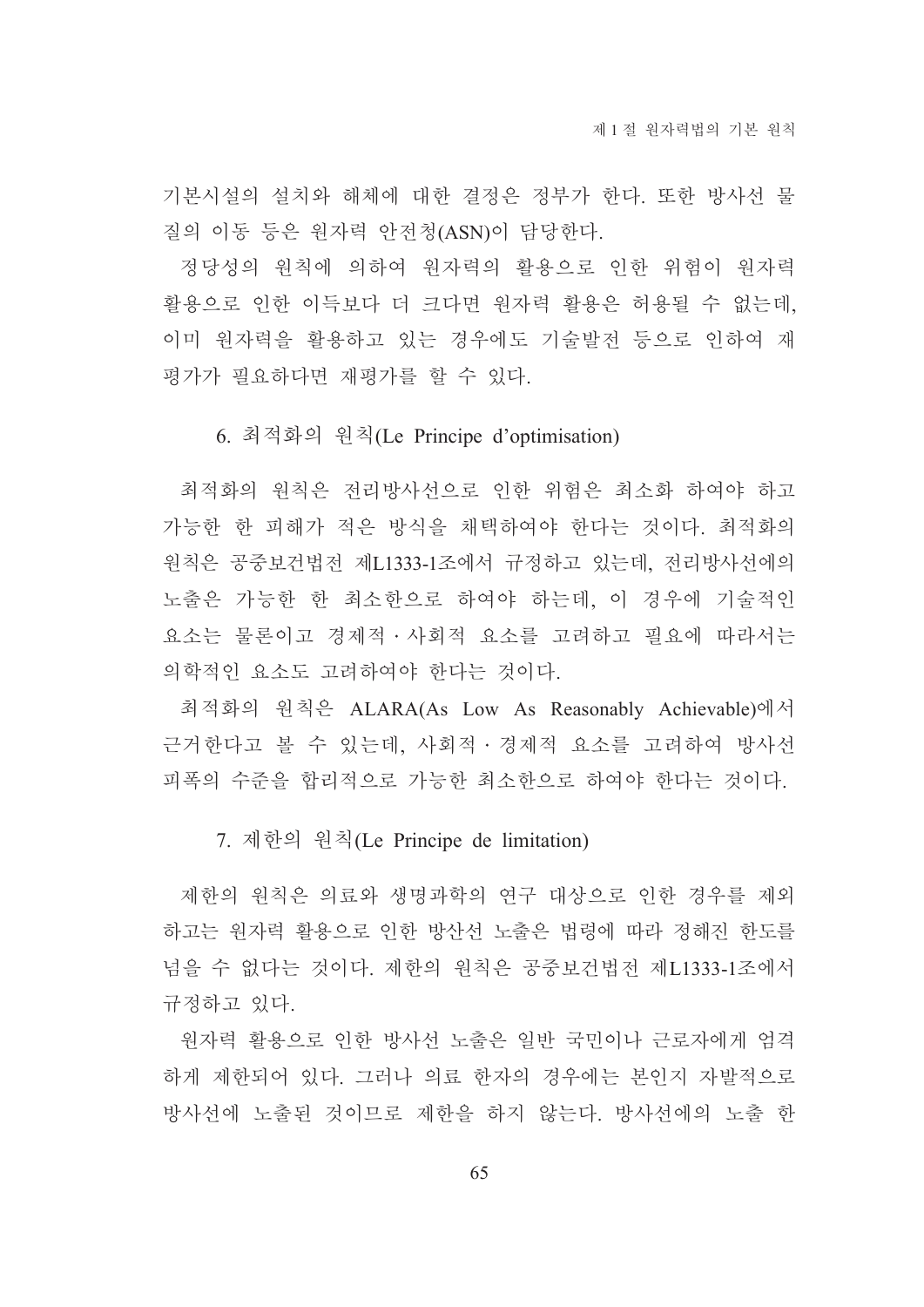기본시설의 설치와 해체에 대한 결정은 정부가 한다. 또한 방사선 물질의 이동 등은 원자력 안전청(ASN)이 담당한다.

정당성의 원칙에 의하여 원자력의 활용으로 인한 위험이 원자력 활용으로 인한 이득보다 더 크다면 원자력 활용은 허용될 수 없는데, 이미 원자력을 활용하고 있는 경우에도 기술발전 등으로 인하여 재평가가 필요하다면 재평가를 할 수 있다.

### 6. 최적화의 원칙(Le Principe d'optimisation)

최적화의 원칙은 전리방사선으로 인한 위험은 최소화 하여야 하고 가능한 한 피해가 적은 방식을 채택하여야 한다는 것이다. 최적화의 원칙은 공중보건법전 제L1333-1조에서 규정하고 있는데, 전리방사선에의 노출은 가능한 한 최소한으로 하여야 하는데, 이 경우에 기술적인 요소는 물론이고 경제적·사회적 요소를 고려하고 필요에 따라서는 의학적인 요소도 고려하여야 한다는 것이다.

최적화의 원칙은 ALARA(As Low As Reasonably Achievable)에서 근거한다고 볼 수 있는데, 사회적·경제적 요소를 고려하여 방사선 피폭의 수준을 합리적으로 가능한 최소한으로 하여야 한다는 것이다.

### 7. 제한의 원칙(Le Principe de limitation)

제한의 원칙은 의료와 생명과학의 연구 대상으로 인한 경우를 제외하고는 원자력 활용으로 인한 방산선 노출은 법령에 따라 정해진 한도를 넘을 수 없다는 것이다. 제한의 원칙은 공중보건법전 제L1333-1조에서 규정하고 있다.

원자력 활용으로 인한 방사선 노출은 일반 국민이나 근로자에게 엄격하게 제한되어 있다. 그러나 의료 한자의 경우에는 본인지 자발적으로 방사선에 노출된 것이므로 제한을 하지 않는다. 방사선에의 노출 한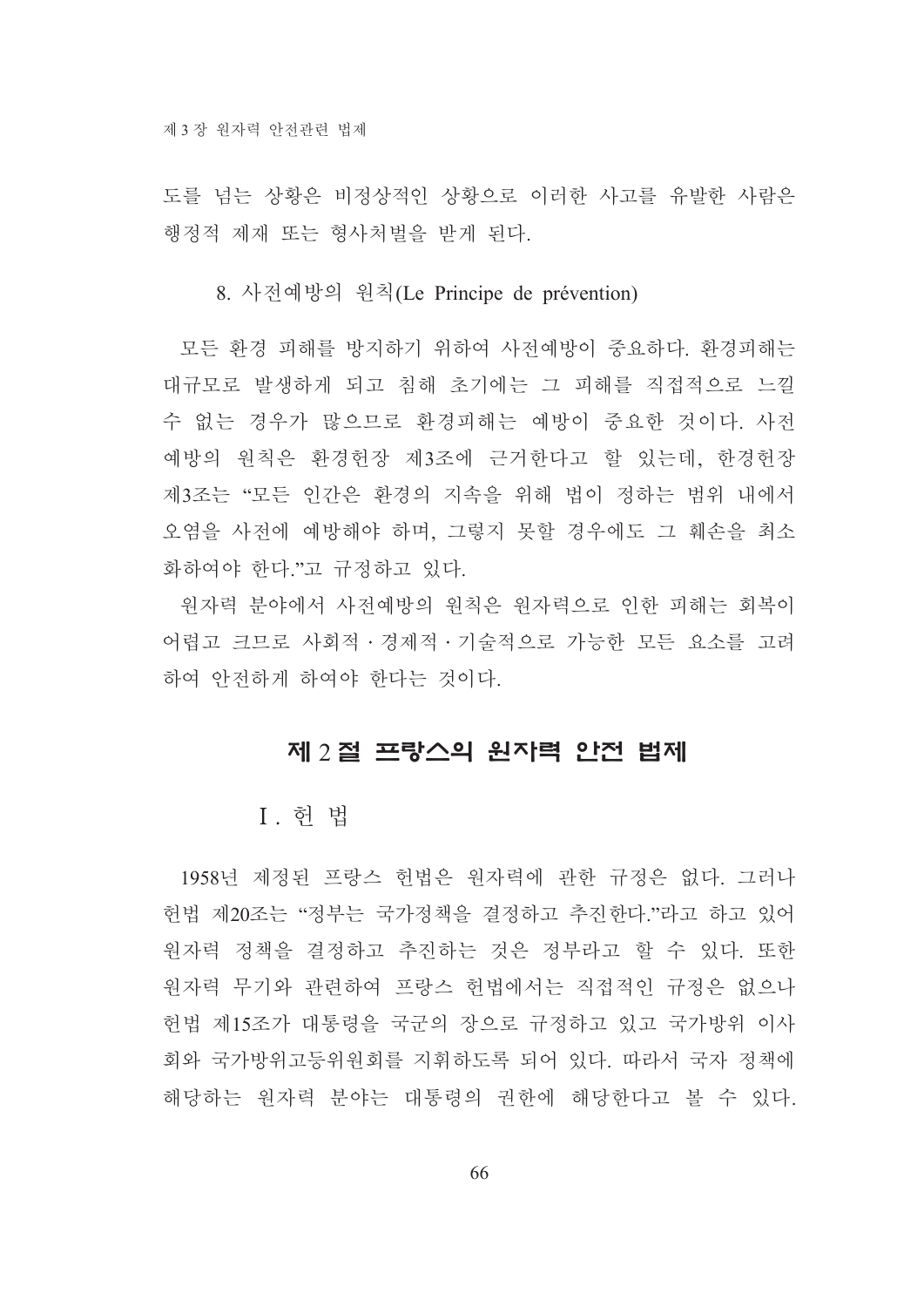도를 넘는 상황은 비정상적인 상황으로 이러한 사고를 유발한 사람은 행정적 제재 또는 형사처벌을 받게 된다.

### 8. 사전예방의 원칙(Le Principe de prévention)

모든 환경 피해를 방지하기 위하여 사전예방이 중요하다. 환경피해는 대규모로 발생하게 되고 침해 초기에는 그 피해를 직접적으로 느낄 수 없는 경우가 많으므로 환경피해는 예방이 중요한 것이다. 사전예방의 원칙은 환경헌장 제3조에 근거한다고 할 있는데, 한경헌장 제3조는 “모든 인간은 환경의 지속을 위해 법이 정하는 범위 내에서 오염을 사전에 예방해야 하며, 그렇지 못할 경우에도 그 훼손을 최소화하여야 한다.”고 규정하고 있다.

원자력 분야에서 사전예방의 원칙은 원자력으로 인한 피해는 회복이 어렵고 크므로 사회적 · 경제적 · 기술적으로 가능한 모든 요소를 고려하여 안전하게 하여야 한다는 것이다.

## 제 2 절 프랑스의 원자력 안전 법제

### Ⅰ. 헌 법

1958년 제정된 프랑스 헌법은 원자력에 관한 규정은 없다. 그러나 헌법 제20조는 “정부는 국가정책을 결정하고 추진한다.”라고 하고 있어 원자력 정책을 결정하고 추진하는 것은 정부라고 할 수 있다. 또한 원자력 무기와 관련하여 프랑스 헌법에서는 직접적인 규정은 없으나 헌법 제15조가 대통령을 국군의 장으로 규정하고 있고 국가방위 이사회와 국가방위고등위원회를 지휘하도록 되어 있다. 따라서 국자 정책에 해당하는 원자력 분야는 대통령의 권한에 해당한다고 볼 수 있다.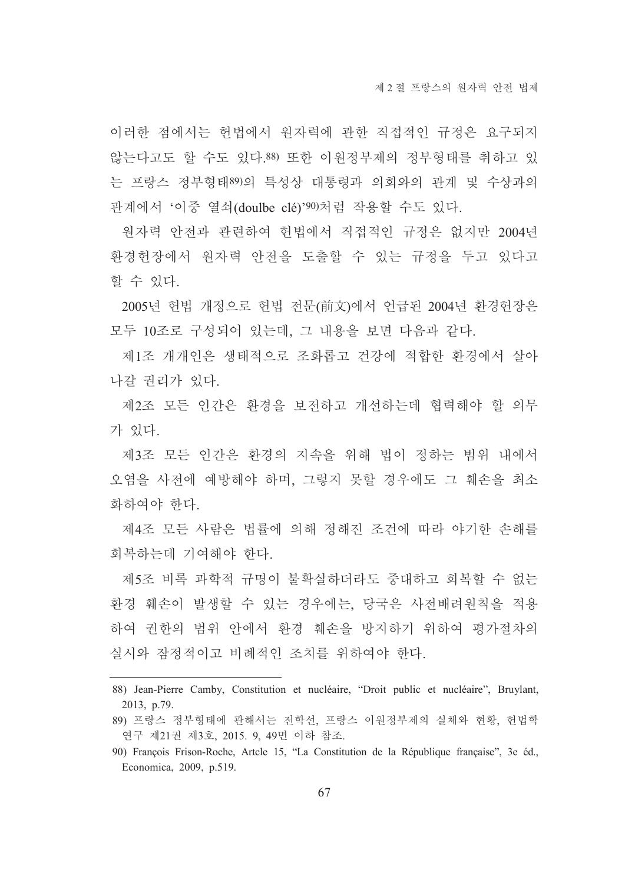이러한 점에서는 헌법에서 원자력에 관한 직접적인 규정은 요구되지 않는다고도 할 수도 있다.[88] 또한 이원정부제의 정부형태를 취하고 있는 프랑스 정부형태[89]의 특성상 대통령과 의회와의 관계 및 수상과의 관계에서 '이중 열쇠(doulbe clé)'[90]처럼 작용할 수도 있다.

원자력 안전과 관련하여 헌법에서 직접적인 규정은 없지만 2004년 환경헌장에서 원자력 안전을 도출할 수 있는 규정을 두고 있다고 할 수 있다.

2005년 헌법 개정으로 헌법 전문(前文)에서 언급된 2004년 환경헌장은 모두 10조로 구성되어 있는데, 그 내용을 보면 다음과 같다.

제1조 개개인은 생태적으로 조화롭고 건강에 적합한 환경에서 살아나갈 권리가 있다.

제2조 모든 인간은 환경을 보전하고 개선하는데 협력해야 할 의무가 있다.

제3조 모든 인간은 환경의 지속을 위해 법이 정하는 범위 내에서 오염을 사전에 예방해야 하며, 그렇지 못할 경우에도 그 훼손을 최소화하여야 한다.

제4조 모든 사람은 법률에 의해 정해진 조건에 따라 야기한 손해를 회복하는데 기여해야 한다.

제5조 비록 과학적 규명이 불확실하더라도 중대하고 회복할 수 없는 환경 훼손이 발생할 수 있는 경우에는, 당국은 사전배려원칙을 적용하여 권한의 범위 안에서 환경 훼손을 방지하기 위하여 평가절차의 실시와 잠정적이고 비례적인 조치를 위하여야 한다.

---

88) Jean-Pierre Camby, Constitution et nucléaire, "Droit public et nucléaire", Bruylant, 2013, p.79.

89) 프랑스 정부형태에 관해서는 전학선, 프랑스 이원정부제의 실체와 현황, 헌법학연구 제21권 제3호, 2015. 9, 49면 이하 참조.

90) François Frison-Roche, Artcle 15, "La Constitution de la République française", 3e éd., Economica, 2009, p.519.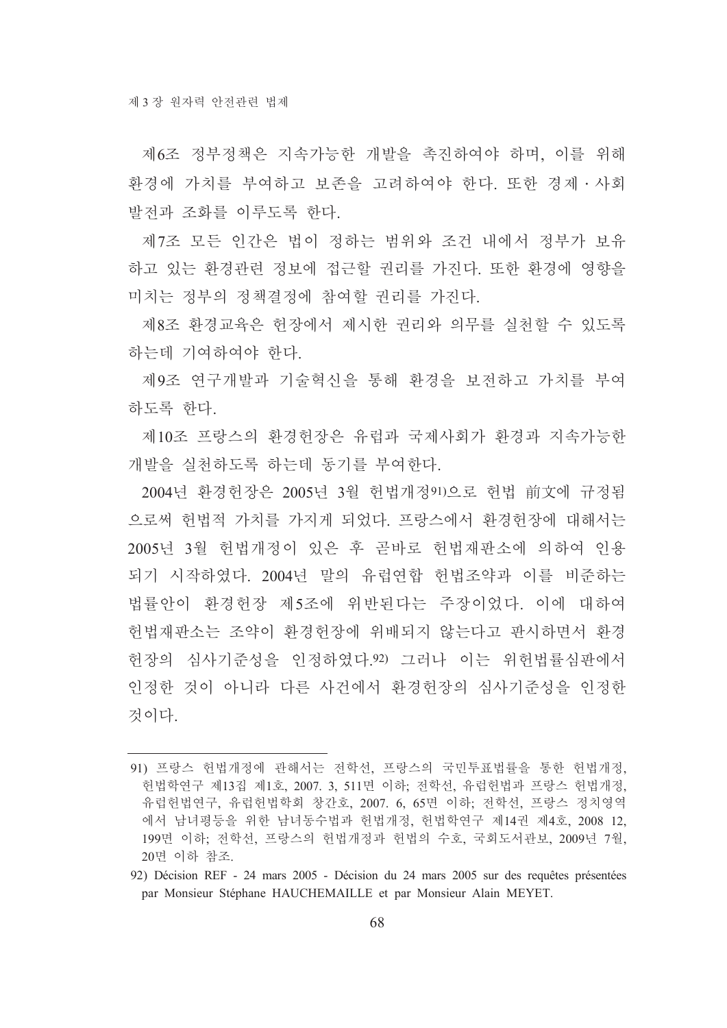제6조 정부정책은 지속가능한 개발을 촉진하여야 하며, 이를 위해 환경에 가치를 부여하고 보존을 고려하여야 한다. 또한 경제 · 사회 발전과 조화를 이루도록 한다.

제7조 모든 인간은 법이 정하는 범위와 조건 내에서 정부가 보유하고 있는 환경관련 정보에 접근할 권리를 가진다. 또한 환경에 영향을 미치는 정부의 정책결정에 참여할 권리를 가진다.

제8조 환경교육은 헌장에서 제시한 권리와 의무를 실천할 수 있도록 하는데 기여하여야 한다.

제9조 연구개발과 기술혁신을 통해 환경을 보전하고 가치를 부여하도록 한다.

제10조 프랑스의 환경헌장은 유럽과 국제사회가 환경과 지속가능한 개발을 실천하도록 하는데 동기를 부여한다.

2004년 환경헌장은 2005년 3월 헌법개정[91]으로 헌법 前文에 규정됨으로써 헌법적 가치를 가지게 되었다. 프랑스에서 환경헌장에 대해서는 2005년 3월 헌법개정이 있은 후 곧바로 헌법재판소에 의하여 인용되기 시작하였다. 2004년 말의 유럽연합 헌법조약과 이를 비준하는 법률안이 환경헌장 제5조에 위반된다는 주장이었다. 이에 대하여 헌법재판소는 조약이 환경헌장에 위배되지 않는다고 판시하면서 환경헌장의 심사기준성을 인정하였다.[92] 그러나 이는 위헌법률심판에서 인정한 것이 아니라 다른 사건에서 환경헌장의 심사기준성을 인정한 것이다.

---

91) 프랑스 헌법개정에 관해서는 전학선, 프랑스의 국민투표법률을 통한 헌법개정, 헌법학연구 제13집 제1호, 2007. 3, 511면 이하; 전학선, 유럽헌법과 프랑스 헌법개정, 유럽헌법연구, 유럽헌법학회 창간호, 2007. 6, 65면 이하; 전학선, 프랑스 정치영역에서 남녀평등을 위한 남녀동수법과 헌법개정, 헌법학연구 제14권 제4호, 2008 12, 199면 이하; 전학선, 프랑스의 헌법개정과 헌법의 수호, 국회도서관보, 2009년 7월, 20면 이하 참조.

92) Décision REF - 24 mars 2005 - Décision du 24 mars 2005 sur des requêtes présentées par Monsieur Stéphane HAUCHEMAILLE et par Monsieur Alain MEYET.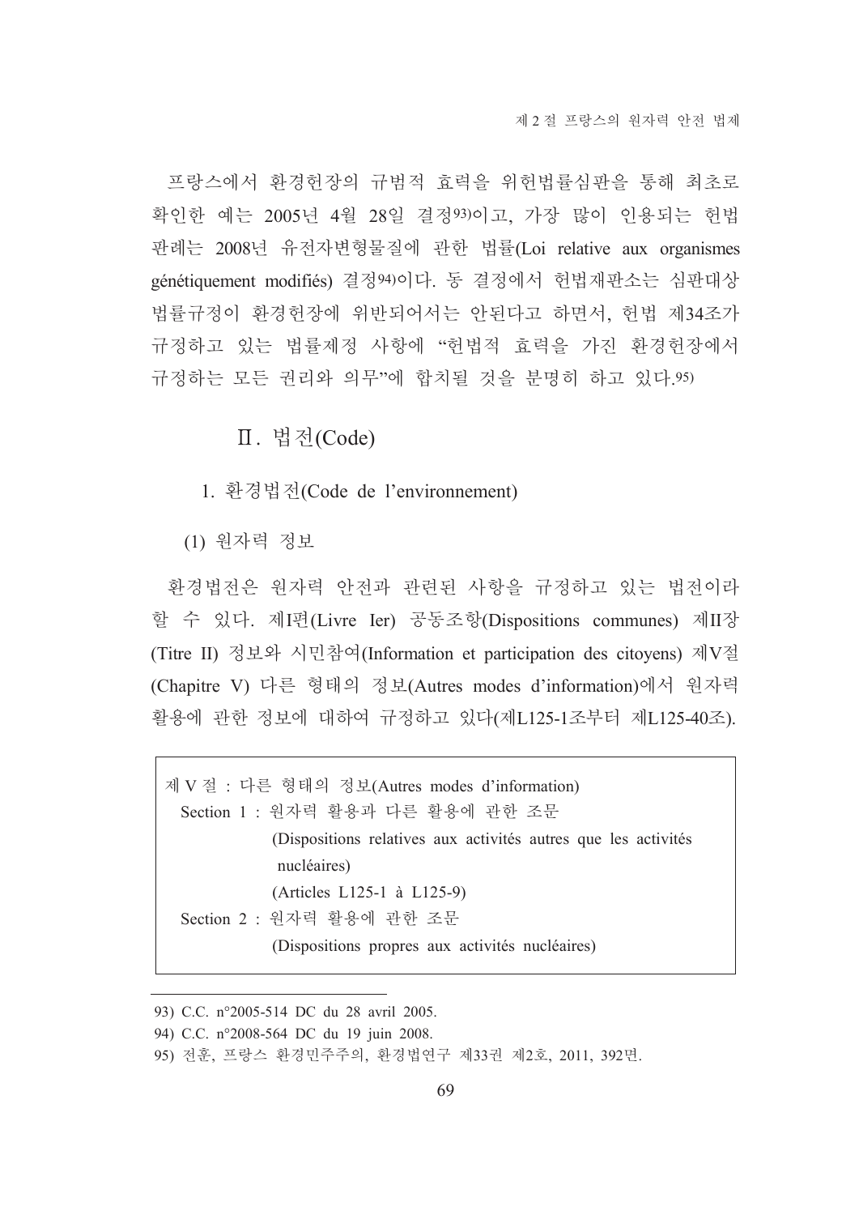프랑스에서 환경헌장의 규범적 효력을 위헌법률심판을 통해 최초로 확인한 예는 2005년 4월 28일 결정[93]이고, 가장 많이 인용되는 헌법 판례는 2008년 유전자변형물질에 관한 법률(Loi relative aux organismes génétiquement modifiés) 결정[94]이다. 동 결정에서 헌법재판소는 심판대상 법률규정이 환경헌장에 위반되어서는 안된다고 하면서, 헌법 제34조가 규정하고 있는 법률제정 사항에 "헌법적 효력을 가진 환경헌장에서 규정하는 모든 권리와 의무"에 합치될 것을 분명히 하고 있다.[95]

## Ⅱ. 법전(Code)

### 1. 환경법전(Code de l'environnement)

#### (1) 원자력 정보

환경법전은 원자력 안전과 관련된 사항을 규정하고 있는 법전이라 할 수 있다. 제I편(Livre Ier) 공동조항(Dispositions communes) 제II장(Titre II) 정보와 시민참여(Information et participation des citoyens) 제V절(Chapitre V) 다른 형태의 정보(Autres modes d'information)에서 원자력 활용에 관한 정보에 대하여 규정하고 있다(제L125-1조부터 제L125-40조).

> 제 V 절 : 다른 형태의 정보(Autres modes d'information)
>
> Section 1 : 원자력 활용과 다른 활용에 관한 조문
> (Dispositions relatives aux activités autres que les activités nucléaires)
> (Articles L125-1 à L125-9)
>
> Section 2 : 원자력 활용에 관한 조문
> (Dispositions propres aux activités nucléaires)

---

93) C.C. n°2005-514 DC du 28 avril 2005.

94) C.C. n°2008-564 DC du 19 juin 2008.

95) 전훈, 프랑스 환경민주주의, 환경법연구 제33권 제2호, 2011, 392면.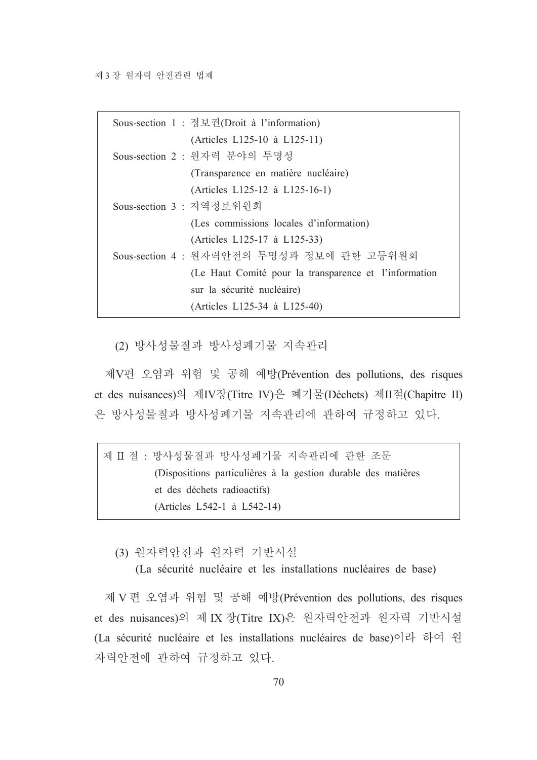| |
|---|
| Sous-section 1 : 정보권(Droit à l'information)<br>(Articles L125-10 à L125-11)<br>Sous-section 2 : 원자력 분야의 투명성<br>(Transparence en matière nucléaire)<br>(Articles L125-12 à L125-16-1)<br>Sous-section 3 : 지역정보위원회<br>(Les commissions locales d'information)<br>(Articles L125-17 à L125-33)<br>Sous-section 4 : 원자력안전의 투명성과 정보에 관한 고등위원회<br>(Le Haut Comité pour la transparence et l'information sur la sécurité nucléaire)<br>(Articles L125-34 à L125-40) |

(2) 방사성물질과 방사성폐기물 지속관리

제V편 오염과 위험 및 공해 예방(Prévention des pollutions, des risques et des nuisances)의 제IV장(Titre IV)은 폐기물(Déchets) 제II절(Chapitre II)은 방사성물질과 방사성폐기물 지속관리에 관하여 규정하고 있다.

| |
|---|
| 제 II 절 : 방사성물질과 방사성폐기물 지속관리에 관한 조문<br>(Dispositions particulières à la gestion durable des matières et des déchets radioactifs)<br>(Articles L542-1 à L542-14) |

(3) 원자력안전과 원자력 기반시설
(La sécurité nucléaire et les installations nucléaires de base)

제 V 편 오염과 위험 및 공해 예방(Prévention des pollutions, des risques et des nuisances)의 제 IX 장(Titre IX)은 원자력안전과 원자력 기반시설(La sécurité nucléaire et les installations nucléaires de base)이라 하여 원자력안전에 관하여 규정하고 있다.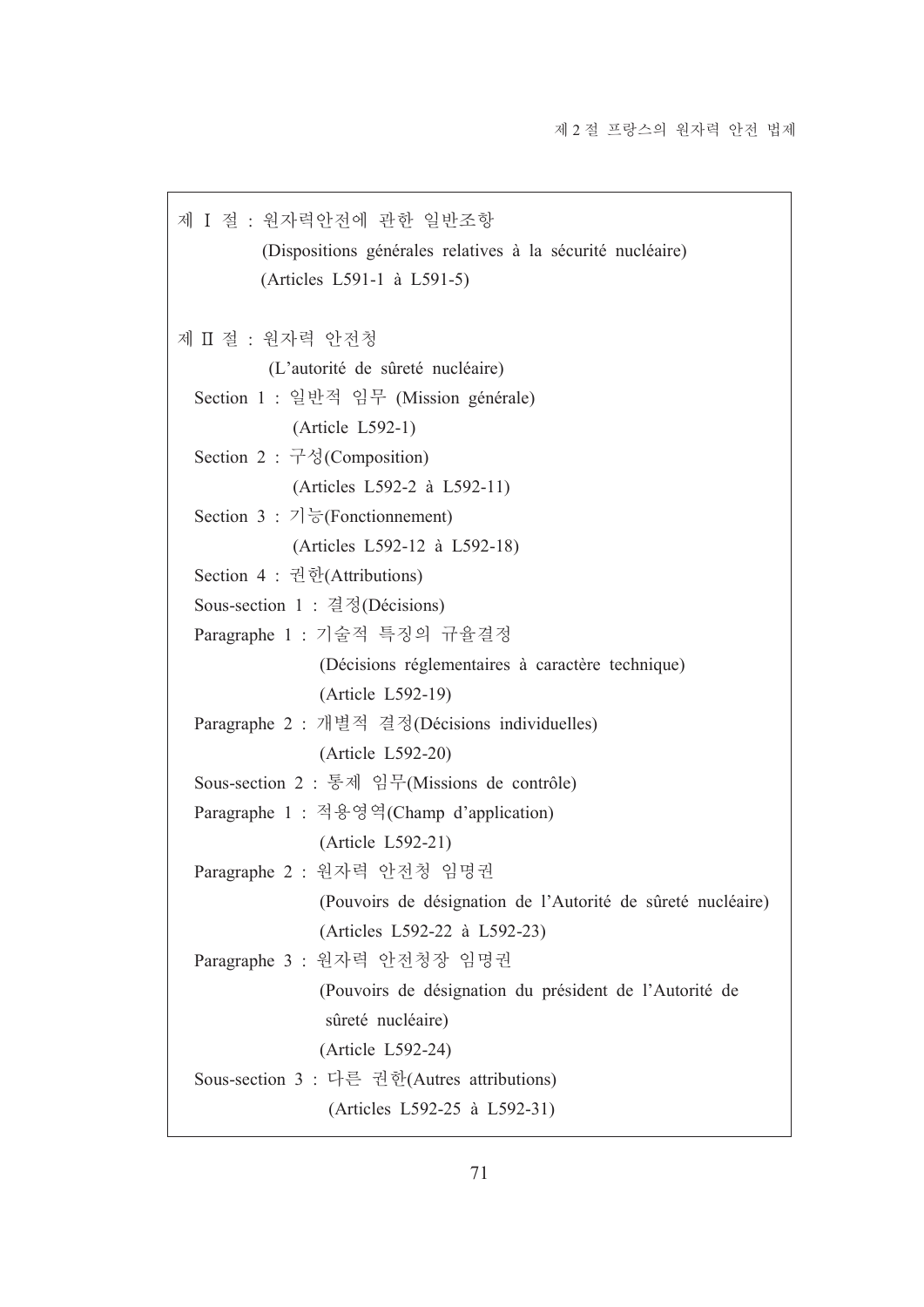제 Ⅰ 절 : 원자력안전에 관한 일반조항
(Dispositions générales relatives à la sécurité nucléaire)
(Articles L591-1 à L591-5)

제 Ⅱ 절 : 원자력 안전청
(L'autorité de sûreté nucléaire)

Section 1 : 일반적 임무 (Mission générale)
(Article L592-1)

Section 2 : 구성(Composition)
(Articles L592-2 à L592-11)

Section 3 : 기능(Fonctionnement)
(Articles L592-12 à L592-18)

Section 4 : 권한(Attributions)

Sous-section 1 : 결정(Décisions)

Paragraphe 1 : 기술적 특징의 규율결정
(Décisions réglementaires à caractère technique)
(Article L592-19)

Paragraphe 2 : 개별적 결정(Décisions individuelles)
(Article L592-20)

Sous-section 2 : 통제 임무(Missions de contrôle)

Paragraphe 1 : 적용영역(Champ d'application)
(Article L592-21)

Paragraphe 2 : 원자력 안전청 임명권
(Pouvoirs de désignation de l'Autorité de sûreté nucléaire)
(Articles L592-22 à L592-23)

Paragraphe 3 : 원자력 안전청장 임명권
(Pouvoirs de désignation du président de l'Autorité de sûreté nucléaire)
(Article L592-24)

Sous-section 3 : 다른 권한(Autres attributions)
(Articles L592-25 à L592-31)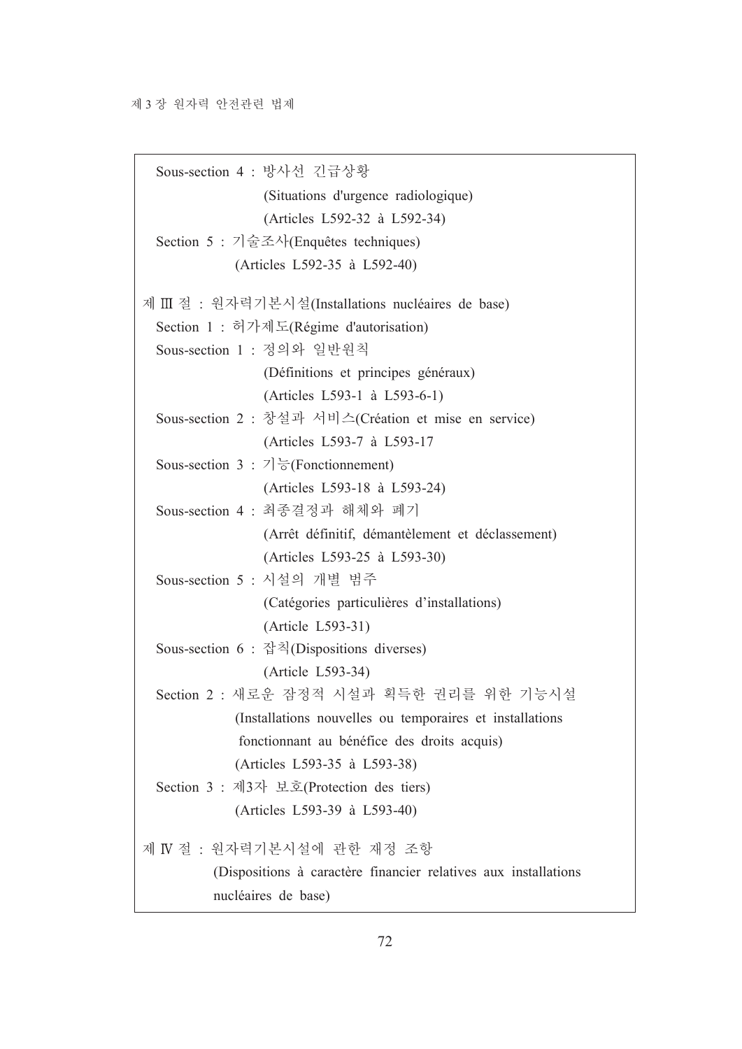Sous-section 4 : 방사선 긴급상황
(Situations d'urgence radiologique)
(Articles L592-32 à L592-34)

Section 5 : 기술조사(Enquêtes techniques)
(Articles L592-35 à L592-40)

제 Ⅲ 절 : 원자력기본시설(Installations nucléaires de base)

Section 1 : 허가제도(Régime d'autorisation)

Sous-section 1 : 정의와 일반원칙
(Définitions et principes généraux)
(Articles L593-1 à L593-6-1)

Sous-section 2 : 창설과 서비스(Création et mise en service)
(Articles L593-7 à L593-17

Sous-section 3 : 기능(Fonctionnement)
(Articles L593-18 à L593-24)

Sous-section 4 : 최종결정과 해체와 폐기
(Arrêt définitif, démantèlement et déclassement)
(Articles L593-25 à L593-30)

Sous-section 5 : 시설의 개별 범주
(Catégories particulières d'installations)
(Article L593-31)

Sous-section 6 : 잡칙(Dispositions diverses)
(Article L593-34)

Section 2 : 새로운 잠정적 시설과 획득한 권리를 위한 기능시설
(Installations nouvelles ou temporaires et installations fonctionnant au bénéfice des droits acquis)
(Articles L593-35 à L593-38)

Section 3 : 제3자 보호(Protection des tiers)
(Articles L593-39 à L593-40)

제 Ⅳ 절 : 원자력기본시설에 관한 재정 조항
(Dispositions à caractère financier relatives aux installations nucléaires de base)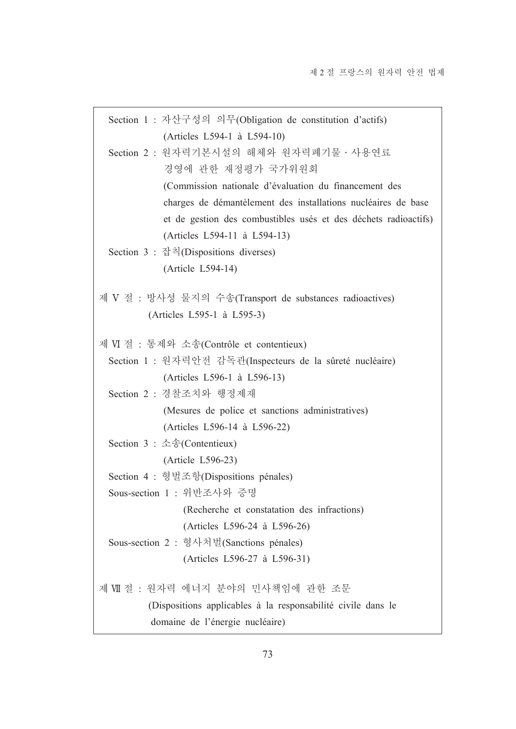Section 1 : 자산구성의 의무(Obligation de constitution d'actifs)
(Articles L594-1 à L594-10)

Section 2 : 원자력기본시설의 해체와 원자력폐기물 · 사용연료 경영에 관한 재정평가 국가위원회
(Commission nationale d'évaluation du financement des charges de démantèlement des installations nucléaires de base et de gestion des combustibles usés et des déchets radioactifs)
(Articles L594-11 à L594-13)

Section 3 : 잡칙(Dispositions diverses)
(Article L594-14)

제 V 절 : 방사성 물지의 수송(Transport de substances radioactives)
(Articles L595-1 à L595-3)

제 VI 절 : 통제와 소송(Contrôle et contentieux)

Section 1 : 원자력안전 감독관(Inspecteurs de la sûreté nucléaire)
(Articles L596-1 à L596-13)

Section 2 : 경찰조치와 행정제재
(Mesures de police et sanctions administratives)
(Articles L596-14 à L596-22)

Section 3 : 소송(Contentieux)
(Article L596-23)

Section 4 : 형벌조항(Dispositions pénales)

Sous-section 1 : 위반조사와 증명
(Recherche et constatation des infractions)
(Articles L596-24 à L596-26)

Sous-section 2 : 형사처벌(Sanctions pénales)
(Articles L596-27 à L596-31)

제 VII 절 : 원자력 에너지 분야의 민사책임에 관한 조문
(Dispositions applicables à la responsabilité civile dans le domaine de l'énergie nucléaire)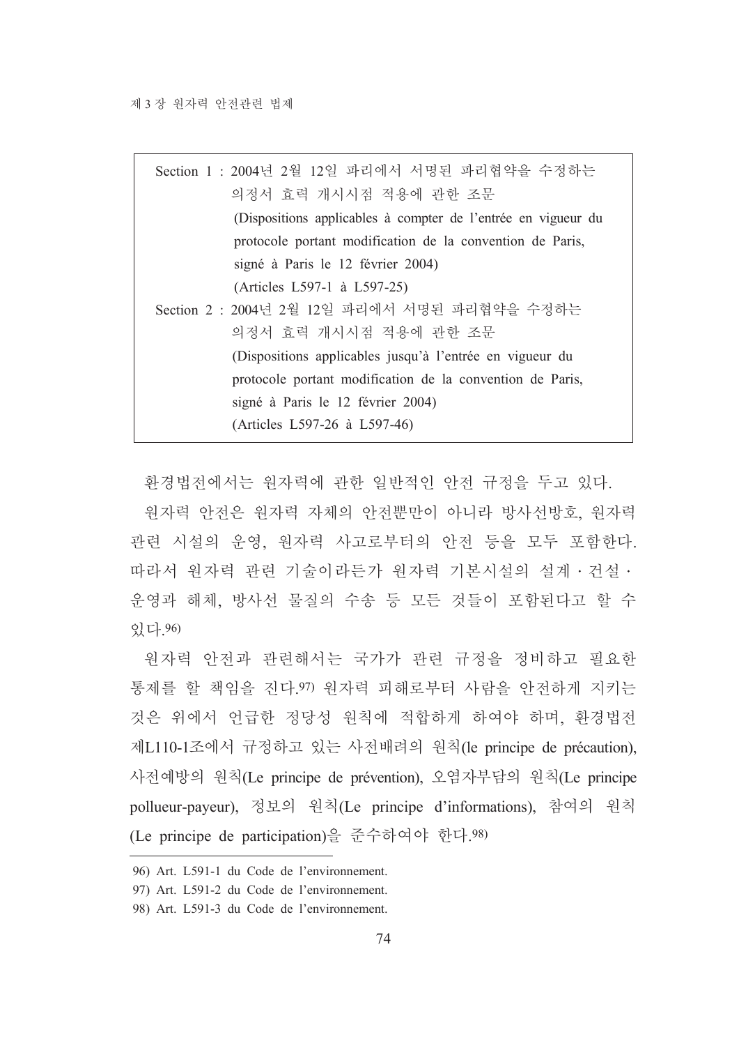Section 1 : 2004년 2월 12일 파리에서 서명된 파리협약을 수정하는 의정서 효력 개시시점 적용에 관한 조문
(Dispositions applicables à compter de l'entrée en vigueur du protocole portant modification de la convention de Paris, signé à Paris le 12 février 2004)
(Articles L597-1 à L597-25)

Section 2 : 2004년 2월 12일 파리에서 서명된 파리협약을 수정하는 의정서 효력 개시시점 적용에 관한 조문
(Dispositions applicables jusqu'à l'entrée en vigueur du protocole portant modification de la convention de Paris, signé à Paris le 12 février 2004)
(Articles L597-26 à L597-46)

환경법전에서는 원자력에 관한 일반적인 안전 규정을 두고 있다.

원자력 안전은 원자력 자체의 안전뿐만이 아니라 방사선방호, 원자력 관련 시설의 운영, 원자력 사고로부터의 안전 등을 모두 포함한다. 따라서 원자력 관련 기술이라든가 원자력 기본시설의 설계 · 건설 · 운영과 해체, 방사선 물질의 수송 등 모든 것들이 포함된다고 할 수 있다.[96]

원자력 안전과 관련해서는 국가가 관련 규정을 정비하고 필요한 통제를 할 책임을 진다.[97] 원자력 피해로부터 사람을 안전하게 지키는 것은 위에서 언급한 정당성 원칙에 적합하게 하여야 하며, 환경법전 제L110-1조에서 규정하고 있는 사전배려의 원칙(le principe de précaution), 사전예방의 원칙(Le principe de prévention), 오염자부담의 원칙(Le principe pollueur-payeur), 정보의 원칙(Le principe d'informations), 참여의 원칙(Le principe de participation)을 준수하여야 한다.[98]

---

96) Art. L591-1 du Code de l'environnement.

97) Art. L591-2 du Code de l'environnement.

98) Art. L591-3 du Code de l'environnement.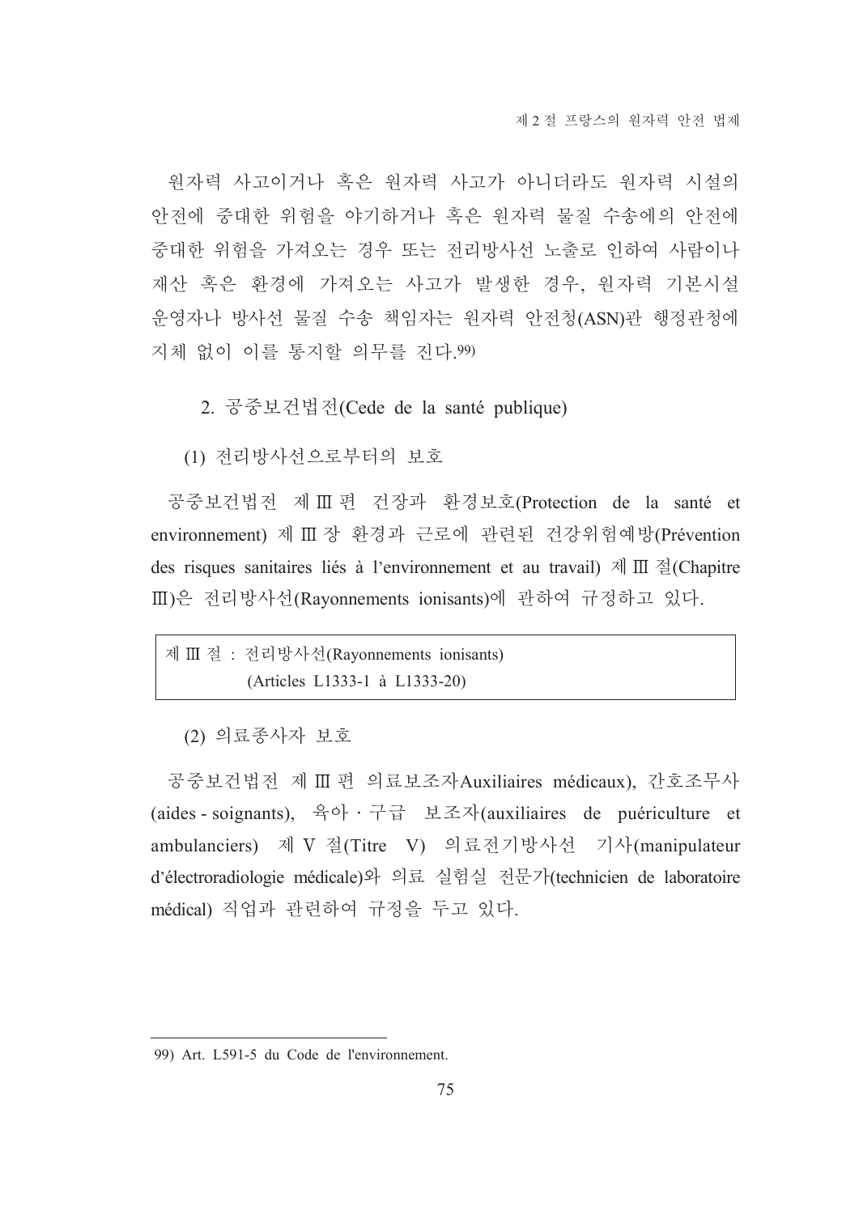원자력 사고이거나 혹은 원자력 사고가 아니더라도 원자력 시설의 안전에 중대한 위험을 야기하거나 혹은 원자력 물질 수송에의 안전에 중대한 위험을 가져오는 경우 또는 전리방사선 노출로 인하여 사람이나 재산 혹은 환경에 가져오는 사고가 발생한 경우, 원자력 기본시설 운영자나 방사선 물질 수송 책임자는 원자력 안전청(ASN)관 행정관청에 지체 없이 이를 통지할 의무를 진다.[99]

### 2. 공중보건법전(Cede de la santé publique)

#### (1) 전리방사선으로부터의 보호

공중보건법전 제Ⅲ편 건강과 환경보호(Protection de la santé et environnement) 제Ⅲ장 환경과 근로에 관련된 건강위험예방(Prévention des risques sanitaires liés à l'environnement et au travail) 제Ⅲ절(Chapitre Ⅲ)은 전리방사선(Rayonnements ionisants)에 관하여 규정하고 있다.

| 제Ⅲ절 : 전리방사선(Rayonnements ionisants)<br>(Articles L1333-1 à L1333-20) |
|---|

#### (2) 의료종사자 보호

공중보건법전 제Ⅲ편 의료보조자Auxiliaires médicaux), 간호조무사(aides - soignants), 육아 · 구급 보조자(auxiliaires de puériculture et ambulanciers) 제Ⅴ절(Titre Ⅴ) 의료전기방사선 기사(manipulateur d'électroradiologie médicale)와 의료 실험실 전문가(technicien de laboratoire médical) 직업과 관련하여 규정을 두고 있다.

---

99) Art. L591-5 du Code de l'environnement.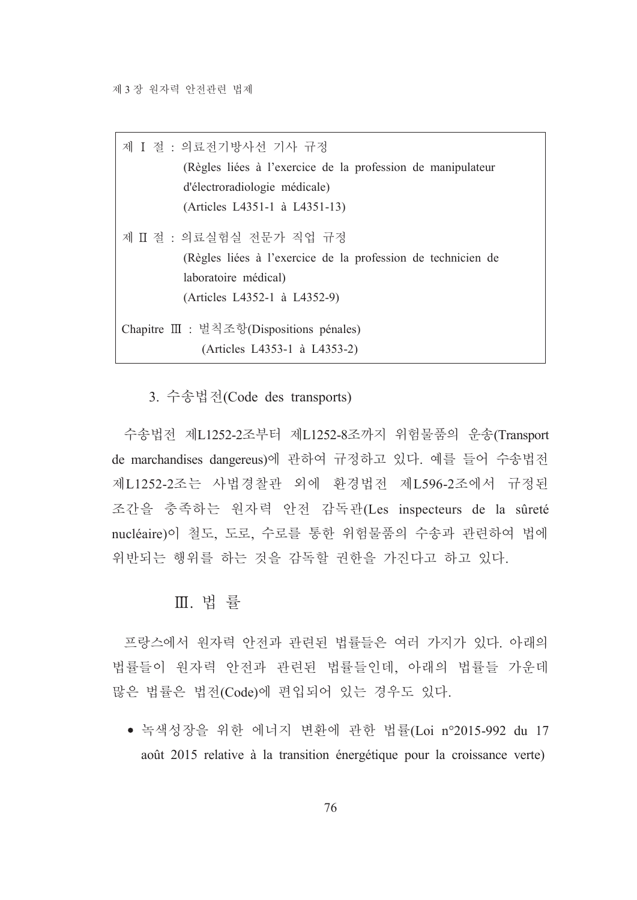제 I 절 : 의료전기방사선 기사 규정
(Règles liées à l'exercice de la profession de manipulateur d'électroradiologie médicale)
(Articles L4351-1 à L4351-13)

제 II 절 : 의료실험실 전문가 직업 규정
(Règles liées à l'exercice de la profession de technicien de laboratoire médical)
(Articles L4352-1 à L4352-9)

Chapitre Ⅲ : 벌칙조항(Dispositions pénales)
(Articles L4353-1 à L4353-2)

### 3. 수송법전(Code des transports)

수송법전 제L1252-2조부터 제L1252-8조까지 위험물품의 운송(Transport de marchandises dangereus)에 관하여 규정하고 있다. 예를 들어 수송법전 제L1252-2조는 사법경찰관 외에 환경법전 제L596-2조에서 규정된 조간을 충족하는 원자력 안전 감독관(Les inspecteurs de la sûreté nucléaire)이 철도, 도로, 수로를 통한 위험물품의 수송과 관련하여 법에 위반되는 행위를 하는 것을 감독할 권한을 가진다고 하고 있다.

## Ⅲ. 법 률

프랑스에서 원자력 안전과 관련된 법률들은 여러 가지가 있다. 아래의 법률들이 원자력 안전과 관련된 법률들인데, 아래의 법률들 가운데 많은 법률은 법전(Code)에 편입되어 있는 경우도 있다.

- 녹색성장을 위한 에너지 변환에 관한 법률(Loi n°2015-992 du 17 août 2015 relative à la transition énergétique pour la croissance verte)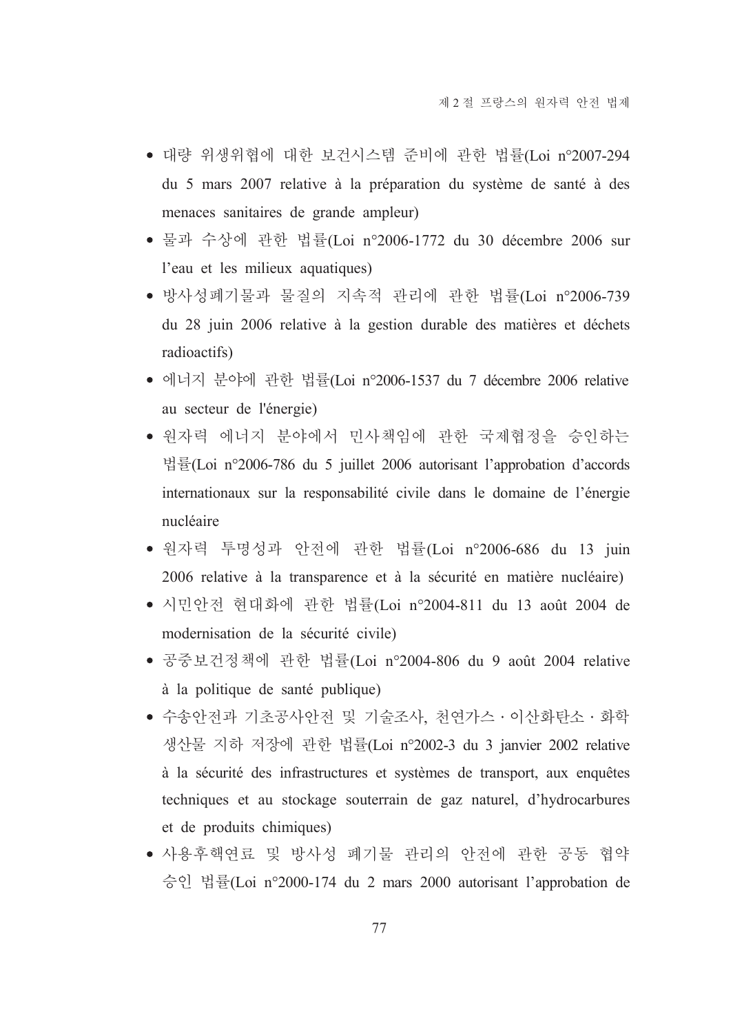- 대량 위생위협에 대한 보건시스템 준비에 관한 법률(Loi n°2007-294 du 5 mars 2007 relative à la préparation du système de santé à des menaces sanitaires de grande ampleur)
- 물과 수상에 관한 법률(Loi n°2006-1772 du 30 décembre 2006 sur l'eau et les milieux aquatiques)
- 방사성폐기물과 물질의 지속적 관리에 관한 법률(Loi n°2006-739 du 28 juin 2006 relative à la gestion durable des matières et déchets radioactifs)
- 에너지 분야에 관한 법률(Loi n°2006-1537 du 7 décembre 2006 relative au secteur de l'énergie)
- 원자력 에너지 분야에서 민사책임에 관한 국제협정을 승인하는 법률(Loi n°2006-786 du 5 juillet 2006 autorisant l'approbation d'accords internationaux sur la responsabilité civile dans le domaine de l'énergie nucléaire
- 원자력 투명성과 안전에 관한 법률(Loi n°2006-686 du 13 juin 2006 relative à la transparence et à la sécurité en matière nucléaire)
- 시민안전 현대화에 관한 법률(Loi n°2004-811 du 13 août 2004 de modernisation de la sécurité civile)
- 공중보건정책에 관한 법률(Loi n°2004-806 du 9 août 2004 relative à la politique de santé publique)
- 수송안전과 기초공사안전 및 기술조사, 천연가스 · 이산화탄소 · 화학생산물 지하 저장에 관한 법률(Loi n°2002-3 du 3 janvier 2002 relative à la sécurité des infrastructures et systèmes de transport, aux enquêtes techniques et au stockage souterrain de gaz naturel, d'hydrocarbures et de produits chimiques)
- 사용후핵연료 및 방사성 폐기물 관리의 안전에 관한 공동 협약 승인 법률(Loi n°2000-174 du 2 mars 2000 autorisant l'approbation de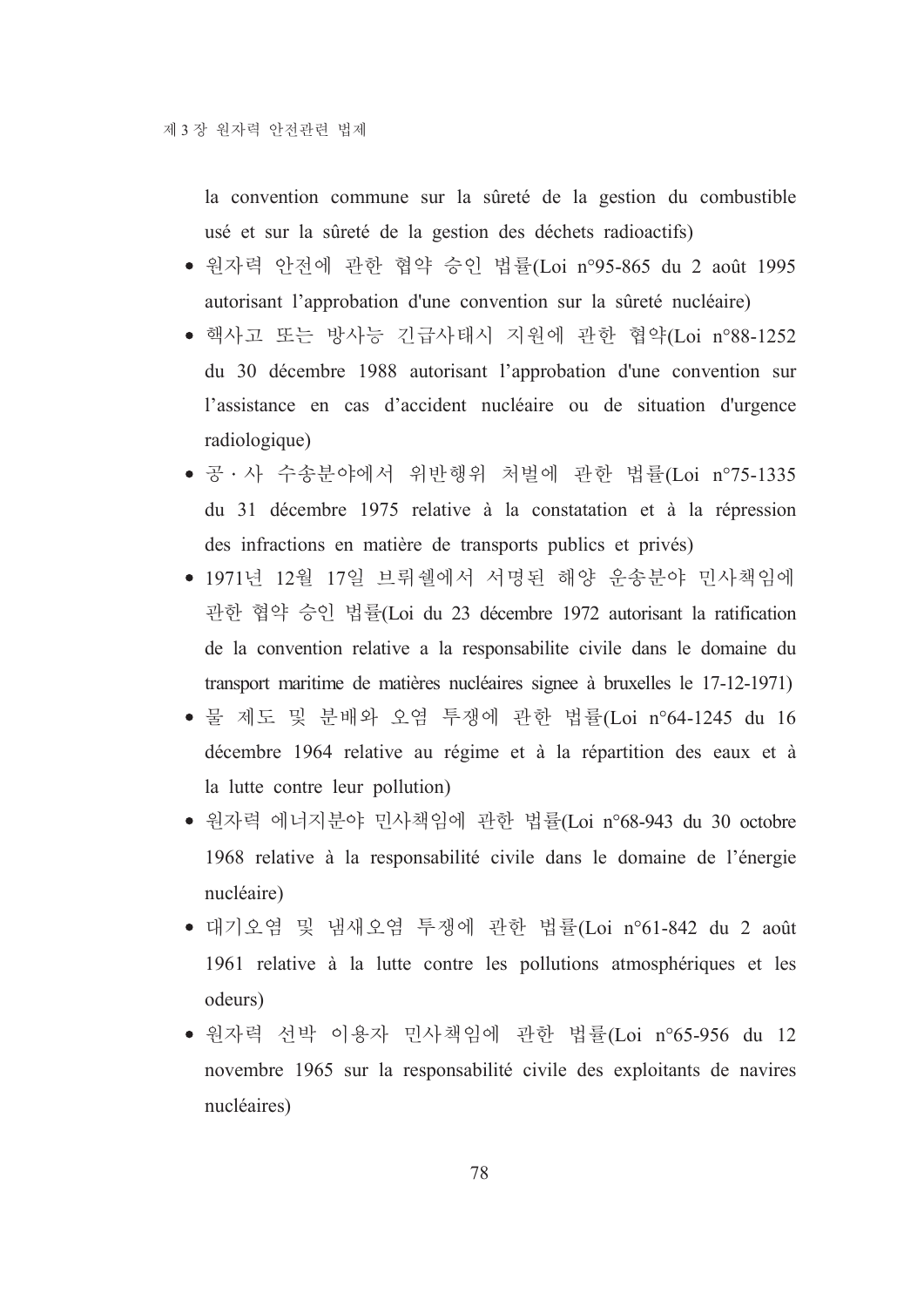la convention commune sur la sûreté de la gestion du combustible usé et sur la sûreté de la gestion des déchets radioactifs)

- 원자력 안전에 관한 협약 승인 법률(Loi n°95-865 du 2 août 1995 autorisant l'approbation d'une convention sur la sûreté nucléaire)
- 핵사고 또는 방사능 긴급사태시 지원에 관한 협약(Loi n°88-1252 du 30 décembre 1988 autorisant l'approbation d'une convention sur l'assistance en cas d'accident nucléaire ou de situation d'urgence radiologique)
- 공 · 사 수송분야에서 위반행위 처벌에 관한 법률(Loi n°75-1335 du 31 décembre 1975 relative à la constatation et à la répression des infractions en matière de transports publics et privés)
- 1971년 12월 17일 브뤼쉘에서 서명된 해양 운송분야 민사책임에 관한 협약 승인 법률(Loi du 23 décembre 1972 autorisant la ratification de la convention relative a la responsabilite civile dans le domaine du transport maritime de matières nucléaires signee à bruxelles le 17-12-1971)
- 물 제도 및 분배와 오염 투쟁에 관한 법률(Loi n°64-1245 du 16 décembre 1964 relative au régime et à la répartition des eaux et à la lutte contre leur pollution)
- 원자력 에너지분야 민사책임에 관한 법률(Loi n°68-943 du 30 octobre 1968 relative à la responsabilité civile dans le domaine de l'énergie nucléaire)
- 대기오염 및 냄새오염 투쟁에 관한 법률(Loi n°61-842 du 2 août 1961 relative à la lutte contre les pollutions atmosphériques et les odeurs)
- 원자력 선박 이용자 민사책임에 관한 법률(Loi n°65-956 du 12 novembre 1965 sur la responsabilité civile des exploitants de navires nucléaires)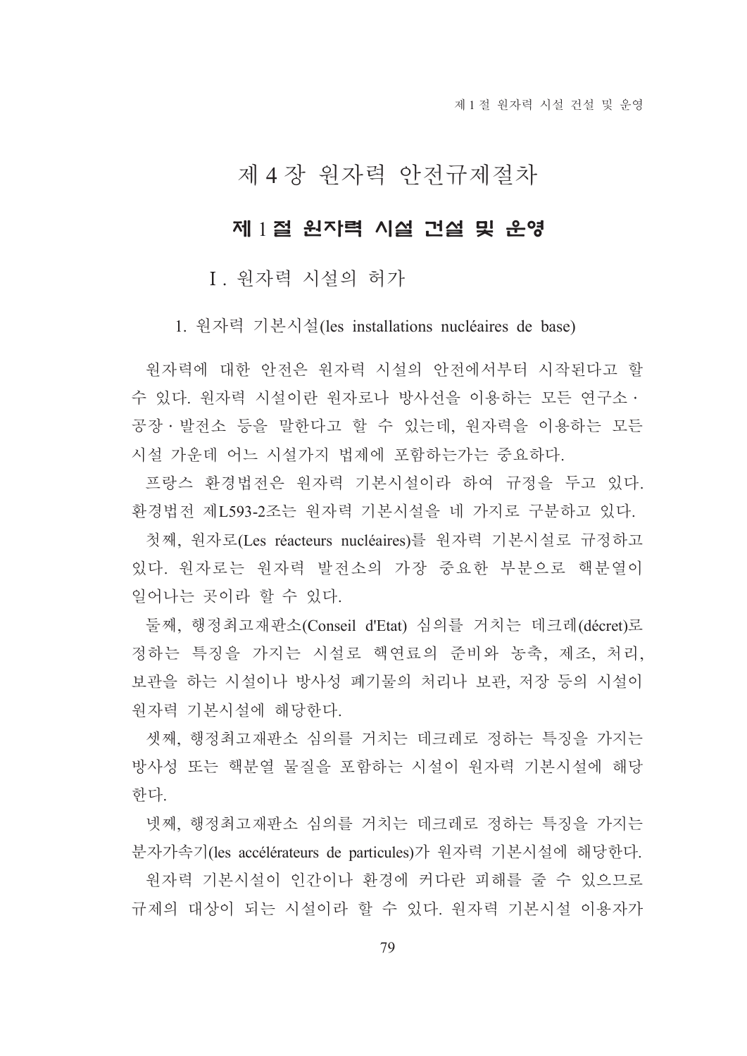# 제 4 장 원자력 안전규제절차

## 제 1 절 원자력 시설 건설 및 운영

### Ⅰ. 원자력 시설의 허가

#### 1. 원자력 기본시설(les installations nucléaires de base)

원자력에 대한 안전은 원자력 시설의 안전에서부터 시작된다고 할 수 있다. 원자력 시설이란 원자로나 방사선을 이용하는 모든 연구소ㆍ공장ㆍ발전소 등을 말한다고 할 수 있는데, 원자력을 이용하는 모든 시설 가운데 어느 시설가지 법제에 포함하는가는 중요하다.

프랑스 환경법전은 원자력 기본시설이라 하여 규정을 두고 있다. 환경법전 제L593-2조는 원자력 기본시설을 네 가지로 구분하고 있다.

첫째, 원자로(Les réacteurs nucléaires)를 원자력 기본시설로 규정하고 있다. 원자로는 원자력 발전소의 가장 중요한 부분으로 핵분열이 일어나는 곳이라 할 수 있다.

둘째, 행정최고재판소(Conseil d'Etat) 심의를 거치는 데크레(décret)로 정하는 특징을 가지는 시설로 핵연료의 준비와 농축, 제조, 처리, 보관을 하는 시설이나 방사성 폐기물의 처리나 보관, 저장 등의 시설이 원자력 기본시설에 해당한다.

셋째, 행정최고재판소 심의를 거치는 데크레로 정하는 특징을 가지는 방사성 또는 핵분열 물질을 포함하는 시설이 원자력 기본시설에 해당한다.

넷째, 행정최고재판소 심의를 거치는 데크레로 정하는 특징을 가지는 분자가속기(les accélérateurs de particules)가 원자력 기본시설에 해당한다.

원자력 기본시설이 인간이나 환경에 커다란 피해를 줄 수 있으므로 규제의 대상이 되는 시설이라 할 수 있다. 원자력 기본시설 이용자가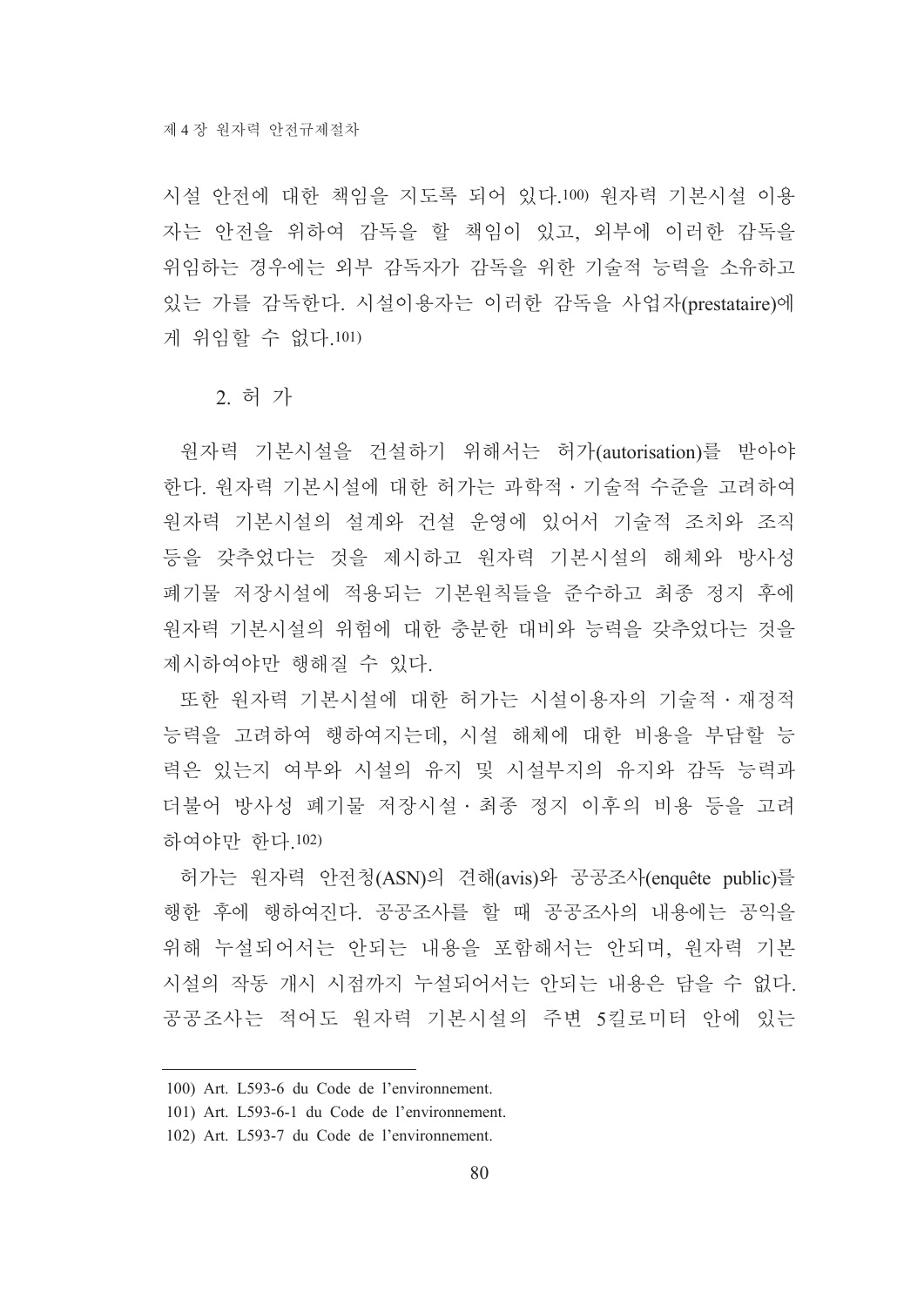시설 안전에 대한 책임을 지도록 되어 있다.[100] 원자력 기본시설 이용자는 안전을 위하여 감독을 할 책임이 있고, 외부에 이러한 감독을 위임하는 경우에는 외부 감독자가 감독을 위한 기술적 능력을 소유하고 있는 가를 감독한다. 시설이용자는 이러한 감독을 사업자(prestataire)에게 위임할 수 없다.[101]

### 2. 허 가

원자력 기본시설을 건설하기 위해서는 허가(autorisation)를 받아야 한다. 원자력 기본시설에 대한 허가는 과학적 · 기술적 수준을 고려하여 원자력 기본시설의 설계와 건설 운영에 있어서 기술적 조치와 조직 등을 갖추었다는 것을 제시하고 원자력 기본시설의 해체와 방사성 폐기물 저장시설에 적용되는 기본원칙들을 준수하고 최종 정지 후에 원자력 기본시설의 위험에 대한 충분한 대비와 능력을 갖추었다는 것을 제시하여야만 행해질 수 있다.

또한 원자력 기본시설에 대한 허가는 시설이용자의 기술적 · 재정적 능력을 고려하여 행하여지는데, 시설 해체에 대한 비용을 부담할 능력은 있는지 여부와 시설의 유지 및 시설부지의 유지와 감독 능력과 더불어 방사성 폐기물 저장시설 · 최종 정지 이후의 비용 등을 고려하여야만 한다.[102]

허가는 원자력 안전청(ASN)의 견해(avis)와 공공조사(enquête public)를 행한 후에 행하여진다. 공공조사를 할 때 공공조사의 내용에는 공익을 위해 누설되어서는 안되는 내용을 포함해서는 안되며, 원자력 기본시설의 작동 개시 시점까지 누설되어서는 안되는 내용은 담을 수 없다. 공공조사는 적어도 원자력 기본시설의 주변 5킬로미터 안에 있는

---

100) Art. L593-6 du Code de l'environnement.

101) Art. L593-6-1 du Code de l'environnement.

102) Art. L593-7 du Code de l'environnement.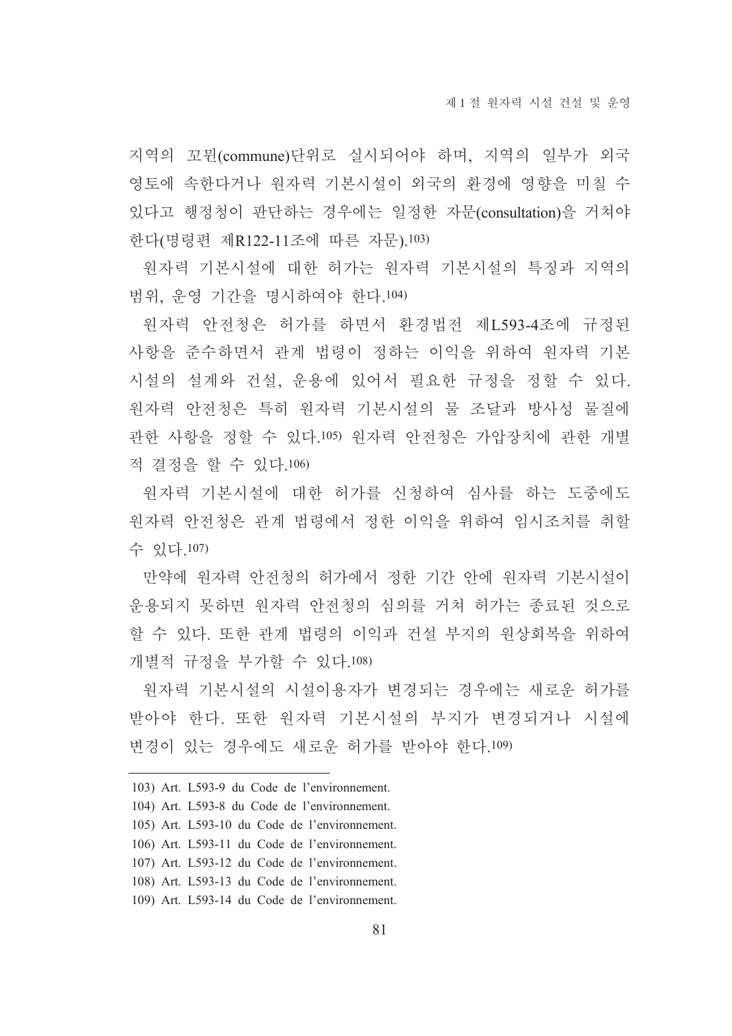지역의 꼬뮌(commune)단위로 실시되어야 하며, 지역의 일부가 외국 영토에 속한다거나 원자력 기본시설이 외국의 환경에 영향을 미칠 수 있다고 행정청이 판단하는 경우에는 일정한 자문(consultation)을 거쳐야 한다(명령편 제R122-11조에 따른 자문).[103]

원자력 기본시설에 대한 허가는 원자력 기본시설의 특징과 지역의 범위, 운영 기간을 명시하여야 한다.[104]

원자력 안전청은 허가를 하면서 환경법전 제L593-4조에 규정된 사항을 준수하면서 관계 법령이 정하는 이익을 위하여 원자력 기본시설의 설계와 건설, 운용에 있어서 필요한 규정을 정할 수 있다. 원자력 안전청은 특히 원자력 기본시설의 물 조달과 방사성 물질에 관한 사항을 정할 수 있다.[105] 원자력 안전청은 가압장치에 관한 개별적 결정을 할 수 있다.[106]

원자력 기본시설에 대한 허가를 신청하여 심사를 하는 도중에도 원자력 안전청은 관계 법령에서 정한 이익을 위하여 임시조치를 취할 수 있다.[107]

만약에 원자력 안전청의 허가에서 정한 기간 안에 원자력 기본시설이 운용되지 못하면 원자력 안전청의 심의를 거쳐 허가는 종료된 것으로 할 수 있다. 또한 관계 법령의 이익과 건설 부지의 원상회복을 위하여 개별적 규정을 부가할 수 있다.[108]

원자력 기본시설의 시설이용자가 변경되는 경우에는 새로운 허가를 받아야 한다. 또한 원자력 기본시설의 부지가 변경되거나 시설에 변경이 있는 경우에도 새로운 허가를 받아야 한다.[109]

---

103) Art. L593-9 du Code de l'environnement.

104) Art. L593-8 du Code de l'environnement.

105) Art. L593-10 du Code de l'environnement.

106) Art. L593-11 du Code de l'environnement.

107) Art. L593-12 du Code de l'environnement.

108) Art. L593-13 du Code de l'environnement.

109) Art. L593-14 du Code de l'environnement.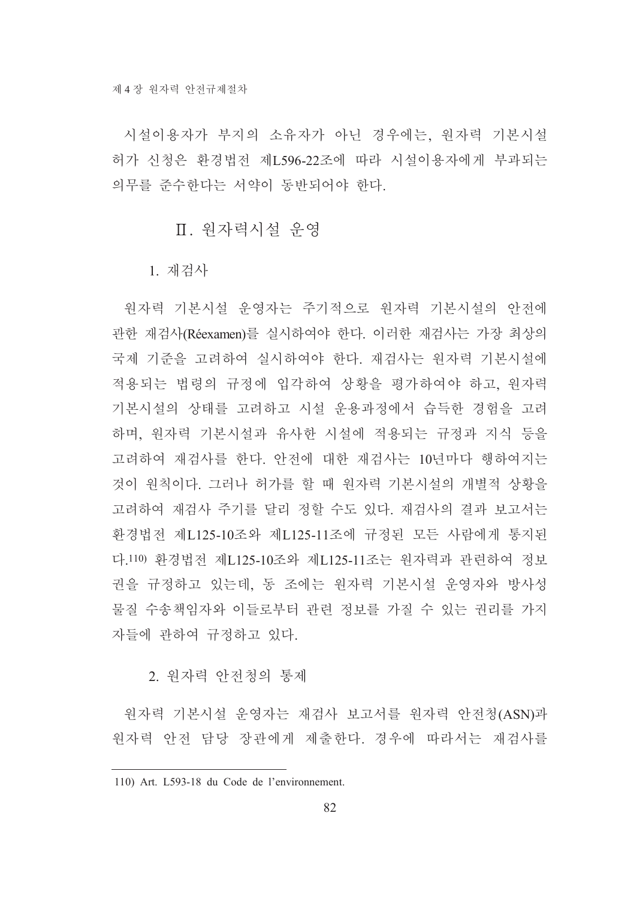시설이용자가 부지의 소유자가 아닌 경우에는, 원자력 기본시설 허가 신청은 환경법전 제L596-22조에 따라 시설이용자에게 부과되는 의무를 준수한다는 서약이 동반되어야 한다.

## Ⅱ. 원자력시설 운영

### 1. 재검사

원자력 기본시설 운영자는 주기적으로 원자력 기본시설의 안전에 관한 재검사(Réexamen)를 실시하여야 한다. 이러한 재검사는 가장 최상의 국제 기준을 고려하여 실시하여야 한다. 재검사는 원자력 기본시설에 적용되는 법령의 규정에 입각하여 상황을 평가하여야 하고, 원자력 기본시설의 상태를 고려하고 시설 운용과정에서 습득한 경험을 고려하며, 원자력 기본시설과 유사한 시설에 적용되는 규정과 지식 등을 고려하여 재검사를 한다. 안전에 대한 재검사는 10년마다 행하여지는 것이 원칙이다. 그러나 허가를 할 때 원자력 기본시설의 개별적 상황을 고려하여 재검사 주기를 달리 정할 수도 있다. 재검사의 결과 보고서는 환경법전 제L125-10조와 제L125-11조에 규정된 모든 사람에게 통지된다.[110] 환경법전 제L125-10조와 제L125-11조는 원자력과 관련하여 정보권을 규정하고 있는데, 동 조에는 원자력 기본시설 운영자와 방사성 물질 수송책임자와 이들로부터 관련 정보를 가질 수 있는 권리를 가지 자들에 관하여 규정하고 있다.

### 2. 원자력 안전청의 통제

원자력 기본시설 운영자는 재검사 보고서를 원자력 안전청(ASN)과 원자력 안전 담당 장관에게 제출한다. 경우에 따라서는 재검사를

---

110) Art. L593-18 du Code de l'environnement.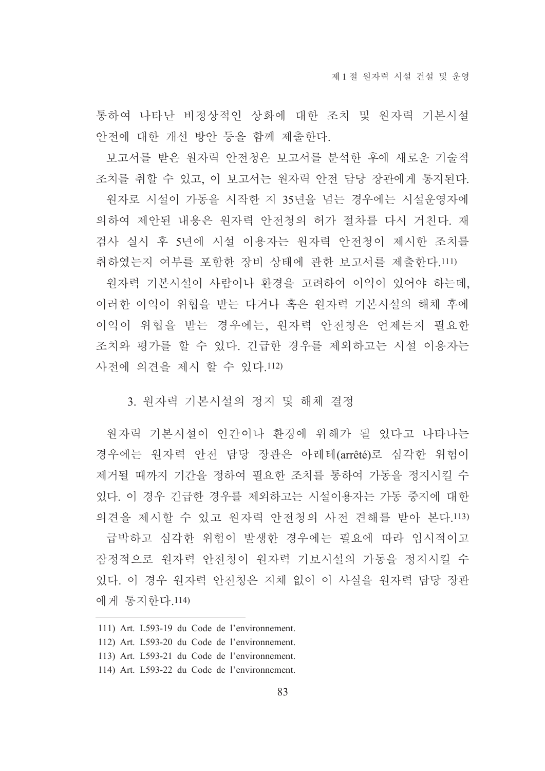통하여 나타난 비정상적인 상화에 대한 조치 및 원자력 기본시설 안전에 대한 개선 방안 등을 함께 제출한다.

보고서를 받은 원자력 안전청은 보고서를 분석한 후에 새로운 기술적 조치를 취할 수 있고, 이 보고서는 원자력 안전 담당 장관에게 통지된다.

원자로 시설이 가동을 시작한 지 35년을 넘는 경우에는 시설운영자에 의하여 제안된 내용은 원자력 안전청의 허가 절차를 다시 거친다. 재검사 실시 후 5년에 시설 이용자는 원자력 안전청이 제시한 조치를 취하였는지 여부를 포함한 장비 상태에 관한 보고서를 제출한다.[111]

원자력 기본시설이 사람이나 환경을 고려하여 이익이 있어야 하는데, 이러한 이익이 위협을 받는 다거나 혹은 원자력 기본시설의 해체 후에 이익이 위협을 받는 경우에는, 원자력 안전청은 언제든지 필요한 조치와 평가를 할 수 있다. 긴급한 경우를 제외하고는 시설 이용자는 사전에 의견을 제시 할 수 있다.[112]

### 3. 원자력 기본시설의 정지 및 해체 결정

원자력 기본시설이 인간이나 환경에 위해가 될 있다고 나타나는 경우에는 원자력 안전 담당 장관은 아레테(arrêté)로 심각한 위험이 제거될 때까지 기간을 정하여 필요한 조치를 통하여 가동을 정지시킬 수 있다. 이 경우 긴급한 경우를 제외하고는 시설이용자는 가동 중지에 대한 의견을 제시할 수 있고 원자력 안전청의 사전 견해를 받아 본다.[113]

급박하고 심각한 위험이 발생한 경우에는 필요에 따라 임시적이고 잠정적으로 원자력 안전청이 원자력 기보시설의 가동을 정지시킬 수 있다. 이 경우 원자력 안전청은 지체 없이 이 사실을 원자력 담당 장관에게 통지한다.[114]

---

111) Art. L593-19 du Code de l'environnement.

112) Art. L593-20 du Code de l'environnement.

113) Art. L593-21 du Code de l'environnement.

114) Art. L593-22 du Code de l'environnement.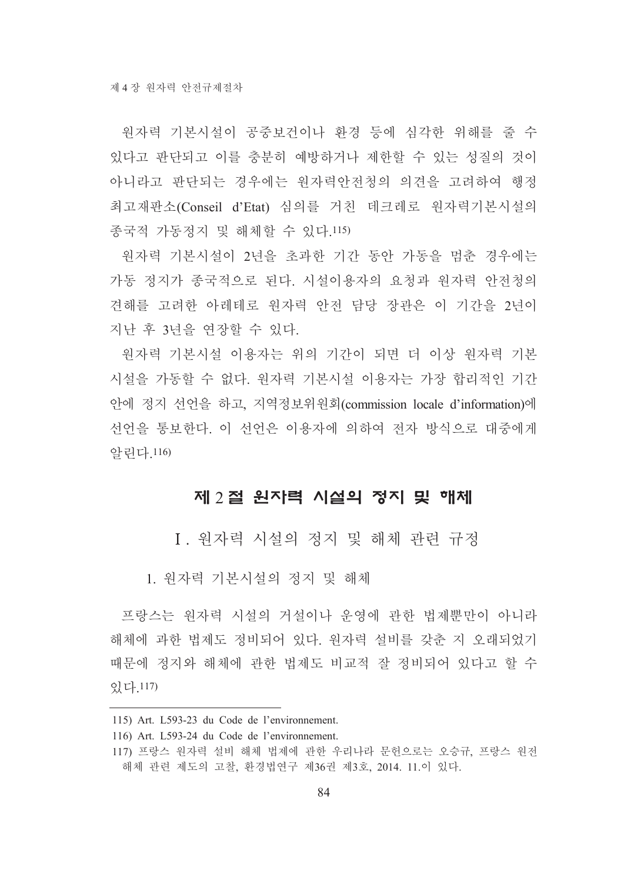원자력 기본시설이 공중보건이나 환경 등에 심각한 위해를 줄 수 있다고 판단되고 이를 충분히 예방하거나 제한할 수 있는 성질의 것이 아니라고 판단되는 경우에는 원자력안전청의 의견을 고려하여 행정최고재판소(Conseil d'Etat) 심의를 거친 데크레로 원자력기본시설의 종국적 가동정지 및 해체할 수 있다.[115]

원자력 기본시설이 2년을 초과한 기간 동안 가동을 멈춘 경우에는 가동 정지가 종국적으로 된다. 시설이용자의 요청과 원자력 안전청의 견해를 고려한 아레테로 원자력 안전 담당 장관은 이 기간을 2년이 지난 후 3년을 연장할 수 있다.

원자력 기본시설 이용자는 위의 기간이 되면 더 이상 원자력 기본시설을 가동할 수 없다. 원자력 기본시설 이용자는 가장 합리적인 기간 안에 정지 선언을 하고, 지역정보위원회(commission locale d'information)에 선언을 통보한다. 이 선언은 이용자에 의하여 전자 방식으로 대중에게 알린다.[116]

## 제 2 절 원자력 시설의 정지 및 해체

### Ⅰ. 원자력 시설의 정지 및 해체 관련 규정

#### 1. 원자력 기본시설의 정지 및 해체

프랑스는 원자력 시설의 거설이나 운영에 관한 법제뿐만이 아니라 해체에 과한 법제도 정비되어 있다. 원자력 설비를 갖춘 지 오래되었기 때문에 정지와 해체에 관한 법제도 비교적 잘 정비되어 있다고 할 수 있다.[117]

---

115) Art. L593-23 du Code de l'environnement.

116) Art. L593-24 du Code de l'environnement.

117) 프랑스 원자력 설비 해체 법제에 관한 우리나라 문헌으로는 오승규, 프랑스 원전 해체 관련 제도의 고찰, 환경법연구 제36권 제3호, 2014. 11.이 있다.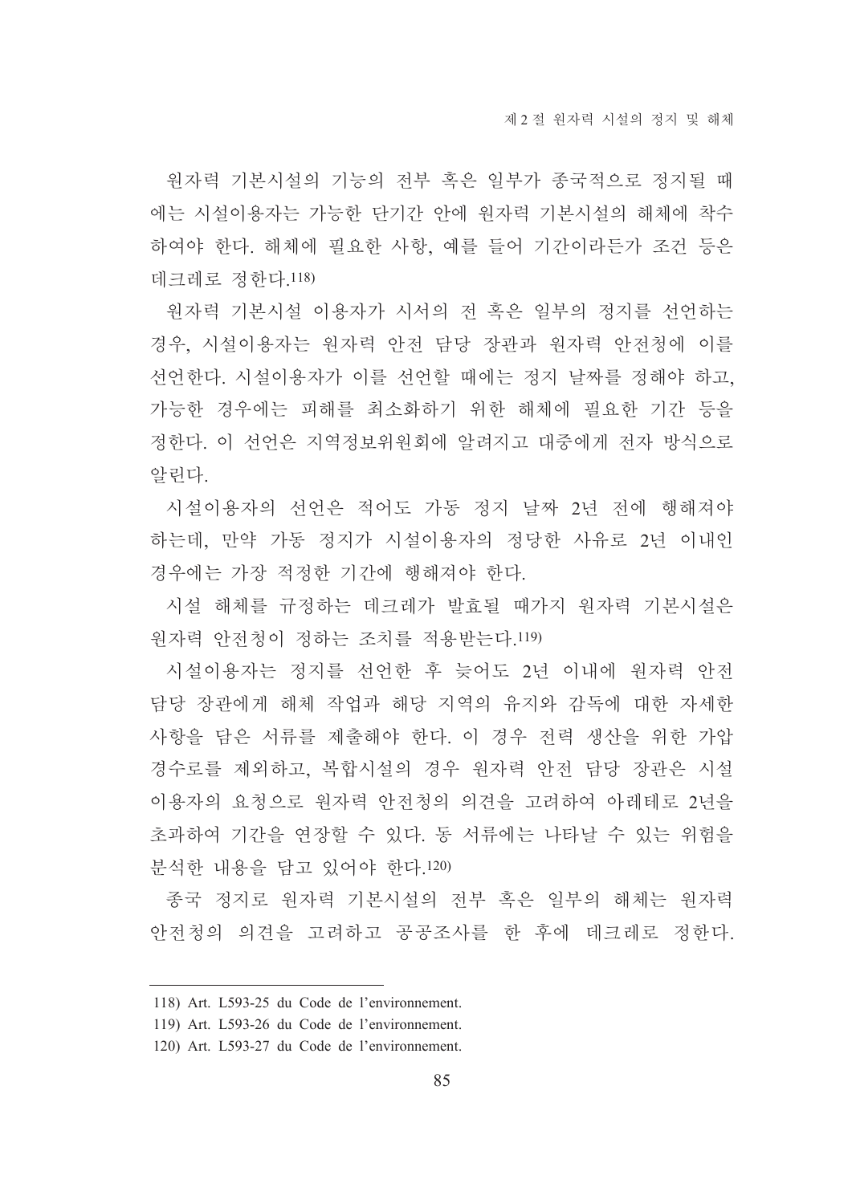원자력 기본시설의 기능의 전부 혹은 일부가 종국적으로 정지될 때에는 시설이용자는 가능한 단기간 안에 원자력 기본시설의 해체에 착수하여야 한다. 해체에 필요한 사항, 예를 들어 기간이라든가 조건 등은 데크레로 정한다.[118]

원자력 기본시설 이용자가 시서의 전 혹은 일부의 정지를 선언하는 경우, 시설이용자는 원자력 안전 담당 장관과 원자력 안전청에 이를 선언한다. 시설이용자가 이를 선언할 때에는 정지 날짜를 정해야 하고, 가능한 경우에는 피해를 최소화하기 위한 해체에 필요한 기간 등을 정한다. 이 선언은 지역정보위원회에 알려지고 대중에게 전자 방식으로 알린다.

시설이용자의 선언은 적어도 가동 정지 날짜 2년 전에 행해져야 하는데, 만약 가동 정지가 시설이용자의 정당한 사유로 2년 이내인 경우에는 가장 적정한 기간에 행해져야 한다.

시설 해체를 규정하는 데크레가 발효될 때가지 원자력 기본시설은 원자력 안전청이 정하는 조치를 적용받는다.[119]

시설이용자는 정지를 선언한 후 늦어도 2년 이내에 원자력 안전 담당 장관에게 해체 작업과 해당 지역의 유지와 감독에 대한 자세한 사항을 담은 서류를 제출해야 한다. 이 경우 전력 생산을 위한 가압 경수로를 제외하고, 복합시설의 경우 원자력 안전 담당 장관은 시설이용자의 요청으로 원자력 안전청의 의견을 고려하여 아레테로 2년을 초과하여 기간을 연장할 수 있다. 동 서류에는 나타날 수 있는 위험을 분석한 내용을 담고 있어야 한다.[120]

종국 정지로 원자력 기본시설의 전부 혹은 일부의 해체는 원자력 안전청의 의견을 고려하고 공공조사를 한 후에 데크레로 정한다.

---

118) Art. L593-25 du Code de l'environnement.

119) Art. L593-26 du Code de l'environnement.

120) Art. L593-27 du Code de l'environnement.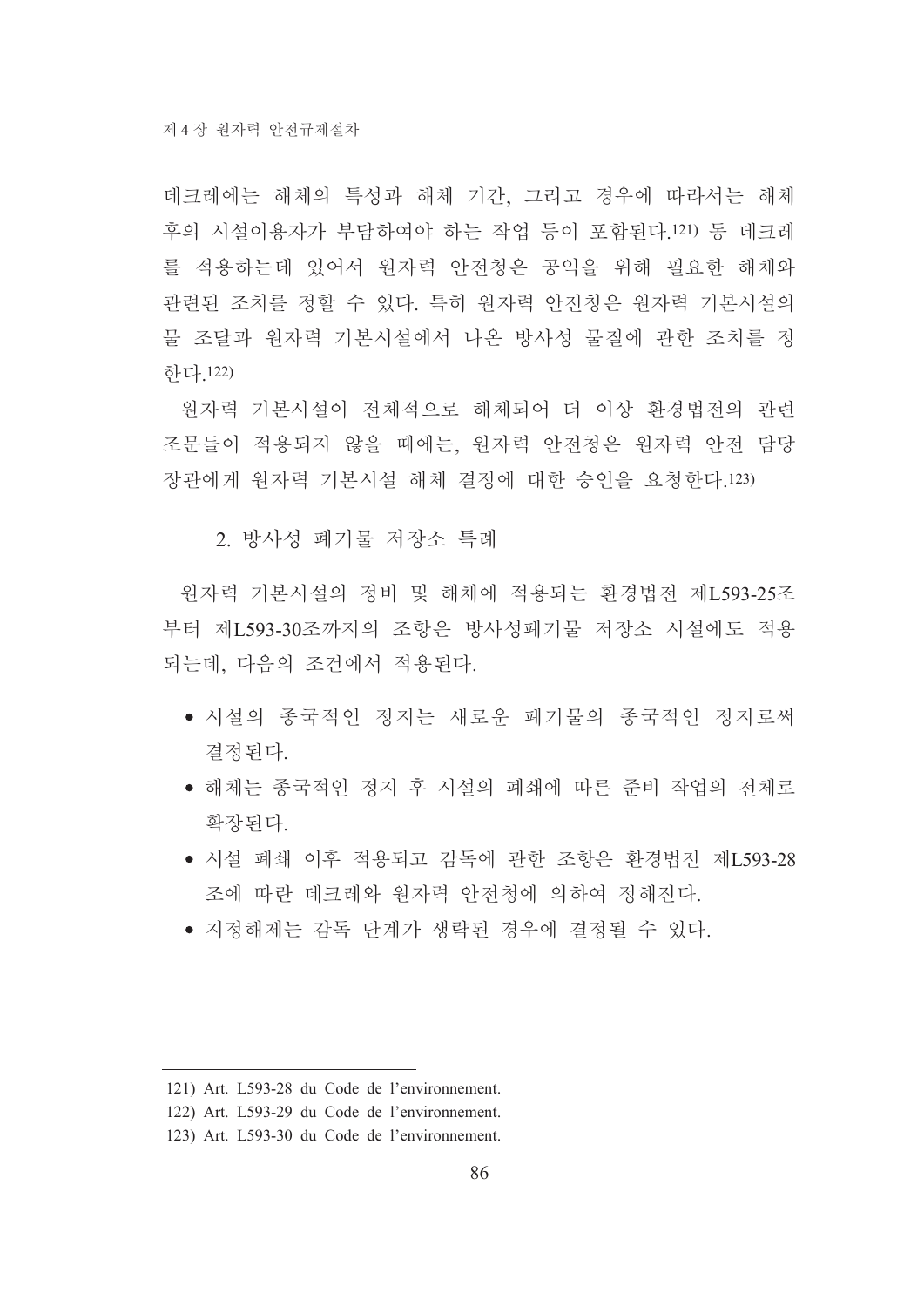데크레에는 해체의 특성과 해체 기간, 그리고 경우에 따라서는 해체 후의 시설이용자가 부담하여야 하는 작업 등이 포함된다.[121] 동 데크레를 적용하는데 있어서 원자력 안전청은 공익을 위해 필요한 해체와 관련된 조치를 정할 수 있다. 특히 원자력 안전청은 원자력 기본시설의 물 조달과 원자력 기본시설에서 나온 방사성 물질에 관한 조치를 정한다.[122]

원자력 기본시설이 전체적으로 해체되어 더 이상 환경법전의 관련 조문들이 적용되지 않을 때에는, 원자력 안전청은 원자력 안전 담당 장관에게 원자력 기본시설 해체 결정에 대한 승인을 요청한다.[123]

### 2. 방사성 폐기물 저장소 특례

원자력 기본시설의 정비 및 해체에 적용되는 환경법전 제L593-25조부터 제L593-30조까지의 조항은 방사성폐기물 저장소 시설에도 적용되는데, 다음의 조건에서 적용된다.

- 시설의 종국적인 정지는 새로운 폐기물의 종국적인 정지로써 결정된다.
- 해체는 종국적인 정지 후 시설의 폐쇄에 따른 준비 작업의 전체로 확장된다.
- 시설 폐쇄 이후 적용되고 감독에 관한 조항은 환경법전 제L593-28조에 따란 데크레와 원자력 안전청에 의하여 정해진다.
- 지정해제는 감독 단계가 생략된 경우에 결정될 수 있다.

---

121) Art. L593-28 du Code de l'environnement.

122) Art. L593-29 du Code de l'environnement.

123) Art. L593-30 du Code de l'environnement.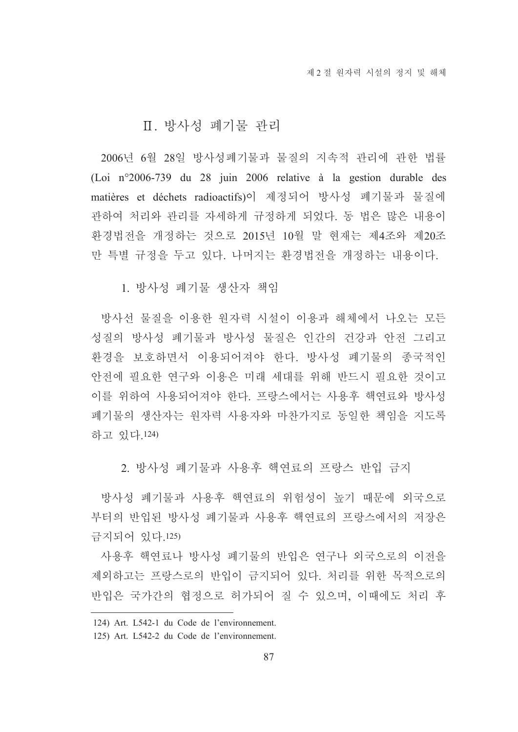## Ⅱ. 방사성 폐기물 관리

2006년 6월 28일 방사성폐기물과 물질의 지속적 관리에 관한 법률(Loi n°2006-739 du 28 juin 2006 relative à la gestion durable des matières et déchets radioactifs)이 제정되어 방사성 폐기물과 물질에 관하여 처리와 관리를 자세하게 규정하게 되었다. 동 법은 많은 내용이 환경법전을 개정하는 것으로 2015년 10월 말 현재는 제4조와 제20조만 특별 규정을 두고 있다. 나머지는 환경법전을 개정하는 내용이다.

### 1. 방사성 폐기물 생산자 책임

방사선 물질을 이용한 원자력 시설이 이용과 해체에서 나오는 모든 성질의 방사성 폐기물과 방사성 물질은 인간의 건강과 안전 그리고 환경을 보호하면서 이용되어져야 한다. 방사성 폐기물의 종국적인 안전에 필요한 연구와 이용은 미래 세대를 위해 반드시 필요한 것이고 이를 위하여 사용되어져야 한다. 프랑스에서는 사용후 핵연료와 방사성 폐기물의 생산자는 원자력 사용자와 마찬가지로 동일한 책임을 지도록 하고 있다.[124]

### 2. 방사성 폐기물과 사용후 핵연료의 프랑스 반입 금지

방사성 폐기물과 사용후 핵연료의 위험성이 높기 때문에 외국으로부터의 반입된 방사성 폐기물과 사용후 핵연료의 프랑스에서의 저장은 금지되어 있다.[125]

사용후 핵연료나 방사성 폐기물의 반입은 연구나 외국으로의 이전을 제외하고는 프랑스로의 반입이 금지되어 있다. 처리를 위한 목적으로의 반입은 국가간의 협정으로 허가되어 질 수 있으며, 이때에도 처리 후

---

124) Art. L542-1 du Code de l'environnement.

125) Art. L542-2 du Code de l'environnement.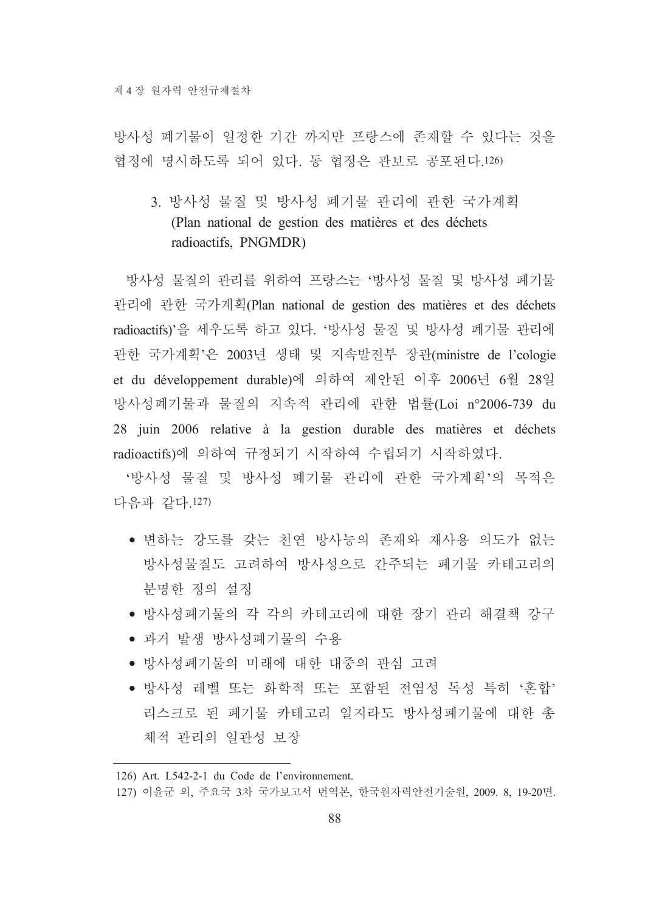방사성 폐기물이 일정한 기간 까지만 프랑스에 존재할 수 있다는 것을 협정에 명시하도록 되어 있다. 동 협정은 관보로 공포된다.[126]

### 3. 방사성 물질 및 방사성 폐기물 관리에 관한 국가계획 (Plan national de gestion des matières et des déchets radioactifs, PNGMDR)

방사성 물질의 관리를 위하여 프랑스는 '방사성 물질 및 방사성 폐기물 관리에 관한 국가계획(Plan national de gestion des matières et des déchets radioactifs)'을 세우도록 하고 있다. '방사성 물질 및 방사성 폐기물 관리에 관한 국가계획'은 2003년 생태 및 지속발전부 장관(ministre de l'cologie et du développement durable)에 의하여 제안된 이후 2006년 6월 28일 방사성폐기물과 물질의 지속적 관리에 관한 법률(Loi n°2006-739 du 28 juin 2006 relative à la gestion durable des matières et déchets radioactifs)에 의하여 규정되기 시작하여 수립되기 시작하였다.

'방사성 물질 및 방사성 폐기물 관리에 관한 국가계획'의 목적은 다음과 같다.[127]

- 변하는 강도를 갖는 천연 방사능의 존재와 재사용 의도가 없는 방사성물질도 고려하여 방사성으로 간주되는 폐기물 카테고리의 분명한 정의 설정
- 방사성폐기물의 각 각의 카테고리에 대한 장기 관리 해결책 강구
- 과거 발생 방사성폐기물의 수용
- 방사성폐기물의 미래에 대한 대중의 관심 고려
- 방사성 레벨 또는 화학적 또는 포함된 전염성 독성 특히 '혼합' 리스크로 된 폐기물 카테고리 일지라도 방사성폐기물에 대한 총체적 관리의 일관성 보장

---

126) Art. L542-2-1 du Code de l'environnement.

127) 이윤균 외, 주요국 3차 국가보고서 번역본, 한국원자력안전기술원, 2009. 8, 19-20면.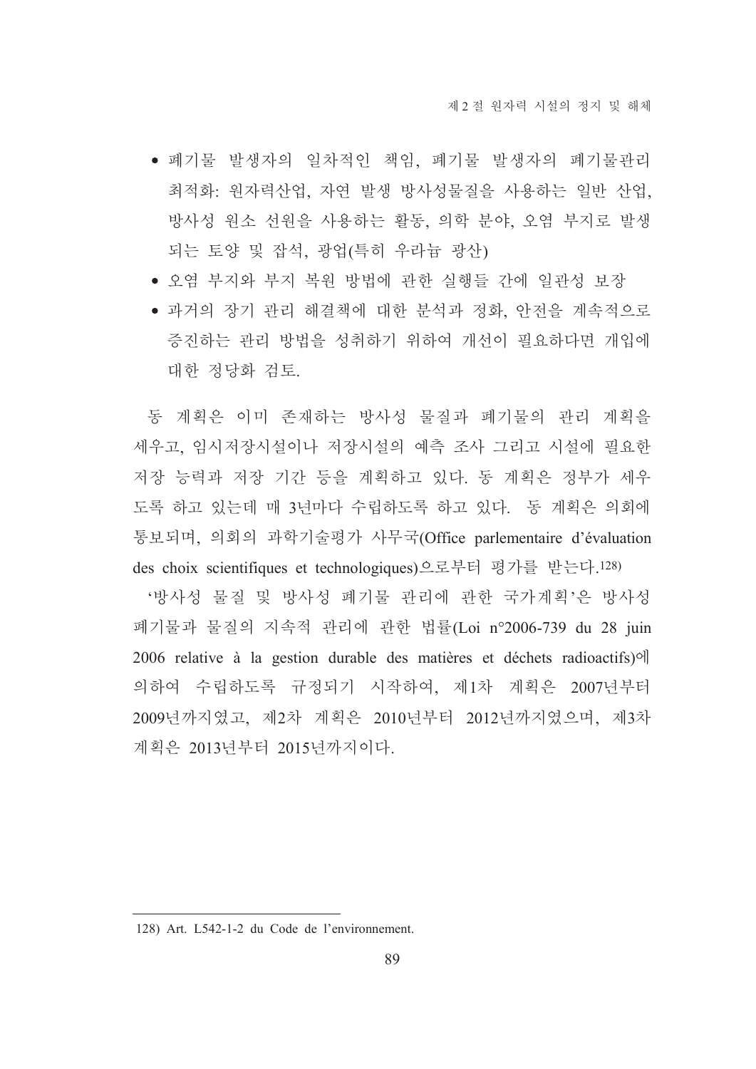- 폐기물 발생자의 일차적인 책임, 폐기물 발생자의 폐기물관리 최적화: 원자력산업, 자연 발생 방사성물질을 사용하는 일반 산업, 방사성 원소 선원을 사용하는 활동, 의학 분야, 오염 부지로 발생되는 토양 및 잡석, 광업(특히 우라늄 광산)
- 오염 부지와 부지 복원 방법에 관한 실행들 간에 일관성 보장
- 과거의 장기 관리 해결책에 대한 분석과 정화, 안전을 계속적으로 증진하는 관리 방법을 성취하기 위하여 개선이 필요하다면 개입에 대한 정당화 검토.

동 계획은 이미 존재하는 방사성 물질과 폐기물의 관리 계획을 세우고, 임시저장시설이나 저장시설의 예측 조사 그리고 시설에 필요한 저장 능력과 저장 기간 등을 계획하고 있다. 동 계획은 정부가 세우도록 하고 있는데 매 3년마다 수립하도록 하고 있다. 동 계획은 의회에 통보되며, 의회의 과학기술평가 사무국(Office parlementaire d'évaluation des choix scientifiques et technologiques)으로부터 평가를 받는다.[128]

'방사성 물질 및 방사성 폐기물 관리에 관한 국가계획'은 방사성 폐기물과 물질의 지속적 관리에 관한 법률(Loi n°2006-739 du 28 juin 2006 relative à la gestion durable des matières et déchets radioactifs)에 의하여 수립하도록 규정되기 시작하여, 제1차 계획은 2007년부터 2009년까지였고, 제2차 계획은 2010년부터 2012년까지였으며, 제3차 계획은 2013년부터 2015년까지이다.

---

128) Art. L542-1-2 du Code de l'environnement.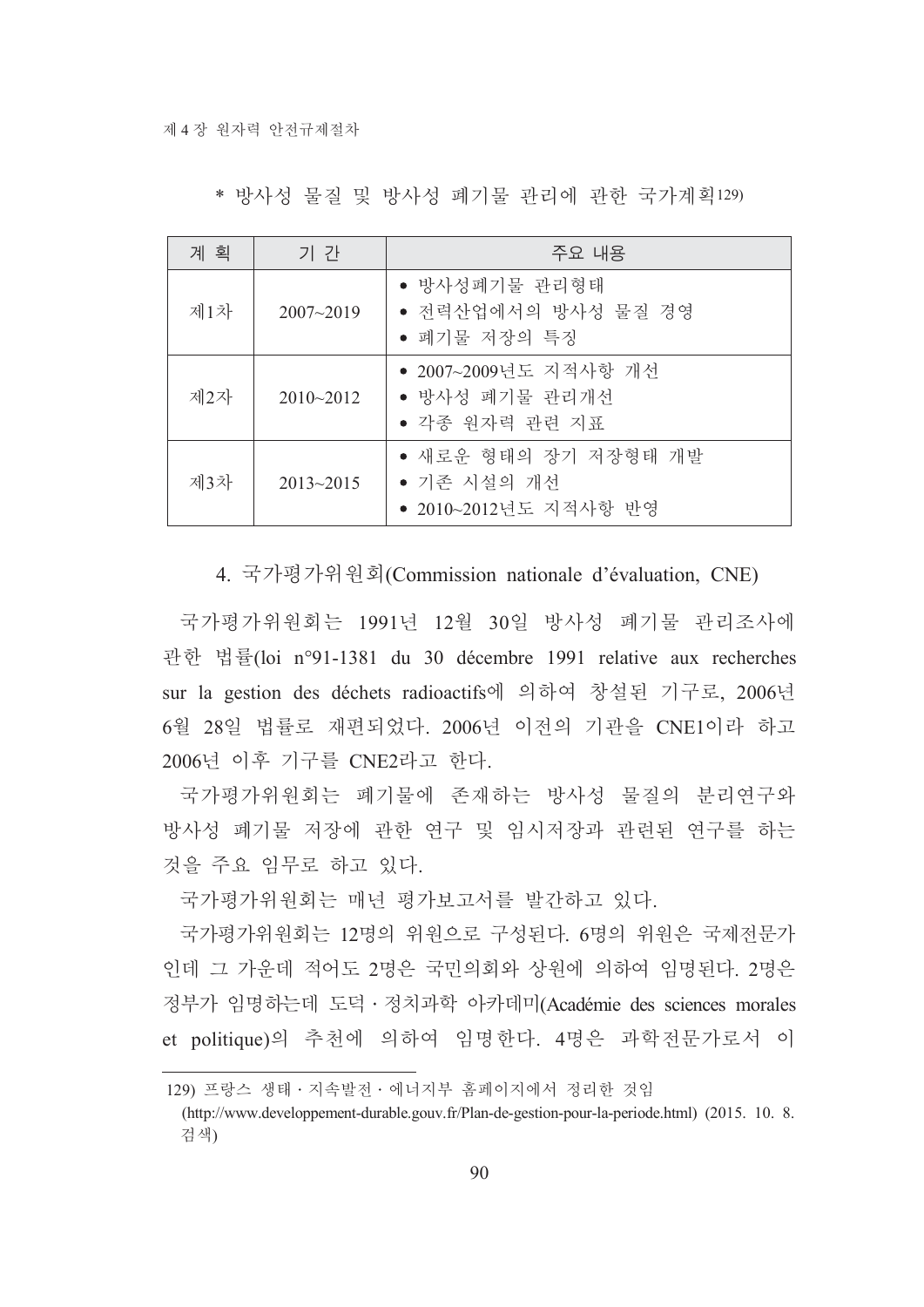\* 방사성 물질 및 방사성 폐기물 관리에 관한 국가계획[129)]

| 계 획 | 기 간 | 주요 내용 |
|---|---|---|
| 제1차 | 2007~2019 | • 방사성폐기물 관리형태<br>• 전력산업에서의 방사성 물질 경영<br>• 폐기물 저장의 특징 |
| 제2자 | 2010~2012 | • 2007~2009년도 지적사항 개선<br>• 방사성 폐기물 관리개선<br>• 각종 원자력 관련 지표 |
| 제3차 | 2013~2015 | • 새로운 형태의 장기 저장형태 개발<br>• 기존 시설의 개선<br>• 2010~2012년도 지적사항 반영 |

### 4. 국가평가위원회(Commission nationale d'évaluation, CNE)

국가평가위원회는 1991년 12월 30일 방사성 폐기물 관리조사에 관한 법률(loi n°91-1381 du 30 décembre 1991 relative aux recherches sur la gestion des déchets radioactifs에 의하여 창설된 기구로, 2006년 6월 28일 법률로 재편되었다. 2006년 이전의 기관을 CNE1이라 하고 2006년 이후 기구를 CNE2라고 한다.

국가평가위원회는 폐기물에 존재하는 방사성 물질의 분리연구와 방사성 폐기물 저장에 관한 연구 및 임시저장과 관련된 연구를 하는 것을 주요 임무로 하고 있다.

국가평가위원회는 매년 평가보고서를 발간하고 있다.

국가평가위원회는 12명의 위원으로 구성된다. 6명의 위원은 국제전문가인데 그 가운데 적어도 2명은 국민의회와 상원에 의하여 임명된다. 2명은 정부가 임명하는데 도덕 · 정치과학 아카데미(Académie des sciences morales et politique)의 추천에 의하여 임명한다. 4명은 과학전문가로서 이

---

129) 프랑스 생태 · 지속발전 · 에너지부 홈페이지에서 정리한 것임 (http://www.developpement-durable.gouv.fr/Plan-de-gestion-pour-la-periode.html) (2015. 10. 8. 검색)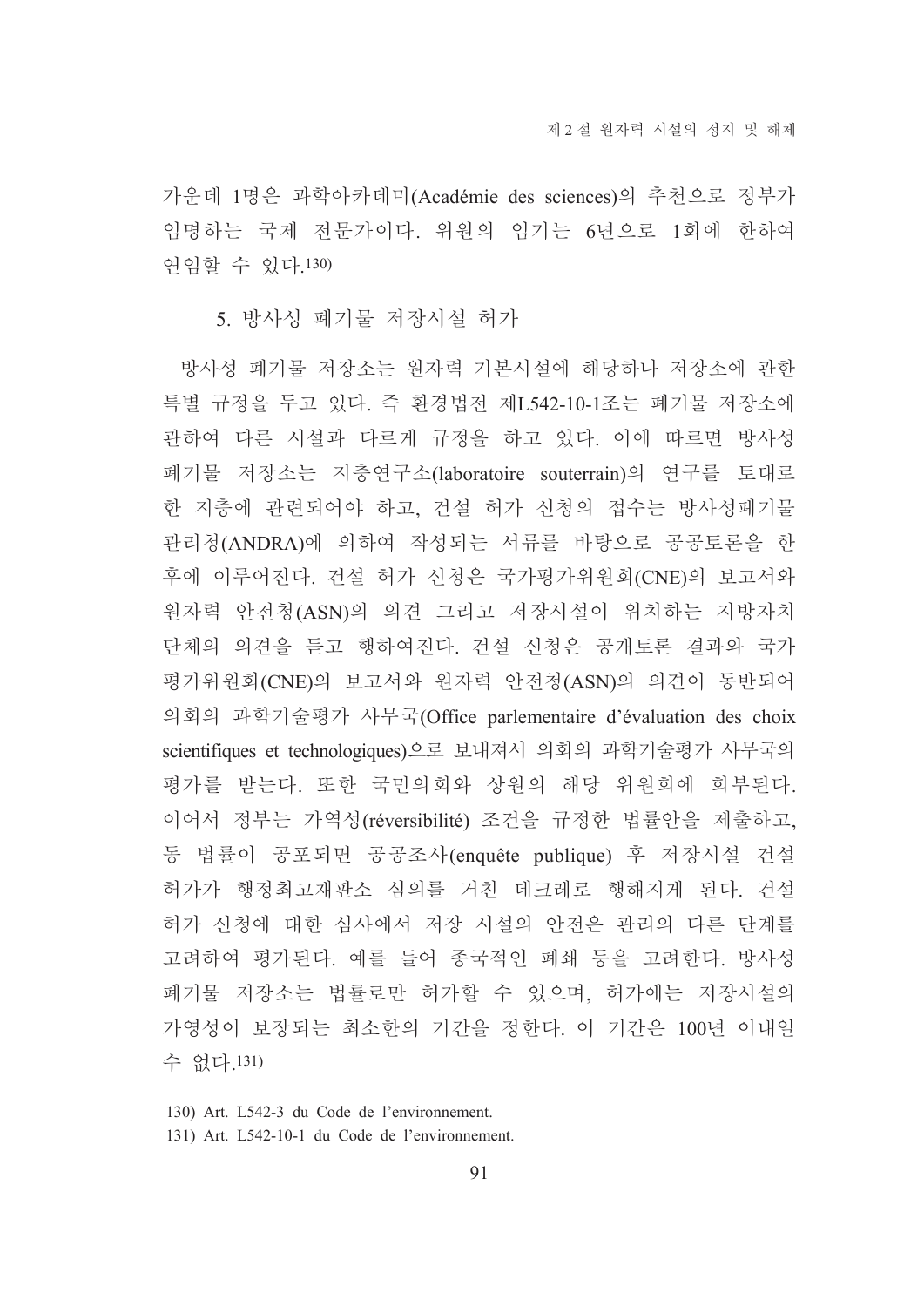가운데 1명은 과학아카데미(Académie des sciences)의 추천으로 정부가 임명하는 국제 전문가이다. 위원의 임기는 6년으로 1회에 한하여 연임할 수 있다.[130)]

### 5. 방사성 폐기물 저장시설 허가

방사성 폐기물 저장소는 원자력 기본시설에 해당하나 저장소에 관한 특별 규정을 두고 있다. 즉 환경법전 제L542-10-1조는 폐기물 저장소에 관하여 다른 시설과 다르게 규정을 하고 있다. 이에 따르면 방사성 폐기물 저장소는 지층연구소(laboratoire souterrain)의 연구를 토대로 한 지층에 관련되어야 하고, 건설 허가 신청의 접수는 방사성폐기물 관리청(ANDRA)에 의하여 작성되는 서류를 바탕으로 공공토론을 한 후에 이루어진다. 건설 허가 신청은 국가평가위원회(CNE)의 보고서와 원자력 안전청(ASN)의 의견 그리고 저장시설이 위치하는 지방자치단체의 의견을 듣고 행하여진다. 건설 신청은 공개토론 결과와 국가평가위원회(CNE)의 보고서와 원자력 안전청(ASN)의 의견이 동반되어 의회의 과학기술평가 사무국(Office parlementaire d'évaluation des choix scientifiques et technologiques)으로 보내져서 의회의 과학기술평가 사무국의 평가를 받는다. 또한 국민의회와 상원의 해당 위원회에 회부된다. 이어서 정부는 가역성(réversibilité) 조건을 규정한 법률안을 제출하고, 동 법률이 공포되면 공공조사(enquête publique) 후 저장시설 건설 허가가 행정최고재판소 심의를 거친 데크레로 행해지게 된다. 건설 허가 신청에 대한 심사에서 저장 시설의 안전은 관리의 다른 단계를 고려하여 평가된다. 예를 들어 종국적인 폐쇄 등을 고려한다. 방사성 폐기물 저장소는 법률로만 허가할 수 있으며, 허가에는 저장시설의 가영성이 보장되는 최소한의 기간을 정한다. 이 기간은 100년 이내일 수 없다.[131)]

---

130) Art. L542-3 du Code de l'environnement.

131) Art. L542-10-1 du Code de l'environnement.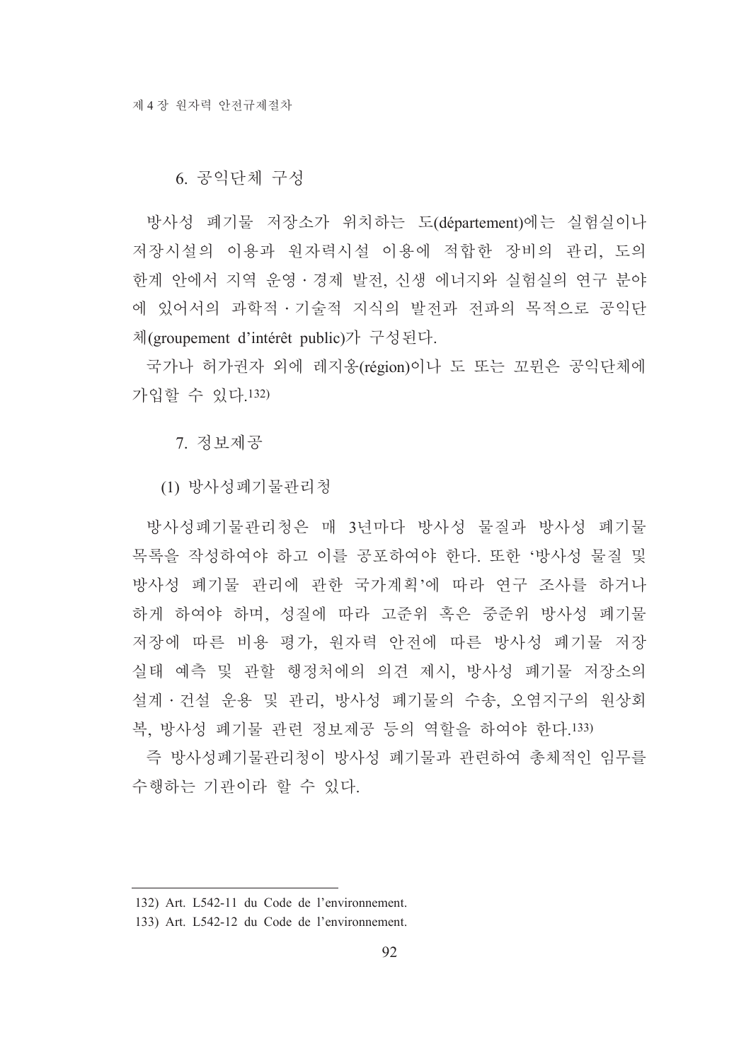## 6. 공익단체 구성

방사성 폐기물 저장소가 위치하는 도(département)에는 실험실이나 저장시설의 이용과 원자력시설 이용에 적합한 장비의 관리, 도의 한계 안에서 지역 운영 · 경제 발전, 신생 에너지와 실험실의 연구 분야에 있어서의 과학적 · 기술적 지식의 발전과 전파의 목적으로 공익단체(groupement d'intérêt public)가 구성된다.

국가나 허가권자 외에 레지옹(région)이나 도 또는 꼬뮌은 공익단체에 가입할 수 있다.[132]

## 7. 정보제공

### (1) 방사성폐기물관리청

방사성폐기물관리청은 매 3년마다 방사성 물질과 방사성 폐기물 목록을 작성하여야 하고 이를 공포하여야 한다. 또한 '방사성 물질 및 방사성 폐기물 관리에 관한 국가계획'에 따라 연구 조사를 하거나 하게 하여야 하며, 성질에 따라 고준위 혹은 중준위 방사성 폐기물 저장에 따른 비용 평가, 원자력 안전에 따른 방사성 폐기물 저장 실태 예측 및 관할 행정처에의 의견 제시, 방사성 폐기물 저장소의 설계 · 건설 운용 및 관리, 방사성 폐기물의 수송, 오염지구의 원상회복, 방사성 폐기물 관련 정보제공 등의 역할을 하여야 한다.[133]

즉 방사성폐기물관리청이 방사성 폐기물과 관련하여 총체적인 임무를 수행하는 기관이라 할 수 있다.

---

132) Art. L542-11 du Code de l'environnement.

133) Art. L542-12 du Code de l'environnement.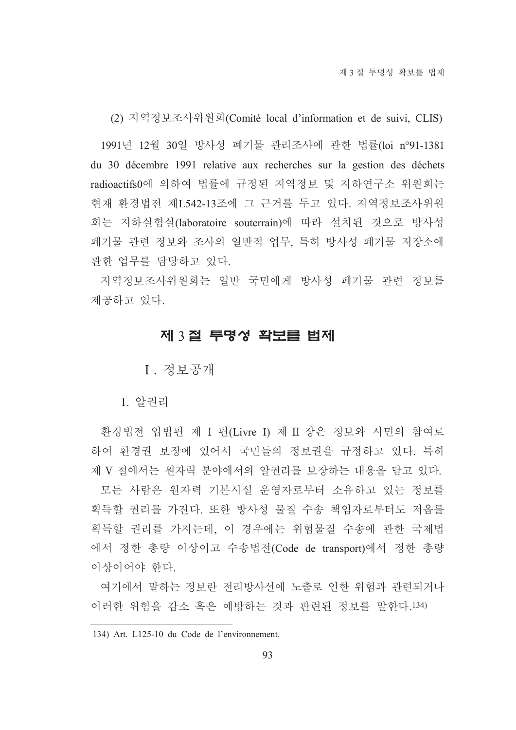(2) 지역정보조사위원회(Comité local d'information et de suivi, CLIS)

1991년 12월 30일 방사성 폐기물 관리조사에 관한 법률(loi n°91-1381 du 30 décembre 1991 relative aux recherches sur la gestion des déchets radioactifs0에 의하여 법률에 규정된 지역정보 및 지하연구소 위원회는 현재 환경법전 제L542-13조에 그 근거를 두고 있다. 지역정보조사위원회는 지하실험실(laboratoire souterrain)에 따라 설치된 것으로 방사성 폐기물 관련 정보와 조사의 일반적 업무, 특히 방사성 폐기물 저장소에 관한 업무를 담당하고 있다.

지역정보조사위원회는 일반 국민에게 방사성 폐기물 관련 정보를 제공하고 있다.

## 제 3 절 투명성 확보를 법제

### Ⅰ. 정보공개

#### 1. 알권리

환경법전 입법편 제 Ⅰ 편(Livre I) 제 Ⅱ 장은 정보와 시민의 참여로 하여 환경권 보장에 있어서 국민들의 정보권을 규정하고 있다. 특히 제 Ⅴ 절에서는 원자력 분야에서의 알권리를 보장하는 내용을 담고 있다.

모든 사람은 원자력 기본시설 운영자로부터 소유하고 있는 정보를 획득할 권리를 가진다. 또한 방사성 물질 수송 책임자로부터도 저옵를 획득할 권리를 가지는데, 이 경우에는 위험물질 수송에 관한 국제법에서 정한 총량 이상이고 수송법전(Code de transport)에서 정한 총량 이상이어야 한다.

여기에서 말하는 정보란 전리방사선에 노출로 인한 위험과 관련되거나 이러한 위험을 감소 혹은 예방하는 것과 관련된 정보를 말한다.[134)]

---

134) Art. L125-10 du Code de l'environnement.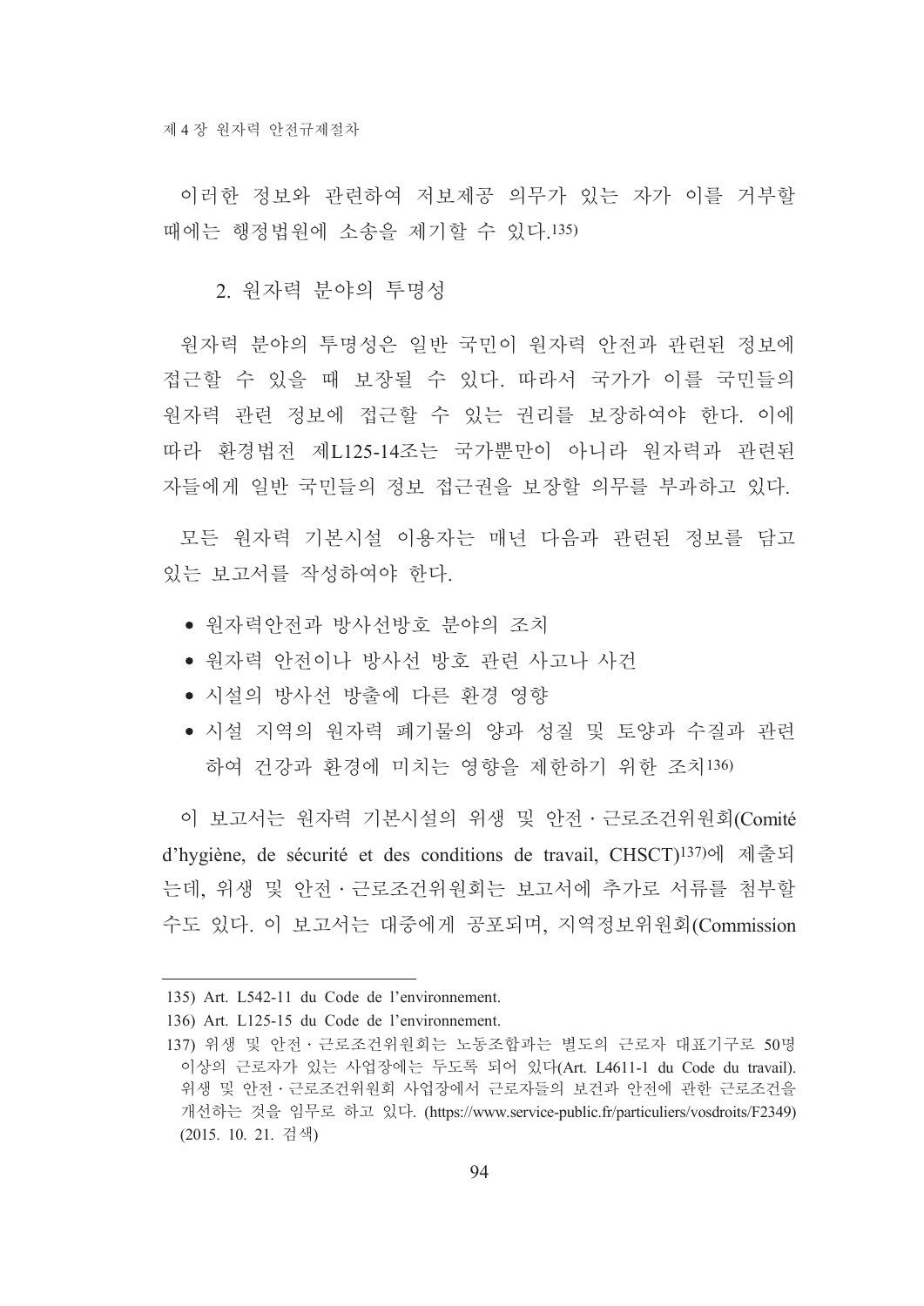이러한 정보와 관련하여 저보제공 의무가 있는 자가 이를 거부할 때에는 행정법원에 소송을 제기할 수 있다.[135]

### 2. 원자력 분야의 투명성

원자력 분야의 투명성은 일반 국민이 원자력 안전과 관련된 정보에 접근할 수 있을 때 보장될 수 있다. 따라서 국가가 이를 국민들의 원자력 관련 정보에 접근할 수 있는 권리를 보장하여야 한다. 이에 따라 환경법전 제L125-14조는 국가뿐만이 아니라 원자력과 관련된 자들에게 일반 국민들의 정보 접근권을 보장할 의무를 부과하고 있다.

모든 원자력 기본시설 이용자는 매년 다음과 관련된 정보를 담고 있는 보고서를 작성하여야 한다.

- 원자력안전과 방사선방호 분야의 조치
- 원자력 안전이나 방사선 방호 관련 사고나 사건
- 시설의 방사선 방출에 다른 환경 영향
- 시설 지역의 원자력 폐기물의 양과 성질 및 토양과 수질과 관련하여 건강과 환경에 미치는 영향을 제한하기 위한 조치[136]

이 보고서는 원자력 기본시설의 위생 및 안전 · 근로조건위원회(Comité d'hygiène, de sécurité et des conditions de travail, CHSCT)[137]에 제출되는데, 위생 및 안전 · 근로조건위원회는 보고서에 추가로 서류를 첨부할 수도 있다. 이 보고서는 대중에게 공포되며, 지역정보위원회(Commission

---

135) Art. L542-11 du Code de l'environnement.

136) Art. L125-15 du Code de l'environnement.

137) 위생 및 안전 · 근로조건위원회는 노동조합과는 별도의 근로자 대표기구로 50명 이상의 근로자가 있는 사업장에는 두도록 되어 있다(Art. L4611-1 du Code du travail). 위생 및 안전 · 근로조건위원회 사업장에서 근로자들의 보건과 안전에 관한 근로조건을 개선하는 것을 임무로 하고 있다. (https://www.service-public.fr/particuliers/vosdroits/F2349) (2015. 10. 21. 검색)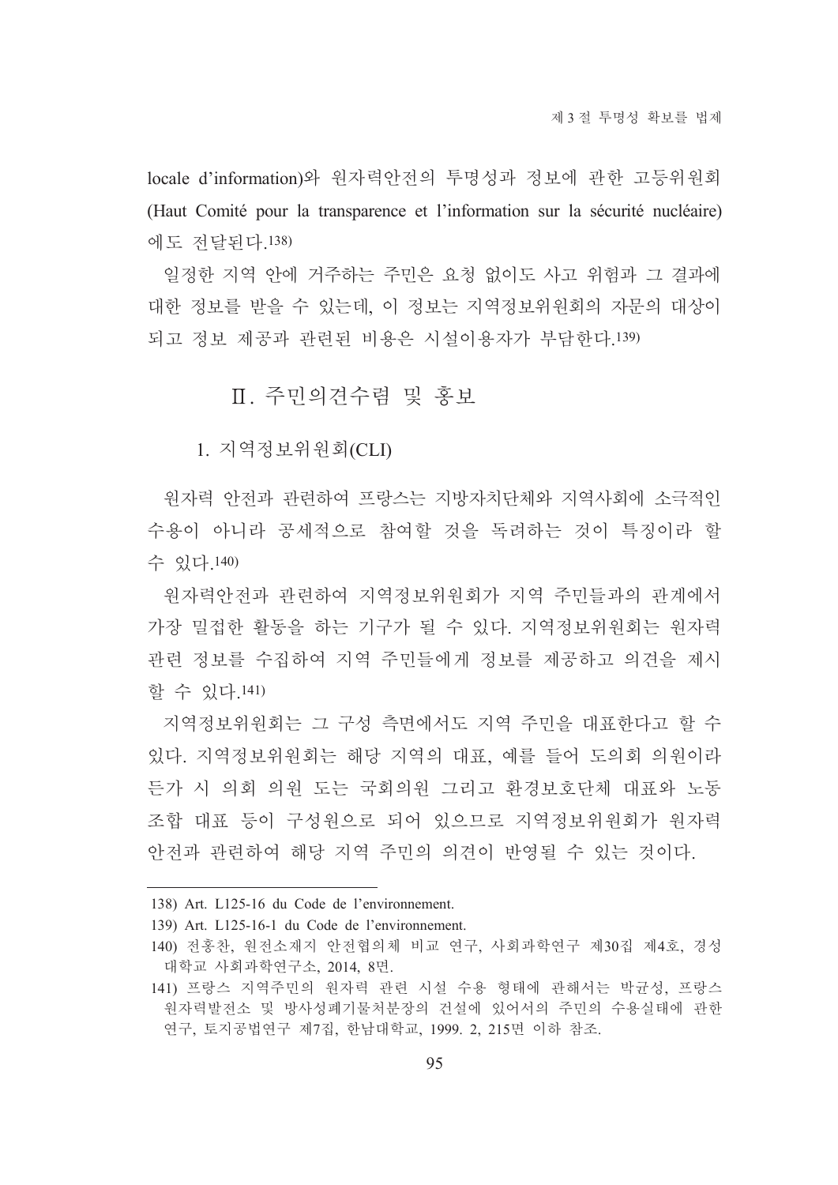locale d'information)와 원자력안전의 투명성과 정보에 관한 고등위원회 (Haut Comité pour la transparence et l'information sur la sécurité nucléaire)에도 전달된다.[138)]

일정한 지역 안에 거주하는 주민은 요청 없이도 사고 위험과 그 결과에 대한 정보를 받을 수 있는데, 이 정보는 지역정보위원회의 자문의 대상이 되고 정보 제공과 관련된 비용은 시설이용자가 부담한다.[139)]

## Ⅱ. 주민의견수렴 및 홍보

### 1. 지역정보위원회(CLI)

원자력 안전과 관련하여 프랑스는 지방자치단체와 지역사회에 소극적인 수용이 아니라 공세적으로 참여할 것을 독려하는 것이 특징이라 할 수 있다.[140)]

원자력안전과 관련하여 지역정보위원회가 지역 주민들과의 관계에서 가장 밀접한 활동을 하는 기구가 될 수 있다. 지역정보위원회는 원자력 관련 정보를 수집하여 지역 주민들에게 정보를 제공하고 의견을 제시할 수 있다.[141)]

지역정보위원회는 그 구성 측면에서도 지역 주민을 대표한다고 할 수 있다. 지역정보위원회는 해당 지역의 대표, 예를 들어 도의회 의원이라든가 시 의회 의원 또는 국회의원 그리고 환경보호단체 대표와 노동조합 대표 등이 구성원으로 되어 있으므로 지역정보위원회가 원자력 안전과 관련하여 해당 지역 주민의 의견이 반영될 수 있는 것이다.

---

138) Art. L125-16 du Code de l'environnement.

139) Art. L125-16-1 du Code de l'environnement.

140) 전홍찬, 원전소재지 안전협의체 비교 연구, 사회과학연구 제30집 제4호, 경성대학교 사회과학연구소, 2014, 8면.

141) 프랑스 지역주민의 원자력 관련 시설 수용 형태에 관해서는 박균성, 프랑스 원자력발전소 및 방사성폐기물처분장의 건설에 있어서의 주민의 수용실태에 관한 연구, 토지공법연구 제7집, 한남대학교, 1999. 2, 215면 이하 참조.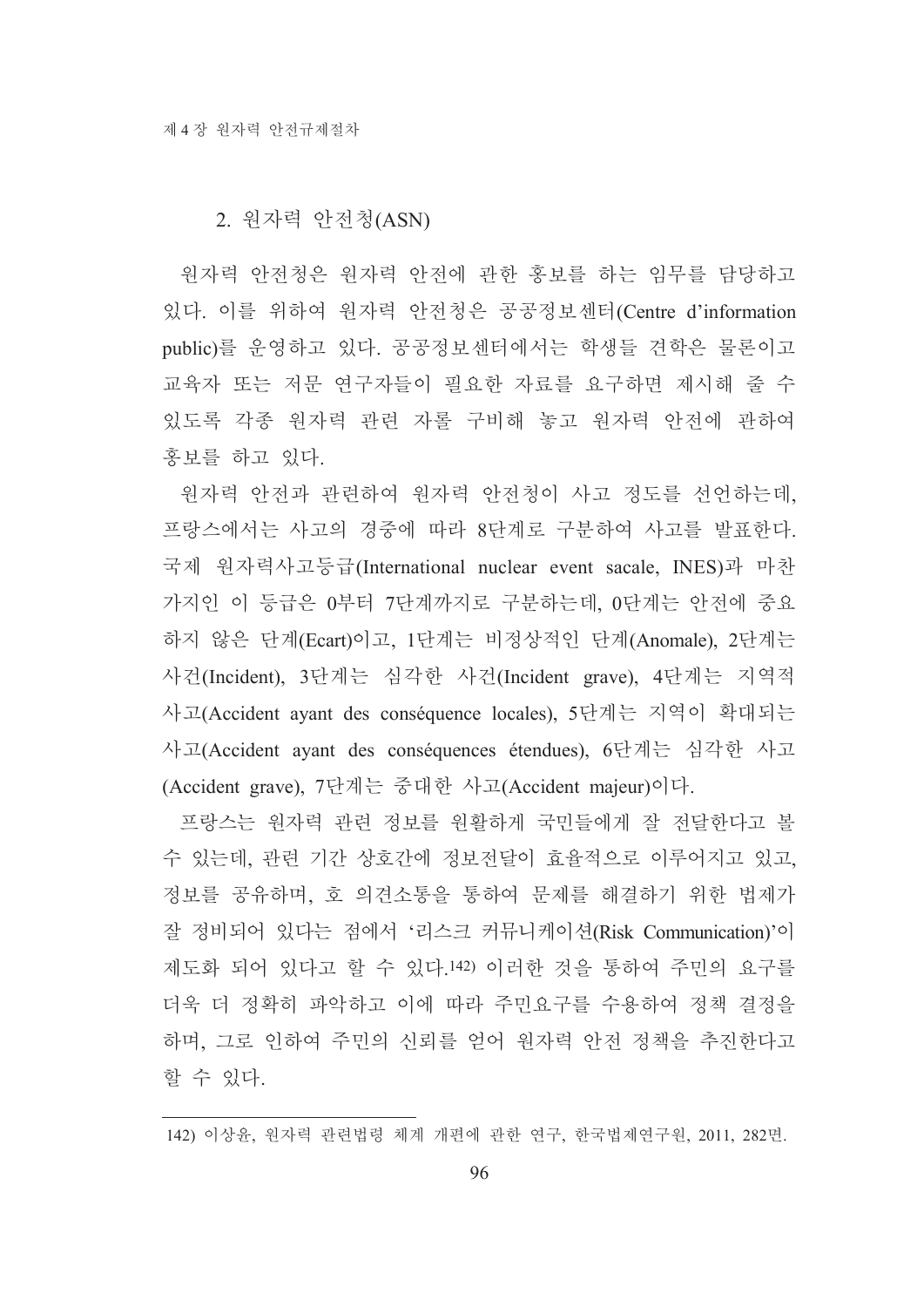## 2. 원자력 안전청(ASN)

원자력 안전청은 원자력 안전에 관한 홍보를 하는 임무를 담당하고 있다. 이를 위하여 원자력 안전청은 공공정보센터(Centre d'information public)를 운영하고 있다. 공공정보센터에서는 학생들 견학은 물론이고 교육자 또는 저문 연구자들이 필요한 자료를 요구하면 제시해 줄 수 있도록 각종 원자력 관련 자롤 구비해 놓고 원자력 안전에 관하여 홍보를 하고 있다.

원자력 안전과 관련하여 원자력 안전청이 사고 정도를 선언하는데, 프랑스에서는 사고의 경중에 따라 8단계로 구분하여 사고를 발표한다. 국제 원자력사고등급(International nuclear event sacale, INES)과 마찬가지인 이 등급은 0부터 7단계까지로 구분하는데, 0단계는 안전에 중요하지 않은 단계(Ecart)이고, 1단계는 비정상적인 단계(Anomale), 2단계는 사건(Incident), 3단계는 심각한 사건(Incident grave), 4단계는 지역적 사고(Accident ayant des conséquence locales), 5단계는 지역이 확대되는 사고(Accident ayant des conséquences étendues), 6단계는 심각한 사고(Accident grave), 7단계는 중대한 사고(Accident majeur)이다.

프랑스는 원자력 관련 정보를 원활하게 국민들에게 잘 전달한다고 볼 수 있는데, 관련 기간 상호간에 정보전달이 효율적으로 이루어지고 있고, 정보를 공유하며, 호 의견소통을 통하여 문제를 해결하기 위한 법제가 잘 정비되어 있다는 점에서 '리스크 커뮤니케이션(Risk Communication)'이 제도화 되어 있다고 할 수 있다.[142] 이러한 것을 통하여 주민의 요구를 더욱 더 정확히 파악하고 이에 따라 주민요구를 수용하여 정책 결정을 하며, 그로 인하여 주민의 신뢰를 얻어 원자력 안전 정책을 추진한다고 할 수 있다.

---

142) 이상윤, 원자력 관련법령 체계 개편에 관한 연구, 한국법제연구원, 2011, 282면.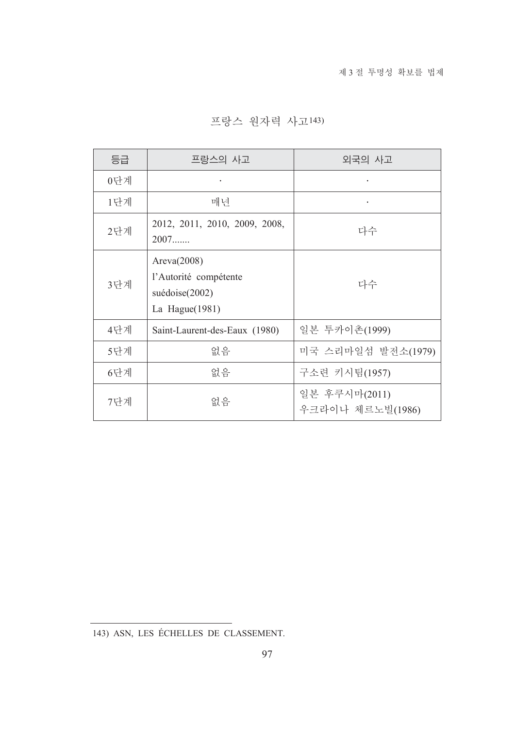프랑스 원자력 사고[143)]

| 등급 | 프랑스의 사고 | 외국의 사고 |
| --- | --- | --- |
| 0단계 | · | · |
| 1단계 | 매년 | · |
| 2단계 | 2012, 2011, 2010, 2009, 2008, 2007....... | 다수 |
| 3단계 | Areva(2008)<br>l'Autorité compétente suédoise(2002)<br>La Hague(1981) | 다수 |
| 4단계 | Saint-Laurent-des-Eaux (1980) | 일본 투카이촌(1999) |
| 5단계 | 없음 | 미국 스리마일섬 발전소(1979) |
| 6단계 | 없음 | 구소련 키시팀(1957) |
| 7단계 | 없음 | 일본 후쿠시마(2011)<br>우크라이나 체르노빌(1986) |

143) ASN, LES ÉCHELLES DE CLASSEMENT.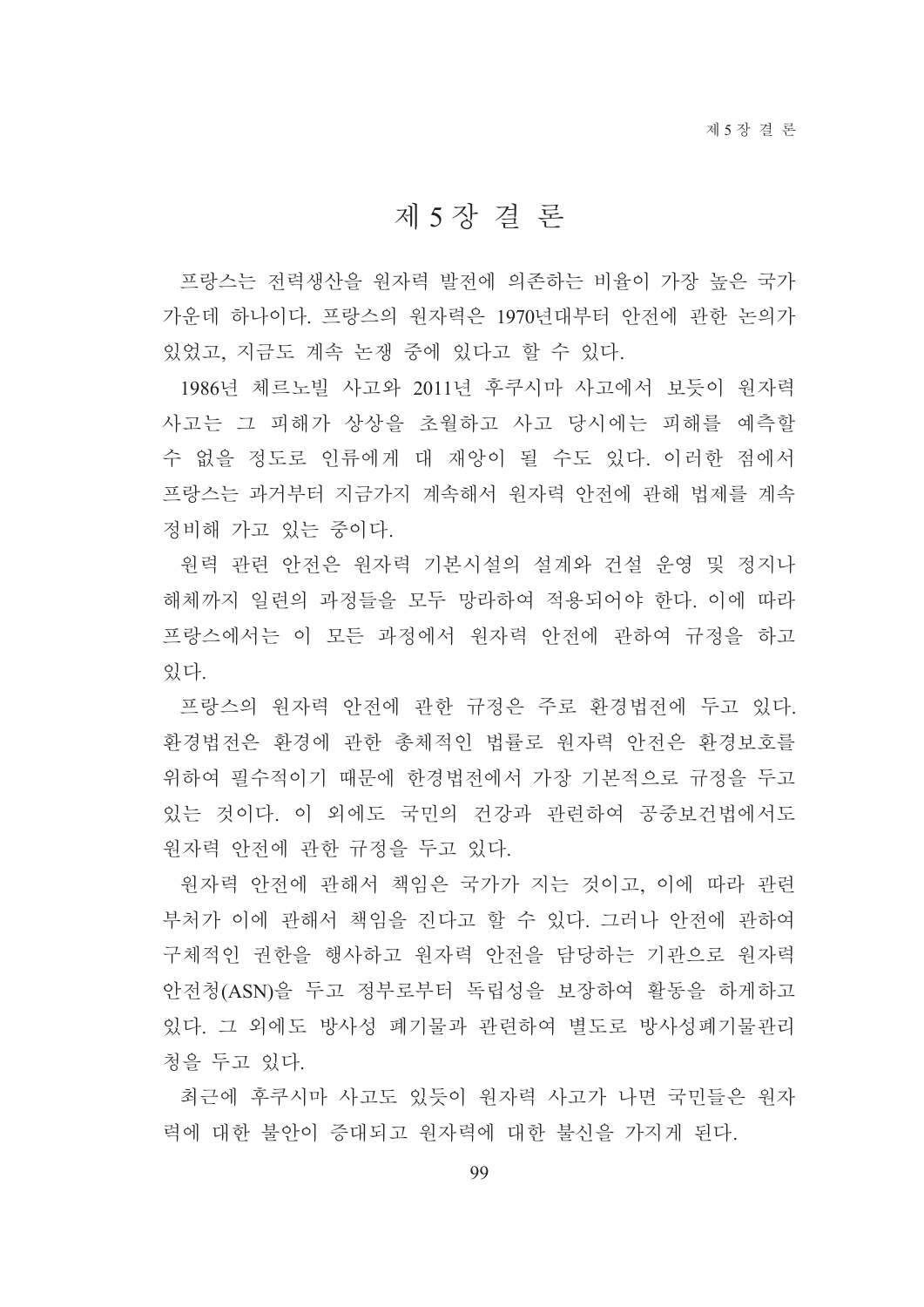# 제 5 장 결 론

프랑스는 전력생산을 원자력 발전에 의존하는 비율이 가장 높은 국가 가운데 하나이다. 프랑스의 원자력은 1970년대부터 안전에 관한 논의가 있었고, 지금도 계속 논쟁 중에 있다고 할 수 있다.

1986년 체르노빌 사고와 2011년 후쿠시마 사고에서 보듯이 원자력 사고는 그 피해가 상상을 초월하고 사고 당시에는 피해를 예측할 수 없을 정도로 인류에게 대 재앙이 될 수도 있다. 이러한 점에서 프랑스는 과거부터 지금가지 계속해서 원자력 안전에 관해 법제를 계속 정비해 가고 있는 중이다.

원력 관련 안전은 원자력 기본시설의 설계와 건설 운영 및 정지나 해체까지 일련의 과정들을 모두 망라하여 적용되어야 한다. 이에 따라 프랑스에서는 이 모든 과정에서 원자력 안전에 관하여 규정을 하고 있다.

프랑스의 원자력 안전에 관한 규정은 주로 환경법전에 두고 있다. 환경법전은 환경에 관한 총체적인 법률로 원자력 안전은 환경보호를 위하여 필수적이기 때문에 한경법전에서 가장 기본적으로 규정을 두고 있는 것이다. 이 외에도 국민의 건강과 관련하여 공중보건법에서도 원자력 안전에 관한 규정을 두고 있다.

원자력 안전에 관해서 책임은 국가가 지는 것이고, 이에 따라 관련 부처가 이에 관해서 책임을 진다고 할 수 있다. 그러나 안전에 관하여 구체적인 권한을 행사하고 원자력 안전을 담당하는 기관으로 원자력 안전청(ASN)을 두고 정부로부터 독립성을 보장하여 활동을 하게하고 있다. 그 외에도 방사성 폐기물과 관련하여 별도로 방사성폐기물관리청을 두고 있다.

최근에 후쿠시마 사고도 있듯이 원자력 사고가 나면 국민들은 원자력에 대한 불안이 증대되고 원자력에 대한 불신을 가지게 된다.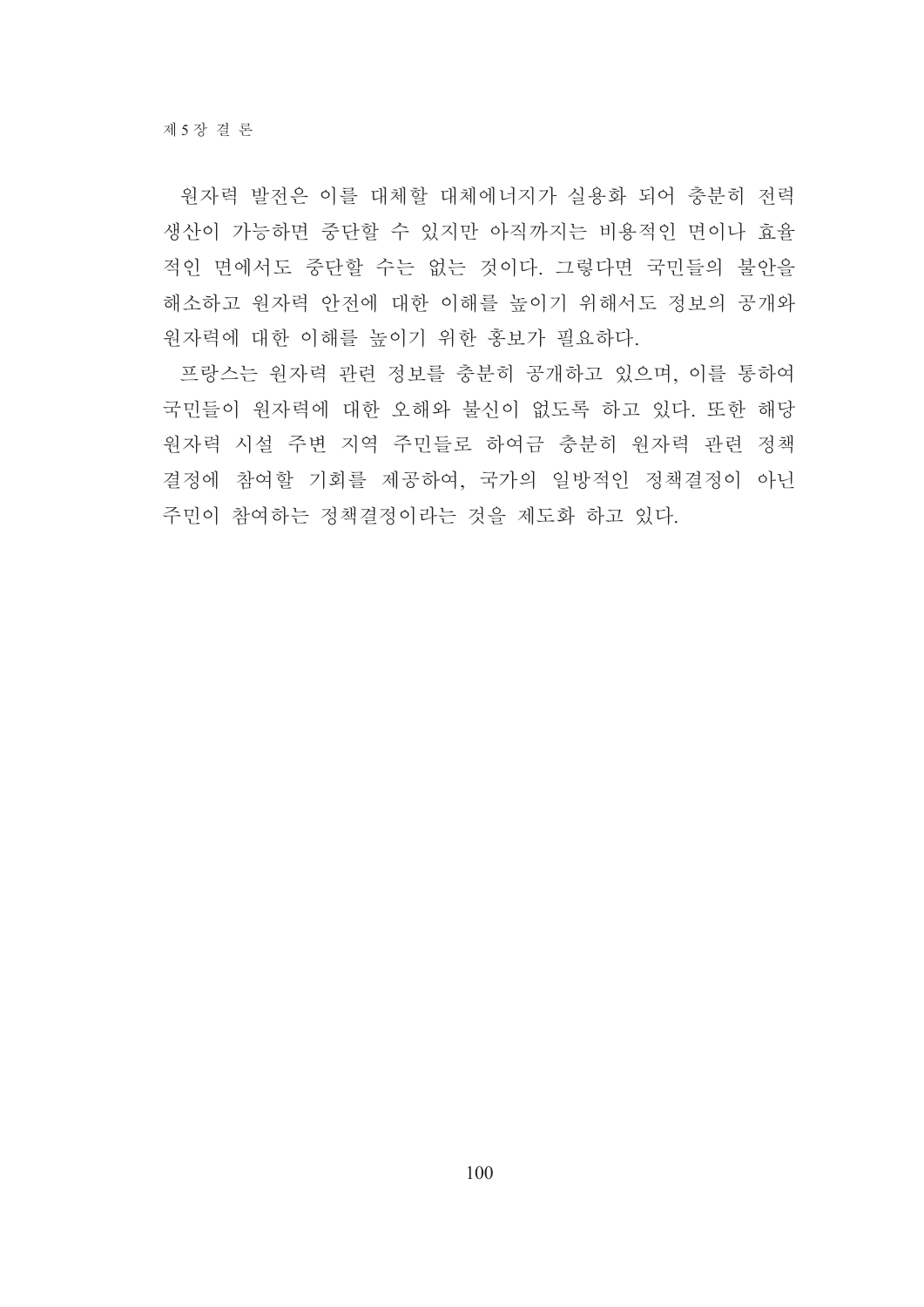원자력 발전은 이를 대체할 대체에너지가 실용화 되어 충분히 전력 생산이 가능하면 중단할 수 있지만 아직까지는 비용적인 면이나 효율적인 면에서도 중단할 수는 없는 것이다. 그렇다면 국민들의 불안을 해소하고 원자력 안전에 대한 이해를 높이기 위해서도 정보의 공개와 원자력에 대한 이해를 높이기 위한 홍보가 필요하다.

프랑스는 원자력 관련 정보를 충분히 공개하고 있으며, 이를 통하여 국민들이 원자력에 대한 오해와 불신이 없도록 하고 있다. 또한 해당 원자력 시설 주변 지역 주민들로 하여금 충분히 원자력 관련 정책결정에 참여할 기회를 제공하여, 국가의 일방적인 정책결정이 아닌 주민이 참여하는 정책결정이라는 것을 제도화 하고 있다.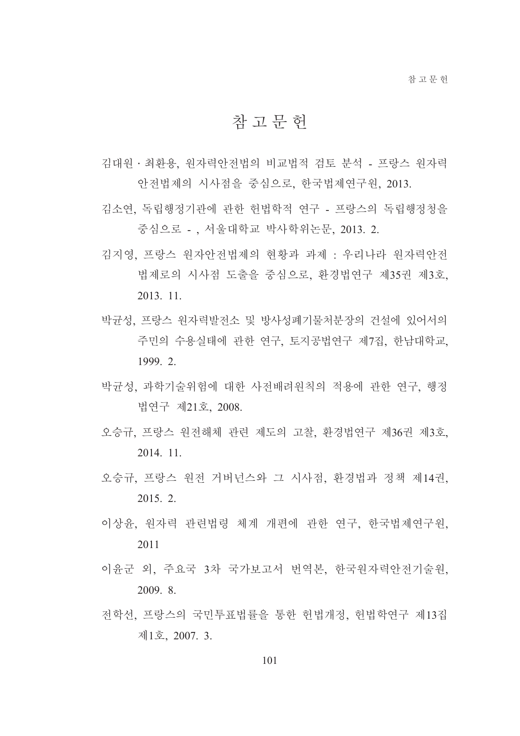# 참 고 문 헌

김대원 · 최환용, 원자력안전법의 비교법적 검토 분석 - 프랑스 원자력 안전법제의 시사점을 중심으로, 한국법제연구원, 2013.

김소연, 독립행정기관에 관한 헌법학적 연구 - 프랑스의 독립행정청을 중심으로 - , 서울대학교 박사학위논문, 2013. 2.

김지영, 프랑스 원자안전법제의 현황과 과제 : 우리나라 원자력안전 법제로의 시사점 도출을 중심으로, 환경법연구 제35권 제3호, 2013. 11.

박균성, 프랑스 원자력발전소 및 방사성폐기물처분장의 건설에 있어서의 주민의 수용실태에 관한 연구, 토지공법연구 제7집, 한남대학교, 1999. 2.

박균성, 과학기술위험에 대한 사전배려원칙의 적용에 관한 연구, 행정법연구 제21호, 2008.

오승규, 프랑스 원전해체 관련 제도의 고찰, 환경법연구 제36권 제3호, 2014. 11.

오승규, 프랑스 원전 거버넌스와 그 시사점, 환경법과 정책 제14권, 2015. 2.

이상윤, 원자력 관련법령 체계 개편에 관한 연구, 한국법제연구원, 2011

이윤군 외, 주요국 3차 국가보고서 번역본, 한국원자력안전기술원, 2009. 8.

전학선, 프랑스의 국민투표법률을 통한 헌법개정, 헌법학연구 제13집 제1호, 2007. 3.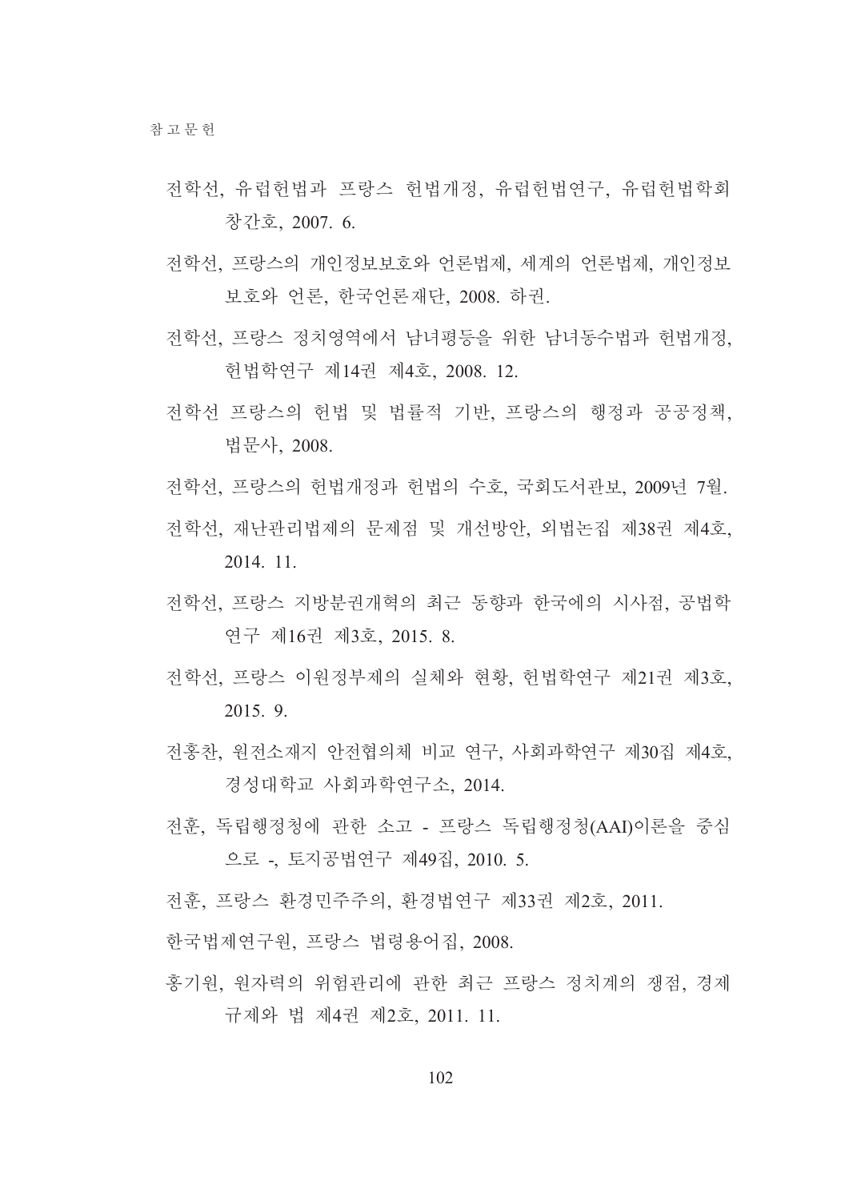전학선, 유럽헌법과 프랑스 헌법개정, 유럽헌법연구, 유럽헌법학회 창간호, 2007. 6.

전학선, 프랑스의 개인정보보호와 언론법제, 세계의 언론법제, 개인정보 보호와 언론, 한국언론재단, 2008. 하권.

전학선, 프랑스 정치영역에서 남녀평등을 위한 남녀동수법과 헌법개정, 헌법학연구 제14권 제4호, 2008. 12.

전학선 프랑스의 헌법 및 법률적 기반, 프랑스의 행정과 공공정책, 법문사, 2008.

전학선, 프랑스의 헌법개정과 헌법의 수호, 국회도서관보, 2009년 7월.

전학선, 재난관리법제의 문제점 및 개선방안, 외법논집 제38권 제4호, 2014. 11.

전학선, 프랑스 지방분권개혁의 최근 동향과 한국에의 시사점, 공법학연구 제16권 제3호, 2015. 8.

전학선, 프랑스 이원정부제의 실체와 현황, 헌법학연구 제21권 제3호, 2015. 9.

전홍찬, 원전소재지 안전협의체 비교 연구, 사회과학연구 제30집 제4호, 경성대학교 사회과학연구소, 2014.

전훈, 독립행정청에 관한 소고 - 프랑스 독립행정청(AAI)이론을 중심으로 -, 토지공법연구 제49집, 2010. 5.

전훈, 프랑스 환경민주주의, 환경법연구 제33권 제2호, 2011.

한국법제연구원, 프랑스 법령용어집, 2008.

홍기원, 원자력의 위험관리에 관한 최근 프랑스 정치계의 쟁점, 경제규제와 법 제4권 제2호, 2011. 11.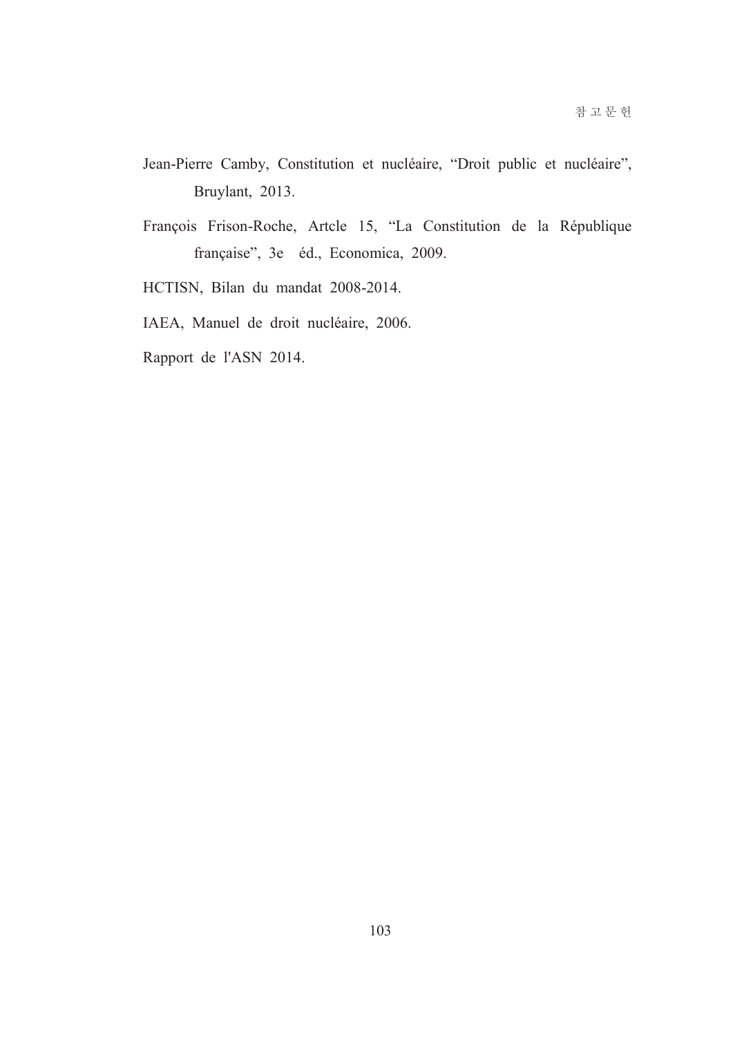Jean-Pierre Camby, Constitution et nucléaire, "Droit public et nucléaire", Bruylant, 2013.

François Frison-Roche, Artcle 15, "La Constitution de la République française", 3e éd., Economica, 2009.

HCTISN, Bilan du mandat 2008-2014.

IAEA, Manuel de droit nucléaire, 2006.

Rapport de l'ASN 2014.